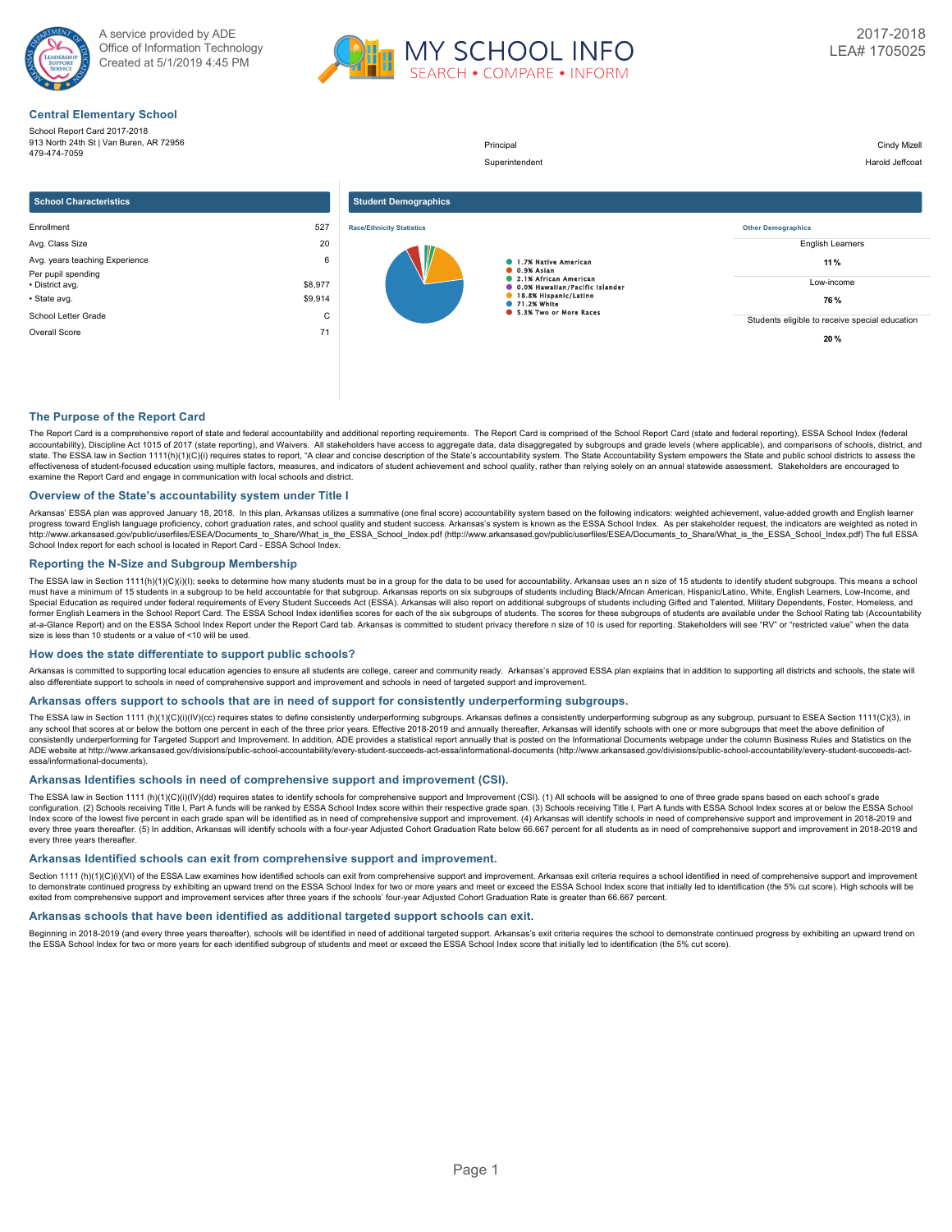A service provided by ADE
Office of Information Technology
Created at 5/1/2019 4:45 PM

# MY SCHOOL INFO
SEARCH • COMPARE • INFORM

2017-2018
LEA# 1705025

## Central Elementary School

School Report Card 2017-2018
913 North 24th St | Van Buren, AR 72956
479-474-7059

| | |
|---|---|
| Principal | Cindy Mizell |
| Superintendent | Harold Jeffcoat |

### School Characteristics

| | |
|---|---|
| Enrollment | 527 |
| Avg. Class Size | 20 |
| Avg. years teaching Experience | 6 |
| Per pupil spending | |
| • District avg. | $8,977 |
| • State avg. | $9,914 |
| School Letter Grade | C |
| Overall Score | 71 |

### Student Demographics

**Race/Ethnicity Statistics**

- 1.7% Native American
- 0.9% Asian
- 2.1% African American
- 0.0% Hawaiian/Pacific Islander
- 18.8% Hispanic/Latino
- 71.2% White
- 5.3% Two or More Races

**Other Demographics**

| | |
|---|---|
| English Learners | 11 % |
| Low-income | 76 % |
| Students eligible to receive special education | 20 % |

## The Purpose of the Report Card

The Report Card is a comprehensive report of state and federal accountability and additional reporting requirements. The Report Card is comprised of the School Report Card (state and federal reporting), ESSA School Index (federal accountability), Discipline Act 1015 of 2017 (state reporting), and Waivers. All stakeholders have access to aggregate data, data disaggregated by subgroups and grade levels (where applicable), and comparisons of schools, district, and state. The ESSA law in Section 1111(h)(1)(C)(i) requires states to report, "A clear and concise description of the State's accountability system. The State Accountability System empowers the State and public school districts to assess the effectiveness of student-focused education using multiple factors, measures, and indicators of student achievement and school quality, rather than relying solely on an annual statewide assessment. Stakeholders are encouraged to examine the Report Card and engage in communication with local schools and district.

## Overview of the State's accountability system under Title I

Arkansas' ESSA plan was approved January 18, 2018. In this plan, Arkansas utilizes a summative (one final score) accountability system based on the following indicators: weighted achievement, value-added growth and English learner progress toward English language proficiency, cohort graduation rates, and school quality and student success. Arkansas's system is known as the ESSA School Index. As per stakeholder request, the indicators are weighted as noted in http://www.arkansased.gov/public/userfiles/ESEA/Documents_to_Share/What_is_the_ESSA_School_Index.pdf (http://www.arkansased.gov/public/userfiles/ESEA/Documents_to_Share/What_is_the_ESSA_School_Index.pdf) The full ESSA School Index report for each school is located in Report Card - ESSA School Index.

## Reporting the N-Size and Subgroup Membership

The ESSA law in Section 1111(h)(1)(C)(i)(I); seeks to determine how many students must be in a group for the data to be used for accountability. Arkansas uses an n size of 15 students to identify student subgroups. This means a school must have a minimum of 15 students in a subgroup to be held accountable for that subgroup. Arkansas reports on six subgroups of students including Black/African American, Hispanic/Latino, White, English Learners, Low-Income, and Special Education as required under federal requirements of Every Student Succeeds Act (ESSA). Arkansas will also report on additional subgroups of students including Gifted and Talented, Military Dependents, Foster, Homeless, and former English Learners in the School Report Card. The ESSA School Index identifies scores for each of the six subgroups of students. The scores for these subgroups of students are available under the School Rating tab (Accountability at-a-Glance Report) and on the ESSA School Index Report under the Report Card tab. Arkansas is committed to student privacy therefore n size of 10 is used for reporting. Stakeholders will see "RV" or "restricted value" when the data size is less than 10 students or a value of <10 will be used.

## How does the state differentiate to support public schools?

Arkansas is committed to supporting local education agencies to ensure all students are college, career and community ready. Arkansas's approved ESSA plan explains that in addition to supporting all districts and schools, the state will also differentiate support to schools in need of comprehensive support and improvement and schools in need of targeted support and improvement.

## Arkansas offers support to schools that are in need of support for consistently underperforming subgroups.

The ESSA law in Section 1111 (h)(1)(C)(i)(IV)(cc) requires states to define consistently underperforming subgroups. Arkansas defines a consistently underperforming subgroup as any subgroup, pursuant to ESEA Section 1111(C)(3), in any school that scores at or below the bottom one percent in each of the three prior years. Effective 2018-2019 and annually thereafter, Arkansas will identify schools with one or more subgroups that meet the above definition of consistently underperforming for Targeted Support and Improvement. In addition, ADE provides a statistical report annually that is posted on the Informational Documents webpage under the column Business Rules and Statistics on the ADE website at http://www.arkansased.gov/divisions/public-school-accountability/every-student-succeeds-act-essa/informational-documents (http://www.arkansased.gov/divisions/public-school-accountability/every-student-succeeds-act-essa/informational-documents).

## Arkansas Identifies schools in need of comprehensive support and improvement (CSI).

The ESSA law in Section 1111 (h)(1)(C)(i)(IV)(dd) requires states to identify schools for comprehensive support and Improvement (CSI). (1) All schools will be assigned to one of three grade spans based on each school's grade configuration. (2) Schools receiving Title I, Part A funds will be ranked by ESSA School Index score within their respective grade span. (3) Schools receiving Title I, Part A funds with ESSA School Index scores at or below the ESSA School Index score of the lowest five percent in each grade span will be identified as in need of comprehensive support and improvement. (4) Arkansas will identify schools in need of comprehensive support and improvement in 2018-2019 and every three years thereafter. (5) In addition, Arkansas will identify schools with a four-year Adjusted Cohort Graduation Rate below 66.667 percent for all students as in need of comprehensive support and improvement in 2018-2019 and every three years thereafter.

## Arkansas Identified schools can exit from comprehensive support and improvement.

Section 1111 (h)(1)(C)(i)(VI) of the ESSA Law examines how identified schools can exit from comprehensive support and improvement. Arkansas exit criteria requires a school identified in need of comprehensive support and improvement to demonstrate continued progress by exhibiting an upward trend on the ESSA School Index for two or more years and meet or exceed the ESSA School Index score that initially led to identification (the 5% cut score). High schools will be exited from comprehensive support and improvement services after three years if the schools' four-year Adjusted Cohort Graduation Rate is greater than 66.667 percent.

## Arkansas schools that have been identified as additional targeted support schools can exit.

Beginning in 2018-2019 (and every three years thereafter), schools will be identified in need of additional targeted support. Arkansas's exit criteria requires the school to demonstrate continued progress by exhibiting an upward trend on the ESSA School Index for two or more years for each identified subgroup of students and meet or exceed the ESSA School Index score that initially led to identification (the 5% cut score).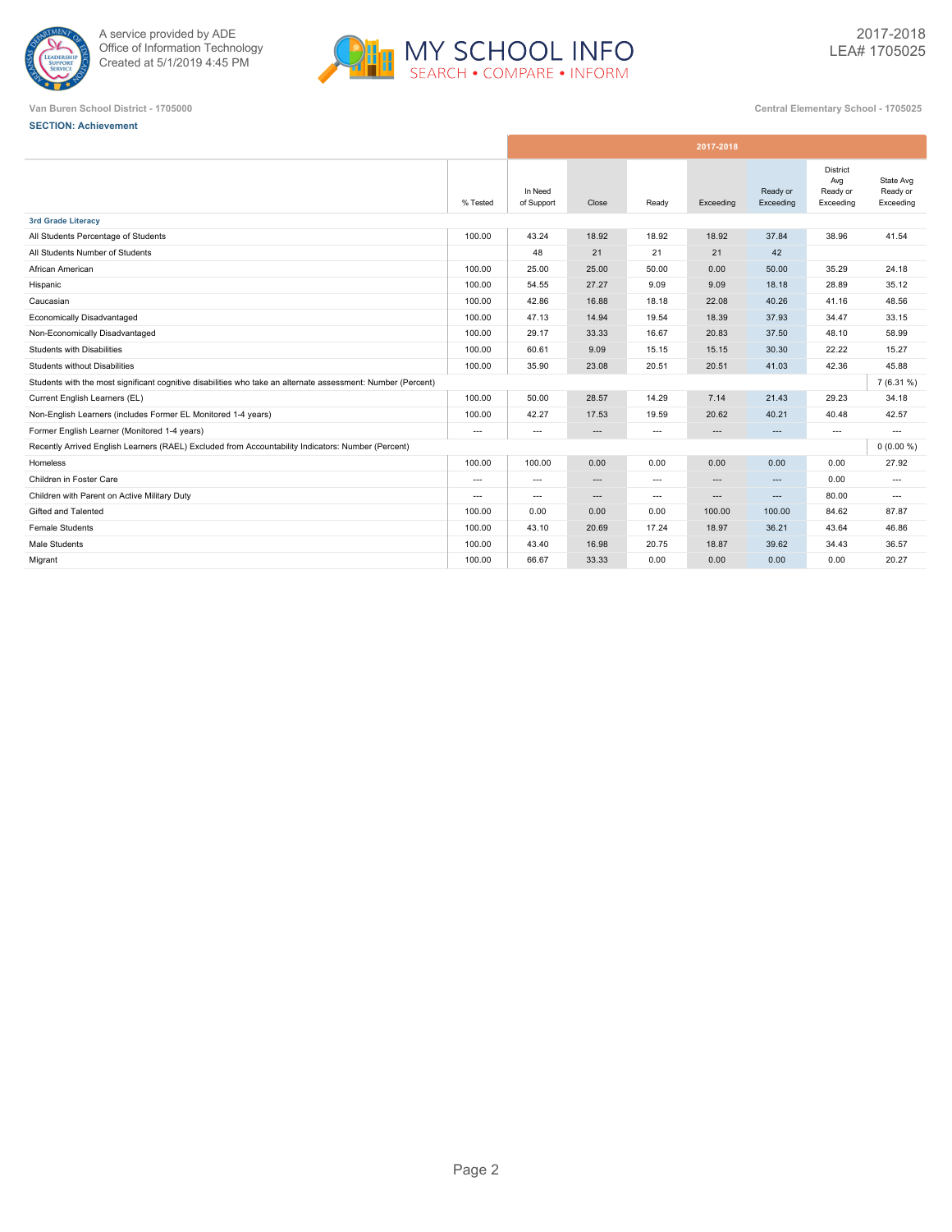A service provided by ADE
Office of Information Technology
Created at 5/1/2019 4:45 PM

MY SCHOOL INFO
SEARCH • COMPARE • INFORM

2017-2018
LEA# 1705025

Van Buren School District - 1705000

Central Elementary School - 1705025

**SECTION: Achievement**

| | % Tested | In Need of Support | Close | Ready | Exceeding | Ready or Exceeding | District Avg Ready or Exceeding | State Avg Ready or Exceeding |
|---|---|---|---|---|---|---|---|---|
| | 2017-2018 | | | | | | | |
| **3rd Grade Literacy** | | | | | | | | |
| All Students Percentage of Students | 100.00 | 43.24 | 18.92 | 18.92 | 18.92 | 37.84 | 38.96 | 41.54 |
| All Students Number of Students | | 48 | 21 | 21 | 21 | 42 | | |
| African American | 100.00 | 25.00 | 25.00 | 50.00 | 0.00 | 50.00 | 35.29 | 24.18 |
| Hispanic | 100.00 | 54.55 | 27.27 | 9.09 | 9.09 | 18.18 | 28.89 | 35.12 |
| Caucasian | 100.00 | 42.86 | 16.88 | 18.18 | 22.08 | 40.26 | 41.16 | 48.56 |
| Economically Disadvantaged | 100.00 | 47.13 | 14.94 | 19.54 | 18.39 | 37.93 | 34.47 | 33.15 |
| Non-Economically Disadvantaged | 100.00 | 29.17 | 33.33 | 16.67 | 20.83 | 37.50 | 48.10 | 58.99 |
| Students with Disabilities | 100.00 | 60.61 | 9.09 | 15.15 | 15.15 | 30.30 | 22.22 | 15.27 |
| Students without Disabilities | 100.00 | 35.90 | 23.08 | 20.51 | 20.51 | 41.03 | 42.36 | 45.88 |
| Students with the most significant cognitive disabilities who take an alternate assessment: Number (Percent) | | | | | | | | 7 (6.31 %) |
| Current English Learners (EL) | 100.00 | 50.00 | 28.57 | 14.29 | 7.14 | 21.43 | 29.23 | 34.18 |
| Non-English Learners (includes Former EL Monitored 1-4 years) | 100.00 | 42.27 | 17.53 | 19.59 | 20.62 | 40.21 | 40.48 | 42.57 |
| Former English Learner (Monitored 1-4 years) | --- | --- | --- | --- | --- | --- | --- | --- |
| Recently Arrived English Learners (RAEL) Excluded from Accountability Indicators: Number (Percent) | | | | | | | | 0 (0.00 %) |
| Homeless | 100.00 | 100.00 | 0.00 | 0.00 | 0.00 | 0.00 | 0.00 | 27.92 |
| Children in Foster Care | --- | --- | --- | --- | --- | --- | 0.00 | --- |
| Children with Parent on Active Military Duty | --- | --- | --- | --- | --- | --- | 80.00 | --- |
| Gifted and Talented | 100.00 | 0.00 | 0.00 | 0.00 | 100.00 | 100.00 | 84.62 | 87.87 |
| Female Students | 100.00 | 43.10 | 20.69 | 17.24 | 18.97 | 36.21 | 43.64 | 46.86 |
| Male Students | 100.00 | 43.40 | 16.98 | 20.75 | 18.87 | 39.62 | 34.43 | 36.57 |
| Migrant | 100.00 | 66.67 | 33.33 | 0.00 | 0.00 | 0.00 | 0.00 | 20.27 |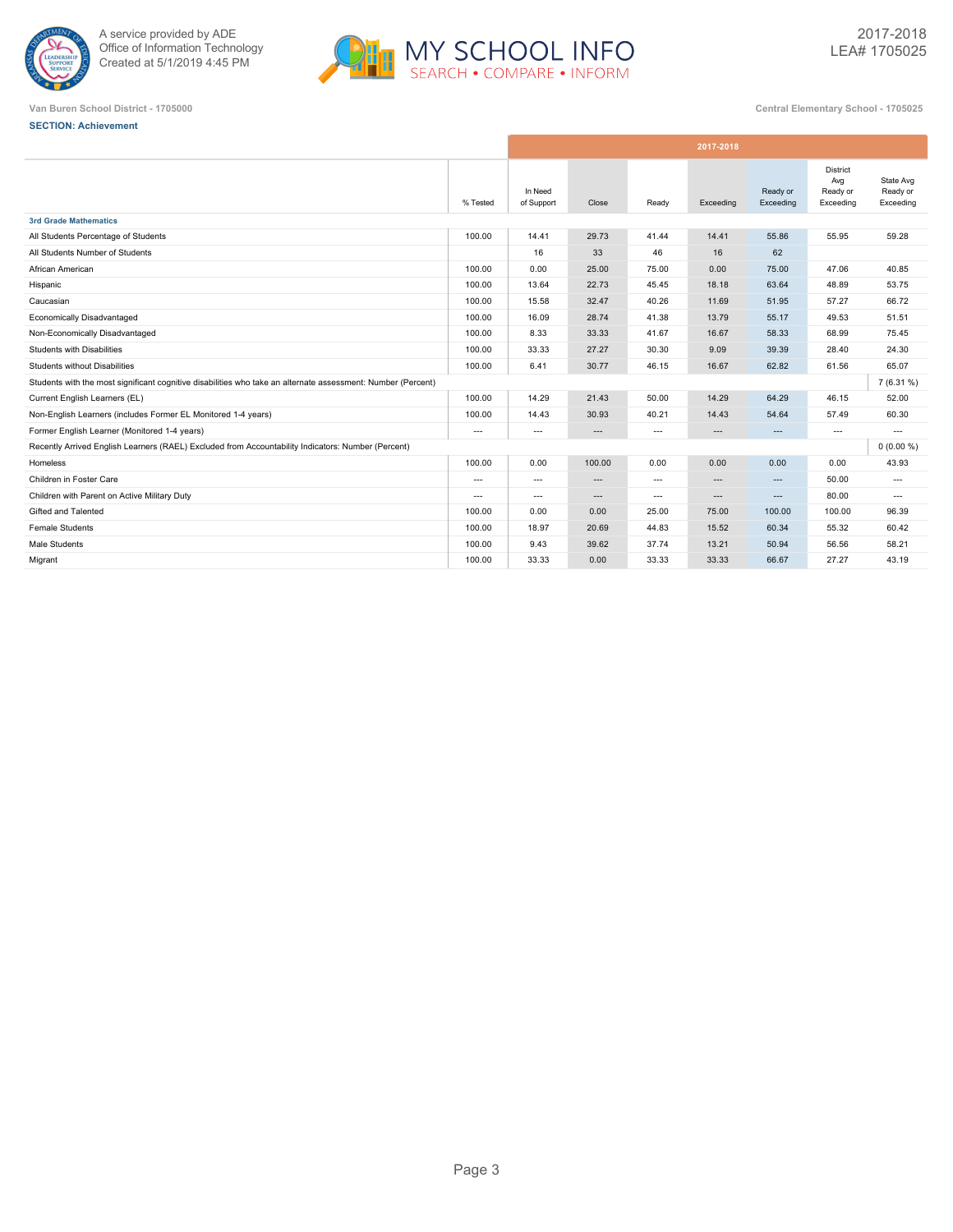Van Buren School District - 1705000

Central Elementary School - 1705025

**SECTION: Achievement**

| | % Tested | In Need of Support | Close | Ready | Exceeding | Ready or Exceeding | District Avg Ready or Exceeding | State Avg Ready or Exceeding |
|---|---|---|---|---|---|---|---|---|
| | 2017-2018 | | | | | | | |
| **3rd Grade Mathematics** | | | | | | | | |
| All Students Percentage of Students | 100.00 | 14.41 | 29.73 | 41.44 | 14.41 | 55.86 | 55.95 | 59.28 |
| All Students Number of Students | | 16 | 33 | 46 | 16 | 62 | | |
| African American | 100.00 | 0.00 | 25.00 | 75.00 | 0.00 | 75.00 | 47.06 | 40.85 |
| Hispanic | 100.00 | 13.64 | 22.73 | 45.45 | 18.18 | 63.64 | 48.89 | 53.75 |
| Caucasian | 100.00 | 15.58 | 32.47 | 40.26 | 11.69 | 51.95 | 57.27 | 66.72 |
| Economically Disadvantaged | 100.00 | 16.09 | 28.74 | 41.38 | 13.79 | 55.17 | 49.53 | 51.51 |
| Non-Economically Disadvantaged | 100.00 | 8.33 | 33.33 | 41.67 | 16.67 | 58.33 | 68.99 | 75.45 |
| Students with Disabilities | 100.00 | 33.33 | 27.27 | 30.30 | 9.09 | 39.39 | 28.40 | 24.30 |
| Students without Disabilities | 100.00 | 6.41 | 30.77 | 46.15 | 16.67 | 62.82 | 61.56 | 65.07 |
| Students with the most significant cognitive disabilities who take an alternate assessment: Number (Percent) | | | | | | | | 7 (6.31 %) |
| Current English Learners (EL) | 100.00 | 14.29 | 21.43 | 50.00 | 14.29 | 64.29 | 46.15 | 52.00 |
| Non-English Learners (includes Former EL Monitored 1-4 years) | 100.00 | 14.43 | 30.93 | 40.21 | 14.43 | 54.64 | 57.49 | 60.30 |
| Former English Learner (Monitored 1-4 years) | --- | --- | --- | --- | --- | --- | --- | --- |
| Recently Arrived English Learners (RAEL) Excluded from Accountability Indicators: Number (Percent) | | | | | | | | 0 (0.00 %) |
| Homeless | 100.00 | 0.00 | 100.00 | 0.00 | 0.00 | 0.00 | 0.00 | 43.93 |
| Children in Foster Care | --- | --- | --- | --- | --- | --- | 50.00 | --- |
| Children with Parent on Active Military Duty | --- | --- | --- | --- | --- | --- | 80.00 | --- |
| Gifted and Talented | 100.00 | 0.00 | 0.00 | 25.00 | 75.00 | 100.00 | 100.00 | 96.39 |
| Female Students | 100.00 | 18.97 | 20.69 | 44.83 | 15.52 | 60.34 | 55.32 | 60.42 |
| Male Students | 100.00 | 9.43 | 39.62 | 37.74 | 13.21 | 50.94 | 56.56 | 58.21 |
| Migrant | 100.00 | 33.33 | 0.00 | 33.33 | 33.33 | 66.67 | 27.27 | 43.19 |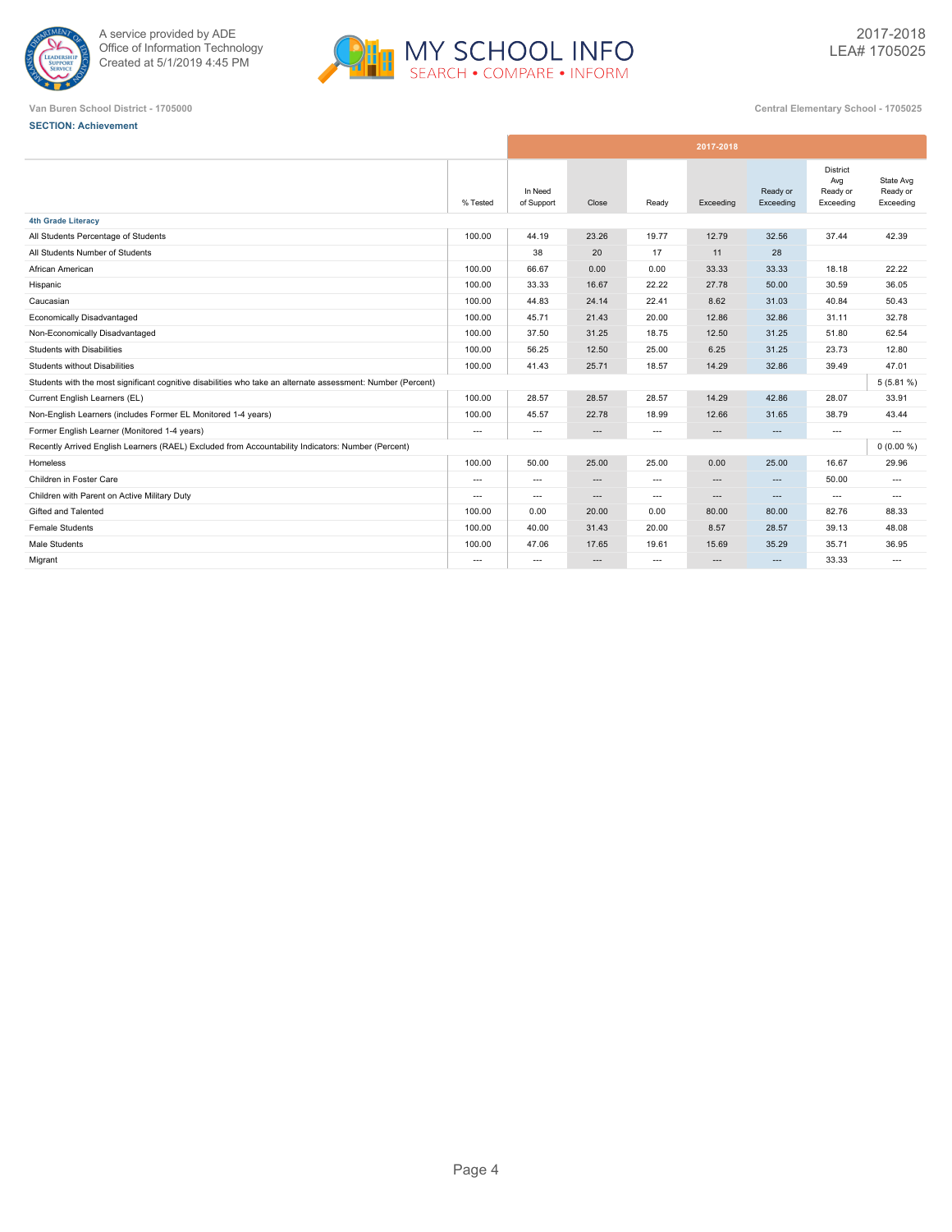A service provided by ADE
Office of Information Technology
Created at 5/1/2019 4:45 PM

MY SCHOOL INFO
SEARCH • COMPARE • INFORM

2017-2018
LEA# 1705025

Van Buren School District - 1705000

Central Elementary School - 1705025

**SECTION: Achievement**

| | % Tested | 2017-2018 In Need of Support | Close | Ready | Exceeding | Ready or Exceeding | District Avg Ready or Exceeding | State Avg Ready or Exceeding |
|---|---|---|---|---|---|---|---|---|
| **4th Grade Literacy** | | | | | | | | |
| All Students Percentage of Students | 100.00 | 44.19 | 23.26 | 19.77 | 12.79 | 32.56 | 37.44 | 42.39 |
| All Students Number of Students | | 38 | 20 | 17 | 11 | 28 | | |
| African American | 100.00 | 66.67 | 0.00 | 0.00 | 33.33 | 33.33 | 18.18 | 22.22 |
| Hispanic | 100.00 | 33.33 | 16.67 | 22.22 | 27.78 | 50.00 | 30.59 | 36.05 |
| Caucasian | 100.00 | 44.83 | 24.14 | 22.41 | 8.62 | 31.03 | 40.84 | 50.43 |
| Economically Disadvantaged | 100.00 | 45.71 | 21.43 | 20.00 | 12.86 | 32.86 | 31.11 | 32.78 |
| Non-Economically Disadvantaged | 100.00 | 37.50 | 31.25 | 18.75 | 12.50 | 31.25 | 51.80 | 62.54 |
| Students with Disabilities | 100.00 | 56.25 | 12.50 | 25.00 | 6.25 | 31.25 | 23.73 | 12.80 |
| Students without Disabilities | 100.00 | 41.43 | 25.71 | 18.57 | 14.29 | 32.86 | 39.49 | 47.01 |
| Students with the most significant cognitive disabilities who take an alternate assessment: Number (Percent) | | | | | | | | 5 (5.81 %) |
| Current English Learners (EL) | 100.00 | 28.57 | 28.57 | 28.57 | 14.29 | 42.86 | 28.07 | 33.91 |
| Non-English Learners (includes Former EL Monitored 1-4 years) | 100.00 | 45.57 | 22.78 | 18.99 | 12.66 | 31.65 | 38.79 | 43.44 |
| Former English Learner (Monitored 1-4 years) | --- | --- | --- | --- | --- | --- | --- | --- |
| Recently Arrived English Learners (RAEL) Excluded from Accountability Indicators: Number (Percent) | | | | | | | | 0 (0.00 %) |
| Homeless | 100.00 | 50.00 | 25.00 | 25.00 | 0.00 | 25.00 | 16.67 | 29.96 |
| Children in Foster Care | --- | --- | --- | --- | --- | --- | 50.00 | --- |
| Children with Parent on Active Military Duty | --- | --- | --- | --- | --- | --- | --- | --- |
| Gifted and Talented | 100.00 | 0.00 | 20.00 | 0.00 | 80.00 | 80.00 | 82.76 | 88.33 |
| Female Students | 100.00 | 40.00 | 31.43 | 20.00 | 8.57 | 28.57 | 39.13 | 48.08 |
| Male Students | 100.00 | 47.06 | 17.65 | 19.61 | 15.69 | 35.29 | 35.71 | 36.95 |
| Migrant | --- | --- | --- | --- | --- | --- | 33.33 | --- |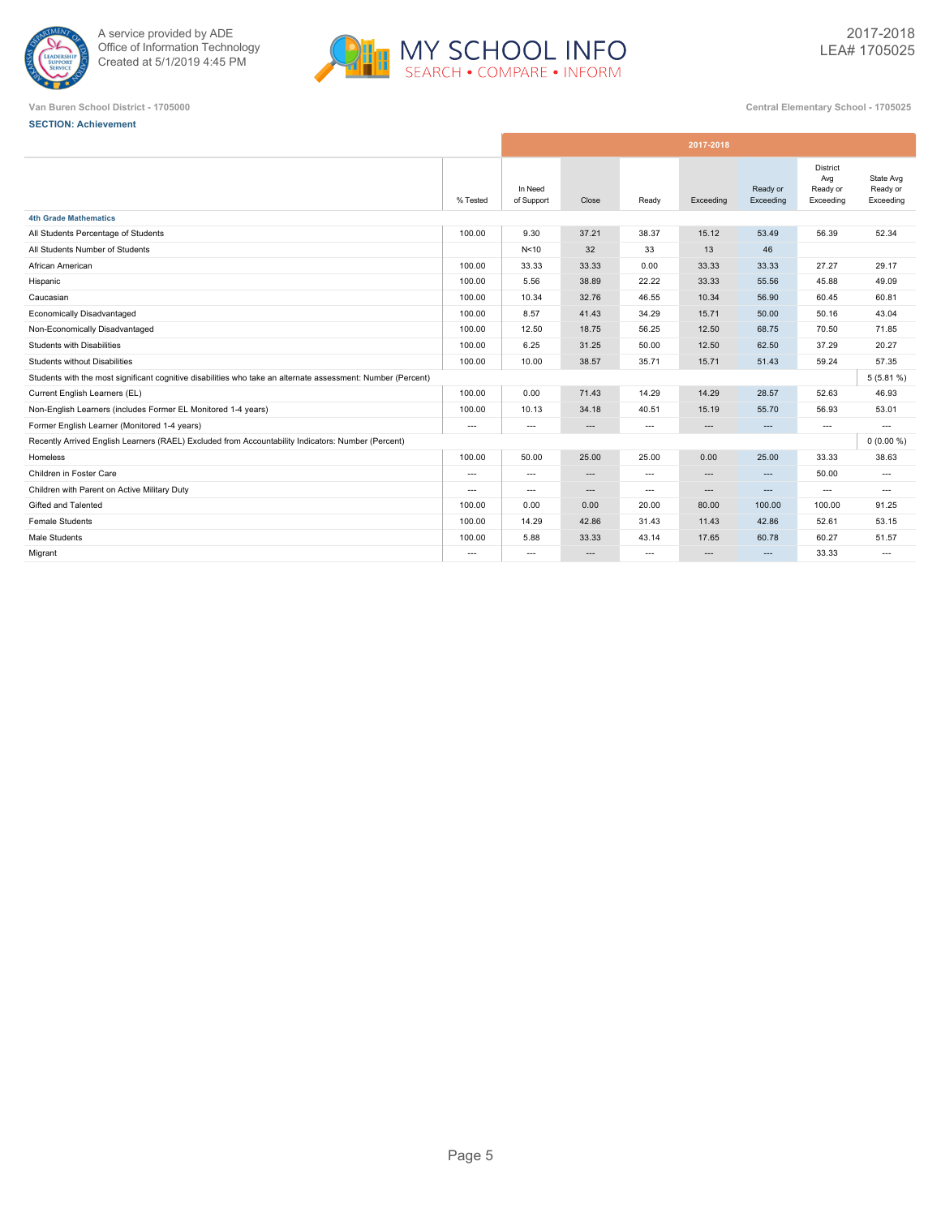A service provided by ADE
Office of Information Technology
Created at 5/1/2019 4:45 PM

MY SCHOOL INFO
SEARCH • COMPARE • INFORM

2017-2018
LEA# 1705025

Van Buren School District - 1705000

Central Elementary School - 1705025

**SECTION: Achievement**

| | % Tested | In Need of Support | Close | Ready | Exceeding | Ready or Exceeding | District Avg Ready or Exceeding | State Avg Ready or Exceeding |
|---|---|---|---|---|---|---|---|---|
| | 2017-2018 | | | | | | | |
| **4th Grade Mathematics** | | | | | | | | |
| All Students Percentage of Students | 100.00 | 9.30 | 37.21 | 38.37 | 15.12 | 53.49 | 56.39 | 52.34 |
| All Students Number of Students | | N<10 | 32 | 33 | 13 | 46 | | |
| African American | 100.00 | 33.33 | 33.33 | 0.00 | 33.33 | 33.33 | 27.27 | 29.17 |
| Hispanic | 100.00 | 5.56 | 38.89 | 22.22 | 33.33 | 55.56 | 45.88 | 49.09 |
| Caucasian | 100.00 | 10.34 | 32.76 | 46.55 | 10.34 | 56.90 | 60.45 | 60.81 |
| Economically Disadvantaged | 100.00 | 8.57 | 41.43 | 34.29 | 15.71 | 50.00 | 50.16 | 43.04 |
| Non-Economically Disadvantaged | 100.00 | 12.50 | 18.75 | 56.25 | 12.50 | 68.75 | 70.50 | 71.85 |
| Students with Disabilities | 100.00 | 6.25 | 31.25 | 50.00 | 12.50 | 62.50 | 37.29 | 20.27 |
| Students without Disabilities | 100.00 | 10.00 | 38.57 | 35.71 | 15.71 | 51.43 | 59.24 | 57.35 |
| Students with the most significant cognitive disabilities who take an alternate assessment: Number (Percent) | | | | | | | | 5 (5.81 %) |
| Current English Learners (EL) | 100.00 | 0.00 | 71.43 | 14.29 | 14.29 | 28.57 | 52.63 | 46.93 |
| Non-English Learners (includes Former EL Monitored 1-4 years) | 100.00 | 10.13 | 34.18 | 40.51 | 15.19 | 55.70 | 56.93 | 53.01 |
| Former English Learner (Monitored 1-4 years) | --- | --- | --- | --- | --- | --- | --- | --- |
| Recently Arrived English Learners (RAEL) Excluded from Accountability Indicators: Number (Percent) | | | | | | | | 0 (0.00 %) |
| Homeless | 100.00 | 50.00 | 25.00 | 25.00 | 0.00 | 25.00 | 33.33 | 38.63 |
| Children in Foster Care | --- | --- | --- | --- | --- | --- | 50.00 | --- |
| Children with Parent on Active Military Duty | --- | --- | --- | --- | --- | --- | --- | --- |
| Gifted and Talented | 100.00 | 0.00 | 0.00 | 20.00 | 80.00 | 100.00 | 100.00 | 91.25 |
| Female Students | 100.00 | 14.29 | 42.86 | 31.43 | 11.43 | 42.86 | 52.61 | 53.15 |
| Male Students | 100.00 | 5.88 | 33.33 | 43.14 | 17.65 | 60.78 | 60.27 | 51.57 |
| Migrant | --- | --- | --- | --- | --- | --- | 33.33 | --- |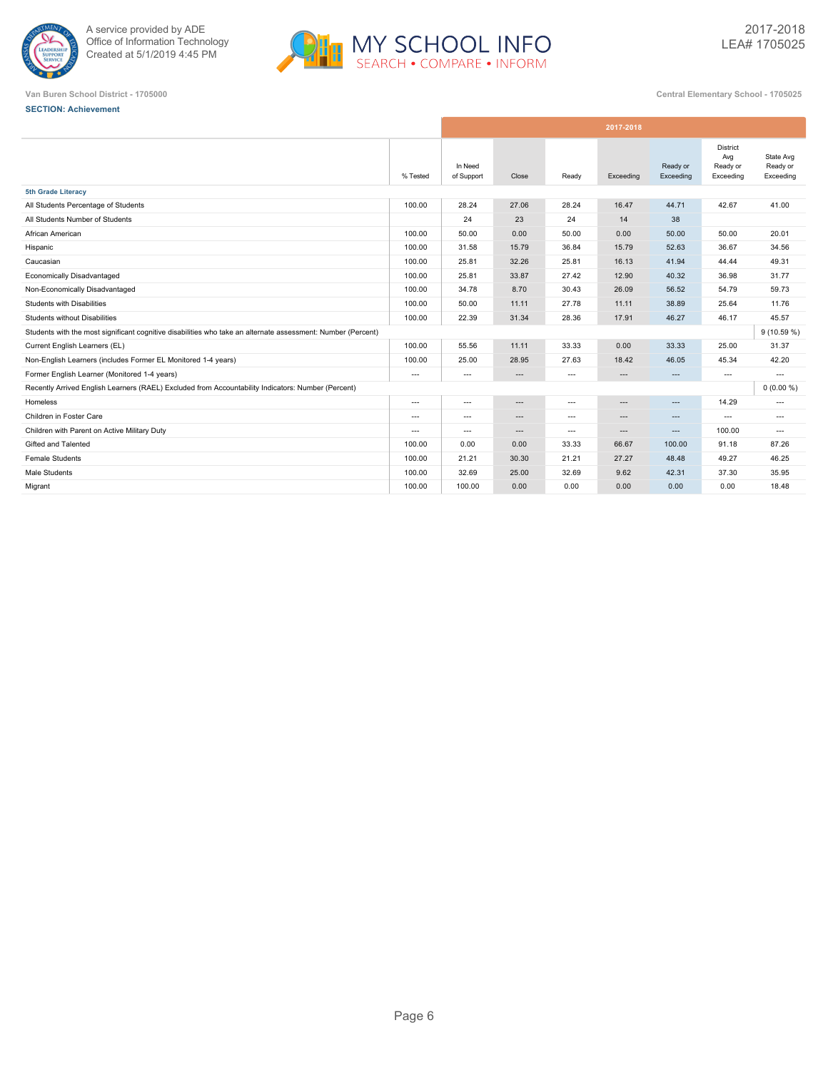Van Buren School District - 1705000

Central Elementary School - 1705025

**SECTION: Achievement**

| | % Tested | 2017-2018 In Need of Support | Close | Ready | Exceeding | Ready or Exceeding | District Avg Ready or Exceeding | State Avg Ready or Exceeding |
|---|---|---|---|---|---|---|---|---|
| **5th Grade Literacy** | | | | | | | | |
| All Students Percentage of Students | 100.00 | 28.24 | 27.06 | 28.24 | 16.47 | 44.71 | 42.67 | 41.00 |
| All Students Number of Students | | 24 | 23 | 24 | 14 | 38 | | |
| African American | 100.00 | 50.00 | 0.00 | 50.00 | 0.00 | 50.00 | 50.00 | 20.01 |
| Hispanic | 100.00 | 31.58 | 15.79 | 36.84 | 15.79 | 52.63 | 36.67 | 34.56 |
| Caucasian | 100.00 | 25.81 | 32.26 | 25.81 | 16.13 | 41.94 | 44.44 | 49.31 |
| Economically Disadvantaged | 100.00 | 25.81 | 33.87 | 27.42 | 12.90 | 40.32 | 36.98 | 31.77 |
| Non-Economically Disadvantaged | 100.00 | 34.78 | 8.70 | 30.43 | 26.09 | 56.52 | 54.79 | 59.73 |
| Students with Disabilities | 100.00 | 50.00 | 11.11 | 27.78 | 11.11 | 38.89 | 25.64 | 11.76 |
| Students without Disabilities | 100.00 | 22.39 | 31.34 | 28.36 | 17.91 | 46.27 | 46.17 | 45.57 |
| Students with the most significant cognitive disabilities who take an alternate assessment: Number (Percent) | | | | | | | | 9 (10.59 %) |
| Current English Learners (EL) | 100.00 | 55.56 | 11.11 | 33.33 | 0.00 | 33.33 | 25.00 | 31.37 |
| Non-English Learners (includes Former EL Monitored 1-4 years) | 100.00 | 25.00 | 28.95 | 27.63 | 18.42 | 46.05 | 45.34 | 42.20 |
| Former English Learner (Monitored 1-4 years) | --- | --- | --- | --- | --- | --- | --- | --- |
| Recently Arrived English Learners (RAEL) Excluded from Accountability Indicators: Number (Percent) | | | | | | | | 0 (0.00 %) |
| Homeless | --- | --- | --- | --- | --- | --- | 14.29 | --- |
| Children in Foster Care | --- | --- | --- | --- | --- | --- | --- | --- |
| Children with Parent on Active Military Duty | --- | --- | --- | --- | --- | --- | 100.00 | --- |
| Gifted and Talented | 100.00 | 0.00 | 0.00 | 33.33 | 66.67 | 100.00 | 91.18 | 87.26 |
| Female Students | 100.00 | 21.21 | 30.30 | 21.21 | 27.27 | 48.48 | 49.27 | 46.25 |
| Male Students | 100.00 | 32.69 | 25.00 | 32.69 | 9.62 | 42.31 | 37.30 | 35.95 |
| Migrant | 100.00 | 100.00 | 0.00 | 0.00 | 0.00 | 0.00 | 0.00 | 18.48 |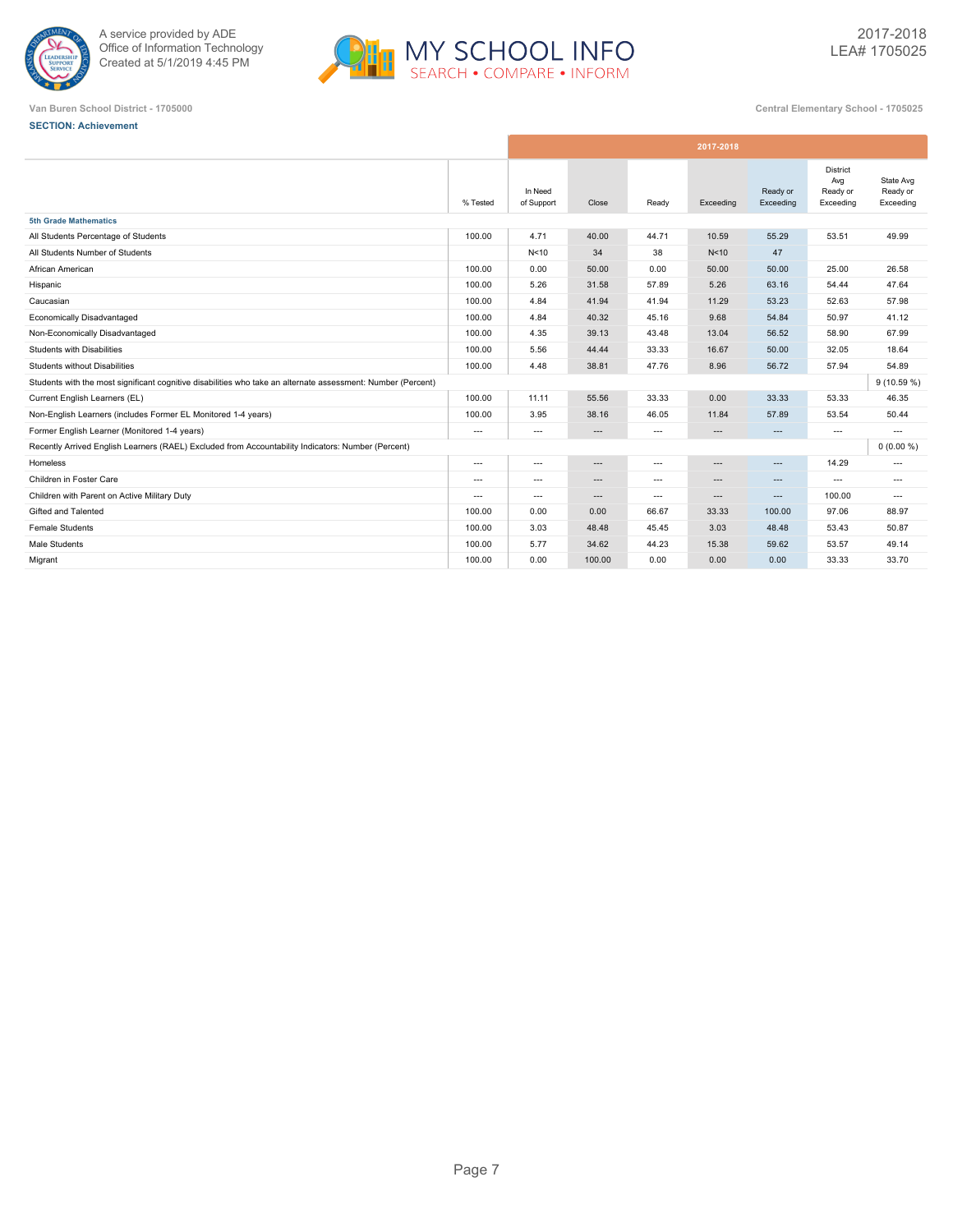A service provided by ADE
Office of Information Technology
Created at 5/1/2019 4:45 PM

MY SCHOOL INFO
SEARCH • COMPARE • INFORM

2017-2018
LEA# 1705025

Van Buren School District - 1705000

Central Elementary School - 1705025

**SECTION: Achievement**

| | % Tested | 2017-2018 In Need of Support | Close | Ready | Exceeding | Ready or Exceeding | District Avg Ready or Exceeding | State Avg Ready or Exceeding |
|---|---|---|---|---|---|---|---|---|
| **5th Grade Mathematics** | | | | | | | | |
| All Students Percentage of Students | 100.00 | 4.71 | 40.00 | 44.71 | 10.59 | 55.29 | 53.51 | 49.99 |
| All Students Number of Students | | N<10 | 34 | 38 | N<10 | 47 | | |
| African American | 100.00 | 0.00 | 50.00 | 0.00 | 50.00 | 50.00 | 25.00 | 26.58 |
| Hispanic | 100.00 | 5.26 | 31.58 | 57.89 | 5.26 | 63.16 | 54.44 | 47.64 |
| Caucasian | 100.00 | 4.84 | 41.94 | 41.94 | 11.29 | 53.23 | 52.63 | 57.98 |
| Economically Disadvantaged | 100.00 | 4.84 | 40.32 | 45.16 | 9.68 | 54.84 | 50.97 | 41.12 |
| Non-Economically Disadvantaged | 100.00 | 4.35 | 39.13 | 43.48 | 13.04 | 56.52 | 58.90 | 67.99 |
| Students with Disabilities | 100.00 | 5.56 | 44.44 | 33.33 | 16.67 | 50.00 | 32.05 | 18.64 |
| Students without Disabilities | 100.00 | 4.48 | 38.81 | 47.76 | 8.96 | 56.72 | 57.94 | 54.89 |
| Students with the most significant cognitive disabilities who take an alternate assessment: Number (Percent) | | | | | | | | 9 (10.59 %) |
| Current English Learners (EL) | 100.00 | 11.11 | 55.56 | 33.33 | 0.00 | 33.33 | 53.33 | 46.35 |
| Non-English Learners (includes Former EL Monitored 1-4 years) | 100.00 | 3.95 | 38.16 | 46.05 | 11.84 | 57.89 | 53.54 | 50.44 |
| Former English Learner (Monitored 1-4 years) | --- | --- | --- | --- | --- | --- | --- | --- |
| Recently Arrived English Learners (RAEL) Excluded from Accountability Indicators: Number (Percent) | | | | | | | | 0 (0.00 %) |
| Homeless | --- | --- | --- | --- | --- | --- | 14.29 | --- |
| Children in Foster Care | --- | --- | --- | --- | --- | --- | --- | --- |
| Children with Parent on Active Military Duty | --- | --- | --- | --- | --- | --- | 100.00 | --- |
| Gifted and Talented | 100.00 | 0.00 | 0.00 | 66.67 | 33.33 | 100.00 | 97.06 | 88.97 |
| Female Students | 100.00 | 3.03 | 48.48 | 45.45 | 3.03 | 48.48 | 53.43 | 50.87 |
| Male Students | 100.00 | 5.77 | 34.62 | 44.23 | 15.38 | 59.62 | 53.57 | 49.14 |
| Migrant | 100.00 | 0.00 | 100.00 | 0.00 | 0.00 | 0.00 | 33.33 | 33.70 |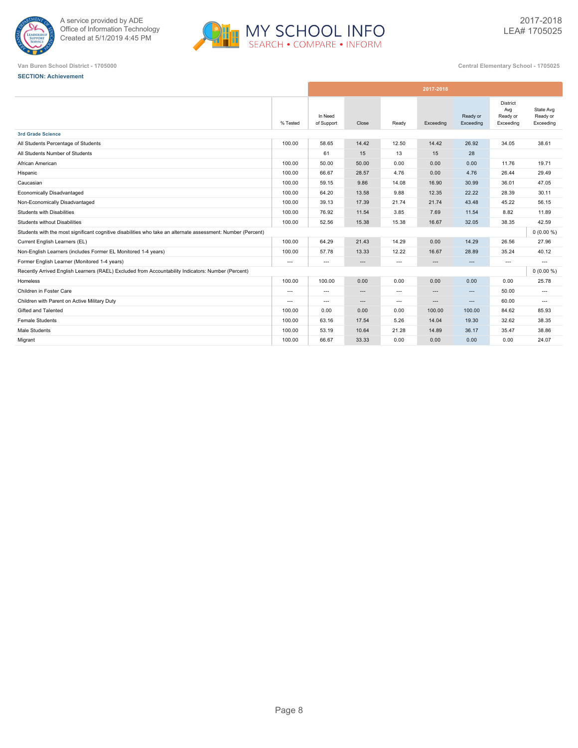A service provided by ADE
Office of Information Technology
Created at 5/1/2019 4:45 PM

2017-2018
LEA# 1705025

Van Buren School District - 1705000

Central Elementary School - 1705025

**SECTION: Achievement**

| | % Tested | In Need of Support | Close | Ready | Exceeding | Ready or Exceeding | District Avg Ready or Exceeding | State Avg Ready or Exceeding |
|---|---|---|---|---|---|---|---|---|
| | 2017-2018 | | | | | | | |
| **3rd Grade Science** | | | | | | | | |
| All Students Percentage of Students | 100.00 | 58.65 | 14.42 | 12.50 | 14.42 | 26.92 | 34.05 | 38.61 |
| All Students Number of Students | | 61 | 15 | 13 | 15 | 28 | | |
| African American | 100.00 | 50.00 | 50.00 | 0.00 | 0.00 | 0.00 | 11.76 | 19.71 |
| Hispanic | 100.00 | 66.67 | 28.57 | 4.76 | 0.00 | 4.76 | 26.44 | 29.49 |
| Caucasian | 100.00 | 59.15 | 9.86 | 14.08 | 16.90 | 30.99 | 36.01 | 47.05 |
| Economically Disadvantaged | 100.00 | 64.20 | 13.58 | 9.88 | 12.35 | 22.22 | 28.39 | 30.11 |
| Non-Economically Disadvantaged | 100.00 | 39.13 | 17.39 | 21.74 | 21.74 | 43.48 | 45.22 | 56.15 |
| Students with Disabilities | 100.00 | 76.92 | 11.54 | 3.85 | 7.69 | 11.54 | 8.82 | 11.89 |
| Students without Disabilities | 100.00 | 52.56 | 15.38 | 15.38 | 16.67 | 32.05 | 38.35 | 42.59 |
| Students with the most significant cognitive disabilities who take an alternate assessment: Number (Percent) | | | | | | | | 0 (0.00 %) |
| Current English Learners (EL) | 100.00 | 64.29 | 21.43 | 14.29 | 0.00 | 14.29 | 26.56 | 27.96 |
| Non-English Learners (includes Former EL Monitored 1-4 years) | 100.00 | 57.78 | 13.33 | 12.22 | 16.67 | 28.89 | 35.24 | 40.12 |
| Former English Learner (Monitored 1-4 years) | --- | --- | --- | --- | --- | --- | --- | --- |
| Recently Arrived English Learners (RAEL) Excluded from Accountability Indicators: Number (Percent) | | | | | | | | 0 (0.00 %) |
| Homeless | 100.00 | 100.00 | 0.00 | 0.00 | 0.00 | 0.00 | 0.00 | 25.78 |
| Children in Foster Care | --- | --- | --- | --- | --- | --- | 50.00 | --- |
| Children with Parent on Active Military Duty | --- | --- | --- | --- | --- | --- | 60.00 | --- |
| Gifted and Talented | 100.00 | 0.00 | 0.00 | 0.00 | 100.00 | 100.00 | 84.62 | 85.93 |
| Female Students | 100.00 | 63.16 | 17.54 | 5.26 | 14.04 | 19.30 | 32.62 | 38.35 |
| Male Students | 100.00 | 53.19 | 10.64 | 21.28 | 14.89 | 36.17 | 35.47 | 38.86 |
| Migrant | 100.00 | 66.67 | 33.33 | 0.00 | 0.00 | 0.00 | 0.00 | 24.07 |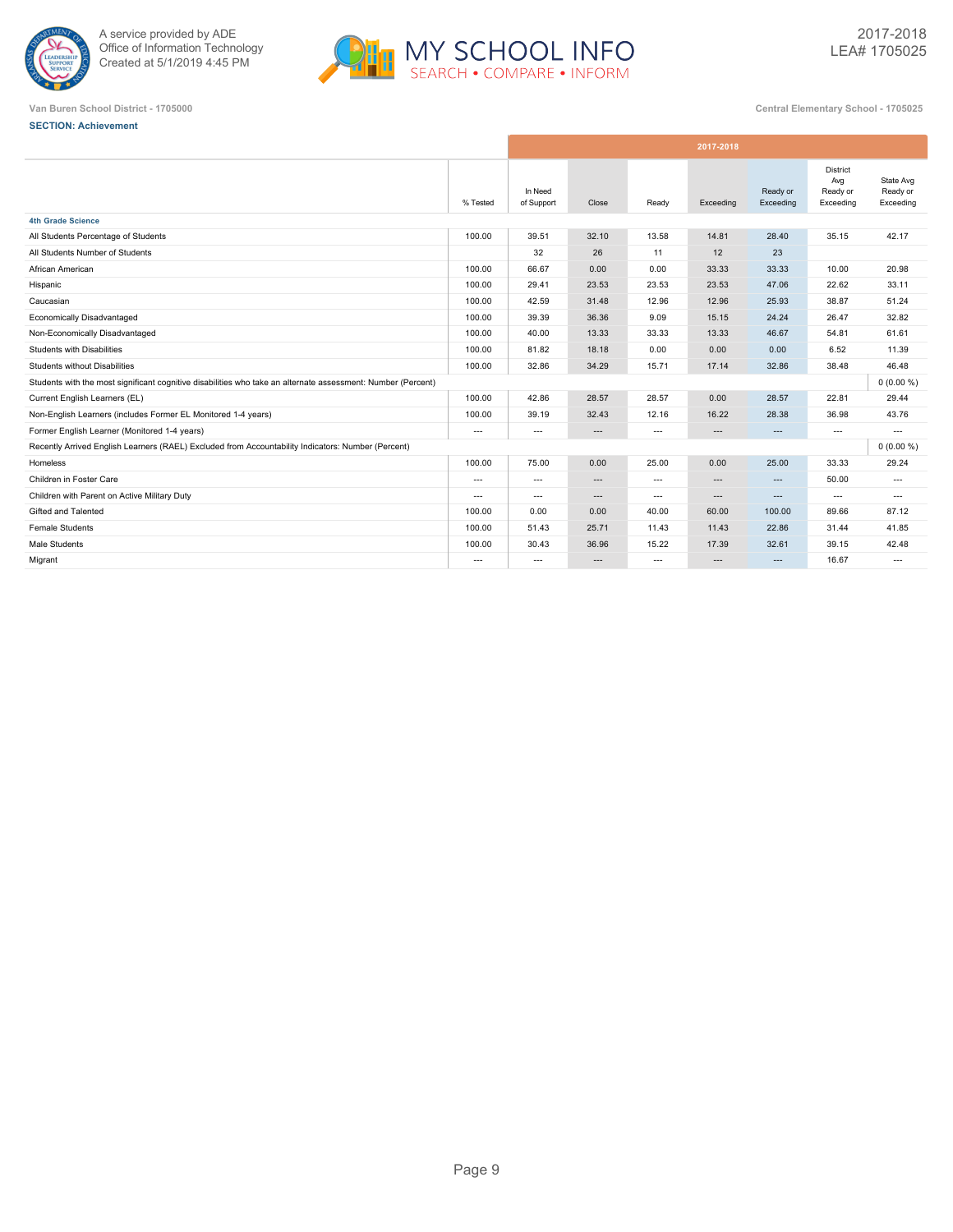A service provided by ADE
Office of Information Technology
Created at 5/1/2019 4:45 PM

MY SCHOOL INFO
SEARCH • COMPARE • INFORM

2017-2018
LEA# 1705025

Van Buren School District - 1705000

Central Elementary School - 1705025

**SECTION: Achievement**

| | % Tested | 2017-2018 In Need of Support | Close | Ready | Exceeding | Ready or Exceeding | District Avg Ready or Exceeding | State Avg Ready or Exceeding |
|---|---|---|---|---|---|---|---|---|
| **4th Grade Science** | | | | | | | | |
| All Students Percentage of Students | 100.00 | 39.51 | 32.10 | 13.58 | 14.81 | 28.40 | 35.15 | 42.17 |
| All Students Number of Students | | 32 | 26 | 11 | 12 | 23 | | |
| African American | 100.00 | 66.67 | 0.00 | 0.00 | 33.33 | 33.33 | 10.00 | 20.98 |
| Hispanic | 100.00 | 29.41 | 23.53 | 23.53 | 23.53 | 47.06 | 22.62 | 33.11 |
| Caucasian | 100.00 | 42.59 | 31.48 | 12.96 | 12.96 | 25.93 | 38.87 | 51.24 |
| Economically Disadvantaged | 100.00 | 39.39 | 36.36 | 9.09 | 15.15 | 24.24 | 26.47 | 32.82 |
| Non-Economically Disadvantaged | 100.00 | 40.00 | 13.33 | 33.33 | 13.33 | 46.67 | 54.81 | 61.61 |
| Students with Disabilities | 100.00 | 81.82 | 18.18 | 0.00 | 0.00 | 0.00 | 6.52 | 11.39 |
| Students without Disabilities | 100.00 | 32.86 | 34.29 | 15.71 | 17.14 | 32.86 | 38.48 | 46.48 |
| Students with the most significant cognitive disabilities who take an alternate assessment: Number (Percent) | | | | | | | | 0 (0.00 %) |
| Current English Learners (EL) | 100.00 | 42.86 | 28.57 | 28.57 | 0.00 | 28.57 | 22.81 | 29.44 |
| Non-English Learners (includes Former EL Monitored 1-4 years) | 100.00 | 39.19 | 32.43 | 12.16 | 16.22 | 28.38 | 36.98 | 43.76 |
| Former English Learner (Monitored 1-4 years) | --- | --- | --- | --- | --- | --- | --- | --- |
| Recently Arrived English Learners (RAEL) Excluded from Accountability Indicators: Number (Percent) | | | | | | | | 0 (0.00 %) |
| Homeless | 100.00 | 75.00 | 0.00 | 25.00 | 0.00 | 25.00 | 33.33 | 29.24 |
| Children in Foster Care | --- | --- | --- | --- | --- | --- | 50.00 | --- |
| Children with Parent on Active Military Duty | --- | --- | --- | --- | --- | --- | --- | --- |
| Gifted and Talented | 100.00 | 0.00 | 0.00 | 40.00 | 60.00 | 100.00 | 89.66 | 87.12 |
| Female Students | 100.00 | 51.43 | 25.71 | 11.43 | 11.43 | 22.86 | 31.44 | 41.85 |
| Male Students | 100.00 | 30.43 | 36.96 | 15.22 | 17.39 | 32.61 | 39.15 | 42.48 |
| Migrant | --- | --- | --- | --- | --- | --- | 16.67 | --- |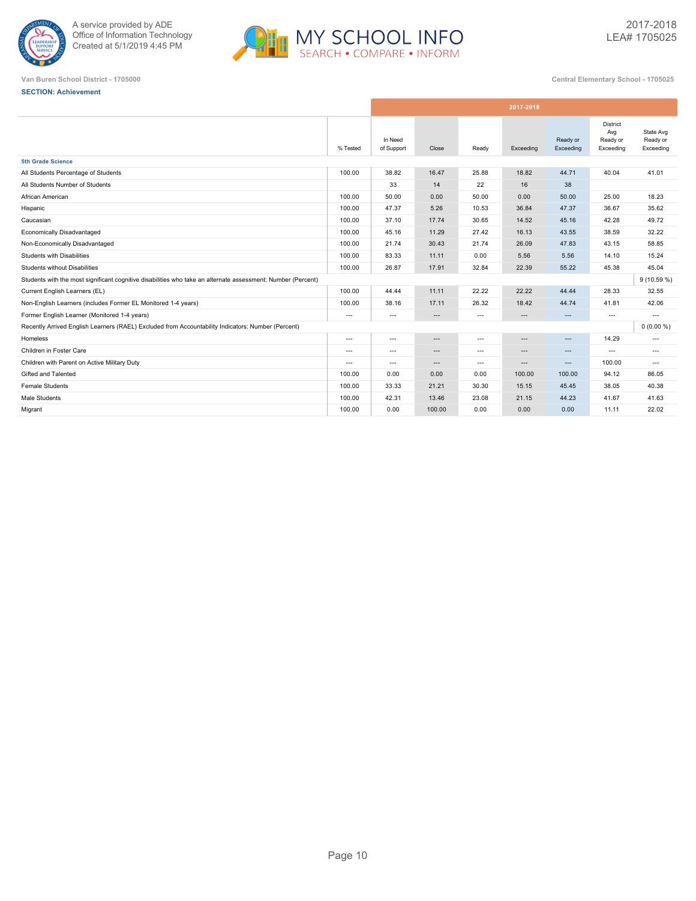A service provided by ADE
Office of Information Technology
Created at 5/1/2019 4:45 PM

2017-2018
LEA# 1705025

Van Buren School District - 1705000

Central Elementary School - 1705025

**SECTION: Achievement**

| | | 2017-2018 | | | | | | |
|---|---|---|---|---|---|---|---|---|
| | % Tested | In Need of Support | Close | Ready | Exceeding | Ready or Exceeding | District Avg Ready or Exceeding | State Avg Ready or Exceeding |
| **5th Grade Science** | | | | | | | | |
| All Students Percentage of Students | 100.00 | 38.82 | 16.47 | 25.88 | 18.82 | 44.71 | 40.04 | 41.01 |
| All Students Number of Students | | 33 | 14 | 22 | 16 | 38 | | |
| African American | 100.00 | 50.00 | 0.00 | 50.00 | 0.00 | 50.00 | 25.00 | 18.23 |
| Hispanic | 100.00 | 47.37 | 5.26 | 10.53 | 36.84 | 47.37 | 36.67 | 35.62 |
| Caucasian | 100.00 | 37.10 | 17.74 | 30.65 | 14.52 | 45.16 | 42.28 | 49.72 |
| Economically Disadvantaged | 100.00 | 45.16 | 11.29 | 27.42 | 16.13 | 43.55 | 38.59 | 32.22 |
| Non-Economically Disadvantaged | 100.00 | 21.74 | 30.43 | 21.74 | 26.09 | 47.83 | 43.15 | 58.85 |
| Students with Disabilities | 100.00 | 83.33 | 11.11 | 0.00 | 5.56 | 5.56 | 14.10 | 15.24 |
| Students without Disabilities | 100.00 | 26.87 | 17.91 | 32.84 | 22.39 | 55.22 | 45.38 | 45.04 |
| Students with the most significant cognitive disabilities who take an alternate assessment: Number (Percent) | | | | | | | | 9 (10.59 %) |
| Current English Learners (EL) | 100.00 | 44.44 | 11.11 | 22.22 | 22.22 | 44.44 | 28.33 | 32.55 |
| Non-English Learners (includes Former EL Monitored 1-4 years) | 100.00 | 38.16 | 17.11 | 26.32 | 18.42 | 44.74 | 41.81 | 42.06 |
| Former English Learner (Monitored 1-4 years) | --- | --- | --- | --- | --- | --- | --- | --- |
| Recently Arrived English Learners (RAEL) Excluded from Accountability Indicators: Number (Percent) | | | | | | | | 0 (0.00 %) |
| Homeless | --- | --- | --- | --- | --- | --- | 14.29 | --- |
| Children in Foster Care | --- | --- | --- | --- | --- | --- | --- | --- |
| Children with Parent on Active Military Duty | --- | --- | --- | --- | --- | --- | 100.00 | --- |
| Gifted and Talented | 100.00 | 0.00 | 0.00 | 0.00 | 100.00 | 100.00 | 94.12 | 86.05 |
| Female Students | 100.00 | 33.33 | 21.21 | 30.30 | 15.15 | 45.45 | 38.05 | 40.38 |
| Male Students | 100.00 | 42.31 | 13.46 | 23.08 | 21.15 | 44.23 | 41.67 | 41.63 |
| Migrant | 100.00 | 0.00 | 100.00 | 0.00 | 0.00 | 0.00 | 11.11 | 22.02 |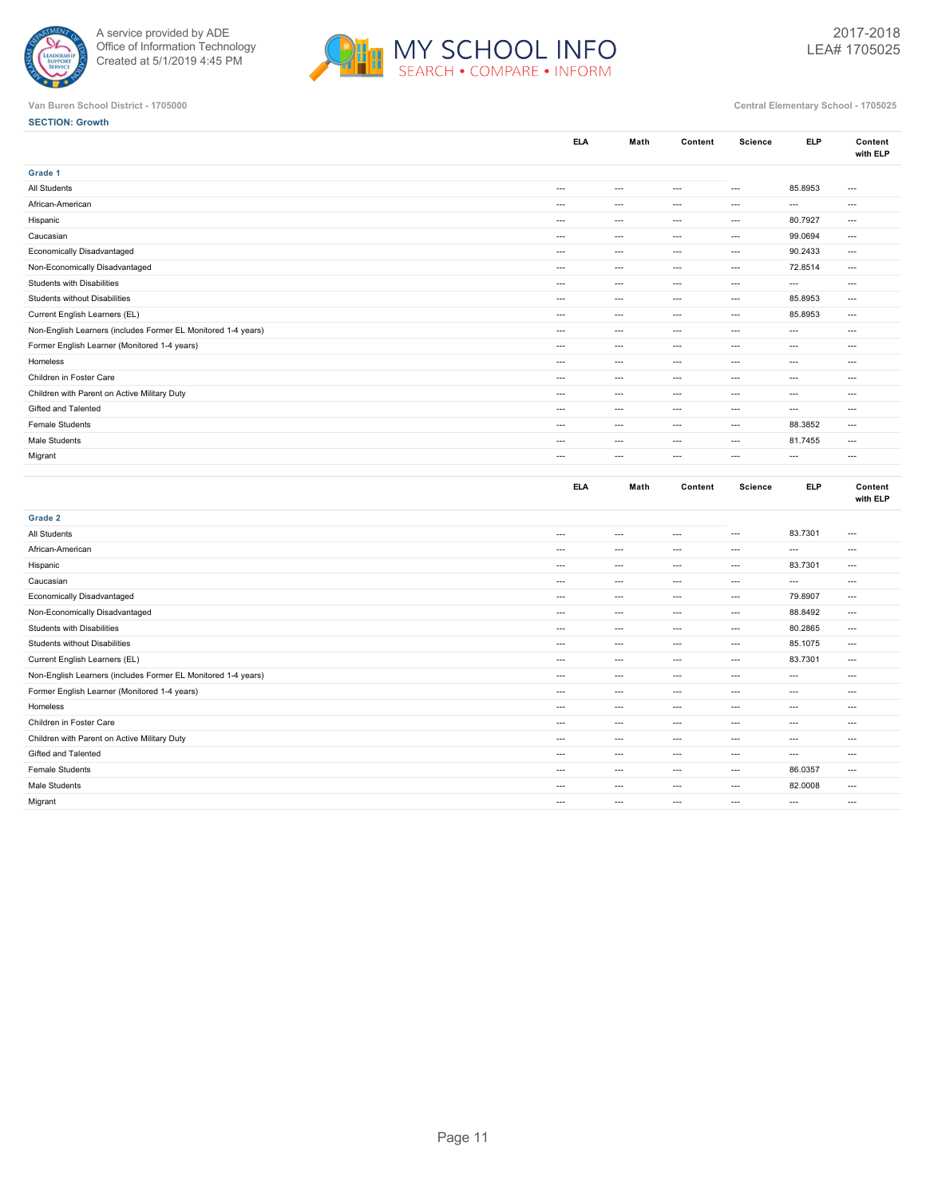A service provided by ADE
Office of Information Technology
Created at 5/1/2019 4:45 PM

MY SCHOOL INFO
SEARCH • COMPARE • INFORM

2017-2018
LEA# 1705025

Van Buren School District - 1705000

Central Elementary School - 1705025

**SECTION: Growth**

| | ELA | Math | Content | Science | ELP | Content with ELP |
|---|---|---|---|---|---|---|
| **Grade 1** | | | | | | |
| All Students | --- | --- | --- | --- | 85.8953 | --- |
| African-American | --- | --- | --- | --- | --- | --- |
| Hispanic | --- | --- | --- | --- | 80.7927 | --- |
| Caucasian | --- | --- | --- | --- | 99.0694 | --- |
| Economically Disadvantaged | --- | --- | --- | --- | 90.2433 | --- |
| Non-Economically Disadvantaged | --- | --- | --- | --- | 72.8514 | --- |
| Students with Disabilities | --- | --- | --- | --- | --- | --- |
| Students without Disabilities | --- | --- | --- | --- | 85.8953 | --- |
| Current English Learners (EL) | --- | --- | --- | --- | 85.8953 | --- |
| Non-English Learners (includes Former EL Monitored 1-4 years) | --- | --- | --- | --- | --- | --- |
| Former English Learner (Monitored 1-4 years) | --- | --- | --- | --- | --- | --- |
| Homeless | --- | --- | --- | --- | --- | --- |
| Children in Foster Care | --- | --- | --- | --- | --- | --- |
| Children with Parent on Active Military Duty | --- | --- | --- | --- | --- | --- |
| Gifted and Talented | --- | --- | --- | --- | --- | --- |
| Female Students | --- | --- | --- | --- | 88.3852 | --- |
| Male Students | --- | --- | --- | --- | 81.7455 | --- |
| Migrant | --- | --- | --- | --- | --- | --- |

| | ELA | Math | Content | Science | ELP | Content with ELP |
|---|---|---|---|---|---|---|
| **Grade 2** | | | | | | |
| All Students | --- | --- | --- | --- | 83.7301 | --- |
| African-American | --- | --- | --- | --- | --- | --- |
| Hispanic | --- | --- | --- | --- | 83.7301 | --- |
| Caucasian | --- | --- | --- | --- | --- | --- |
| Economically Disadvantaged | --- | --- | --- | --- | 79.8907 | --- |
| Non-Economically Disadvantaged | --- | --- | --- | --- | 88.8492 | --- |
| Students with Disabilities | --- | --- | --- | --- | 80.2865 | --- |
| Students without Disabilities | --- | --- | --- | --- | 85.1075 | --- |
| Current English Learners (EL) | --- | --- | --- | --- | 83.7301 | --- |
| Non-English Learners (includes Former EL Monitored 1-4 years) | --- | --- | --- | --- | --- | --- |
| Former English Learner (Monitored 1-4 years) | --- | --- | --- | --- | --- | --- |
| Homeless | --- | --- | --- | --- | --- | --- |
| Children in Foster Care | --- | --- | --- | --- | --- | --- |
| Children with Parent on Active Military Duty | --- | --- | --- | --- | --- | --- |
| Gifted and Talented | --- | --- | --- | --- | --- | --- |
| Female Students | --- | --- | --- | --- | 86.0357 | --- |
| Male Students | --- | --- | --- | --- | 82.0008 | --- |
| Migrant | --- | --- | --- | --- | --- | --- |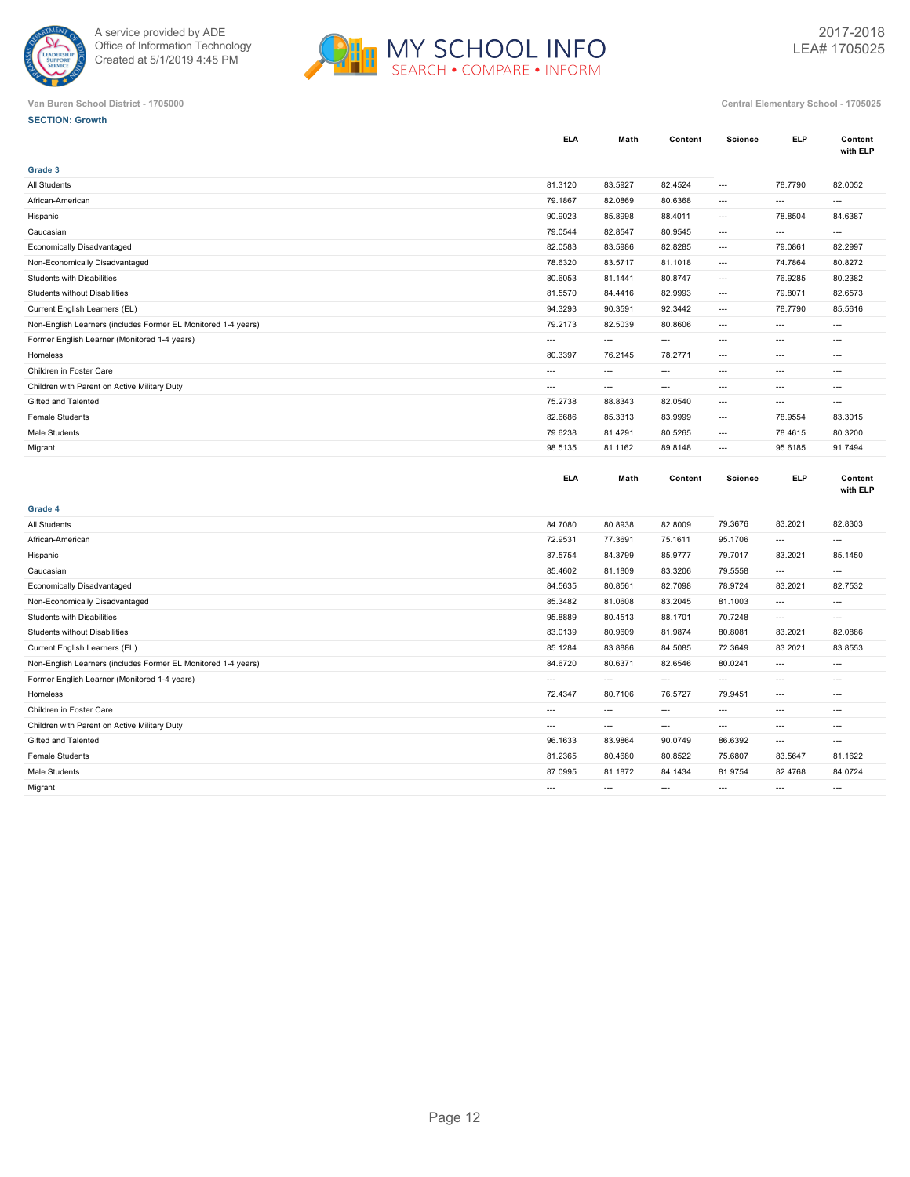A service provided by ADE
Office of Information Technology
Created at 5/1/2019 4:45 PM

MY SCHOOL INFO
SEARCH • COMPARE • INFORM

2017-2018
LEA# 1705025

Van Buren School District - 1705000

Central Elementary School - 1705025

**SECTION: Growth**

| | ELA | Math | Content | Science | ELP | Content with ELP |
|---|---|---|---|---|---|---|
| **Grade 3** | | | | | | |
| All Students | 81.3120 | 83.5927 | 82.4524 | --- | 78.7790 | 82.0052 |
| African-American | 79.1867 | 82.0869 | 80.6368 | --- | --- | --- |
| Hispanic | 90.9023 | 85.8998 | 88.4011 | --- | 78.8504 | 84.6387 |
| Caucasian | 79.0544 | 82.8547 | 80.9545 | --- | --- | --- |
| Economically Disadvantaged | 82.0583 | 83.5986 | 82.8285 | --- | 79.0861 | 82.2997 |
| Non-Economically Disadvantaged | 78.6320 | 83.5717 | 81.1018 | --- | 74.7864 | 80.8272 |
| Students with Disabilities | 80.6053 | 81.1441 | 80.8747 | --- | 76.9285 | 80.2382 |
| Students without Disabilities | 81.5570 | 84.4416 | 82.9993 | --- | 79.8071 | 82.6573 |
| Current English Learners (EL) | 94.3293 | 90.3591 | 92.3442 | --- | 78.7790 | 85.5616 |
| Non-English Learners (includes Former EL Monitored 1-4 years) | 79.2173 | 82.5039 | 80.8606 | --- | --- | --- |
| Former English Learner (Monitored 1-4 years) | --- | --- | --- | --- | --- | --- |
| Homeless | 80.3397 | 76.2145 | 78.2771 | --- | --- | --- |
| Children in Foster Care | --- | --- | --- | --- | --- | --- |
| Children with Parent on Active Military Duty | --- | --- | --- | --- | --- | --- |
| Gifted and Talented | 75.2738 | 88.8343 | 82.0540 | --- | --- | --- |
| Female Students | 82.6686 | 85.3313 | 83.9999 | --- | 78.9554 | 83.3015 |
| Male Students | 79.6238 | 81.4291 | 80.5265 | --- | 78.4615 | 80.3200 |
| Migrant | 98.5135 | 81.1162 | 89.8148 | --- | 95.6185 | 91.7494 |

| | ELA | Math | Content | Science | ELP | Content with ELP |
|---|---|---|---|---|---|---|
| **Grade 4** | | | | | | |
| All Students | 84.7080 | 80.8938 | 82.8009 | 79.3676 | 83.2021 | 82.8303 |
| African-American | 72.9531 | 77.3691 | 75.1611 | 95.1706 | --- | --- |
| Hispanic | 87.5754 | 84.3799 | 85.9777 | 79.7017 | 83.2021 | 85.1450 |
| Caucasian | 85.4602 | 81.1809 | 83.3206 | 79.5558 | --- | --- |
| Economically Disadvantaged | 84.5635 | 80.8561 | 82.7098 | 78.9724 | 83.2021 | 82.7532 |
| Non-Economically Disadvantaged | 85.3482 | 81.0608 | 83.2045 | 81.1003 | --- | --- |
| Students with Disabilities | 95.8889 | 80.4513 | 88.1701 | 70.7248 | --- | --- |
| Students without Disabilities | 83.0139 | 80.9609 | 81.9874 | 80.8081 | 83.2021 | 82.0886 |
| Current English Learners (EL) | 85.1284 | 83.8886 | 84.5085 | 72.3649 | 83.2021 | 83.8553 |
| Non-English Learners (includes Former EL Monitored 1-4 years) | 84.6720 | 80.6371 | 82.6546 | 80.0241 | --- | --- |
| Former English Learner (Monitored 1-4 years) | --- | --- | --- | --- | --- | --- |
| Homeless | 72.4347 | 80.7106 | 76.5727 | 79.9451 | --- | --- |
| Children in Foster Care | --- | --- | --- | --- | --- | --- |
| Children with Parent on Active Military Duty | --- | --- | --- | --- | --- | --- |
| Gifted and Talented | 96.1633 | 83.9864 | 90.0749 | 86.6392 | --- | --- |
| Female Students | 81.2365 | 80.4680 | 80.8522 | 75.6807 | 83.5647 | 81.1622 |
| Male Students | 87.0995 | 81.1872 | 84.1434 | 81.9754 | 82.4768 | 84.0724 |
| Migrant | --- | --- | --- | --- | --- | --- |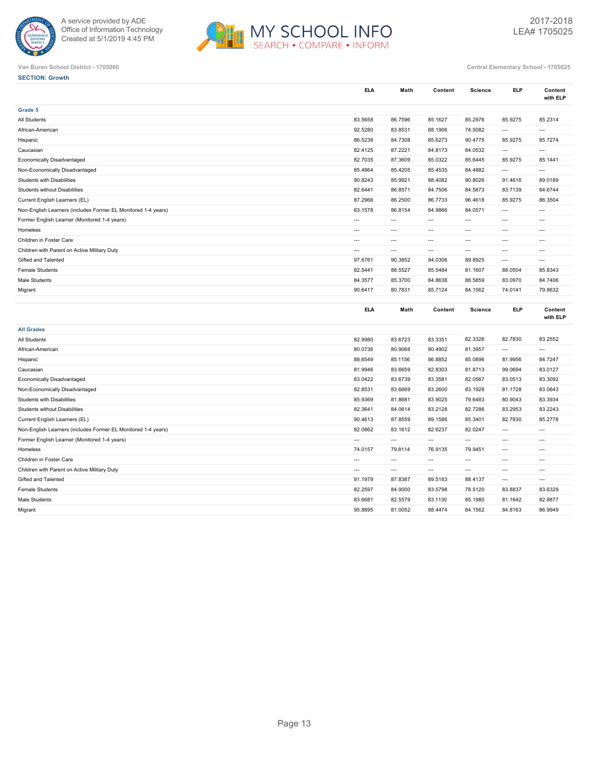Van Buren School District - 1705000

Central Elementary School - 1705025

**SECTION: Growth**

| | ELA | Math | Content | Science | ELP | Content with ELP |
|---|---|---|---|---|---|---|
| **Grade 5** | | | | | | |
| All Students | 83.5658 | 86.7596 | 85.1627 | 85.2976 | 85.9275 | 85.2314 |
| African-American | 92.5280 | 83.8531 | 88.1906 | 74.5082 | --- | --- |
| Hispanic | 86.5238 | 84.7308 | 85.6273 | 90.4775 | 85.9275 | 85.7274 |
| Caucasian | 82.4125 | 87.2221 | 84.8173 | 84.0532 | --- | --- |
| Economically Disadvantaged | 82.7035 | 87.3609 | 85.0322 | 85.6445 | 85.9275 | 85.1441 |
| Non-Economically Disadvantaged | 85.4864 | 85.4205 | 85.4535 | 84.4882 | --- | --- |
| Students with Disabilities | 90.8243 | 85.9921 | 88.4082 | 90.8026 | 91.4616 | 89.0189 |
| Students without Disabilities | 82.6441 | 86.8571 | 84.7506 | 84.5873 | 83.7139 | 84.6744 |
| Current English Learners (EL) | 87.2966 | 86.2500 | 86.7733 | 96.4618 | 85.9275 | 86.3504 |
| Non-English Learners (includes Former EL Monitored 1-4 years) | 83.1578 | 86.8154 | 84.9866 | 84.0571 | --- | --- |
| Former English Learner (Monitored 1-4 years) | --- | --- | --- | --- | --- | --- |
| Homeless | --- | --- | --- | --- | --- | --- |
| Children in Foster Care | --- | --- | --- | --- | --- | --- |
| Children with Parent on Active Military Duty | --- | --- | --- | --- | --- | --- |
| Gifted and Talented | 97.6761 | 90.3852 | 94.0306 | 89.8925 | --- | --- |
| Female Students | 82.5441 | 88.5527 | 85.5484 | 81.1607 | 88.0504 | 85.8343 |
| Male Students | 84.3577 | 85.3700 | 84.8638 | 88.5859 | 83.0970 | 84.7406 |
| Migrant | 90.6417 | 80.7831 | 85.7124 | 84.1562 | 74.0141 | 79.8632 |

| | ELA | Math | Content | Science | ELP | Content with ELP |
|---|---|---|---|---|---|---|
| **All Grades** | | | | | | |
| All Students | 82.9980 | 83.6723 | 83.3351 | 82.3326 | 82.7830 | 83.2552 |
| African-American | 80.0736 | 80.9068 | 80.4902 | 81.3957 | --- | --- |
| Hispanic | 88.6549 | 85.1156 | 86.8852 | 85.0896 | 81.9956 | 84.7247 |
| Caucasian | 81.9946 | 83.6659 | 82.8303 | 81.8713 | 99.0694 | 83.0127 |
| Economically Disadvantaged | 83.0422 | 83.6739 | 83.3581 | 82.0567 | 83.0513 | 83.3092 |
| Non-Economically Disadvantaged | 82.8531 | 83.6669 | 83.2600 | 83.1928 | 81.1728 | 83.0643 |
| Students with Disabilities | 85.9369 | 81.8681 | 83.9025 | 79.6483 | 80.9043 | 83.3934 |
| Students without Disabilities | 82.3641 | 84.0614 | 83.2128 | 82.7286 | 83.2953 | 83.2243 |
| Current English Learners (EL) | 90.4613 | 87.8559 | 89.1586 | 85.3401 | 82.7830 | 85.2778 |
| Non-English Learners (includes Former EL Monitored 1-4 years) | 82.0862 | 83.1612 | 82.6237 | 82.0247 | --- | --- |
| Former English Learner (Monitored 1-4 years) | --- | --- | --- | --- | --- | --- |
| Homeless | 74.0157 | 79.8114 | 76.9135 | 79.9451 | --- | --- |
| Children in Foster Care | --- | --- | --- | --- | --- | --- |
| Children with Parent on Active Military Duty | --- | --- | --- | --- | --- | --- |
| Gifted and Talented | 91.1979 | 87.8387 | 89.5183 | 88.4137 | --- | --- |
| Female Students | 82.2597 | 84.9000 | 83.5798 | 78.5120 | 83.8837 | 83.6329 |
| Male Students | 83.6681 | 82.5579 | 83.1130 | 85.1980 | 81.1642 | 82.8877 |
| Migrant | 95.8895 | 81.0052 | 88.4474 | 84.1562 | 84.8163 | 86.9949 |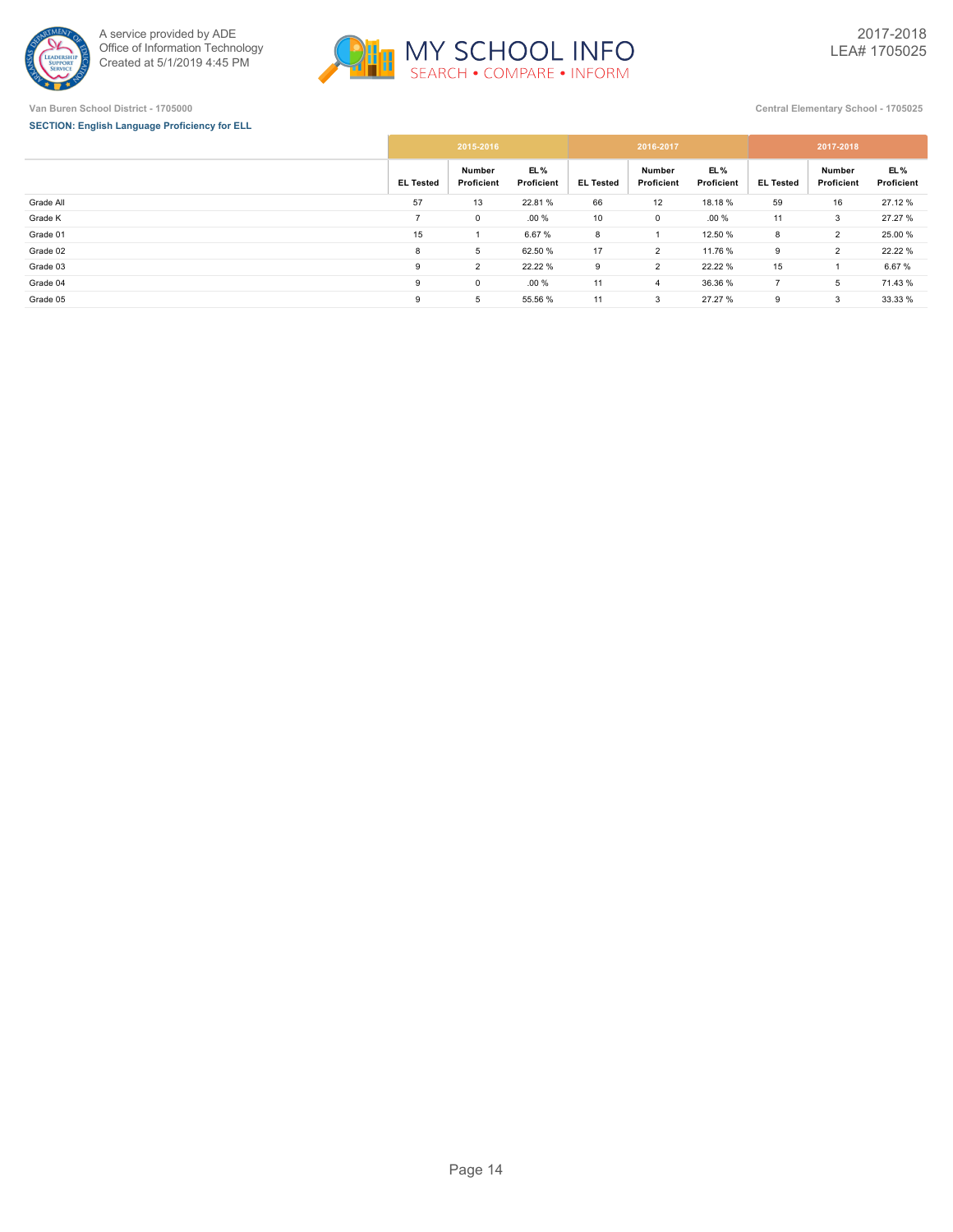Van Buren School District - 1705000

Central Elementary School - 1705025

**SECTION: English Language Proficiency for ELL**

| | 2015-2016 | | | 2016-2017 | | | 2017-2018 | | |
|---|---|---|---|---|---|---|---|---|---|
| | EL Tested | Number Proficient | EL % Proficient | EL Tested | Number Proficient | EL % Proficient | EL Tested | Number Proficient | EL % Proficient |
| Grade All | 57 | 13 | 22.81 % | 66 | 12 | 18.18 % | 59 | 16 | 27.12 % |
| Grade K | 7 | 0 | .00 % | 10 | 0 | .00 % | 11 | 3 | 27.27 % |
| Grade 01 | 15 | 1 | 6.67 % | 8 | 1 | 12.50 % | 8 | 2 | 25.00 % |
| Grade 02 | 8 | 5 | 62.50 % | 17 | 2 | 11.76 % | 9 | 2 | 22.22 % |
| Grade 03 | 9 | 2 | 22.22 % | 9 | 2 | 22.22 % | 15 | 1 | 6.67 % |
| Grade 04 | 9 | 0 | .00 % | 11 | 4 | 36.36 % | 7 | 5 | 71.43 % |
| Grade 05 | 9 | 5 | 55.56 % | 11 | 3 | 27.27 % | 9 | 3 | 33.33 % |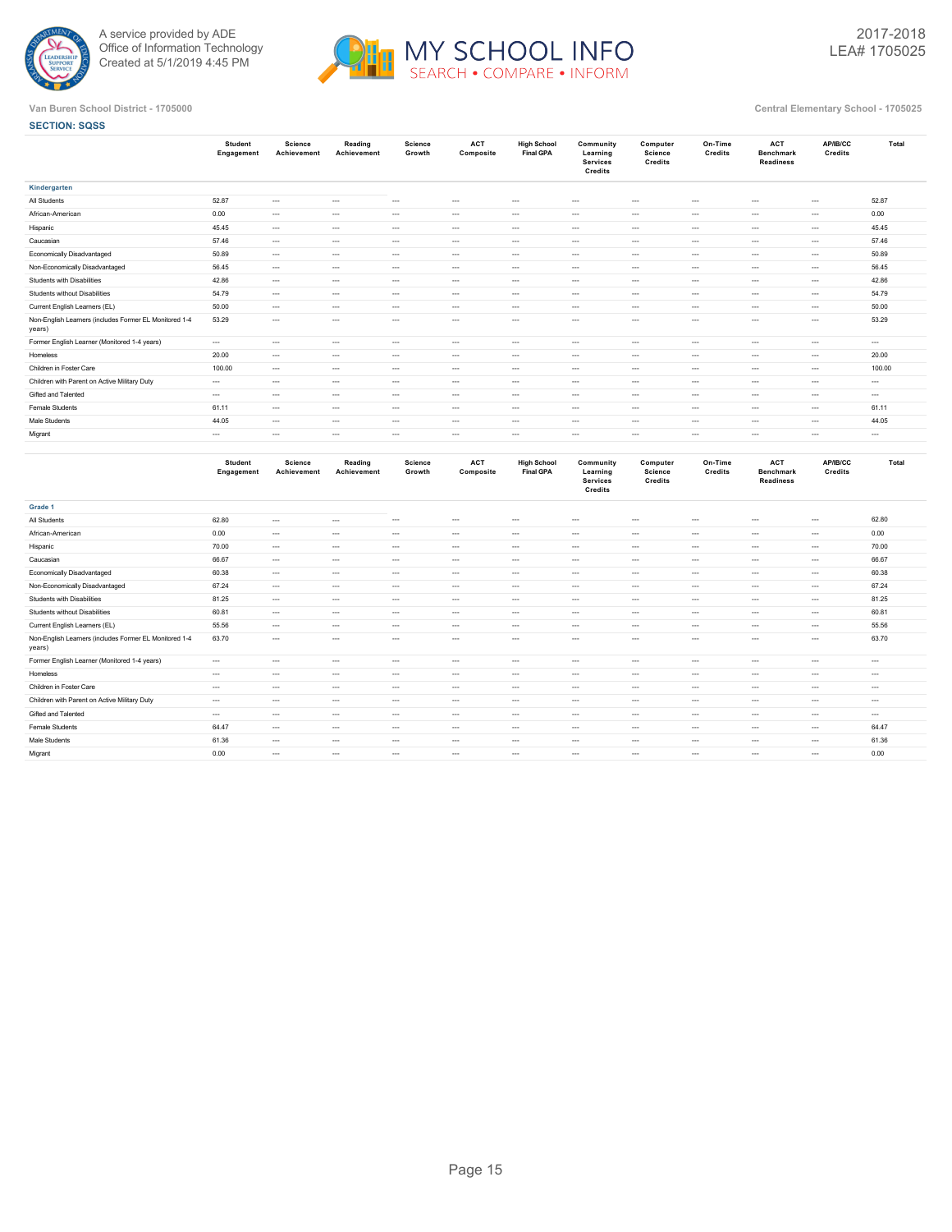Van Buren School District - 1705000

Central Elementary School - 1705025

**SECTION: SQSS**

| | Student Engagement | Science Achievement | Reading Achievement | Science Growth | ACT Composite | High School Final GPA | Community Learning Services Credits | Computer Science Credits | On-Time Credits | ACT Benchmark Readiness | AP/IB/CC Credits | Total |
|---|---|---|---|---|---|---|---|---|---|---|---|---|
| **Kindergarten** | | | | | | | | | | | | |
| All Students | 52.87 | --- | --- | --- | --- | --- | --- | --- | --- | --- | --- | 52.87 |
| African-American | 0.00 | --- | --- | --- | --- | --- | --- | --- | --- | --- | --- | 0.00 |
| Hispanic | 45.45 | --- | --- | --- | --- | --- | --- | --- | --- | --- | --- | 45.45 |
| Caucasian | 57.46 | --- | --- | --- | --- | --- | --- | --- | --- | --- | --- | 57.46 |
| Economically Disadvantaged | 50.89 | --- | --- | --- | --- | --- | --- | --- | --- | --- | --- | 50.89 |
| Non-Economically Disadvantaged | 56.45 | --- | --- | --- | --- | --- | --- | --- | --- | --- | --- | 56.45 |
| Students with Disabilities | 42.86 | --- | --- | --- | --- | --- | --- | --- | --- | --- | --- | 42.86 |
| Students without Disabilities | 54.79 | --- | --- | --- | --- | --- | --- | --- | --- | --- | --- | 54.79 |
| Current English Learners (EL) | 50.00 | --- | --- | --- | --- | --- | --- | --- | --- | --- | --- | 50.00 |
| Non-English Learners (includes Former EL Monitored 1-4 years) | 53.29 | --- | --- | --- | --- | --- | --- | --- | --- | --- | --- | 53.29 |
| Former English Learner (Monitored 1-4 years) | --- | --- | --- | --- | --- | --- | --- | --- | --- | --- | --- | --- |
| Homeless | 20.00 | --- | --- | --- | --- | --- | --- | --- | --- | --- | --- | 20.00 |
| Children in Foster Care | 100.00 | --- | --- | --- | --- | --- | --- | --- | --- | --- | --- | 100.00 |
| Children with Parent on Active Military Duty | --- | --- | --- | --- | --- | --- | --- | --- | --- | --- | --- | --- |
| Gifted and Talented | --- | --- | --- | --- | --- | --- | --- | --- | --- | --- | --- | --- |
| Female Students | 61.11 | --- | --- | --- | --- | --- | --- | --- | --- | --- | --- | 61.11 |
| Male Students | 44.05 | --- | --- | --- | --- | --- | --- | --- | --- | --- | --- | 44.05 |
| Migrant | --- | --- | --- | --- | --- | --- | --- | --- | --- | --- | --- | --- |

| | Student Engagement | Science Achievement | Reading Achievement | Science Growth | ACT Composite | High School Final GPA | Community Learning Services Credits | Computer Science Credits | On-Time Credits | ACT Benchmark Readiness | AP/IB/CC Credits | Total |
|---|---|---|---|---|---|---|---|---|---|---|---|---|
| **Grade 1** | | | | | | | | | | | | |
| All Students | 62.80 | --- | --- | --- | --- | --- | --- | --- | --- | --- | --- | 62.80 |
| African-American | 0.00 | --- | --- | --- | --- | --- | --- | --- | --- | --- | --- | 0.00 |
| Hispanic | 70.00 | --- | --- | --- | --- | --- | --- | --- | --- | --- | --- | 70.00 |
| Caucasian | 66.67 | --- | --- | --- | --- | --- | --- | --- | --- | --- | --- | 66.67 |
| Economically Disadvantaged | 60.38 | --- | --- | --- | --- | --- | --- | --- | --- | --- | --- | 60.38 |
| Non-Economically Disadvantaged | 67.24 | --- | --- | --- | --- | --- | --- | --- | --- | --- | --- | 67.24 |
| Students with Disabilities | 81.25 | --- | --- | --- | --- | --- | --- | --- | --- | --- | --- | 81.25 |
| Students without Disabilities | 60.81 | --- | --- | --- | --- | --- | --- | --- | --- | --- | --- | 60.81 |
| Current English Learners (EL) | 55.56 | --- | --- | --- | --- | --- | --- | --- | --- | --- | --- | 55.56 |
| Non-English Learners (includes Former EL Monitored 1-4 years) | 63.70 | --- | --- | --- | --- | --- | --- | --- | --- | --- | --- | 63.70 |
| Former English Learner (Monitored 1-4 years) | --- | --- | --- | --- | --- | --- | --- | --- | --- | --- | --- | --- |
| Homeless | --- | --- | --- | --- | --- | --- | --- | --- | --- | --- | --- | --- |
| Children in Foster Care | --- | --- | --- | --- | --- | --- | --- | --- | --- | --- | --- | --- |
| Children with Parent on Active Military Duty | --- | --- | --- | --- | --- | --- | --- | --- | --- | --- | --- | --- |
| Gifted and Talented | --- | --- | --- | --- | --- | --- | --- | --- | --- | --- | --- | --- |
| Female Students | 64.47 | --- | --- | --- | --- | --- | --- | --- | --- | --- | --- | 64.47 |
| Male Students | 61.36 | --- | --- | --- | --- | --- | --- | --- | --- | --- | --- | 61.36 |
| Migrant | 0.00 | --- | --- | --- | --- | --- | --- | --- | --- | --- | --- | 0.00 |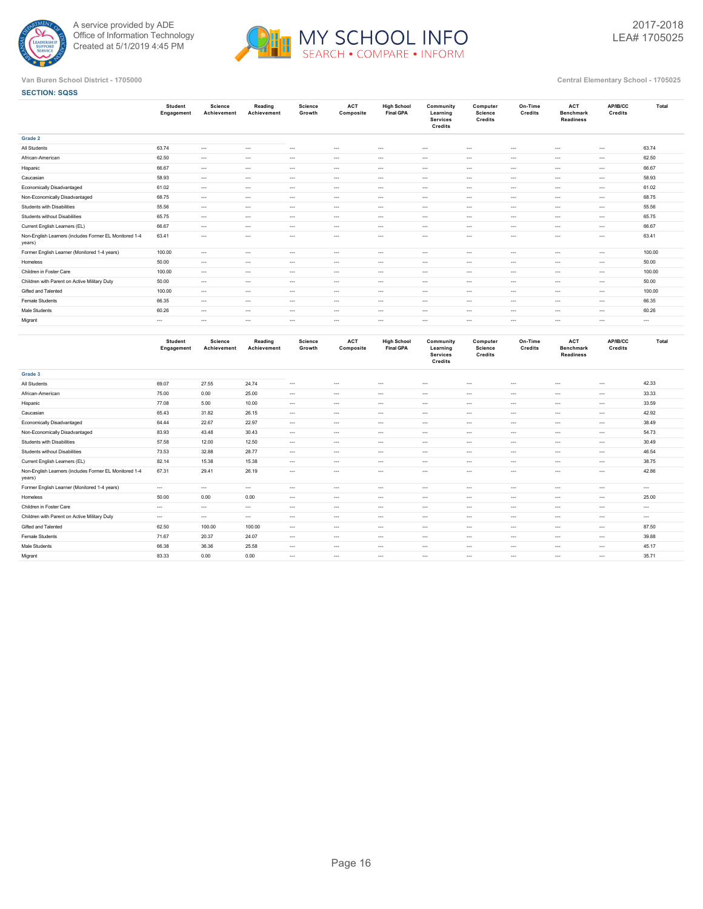A service provided by ADE
Office of Information Technology
Created at 5/1/2019 4:45 PM

2017-2018
LEA# 1705025

Van Buren School District - 1705000

Central Elementary School - 1705025

**SECTION: SQSS**

| | Student Engagement | Science Achievement | Reading Achievement | Science Growth | ACT Composite | High School Final GPA | Community Learning Services Credits | Computer Science Credits | On-Time Credits | ACT Benchmark Readiness | AP/IB/CC Credits | Total |
|---|---|---|---|---|---|---|---|---|---|---|---|---|
| **Grade 2** | | | | | | | | | | | | |
| All Students | 63.74 | --- | --- | --- | --- | --- | --- | --- | --- | --- | --- | 63.74 |
| African-American | 62.50 | --- | --- | --- | --- | --- | --- | --- | --- | --- | --- | 62.50 |
| Hispanic | 66.67 | --- | --- | --- | --- | --- | --- | --- | --- | --- | --- | 66.67 |
| Caucasian | 58.93 | --- | --- | --- | --- | --- | --- | --- | --- | --- | --- | 58.93 |
| Economically Disadvantaged | 61.02 | --- | --- | --- | --- | --- | --- | --- | --- | --- | --- | 61.02 |
| Non-Economically Disadvantaged | 68.75 | --- | --- | --- | --- | --- | --- | --- | --- | --- | --- | 68.75 |
| Students with Disabilities | 55.56 | --- | --- | --- | --- | --- | --- | --- | --- | --- | --- | 55.56 |
| Students without Disabilities | 65.75 | --- | --- | --- | --- | --- | --- | --- | --- | --- | --- | 65.75 |
| Current English Learners (EL) | 66.67 | --- | --- | --- | --- | --- | --- | --- | --- | --- | --- | 66.67 |
| Non-English Learners (includes Former EL Monitored 1-4 years) | 63.41 | --- | --- | --- | --- | --- | --- | --- | --- | --- | --- | 63.41 |
| Former English Learner (Monitored 1-4 years) | 100.00 | --- | --- | --- | --- | --- | --- | --- | --- | --- | --- | 100.00 |
| Homeless | 50.00 | --- | --- | --- | --- | --- | --- | --- | --- | --- | --- | 50.00 |
| Children in Foster Care | 100.00 | --- | --- | --- | --- | --- | --- | --- | --- | --- | --- | 100.00 |
| Children with Parent on Active Military Duty | 50.00 | --- | --- | --- | --- | --- | --- | --- | --- | --- | --- | 50.00 |
| Gifted and Talented | 100.00 | --- | --- | --- | --- | --- | --- | --- | --- | --- | --- | 100.00 |
| Female Students | 66.35 | --- | --- | --- | --- | --- | --- | --- | --- | --- | --- | 66.35 |
| Male Students | 60.26 | --- | --- | --- | --- | --- | --- | --- | --- | --- | --- | 60.26 |
| Migrant | --- | --- | --- | --- | --- | --- | --- | --- | --- | --- | --- | --- |

| | Student Engagement | Science Achievement | Reading Achievement | Science Growth | ACT Composite | High School Final GPA | Community Learning Services Credits | Computer Science Credits | On-Time Credits | ACT Benchmark Readiness | AP/IB/CC Credits | Total |
|---|---|---|---|---|---|---|---|---|---|---|---|---|
| **Grade 3** | | | | | | | | | | | | |
| All Students | 69.07 | 27.55 | 24.74 | --- | --- | --- | --- | --- | --- | --- | --- | 42.33 |
| African-American | 75.00 | 0.00 | 25.00 | --- | --- | --- | --- | --- | --- | --- | --- | 33.33 |
| Hispanic | 77.08 | 5.00 | 10.00 | --- | --- | --- | --- | --- | --- | --- | --- | 33.59 |
| Caucasian | 65.43 | 31.82 | 26.15 | --- | --- | --- | --- | --- | --- | --- | --- | 42.92 |
| Economically Disadvantaged | 64.44 | 22.67 | 22.97 | --- | --- | --- | --- | --- | --- | --- | --- | 38.49 |
| Non-Economically Disadvantaged | 83.93 | 43.48 | 30.43 | --- | --- | --- | --- | --- | --- | --- | --- | 54.73 |
| Students with Disabilities | 57.58 | 12.00 | 12.50 | --- | --- | --- | --- | --- | --- | --- | --- | 30.49 |
| Students without Disabilities | 73.53 | 32.88 | 28.77 | --- | --- | --- | --- | --- | --- | --- | --- | 46.54 |
| Current English Learners (EL) | 82.14 | 15.38 | 15.38 | --- | --- | --- | --- | --- | --- | --- | --- | 38.75 |
| Non-English Learners (includes Former EL Monitored 1-4 years) | 67.31 | 29.41 | 26.19 | --- | --- | --- | --- | --- | --- | --- | --- | 42.86 |
| Former English Learner (Monitored 1-4 years) | --- | --- | --- | --- | --- | --- | --- | --- | --- | --- | --- | --- |
| Homeless | 50.00 | 0.00 | 0.00 | --- | --- | --- | --- | --- | --- | --- | --- | 25.00 |
| Children in Foster Care | --- | --- | --- | --- | --- | --- | --- | --- | --- | --- | --- | --- |
| Children with Parent on Active Military Duty | --- | --- | --- | --- | --- | --- | --- | --- | --- | --- | --- | --- |
| Gifted and Talented | 62.50 | 100.00 | 100.00 | --- | --- | --- | --- | --- | --- | --- | --- | 87.50 |
| Female Students | 71.67 | 20.37 | 24.07 | --- | --- | --- | --- | --- | --- | --- | --- | 39.88 |
| Male Students | 66.38 | 36.36 | 25.58 | --- | --- | --- | --- | --- | --- | --- | --- | 45.17 |
| Migrant | 83.33 | 0.00 | 0.00 | --- | --- | --- | --- | --- | --- | --- | --- | 35.71 |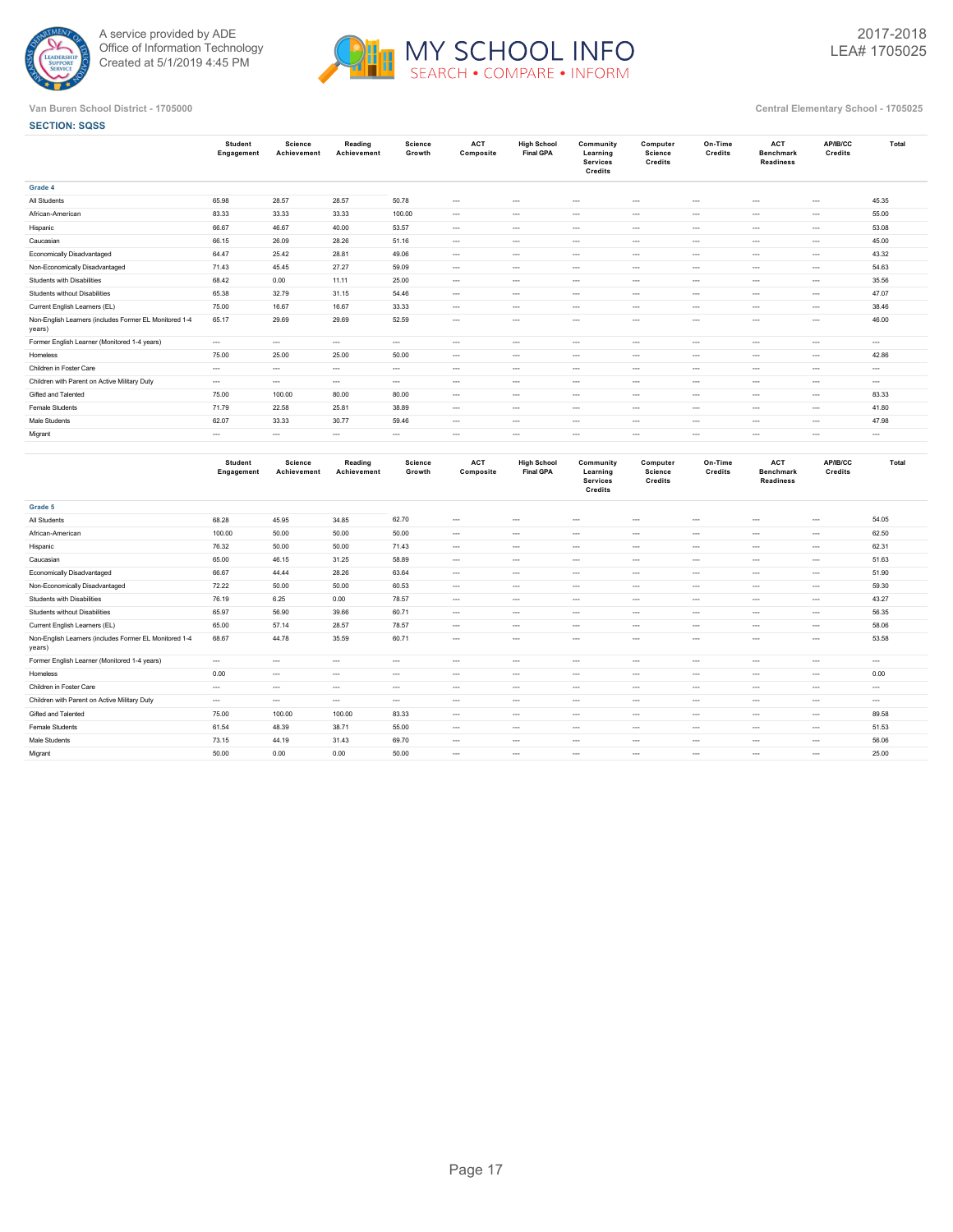Van Buren School District - 1705000

Central Elementary School - 1705025

**SECTION: SQSS**

| | Student Engagement | Science Achievement | Reading Achievement | Science Growth | ACT Composite | High School Final GPA | Community Learning Services Credits | Computer Science Credits | On-Time Credits | ACT Benchmark Readiness | AP/IB/CC Credits | Total |
|---|---|---|---|---|---|---|---|---|---|---|---|---|
| **Grade 4** | | | | | | | | | | | | |
| All Students | 65.98 | 28.57 | 28.57 | 50.78 | --- | --- | --- | --- | --- | --- | --- | 45.35 |
| African-American | 83.33 | 33.33 | 33.33 | 100.00 | --- | --- | --- | --- | --- | --- | --- | 55.00 |
| Hispanic | 66.67 | 46.67 | 40.00 | 53.57 | --- | --- | --- | --- | --- | --- | --- | 53.08 |
| Caucasian | 66.15 | 26.09 | 28.26 | 51.16 | --- | --- | --- | --- | --- | --- | --- | 45.00 |
| Economically Disadvantaged | 64.47 | 25.42 | 28.81 | 49.06 | --- | --- | --- | --- | --- | --- | --- | 43.32 |
| Non-Economically Disadvantaged | 71.43 | 45.45 | 27.27 | 59.09 | --- | --- | --- | --- | --- | --- | --- | 54.63 |
| Students with Disabilities | 68.42 | 0.00 | 11.11 | 25.00 | --- | --- | --- | --- | --- | --- | --- | 35.56 |
| Students without Disabilities | 65.38 | 32.79 | 31.15 | 54.46 | --- | --- | --- | --- | --- | --- | --- | 47.07 |
| Current English Learners (EL) | 75.00 | 16.67 | 16.67 | 33.33 | --- | --- | --- | --- | --- | --- | --- | 38.46 |
| Non-English Learners (includes Former EL Monitored 1-4 years) | 65.17 | 29.69 | 29.69 | 52.59 | --- | --- | --- | --- | --- | --- | --- | 46.00 |
| Former English Learner (Monitored 1-4 years) | --- | --- | --- | --- | --- | --- | --- | --- | --- | --- | --- | --- |
| Homeless | 75.00 | 25.00 | 25.00 | 50.00 | --- | --- | --- | --- | --- | --- | --- | 42.86 |
| Children in Foster Care | --- | --- | --- | --- | --- | --- | --- | --- | --- | --- | --- | --- |
| Children with Parent on Active Military Duty | --- | --- | --- | --- | --- | --- | --- | --- | --- | --- | --- | --- |
| Gifted and Talented | 75.00 | 100.00 | 80.00 | 80.00 | --- | --- | --- | --- | --- | --- | --- | 83.33 |
| Female Students | 71.79 | 22.58 | 25.81 | 38.89 | --- | --- | --- | --- | --- | --- | --- | 41.80 |
| Male Students | 62.07 | 33.33 | 30.77 | 59.46 | --- | --- | --- | --- | --- | --- | --- | 47.98 |
| Migrant | --- | --- | --- | --- | --- | --- | --- | --- | --- | --- | --- | --- |

| | Student Engagement | Science Achievement | Reading Achievement | Science Growth | ACT Composite | High School Final GPA | Community Learning Services Credits | Computer Science Credits | On-Time Credits | ACT Benchmark Readiness | AP/IB/CC Credits | Total |
|---|---|---|---|---|---|---|---|---|---|---|---|---|
| **Grade 5** | | | | | | | | | | | | |
| All Students | 68.28 | 45.95 | 34.85 | 62.70 | --- | --- | --- | --- | --- | --- | --- | 54.05 |
| African-American | 100.00 | 50.00 | 50.00 | 50.00 | --- | --- | --- | --- | --- | --- | --- | 62.50 |
| Hispanic | 76.32 | 50.00 | 50.00 | 71.43 | --- | --- | --- | --- | --- | --- | --- | 62.31 |
| Caucasian | 65.00 | 46.15 | 31.25 | 58.89 | --- | --- | --- | --- | --- | --- | --- | 51.63 |
| Economically Disadvantaged | 66.67 | 44.44 | 28.26 | 63.64 | --- | --- | --- | --- | --- | --- | --- | 51.90 |
| Non-Economically Disadvantaged | 72.22 | 50.00 | 50.00 | 60.53 | --- | --- | --- | --- | --- | --- | --- | 59.30 |
| Students with Disabilities | 76.19 | 6.25 | 0.00 | 78.57 | --- | --- | --- | --- | --- | --- | --- | 43.27 |
| Students without Disabilities | 65.97 | 56.90 | 39.66 | 60.71 | --- | --- | --- | --- | --- | --- | --- | 56.35 |
| Current English Learners (EL) | 65.00 | 57.14 | 28.57 | 78.57 | --- | --- | --- | --- | --- | --- | --- | 58.06 |
| Non-English Learners (includes Former EL Monitored 1-4 years) | 68.67 | 44.78 | 35.59 | 60.71 | --- | --- | --- | --- | --- | --- | --- | 53.58 |
| Former English Learner (Monitored 1-4 years) | --- | --- | --- | --- | --- | --- | --- | --- | --- | --- | --- | --- |
| Homeless | 0.00 | --- | --- | --- | --- | --- | --- | --- | --- | --- | --- | 0.00 |
| Children in Foster Care | --- | --- | --- | --- | --- | --- | --- | --- | --- | --- | --- | --- |
| Children with Parent on Active Military Duty | --- | --- | --- | --- | --- | --- | --- | --- | --- | --- | --- | --- |
| Gifted and Talented | 75.00 | 100.00 | 100.00 | 83.33 | --- | --- | --- | --- | --- | --- | --- | 89.58 |
| Female Students | 61.54 | 48.39 | 38.71 | 55.00 | --- | --- | --- | --- | --- | --- | --- | 51.53 |
| Male Students | 73.15 | 44.19 | 31.43 | 69.70 | --- | --- | --- | --- | --- | --- | --- | 56.06 |
| Migrant | 50.00 | 0.00 | 0.00 | 50.00 | --- | --- | --- | --- | --- | --- | --- | 25.00 |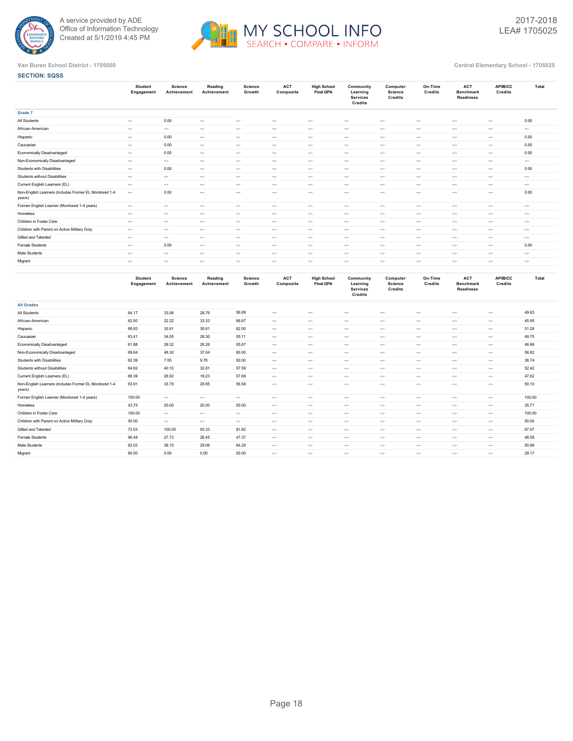A service provided by ADE
Office of Information Technology
Created at 5/1/2019 4:45 PM

2017-2018
LEA# 1705025

Van Buren School District - 1705000

Central Elementary School - 1705025

**SECTION: SQSS**

| | Student Engagement | Science Achievement | Reading Achievement | Science Growth | ACT Composite | High School Final GPA | Community Learning Services Credits | Computer Science Credits | On-Time Credits | ACT Benchmark Readiness | AP/IB/CC Credits | Total |
|---|---|---|---|---|---|---|---|---|---|---|---|---|
| **Grade 7** | | | | | | | | | | | | |
| All Students | --- | 0.00 | --- | --- | --- | --- | --- | --- | --- | --- | --- | 0.00 |
| African-American | --- | --- | --- | --- | --- | --- | --- | --- | --- | --- | --- | --- |
| Hispanic | --- | 0.00 | --- | --- | --- | --- | --- | --- | --- | --- | --- | 0.00 |
| Caucasian | --- | 0.00 | --- | --- | --- | --- | --- | --- | --- | --- | --- | 0.00 |
| Economically Disadvantaged | --- | 0.00 | --- | --- | --- | --- | --- | --- | --- | --- | --- | 0.00 |
| Non-Economically Disadvantaged | --- | --- | --- | --- | --- | --- | --- | --- | --- | --- | --- | --- |
| Students with Disabilities | --- | 0.00 | --- | --- | --- | --- | --- | --- | --- | --- | --- | 0.00 |
| Students without Disabilities | --- | --- | --- | --- | --- | --- | --- | --- | --- | --- | --- | --- |
| Current English Learners (EL) | --- | --- | --- | --- | --- | --- | --- | --- | --- | --- | --- | --- |
| Non-English Learners (includes Former EL Monitored 1-4 years) | --- | 0.00 | --- | --- | --- | --- | --- | --- | --- | --- | --- | 0.00 |
| Former English Learner (Monitored 1-4 years) | --- | --- | --- | --- | --- | --- | --- | --- | --- | --- | --- | --- |
| Homeless | --- | --- | --- | --- | --- | --- | --- | --- | --- | --- | --- | --- |
| Children in Foster Care | --- | --- | --- | --- | --- | --- | --- | --- | --- | --- | --- | --- |
| Children with Parent on Active Military Duty | --- | --- | --- | --- | --- | --- | --- | --- | --- | --- | --- | --- |
| Gifted and Talented | --- | --- | --- | --- | --- | --- | --- | --- | --- | --- | --- | --- |
| Female Students | --- | 0.00 | --- | --- | --- | --- | --- | --- | --- | --- | --- | 0.00 |
| Male Students | --- | --- | --- | --- | --- | --- | --- | --- | --- | --- | --- | --- |
| Migrant | --- | --- | --- | --- | --- | --- | --- | --- | --- | --- | --- | --- |

| | Student Engagement | Science Achievement | Reading Achievement | Science Growth | ACT Composite | High School Final GPA | Community Learning Services Credits | Computer Science Credits | On-Time Credits | ACT Benchmark Readiness | AP/IB/CC Credits | Total |
|---|---|---|---|---|---|---|---|---|---|---|---|---|
| **All Grades** | | | | | | | | | | | | |
| All Students | 64.17 | 33.06 | 28.76 | 56.69 | --- | --- | --- | --- | --- | --- | --- | 49.83 |
| African-American | 62.50 | 22.22 | 33.33 | 66.67 | --- | --- | --- | --- | --- | --- | --- | 45.95 |
| Hispanic | 68.93 | 30.91 | 30.61 | 62.50 | --- | --- | --- | --- | --- | --- | --- | 51.28 |
| Caucasian | 63.41 | 34.55 | 28.30 | 55.11 | --- | --- | --- | --- | --- | --- | --- | 49.75 |
| Economically Disadvantaged | 61.88 | 29.32 | 26.26 | 55.67 | --- | --- | --- | --- | --- | --- | --- | 46.66 |
| Non-Economically Disadvantaged | 69.64 | 46.30 | 37.04 | 60.00 | --- | --- | --- | --- | --- | --- | --- | 58.82 |
| Students with Disabilities | 62.39 | 7.55 | 9.76 | 50.00 | --- | --- | --- | --- | --- | --- | --- | 38.74 |
| Students without Disabilities | 64.62 | 40.10 | 32.81 | 57.59 | --- | --- | --- | --- | --- | --- | --- | 52.42 |
| Current English Learners (EL) | 66.39 | 26.92 | 19.23 | 57.69 | --- | --- | --- | --- | --- | --- | --- | 47.62 |
| Non-English Learners (includes Former EL Monitored 1-4 years) | 63.91 | 33.79 | 29.95 | 56.58 | --- | --- | --- | --- | --- | --- | --- | 50.10 |
| Former English Learner (Monitored 1-4 years) | 100.00 | --- | --- | --- | --- | --- | --- | --- | --- | --- | --- | 100.00 |
| Homeless | 43.75 | 20.00 | 20.00 | 50.00 | --- | --- | --- | --- | --- | --- | --- | 35.71 |
| Children in Foster Care | 100.00 | --- | --- | --- | --- | --- | --- | --- | --- | --- | --- | 100.00 |
| Children with Parent on Active Military Duty | 50.00 | --- | --- | --- | --- | --- | --- | --- | --- | --- | --- | 50.00 |
| Gifted and Talented | 73.53 | 100.00 | 93.33 | 81.82 | --- | --- | --- | --- | --- | --- | --- | 87.07 |
| Female Students | 66.48 | 27.73 | 28.45 | 47.37 | --- | --- | --- | --- | --- | --- | --- | 48.58 |
| Male Students | 62.03 | 38.10 | 29.06 | 64.29 | --- | --- | --- | --- | --- | --- | --- | 50.99 |
| Migrant | 60.00 | 0.00 | 0.00 | 50.00 | --- | --- | --- | --- | --- | --- | --- | 29.17 |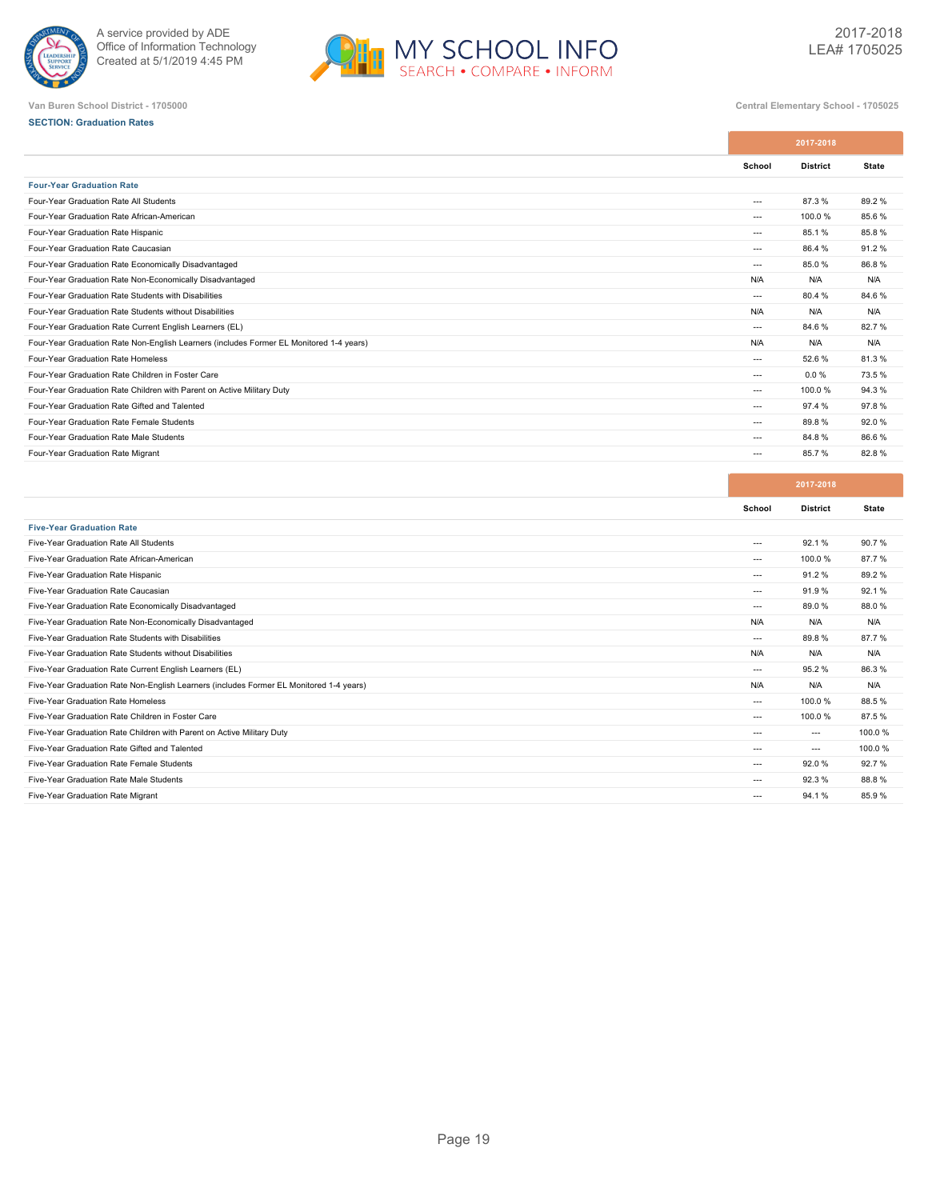Van Buren School District - 1705000

Central Elementary School - 1705025

**SECTION: Graduation Rates**

| | 2017-2018 | | |
|---|---|---|---|
| | School | District | State |
| **Four-Year Graduation Rate** | | | |
| Four-Year Graduation Rate All Students | --- | 87.3 % | 89.2 % |
| Four-Year Graduation Rate African-American | --- | 100.0 % | 85.6 % |
| Four-Year Graduation Rate Hispanic | --- | 85.1 % | 85.8 % |
| Four-Year Graduation Rate Caucasian | --- | 86.4 % | 91.2 % |
| Four-Year Graduation Rate Economically Disadvantaged | --- | 85.0 % | 86.8 % |
| Four-Year Graduation Rate Non-Economically Disadvantaged | N/A | N/A | N/A |
| Four-Year Graduation Rate Students with Disabilities | --- | 80.4 % | 84.6 % |
| Four-Year Graduation Rate Students without Disabilities | N/A | N/A | N/A |
| Four-Year Graduation Rate Current English Learners (EL) | --- | 84.6 % | 82.7 % |
| Four-Year Graduation Rate Non-English Learners (includes Former EL Monitored 1-4 years) | N/A | N/A | N/A |
| Four-Year Graduation Rate Homeless | --- | 52.6 % | 81.3 % |
| Four-Year Graduation Rate Children in Foster Care | --- | 0.0 % | 73.5 % |
| Four-Year Graduation Rate Children with Parent on Active Military Duty | --- | 100.0 % | 94.3 % |
| Four-Year Graduation Rate Gifted and Talented | --- | 97.4 % | 97.8 % |
| Four-Year Graduation Rate Female Students | --- | 89.8 % | 92.0 % |
| Four-Year Graduation Rate Male Students | --- | 84.8 % | 86.6 % |
| Four-Year Graduation Rate Migrant | --- | 85.7 % | 82.8 % |

| | 2017-2018 | | |
|---|---|---|---|
| | School | District | State |
| **Five-Year Graduation Rate** | | | |
| Five-Year Graduation Rate All Students | --- | 92.1 % | 90.7 % |
| Five-Year Graduation Rate African-American | --- | 100.0 % | 87.7 % |
| Five-Year Graduation Rate Hispanic | --- | 91.2 % | 89.2 % |
| Five-Year Graduation Rate Caucasian | --- | 91.9 % | 92.1 % |
| Five-Year Graduation Rate Economically Disadvantaged | --- | 89.0 % | 88.0 % |
| Five-Year Graduation Rate Non-Economically Disadvantaged | N/A | N/A | N/A |
| Five-Year Graduation Rate Students with Disabilities | --- | 89.8 % | 87.7 % |
| Five-Year Graduation Rate Students without Disabilities | N/A | N/A | N/A |
| Five-Year Graduation Rate Current English Learners (EL) | --- | 95.2 % | 86.3 % |
| Five-Year Graduation Rate Non-English Learners (includes Former EL Monitored 1-4 years) | N/A | N/A | N/A |
| Five-Year Graduation Rate Homeless | --- | 100.0 % | 88.5 % |
| Five-Year Graduation Rate Children in Foster Care | --- | 100.0 % | 87.5 % |
| Five-Year Graduation Rate Children with Parent on Active Military Duty | --- | --- | 100.0 % |
| Five-Year Graduation Rate Gifted and Talented | --- | --- | 100.0 % |
| Five-Year Graduation Rate Female Students | --- | 92.0 % | 92.7 % |
| Five-Year Graduation Rate Male Students | --- | 92.3 % | 88.8 % |
| Five-Year Graduation Rate Migrant | --- | 94.1 % | 85.9 % |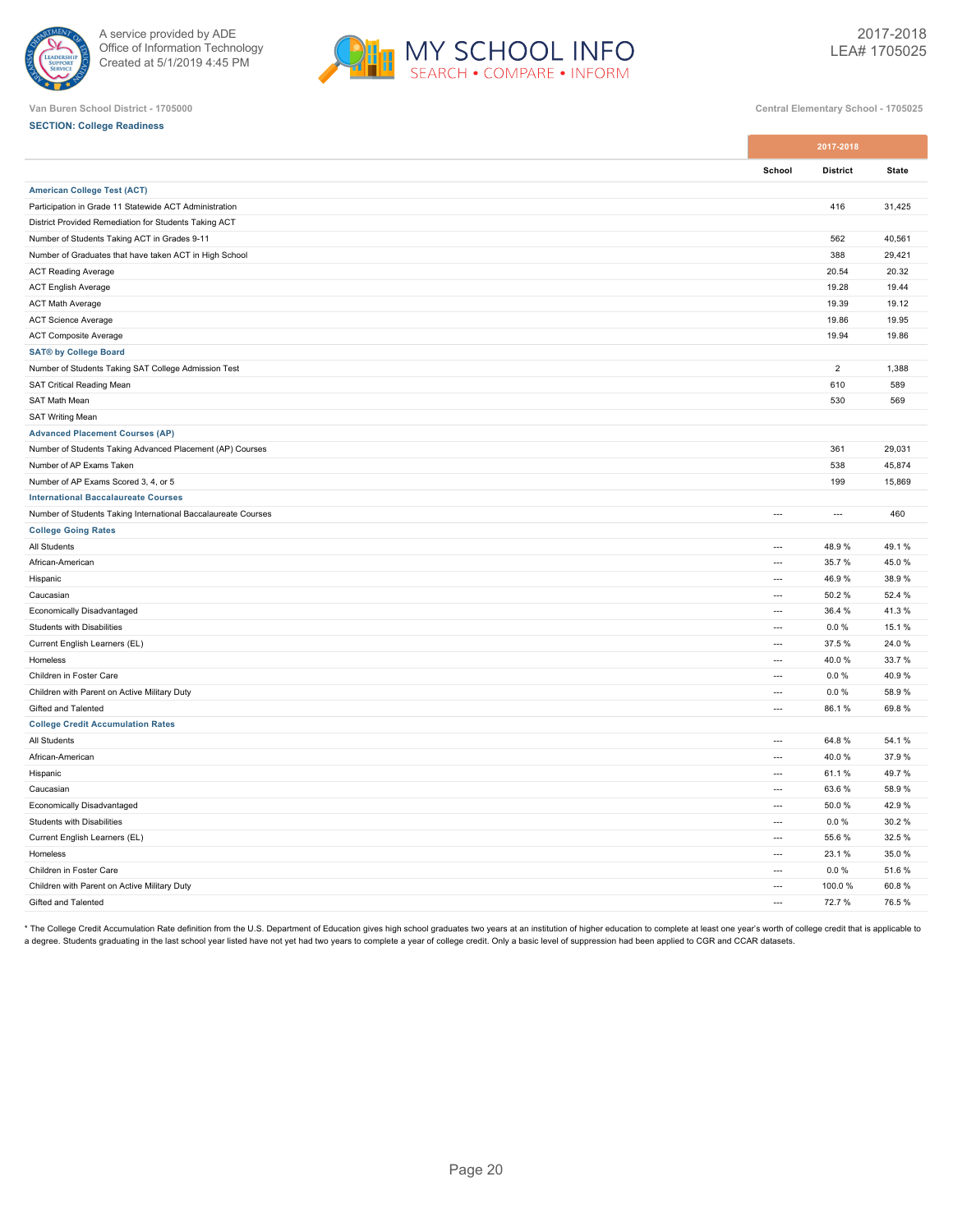A service provided by ADE
Office of Information Technology
Created at 5/1/2019 4:45 PM

MY SCHOOL INFO
SEARCH • COMPARE • INFORM

2017-2018
LEA# 1705025

Van Buren School District - 1705000

Central Elementary School - 1705025

**SECTION: College Readiness**

| | 2017-2018 | | |
|---|---|---|---|
| | School | District | State |
| **American College Test (ACT)** | | | |
| Participation in Grade 11 Statewide ACT Administration | | 416 | 31,425 |
| District Provided Remediation for Students Taking ACT | | | |
| Number of Students Taking ACT in Grades 9-11 | | 562 | 40,561 |
| Number of Graduates that have taken ACT in High School | | 388 | 29,421 |
| ACT Reading Average | | 20.54 | 20.32 |
| ACT English Average | | 19.28 | 19.44 |
| ACT Math Average | | 19.39 | 19.12 |
| ACT Science Average | | 19.86 | 19.95 |
| ACT Composite Average | | 19.94 | 19.86 |
| **SAT® by College Board** | | | |
| Number of Students Taking SAT College Admission Test | | 2 | 1,388 |
| SAT Critical Reading Mean | | 610 | 589 |
| SAT Math Mean | | 530 | 569 |
| SAT Writing Mean | | | |
| **Advanced Placement Courses (AP)** | | | |
| Number of Students Taking Advanced Placement (AP) Courses | | 361 | 29,031 |
| Number of AP Exams Taken | | 538 | 45,874 |
| Number of AP Exams Scored 3, 4, or 5 | | 199 | 15,869 |
| **International Baccalaureate Courses** | | | |
| Number of Students Taking International Baccalaureate Courses | --- | --- | 460 |
| **College Going Rates** | | | |
| All Students | --- | 48.9 % | 49.1 % |
| African-American | --- | 35.7 % | 45.0 % |
| Hispanic | --- | 46.9 % | 38.9 % |
| Caucasian | --- | 50.2 % | 52.4 % |
| Economically Disadvantaged | --- | 36.4 % | 41.3 % |
| Students with Disabilities | --- | 0.0 % | 15.1 % |
| Current English Learners (EL) | --- | 37.5 % | 24.0 % |
| Homeless | --- | 40.0 % | 33.7 % |
| Children in Foster Care | --- | 0.0 % | 40.9 % |
| Children with Parent on Active Military Duty | --- | 0.0 % | 58.9 % |
| Gifted and Talented | --- | 86.1 % | 69.8 % |
| **College Credit Accumulation Rates** | | | |
| All Students | --- | 64.8 % | 54.1 % |
| African-American | --- | 40.0 % | 37.9 % |
| Hispanic | --- | 61.1 % | 49.7 % |
| Caucasian | --- | 63.6 % | 58.9 % |
| Economically Disadvantaged | --- | 50.0 % | 42.9 % |
| Students with Disabilities | --- | 0.0 % | 30.2 % |
| Current English Learners (EL) | --- | 55.6 % | 32.5 % |
| Homeless | --- | 23.1 % | 35.0 % |
| Children in Foster Care | --- | 0.0 % | 51.6 % |
| Children with Parent on Active Military Duty | --- | 100.0 % | 60.8 % |
| Gifted and Talented | --- | 72.7 % | 76.5 % |

* The College Credit Accumulation Rate definition from the U.S. Department of Education gives high school graduates two years at an institution of higher education to complete at least one year's worth of college credit that is applicable to a degree. Students graduating in the last school year listed have not yet had two years to complete a year of college credit. Only a basic level of suppression had been applied to CGR and CCAR datasets.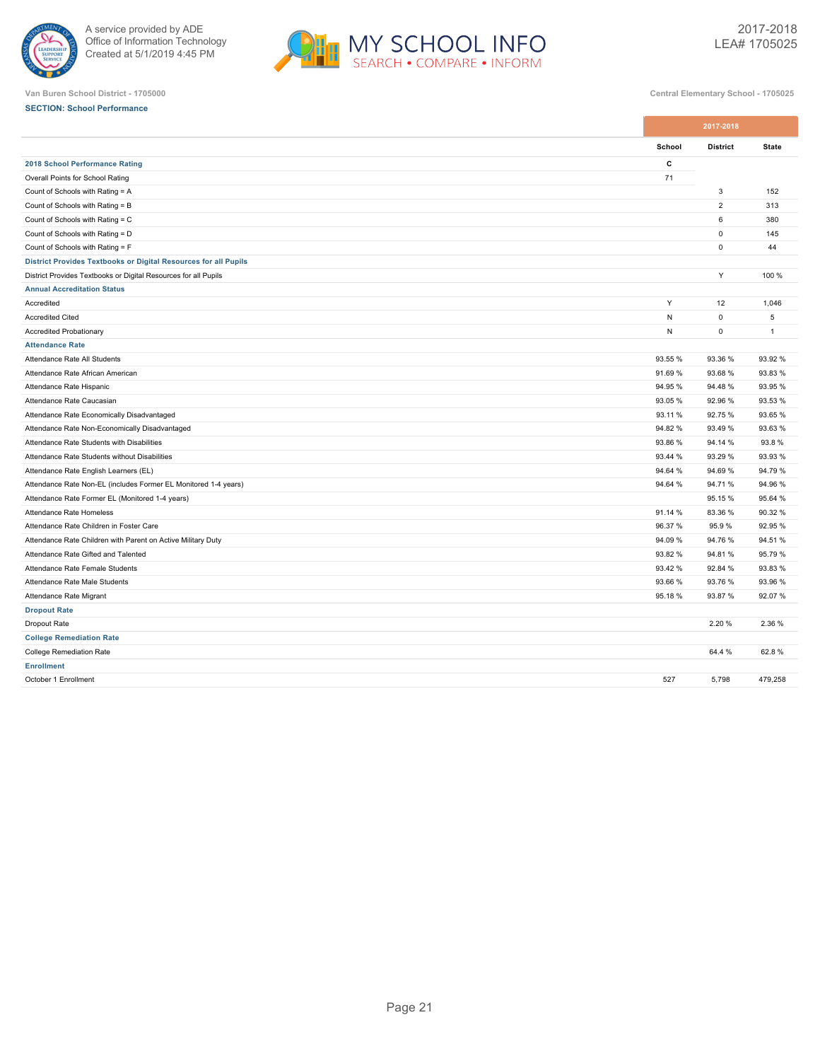A service provided by ADE
Office of Information Technology
Created at 5/1/2019 4:45 PM

MY SCHOOL INFO
SEARCH • COMPARE • INFORM

2017-2018
LEA# 1705025

Van Buren School District - 1705000

Central Elementary School - 1705025

**SECTION: School Performance**

| | 2017-2018 | | |
|---|---|---|---|
| | **School** | **District** | **State** |
| **2018 School Performance Rating** | **C** | | |
| Overall Points for School Rating | 71 | | |
| Count of Schools with Rating = A | | 3 | 152 |
| Count of Schools with Rating = B | | 2 | 313 |
| Count of Schools with Rating = C | | 6 | 380 |
| Count of Schools with Rating = D | | 0 | 145 |
| Count of Schools with Rating = F | | 0 | 44 |
| **District Provides Textbooks or Digital Resources for all Pupils** | | | |
| District Provides Textbooks or Digital Resources for all Pupils | | Y | 100 % |
| **Annual Accreditation Status** | | | |
| Accredited | Y | 12 | 1,046 |
| Accredited Cited | N | 0 | 5 |
| Accredited Probationary | N | 0 | 1 |
| **Attendance Rate** | | | |
| Attendance Rate All Students | 93.55 % | 93.36 % | 93.92 % |
| Attendance Rate African American | 91.69 % | 93.68 % | 93.83 % |
| Attendance Rate Hispanic | 94.95 % | 94.48 % | 93.95 % |
| Attendance Rate Caucasian | 93.05 % | 92.96 % | 93.53 % |
| Attendance Rate Economically Disadvantaged | 93.11 % | 92.75 % | 93.65 % |
| Attendance Rate Non-Economically Disadvantaged | 94.82 % | 93.49 % | 93.63 % |
| Attendance Rate Students with Disabilities | 93.86 % | 94.14 % | 93.8 % |
| Attendance Rate Students without Disabilities | 93.44 % | 93.29 % | 93.93 % |
| Attendance Rate English Learners (EL) | 94.64 % | 94.69 % | 94.79 % |
| Attendance Rate Non-EL (includes Former EL Monitored 1-4 years) | 94.64 % | 94.71 % | 94.96 % |
| Attendance Rate Former EL (Monitored 1-4 years) | | 95.15 % | 95.64 % |
| Attendance Rate Homeless | 91.14 % | 83.36 % | 90.32 % |
| Attendance Rate Children in Foster Care | 96.37 % | 95.9 % | 92.95 % |
| Attendance Rate Children with Parent on Active Military Duty | 94.09 % | 94.76 % | 94.51 % |
| Attendance Rate Gifted and Talented | 93.82 % | 94.81 % | 95.79 % |
| Attendance Rate Female Students | 93.42 % | 92.84 % | 93.83 % |
| Attendance Rate Male Students | 93.66 % | 93.76 % | 93.96 % |
| Attendance Rate Migrant | 95.18 % | 93.87 % | 92.07 % |
| **Dropout Rate** | | | |
| Dropout Rate | | 2.20 % | 2.36 % |
| **College Remediation Rate** | | | |
| College Remediation Rate | | 64.4 % | 62.8 % |
| **Enrollment** | | | |
| October 1 Enrollment | 527 | 5,798 | 479,258 |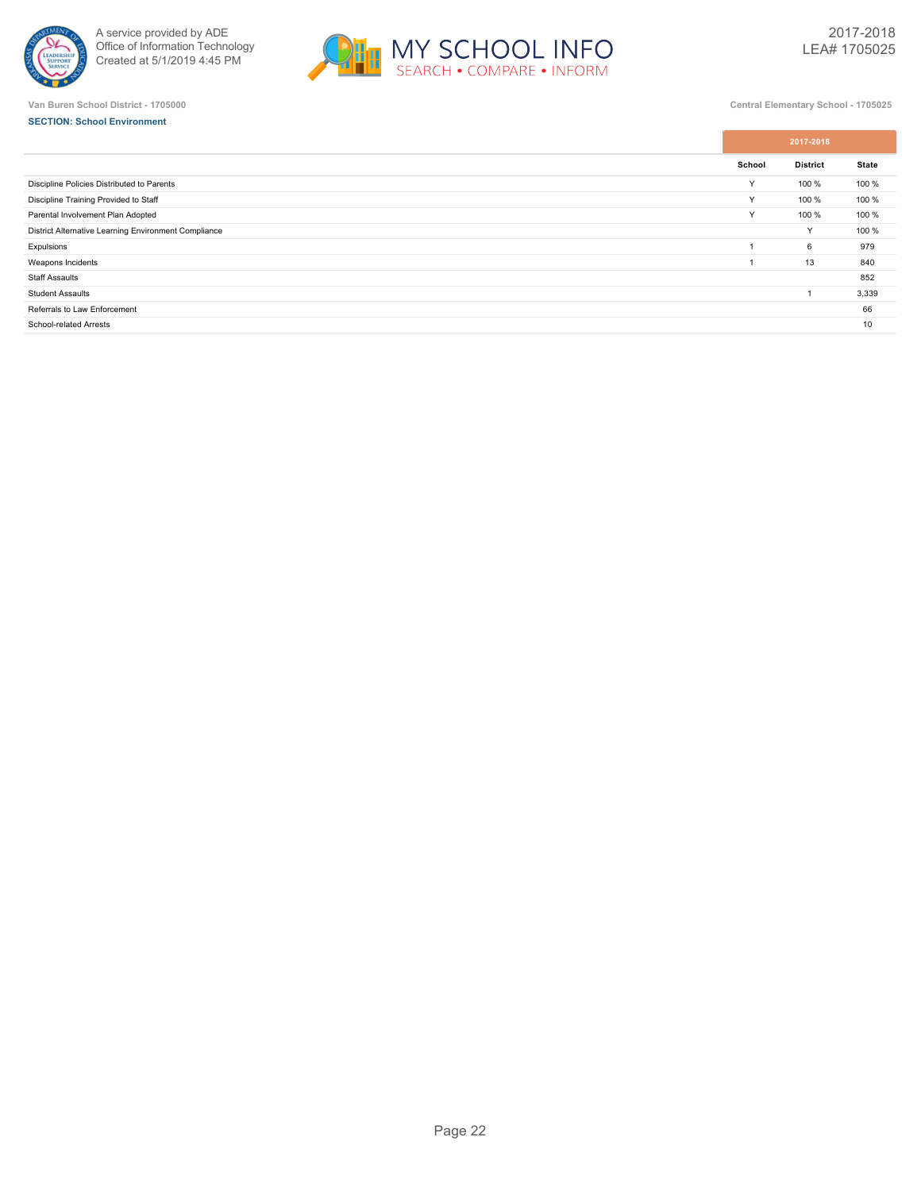Van Buren School District - 1705000

Central Elementary School - 1705025

**SECTION: School Environment**

| | 2017-2018 | | |
|---|---|---|---|
| | School | District | State |
| Discipline Policies Distributed to Parents | Y | 100 % | 100 % |
| Discipline Training Provided to Staff | Y | 100 % | 100 % |
| Parental Involvement Plan Adopted | Y | 100 % | 100 % |
| District Alternative Learning Environment Compliance | | Y | 100 % |
| Expulsions | 1 | 6 | 979 |
| Weapons Incidents | 1 | 13 | 840 |
| Staff Assaults | | | 852 |
| Student Assaults | | 1 | 3,339 |
| Referrals to Law Enforcement | | | 66 |
| School-related Arrests | | | 10 |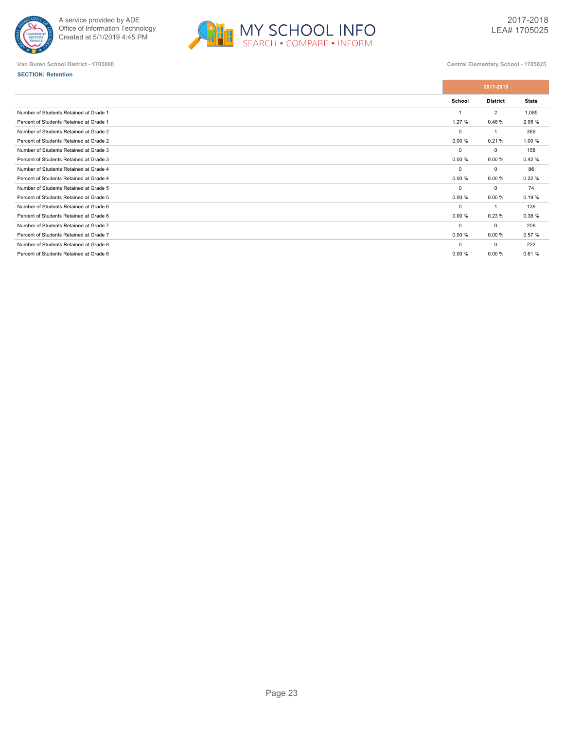Van Buren School District - 1705000

Central Elementary School - 1705025

**SECTION: Retention**

| | 2017-2018 | | |
|---|---|---|---|
| | School | District | State |
| Number of Students Retained at Grade 1 | 1 | 2 | 1,085 |
| Percent of Students Retained at Grade 1 | 1.27 % | 0.46 % | 2.95 % |
| Number of Students Retained at Grade 2 | 0 | 1 | 369 |
| Percent of Students Retained at Grade 2 | 0.00 % | 0.21 % | 1.00 % |
| Number of Students Retained at Grade 3 | 0 | 0 | 158 |
| Percent of Students Retained at Grade 3 | 0.00 % | 0.00 % | 0.42 % |
| Number of Students Retained at Grade 4 | 0 | 0 | 86 |
| Percent of Students Retained at Grade 4 | 0.00 % | 0.00 % | 0.22 % |
| Number of Students Retained at Grade 5 | 0 | 0 | 74 |
| Percent of Students Retained at Grade 5 | 0.00 % | 0.00 % | 0.19 % |
| Number of Students Retained at Grade 6 | 0 | 1 | 139 |
| Percent of Students Retained at Grade 6 | 0.00 % | 0.23 % | 0.38 % |
| Number of Students Retained at Grade 7 | 0 | 0 | 209 |
| Percent of Students Retained at Grade 7 | 0.00 % | 0.00 % | 0.57 % |
| Number of Students Retained at Grade 8 | 0 | 0 | 222 |
| Percent of Students Retained at Grade 8 | 0.00 % | 0.00 % | 0.61 % |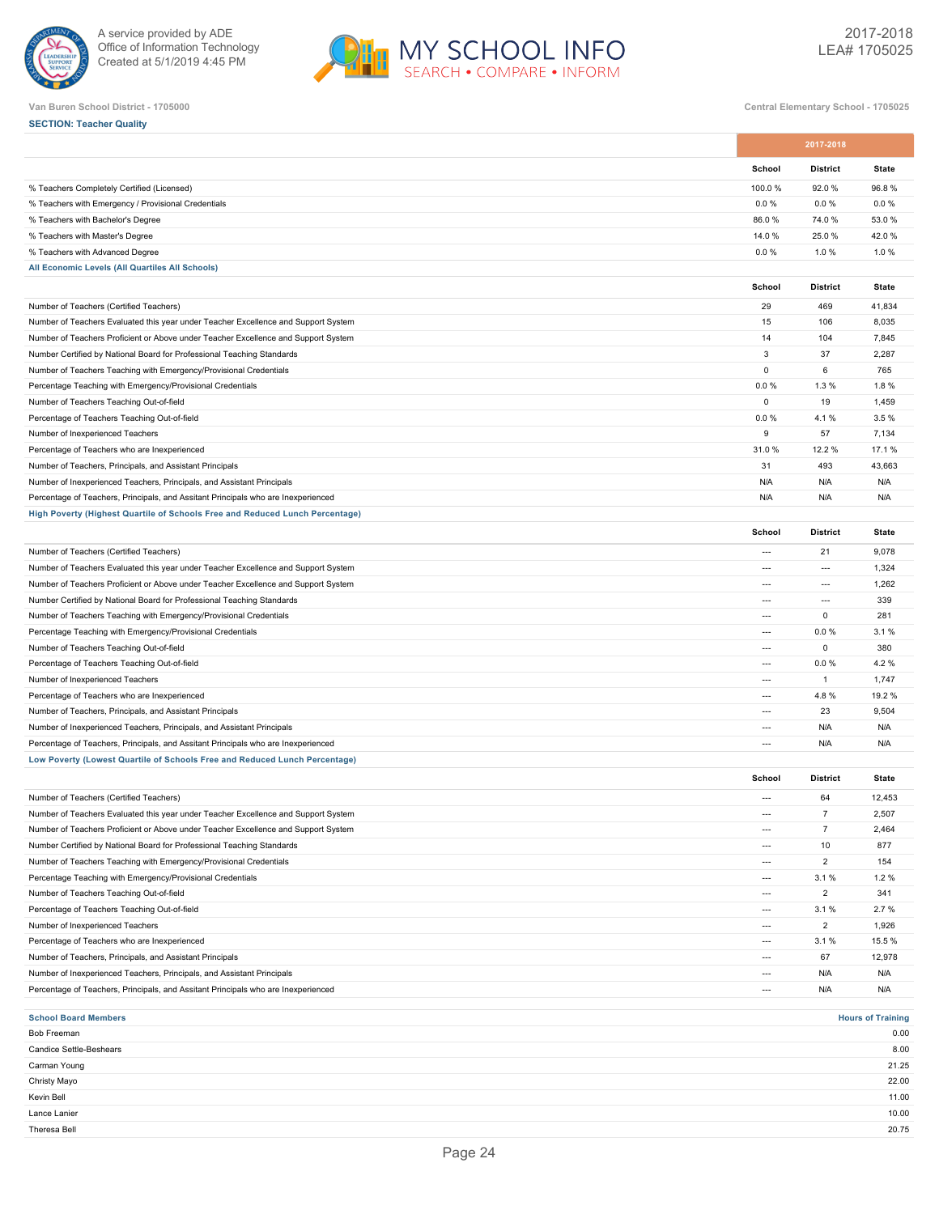Van Buren School District - 1705000

Central Elementary School - 1705025

**SECTION: Teacher Quality**

| | 2017-2018 | | |
|---|---|---|---|
| | School | District | State |
| % Teachers Completely Certified (Licensed) | 100.0 % | 92.0 % | 96.8 % |
| % Teachers with Emergency / Provisional Credentials | 0.0 % | 0.0 % | 0.0 % |
| % Teachers with Bachelor's Degree | 86.0 % | 74.0 % | 53.0 % |
| % Teachers with Master's Degree | 14.0 % | 25.0 % | 42.0 % |
| % Teachers with Advanced Degree | 0.0 % | 1.0 % | 1.0 % |

**All Economic Levels (All Quartiles All Schools)**

| | School | District | State |
|---|---|---|---|
| Number of Teachers (Certified Teachers) | 29 | 469 | 41,834 |
| Number of Teachers Evaluated this year under Teacher Excellence and Support System | 15 | 106 | 8,035 |
| Number of Teachers Proficient or Above under Teacher Excellence and Support System | 14 | 104 | 7,845 |
| Number Certified by National Board for Professional Teaching Standards | 3 | 37 | 2,287 |
| Number of Teachers Teaching with Emergency/Provisional Credentials | 0 | 6 | 765 |
| Percentage Teaching with Emergency/Provisional Credentials | 0.0 % | 1.3 % | 1.8 % |
| Number of Teachers Teaching Out-of-field | 0 | 19 | 1,459 |
| Percentage of Teachers Teaching Out-of-field | 0.0 % | 4.1 % | 3.5 % |
| Number of Inexperienced Teachers | 9 | 57 | 7,134 |
| Percentage of Teachers who are Inexperienced | 31.0 % | 12.2 % | 17.1 % |
| Number of Teachers, Principals, and Assistant Principals | 31 | 493 | 43,663 |
| Number of Inexperienced Teachers, Principals, and Assistant Principals | N/A | N/A | N/A |
| Percentage of Teachers, Principals, and Assitant Principals who are Inexperienced | N/A | N/A | N/A |

**High Poverty (Highest Quartile of Schools Free and Reduced Lunch Percentage)**

| | School | District | State |
|---|---|---|---|
| Number of Teachers (Certified Teachers) | --- | 21 | 9,078 |
| Number of Teachers Evaluated this year under Teacher Excellence and Support System | --- | --- | 1,324 |
| Number of Teachers Proficient or Above under Teacher Excellence and Support System | --- | --- | 1,262 |
| Number Certified by National Board for Professional Teaching Standards | --- | --- | 339 |
| Number of Teachers Teaching with Emergency/Provisional Credentials | --- | 0 | 281 |
| Percentage Teaching with Emergency/Provisional Credentials | --- | 0.0 % | 3.1 % |
| Number of Teachers Teaching Out-of-field | --- | 0 | 380 |
| Percentage of Teachers Teaching Out-of-field | --- | 0.0 % | 4.2 % |
| Number of Inexperienced Teachers | --- | 1 | 1,747 |
| Percentage of Teachers who are Inexperienced | --- | 4.8 % | 19.2 % |
| Number of Teachers, Principals, and Assistant Principals | --- | 23 | 9,504 |
| Number of Inexperienced Teachers, Principals, and Assistant Principals | --- | N/A | N/A |
| Percentage of Teachers, Principals, and Assitant Principals who are Inexperienced | --- | N/A | N/A |

**Low Poverty (Lowest Quartile of Schools Free and Reduced Lunch Percentage)**

| | School | District | State |
|---|---|---|---|
| Number of Teachers (Certified Teachers) | --- | 64 | 12,453 |
| Number of Teachers Evaluated this year under Teacher Excellence and Support System | --- | 7 | 2,507 |
| Number of Teachers Proficient or Above under Teacher Excellence and Support System | --- | 7 | 2,464 |
| Number Certified by National Board for Professional Teaching Standards | --- | 10 | 877 |
| Number of Teachers Teaching with Emergency/Provisional Credentials | --- | 2 | 154 |
| Percentage Teaching with Emergency/Provisional Credentials | --- | 3.1 % | 1.2 % |
| Number of Teachers Teaching Out-of-field | --- | 2 | 341 |
| Percentage of Teachers Teaching Out-of-field | --- | 3.1 % | 2.7 % |
| Number of Inexperienced Teachers | --- | 2 | 1,926 |
| Percentage of Teachers who are Inexperienced | --- | 3.1 % | 15.5 % |
| Number of Teachers, Principals, and Assistant Principals | --- | 67 | 12,978 |
| Number of Inexperienced Teachers, Principals, and Assistant Principals | --- | N/A | N/A |
| Percentage of Teachers, Principals, and Assitant Principals who are Inexperienced | --- | N/A | N/A |

| School Board Members | Hours of Training |
|---|---|
| Bob Freeman | 0.00 |
| Candice Settle-Beshears | 8.00 |
| Carman Young | 21.25 |
| Christy Mayo | 22.00 |
| Kevin Bell | 11.00 |
| Lance Lanier | 10.00 |
| Theresa Bell | 20.75 |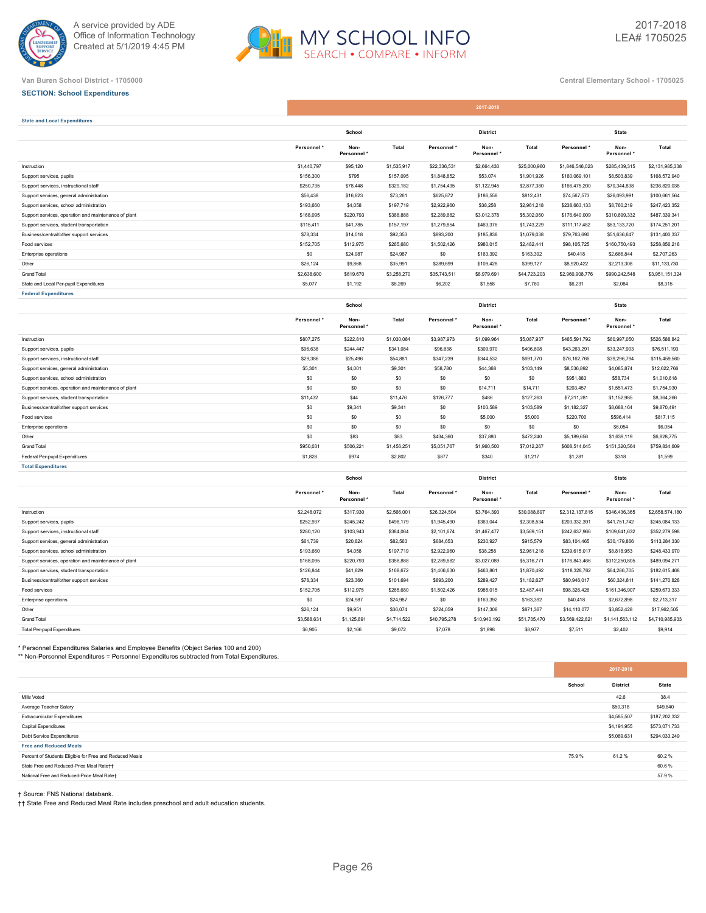Van Buren School District - 1705000

Central Elementary School - 1705025

### SECTION: School Expenditures

| 2017-2018 | | | | | | | | | |
|---|---|---|---|---|---|---|---|---|---|
| **State and Local Expenditures** | School | | | District | | | State | | |
| | Personnel * | Non-Personnel * | Total | Personnel * | Non-Personnel * | Total | Personnel * | Non-Personnel * | Total |
| Instruction | $1,440,797 | $95,120 | $1,535,917 | $22,336,531 | $2,664,430 | $25,000,960 | $1,846,546,023 | $285,439,315 | $2,131,985,338 |
| Support services, pupils | $156,300 | $795 | $157,095 | $1,848,852 | $53,074 | $1,901,926 | $160,069,101 | $8,503,839 | $168,572,940 |
| Support services, instructional staff | $250,735 | $78,448 | $329,182 | $1,754,435 | $1,122,945 | $2,877,380 | $166,475,200 | $70,344,838 | $236,820,038 |
| Support services, general administration | $56,438 | $16,823 | $73,261 | $625,872 | $186,558 | $812,431 | $74,567,573 | $26,093,991 | $100,661,564 |
| Support services, school administration | $193,660 | $4,058 | $197,719 | $2,922,960 | $38,258 | $2,961,218 | $238,663,133 | $8,760,219 | $247,423,352 |
| Support services, operation and maintenance of plant | $168,095 | $220,793 | $388,888 | $2,289,682 | $3,012,378 | $5,302,060 | $176,640,009 | $310,699,332 | $487,339,341 |
| Support services, student transportation | $115,411 | $41,785 | $157,197 | $1,279,854 | $463,376 | $1,743,229 | $111,117,482 | $63,133,720 | $174,251,201 |
| Business/central/other support services | $78,334 | $14,018 | $92,353 | $893,200 | $185,838 | $1,079,038 | $79,763,690 | $51,636,647 | $131,400,337 |
| Food services | $152,705 | $112,975 | $265,680 | $1,502,426 | $980,015 | $2,482,441 | $98,105,725 | $160,750,493 | $258,856,218 |
| Enterprise operations | $0 | $24,987 | $24,987 | $0 | $163,392 | $163,392 | $40,418 | $2,666,844 | $2,707,263 |
| Other | $26,124 | $9,868 | $35,991 | $289,699 | $109,428 | $399,127 | $8,920,422 | $2,213,308 | $11,133,730 |
| Grand Total | $2,638,600 | $619,670 | $3,258,270 | $35,743,511 | $8,979,691 | $44,723,203 | $2,960,908,776 | $990,242,548 | $3,951,151,324 |
| State and Local Per-pupil Expenditures | $5,077 | $1,192 | $6,269 | $6,202 | $1,558 | $7,760 | $6,231 | $2,084 | $8,315 |
| **Federal Expenditures** | School | | | District | | | State | | |
| | Personnel * | Non-Personnel * | Total | Personnel * | Non-Personnel * | Total | Personnel * | Non-Personnel * | Total |
| Instruction | $807,275 | $222,810 | $1,030,084 | $3,987,973 | $1,099,964 | $5,087,937 | $465,591,792 | $60,997,050 | $526,588,842 |
| Support services, pupils | $96,638 | $244,447 | $341,084 | $96,638 | $309,970 | $406,608 | $43,263,291 | $33,247,903 | $76,511,193 |
| Support services, instructional staff | $29,386 | $25,496 | $54,881 | $347,239 | $344,532 | $691,770 | $76,162,766 | $39,296,794 | $115,459,560 |
| Support services, general administration | $5,301 | $4,001 | $9,301 | $58,780 | $44,368 | $103,149 | $8,536,892 | $4,085,874 | $12,622,766 |
| Support services, school administration | $0 | $0 | $0 | $0 | $0 | $0 | $951,883 | $58,734 | $1,010,618 |
| Support services, operation and maintenance of plant | $0 | $0 | $0 | $0 | $14,711 | $14,711 | $203,457 | $1,551,473 | $1,754,930 |
| Support services, student transportation | $11,432 | $44 | $11,476 | $126,777 | $486 | $127,263 | $7,211,281 | $1,152,985 | $8,364,266 |
| Business/central/other support services | $0 | $9,341 | $9,341 | $0 | $103,589 | $103,589 | $1,182,327 | $8,688,164 | $9,870,491 |
| Food services | $0 | $0 | $0 | $0 | $5,000 | $5,000 | $220,700 | $596,414 | $817,115 |
| Enterprise operations | $0 | $0 | $0 | $0 | $0 | $0 | $0 | $6,054 | $6,054 |
| Other | $0 | $83 | $83 | $434,360 | $37,880 | $472,240 | $5,189,656 | $1,639,119 | $6,828,775 |
| Grand Total | $950,031 | $506,221 | $1,456,251 | $5,051,767 | $1,960,500 | $7,012,267 | $608,514,045 | $151,320,564 | $759,834,609 |
| Federal Per-pupil Expenditures | $1,828 | $974 | $2,802 | $877 | $340 | $1,217 | $1,281 | $318 | $1,599 |
| **Total Expenditures** | School | | | District | | | State | | |
| | Personnel * | Non-Personnel * | Total | Personnel * | Non-Personnel * | Total | Personnel * | Non-Personnel * | Total |
| Instruction | $2,248,072 | $317,930 | $2,566,001 | $26,324,504 | $3,764,393 | $30,088,897 | $2,312,137,815 | $346,436,365 | $2,658,574,180 |
| Support services, pupils | $252,937 | $245,242 | $498,179 | $1,945,490 | $363,044 | $2,308,534 | $203,332,391 | $41,751,742 | $245,084,133 |
| Support services, instructional staff | $280,120 | $103,943 | $384,064 | $2,101,674 | $1,467,477 | $3,569,151 | $242,637,966 | $109,641,632 | $352,279,598 |
| Support services, general administration | $61,739 | $20,824 | $82,563 | $684,653 | $230,927 | $915,579 | $83,104,465 | $30,179,866 | $113,284,330 |
| Support services, school administration | $193,660 | $4,058 | $197,719 | $2,922,960 | $38,258 | $2,961,218 | $239,615,017 | $8,818,953 | $248,433,970 |
| Support services, operation and maintenance of plant | $168,095 | $220,793 | $388,888 | $2,289,682 | $3,027,089 | $5,316,771 | $176,843,466 | $312,250,805 | $489,094,271 |
| Support services, student transportation | $126,844 | $41,829 | $168,672 | $1,406,630 | $463,861 | $1,870,492 | $118,328,762 | $64,286,705 | $182,615,468 |
| Business/central/other support services | $78,334 | $23,360 | $101,694 | $893,200 | $289,427 | $1,182,627 | $80,946,017 | $60,324,811 | $141,270,828 |
| Food services | $152,705 | $112,975 | $265,680 | $1,502,426 | $985,015 | $2,487,441 | $98,326,426 | $161,346,907 | $259,673,333 |
| Enterprise operations | $0 | $24,987 | $24,987 | $0 | $163,392 | $163,392 | $40,418 | $2,672,898 | $2,713,317 |
| Other | $26,124 | $9,951 | $36,074 | $724,059 | $147,308 | $871,367 | $14,110,077 | $3,852,428 | $17,962,505 |
| Grand Total | $3,588,631 | $1,125,891 | $4,714,522 | $40,795,278 | $10,940,192 | $51,735,470 | $3,569,422,821 | $1,141,563,112 | $4,710,985,933 |
| Total Per-pupil Expenditures | $6,905 | $2,166 | $9,072 | $7,078 | $1,898 | $8,977 | $7,511 | $2,402 | $9,914 |

\* Personnel Expenditures Salaries and Employee Benefits (Object Series 100 and 200)

\*\* Non-Personnel Expenditures = Personnel Expenditures subtracted from Total Expenditures.

| 2017-2018 | School | District | State |
|---|---|---|---|
| Mills Voted | | 42.6 | 38.4 |
| Average Teacher Salary | | $50,318 | $49,840 |
| Extracurricular Expenditures | | $4,585,507 | $187,202,332 |
| Capital Expenditures | | $4,191,955 | $573,071,733 |
| Debt Service Expenditures | | $5,089,631 | $294,033,249 |
| **Free and Reduced Meals** | | | |
| Percent of Students Eligible for Free and Reduced Meals | 75.9 % | 61.2 % | 60.2 % |
| State Free and Reduced-Price Meal Rate†† | | | 60.6 % |
| National Free and Reduced-Price Meal Rate† | | | 57.9 % |

† Source: FNS National databank.

†† State Free and Reduced Meal Rate includes preschool and adult education students.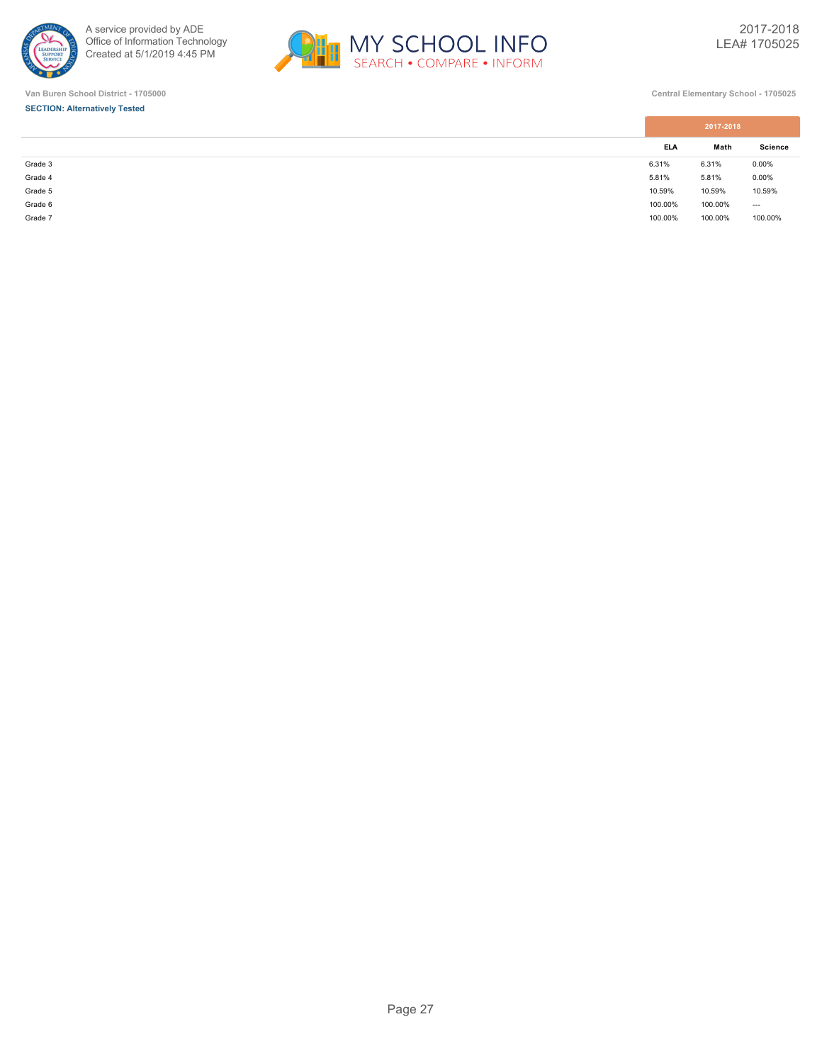Van Buren School District - 1705000

Central Elementary School - 1705025

**SECTION: Alternatively Tested**

| | 2017-2018 | | |
|---|---|---|---|
| | ELA | Math | Science |
| Grade 3 | 6.31% | 6.31% | 0.00% |
| Grade 4 | 5.81% | 5.81% | 0.00% |
| Grade 5 | 10.59% | 10.59% | 10.59% |
| Grade 6 | 100.00% | 100.00% | --- |
| Grade 7 | 100.00% | 100.00% | 100.00% |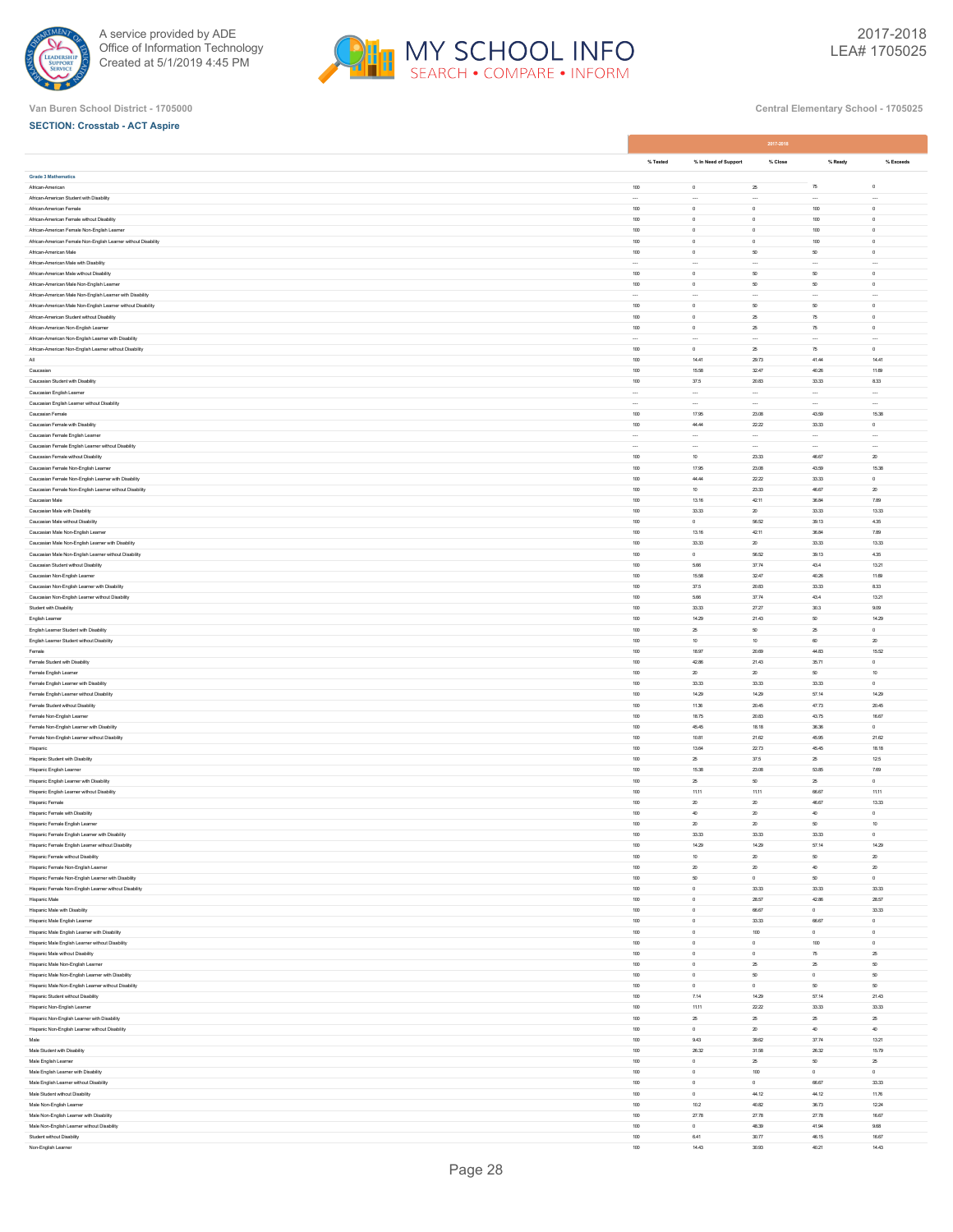Van Buren School District - 1705000

Central Elementary School - 1705025

**SECTION: Crosstab - ACT Aspire**

| | 2017-2018 | | | | |
|---|---|---|---|---|---|
| | % Tested | % In Need of Support | % Close | % Ready | % Exceeds |
| **Grade 3 Mathematics** | | | | | |
| African-American | 100 | 0 | 25 | 75 | 0 |
| African-American Student with Disability | --- | --- | --- | --- | --- |
| African-American Female | 100 | 0 | 0 | 100 | 0 |
| African-American Female without Disability | 100 | 0 | 0 | 100 | 0 |
| African-American Female Non-English Learner | 100 | 0 | 0 | 100 | 0 |
| African-American Female Non-English Learner without Disability | 100 | 0 | 0 | 100 | 0 |
| African-American Male | 100 | 0 | 50 | 50 | 0 |
| African-American Male with Disability | --- | --- | --- | --- | --- |
| African-American Male without Disability | 100 | 0 | 50 | 50 | 0 |
| African-American Male Non-English Learner | 100 | 0 | 50 | 50 | 0 |
| African-American Male Non-English Learner with Disability | --- | --- | --- | --- | --- |
| African-American Male Non-English Learner without Disability | 100 | 0 | 50 | 50 | 0 |
| African-American Student without Disability | 100 | 0 | 25 | 75 | 0 |
| African-American Non-English Learner | 100 | 0 | 25 | 75 | 0 |
| African-American Non-English Learner with Disability | --- | --- | --- | --- | --- |
| African-American Non-English Learner without Disability | 100 | 0 | 25 | 75 | 0 |
| All | 100 | 14.41 | 29.73 | 41.44 | 14.41 |
| Caucasian | 100 | 15.58 | 32.47 | 40.26 | 11.69 |
| Caucasian Student with Disability | 100 | 37.5 | 20.83 | 33.33 | 8.33 |
| Caucasian English Learner | --- | --- | --- | --- | --- |
| Caucasian English Learner without Disability | --- | --- | --- | --- | --- |
| Caucasian Female | 100 | 17.95 | 23.08 | 43.59 | 15.38 |
| Caucasian Female with Disability | 100 | 44.44 | 22.22 | 33.33 | 0 |
| Caucasian Female English Learner | --- | --- | --- | --- | --- |
| Caucasian Female English Learner without Disability | --- | --- | --- | --- | --- |
| Caucasian Female without Disability | 100 | 10 | 23.33 | 46.67 | 20 |
| Caucasian Female Non-English Learner | 100 | 17.95 | 23.08 | 43.59 | 15.38 |
| Caucasian Female Non-English Learner with Disability | 100 | 44.44 | 22.22 | 33.33 | 0 |
| Caucasian Female Non-English Learner without Disability | 100 | 10 | 23.33 | 46.67 | 20 |
| Caucasian Male | 100 | 13.16 | 42.11 | 36.84 | 7.89 |
| Caucasian Male with Disability | 100 | 33.33 | 20 | 33.33 | 13.33 |
| Caucasian Male without Disability | 100 | 0 | 56.52 | 39.13 | 4.35 |
| Caucasian Male Non-English Learner | 100 | 13.16 | 42.11 | 36.84 | 7.89 |
| Caucasian Male Non-English Learner with Disability | 100 | 33.33 | 20 | 33.33 | 13.33 |
| Caucasian Male Non-English Learner without Disability | 100 | 0 | 56.52 | 39.13 | 4.35 |
| Caucasian Student without Disability | 100 | 5.66 | 37.74 | 43.4 | 13.21 |
| Caucasian Non-English Learner | 100 | 15.58 | 32.47 | 40.26 | 11.69 |
| Caucasian Non-English Learner with Disability | 100 | 37.5 | 20.83 | 33.33 | 8.33 |
| Caucasian Non-English Learner without Disability | 100 | 5.66 | 37.74 | 43.4 | 13.21 |
| Student with Disability | 100 | 33.33 | 27.27 | 30.3 | 9.09 |
| English Learner | 100 | 14.29 | 21.43 | 50 | 14.29 |
| English Learner Student with Disability | 100 | 25 | 50 | 25 | 0 |
| English Learner Student without Disability | 100 | 10 | 10 | 60 | 20 |
| Female | 100 | 18.97 | 20.69 | 44.83 | 15.52 |
| Female Student with Disability | 100 | 42.86 | 21.43 | 35.71 | 0 |
| Female English Learner | 100 | 20 | 20 | 50 | 10 |
| Female English Learner with Disability | 100 | 33.33 | 33.33 | 33.33 | 0 |
| Female English Learner without Disability | 100 | 14.29 | 14.29 | 57.14 | 14.29 |
| Female Student without Disability | 100 | 11.36 | 20.45 | 47.73 | 20.45 |
| Female Non-English Learner | 100 | 18.75 | 20.83 | 43.75 | 16.67 |
| Female Non-English Learner with Disability | 100 | 45.45 | 18.18 | 36.36 | 0 |
| Female Non-English Learner without Disability | 100 | 10.81 | 21.62 | 45.95 | 21.62 |
| Hispanic | 100 | 13.64 | 22.73 | 45.45 | 18.18 |
| Hispanic Student with Disability | 100 | 25 | 37.5 | 25 | 12.5 |
| Hispanic English Learner | 100 | 15.38 | 23.08 | 53.85 | 7.69 |
| Hispanic English Learner with Disability | 100 | 25 | 50 | 25 | 0 |
| Hispanic English Learner without Disability | 100 | 11.11 | 11.11 | 66.67 | 11.11 |
| Hispanic Female | 100 | 20 | 20 | 46.67 | 13.33 |
| Hispanic Female with Disability | 100 | 40 | 20 | 40 | 0 |
| Hispanic Female English Learner | 100 | 20 | 20 | 50 | 10 |
| Hispanic Female English Learner with Disability | 100 | 33.33 | 33.33 | 33.33 | 0 |
| Hispanic Female English Learner without Disability | 100 | 14.29 | 14.29 | 57.14 | 14.29 |
| Hispanic Female without Disability | 100 | 10 | 20 | 50 | 20 |
| Hispanic Female Non-English Learner | 100 | 20 | 20 | 40 | 20 |
| Hispanic Female Non-English Learner with Disability | 100 | 50 | 0 | 50 | 0 |
| Hispanic Female Non-English Learner without Disability | 100 | 0 | 33.33 | 33.33 | 33.33 |
| Hispanic Male | 100 | 0 | 28.57 | 42.86 | 28.57 |
| Hispanic Male with Disability | 100 | 0 | 66.67 | 0 | 33.33 |
| Hispanic Male English Learner | 100 | 0 | 33.33 | 66.67 | 0 |
| Hispanic Male English Learner with Disability | 100 | 0 | 100 | 0 | 0 |
| Hispanic Male English Learner without Disability | 100 | 0 | 0 | 100 | 0 |
| Hispanic Male without Disability | 100 | 0 | 0 | 75 | 25 |
| Hispanic Male Non-English Learner | 100 | 0 | 25 | 25 | 50 |
| Hispanic Male Non-English Learner with Disability | 100 | 0 | 50 | 0 | 50 |
| Hispanic Male Non-English Learner without Disability | 100 | 0 | 0 | 50 | 50 |
| Hispanic Student without Disability | 100 | 7.14 | 14.29 | 57.14 | 21.43 |
| Hispanic Non-English Learner | 100 | 11.11 | 22.22 | 33.33 | 33.33 |
| Hispanic Non-English Learner with Disability | 100 | 25 | 25 | 25 | 25 |
| Hispanic Non-English Learner without Disability | 100 | 0 | 20 | 40 | 40 |
| Male | 100 | 9.43 | 39.62 | 37.74 | 13.21 |
| Male Student with Disability | 100 | 26.32 | 31.58 | 26.32 | 15.79 |
| Male English Learner | 100 | 0 | 25 | 50 | 25 |
| Male English Learner with Disability | 100 | 0 | 100 | 0 | 0 |
| Male English Learner without Disability | 100 | 0 | 0 | 66.67 | 33.33 |
| Male Student without Disability | 100 | 0 | 44.12 | 44.12 | 11.76 |
| Male Non-English Learner | 100 | 10.2 | 40.82 | 36.73 | 12.24 |
| Male Non-English Learner with Disability | 100 | 27.78 | 27.78 | 27.78 | 16.67 |
| Male Non-English Learner without Disability | 100 | 0 | 48.39 | 41.94 | 9.68 |
| Student without Disability | 100 | 6.41 | 30.77 | 46.15 | 16.67 |
| Non-English Learner | 100 | 14.43 | 30.93 | 40.21 | 14.43 |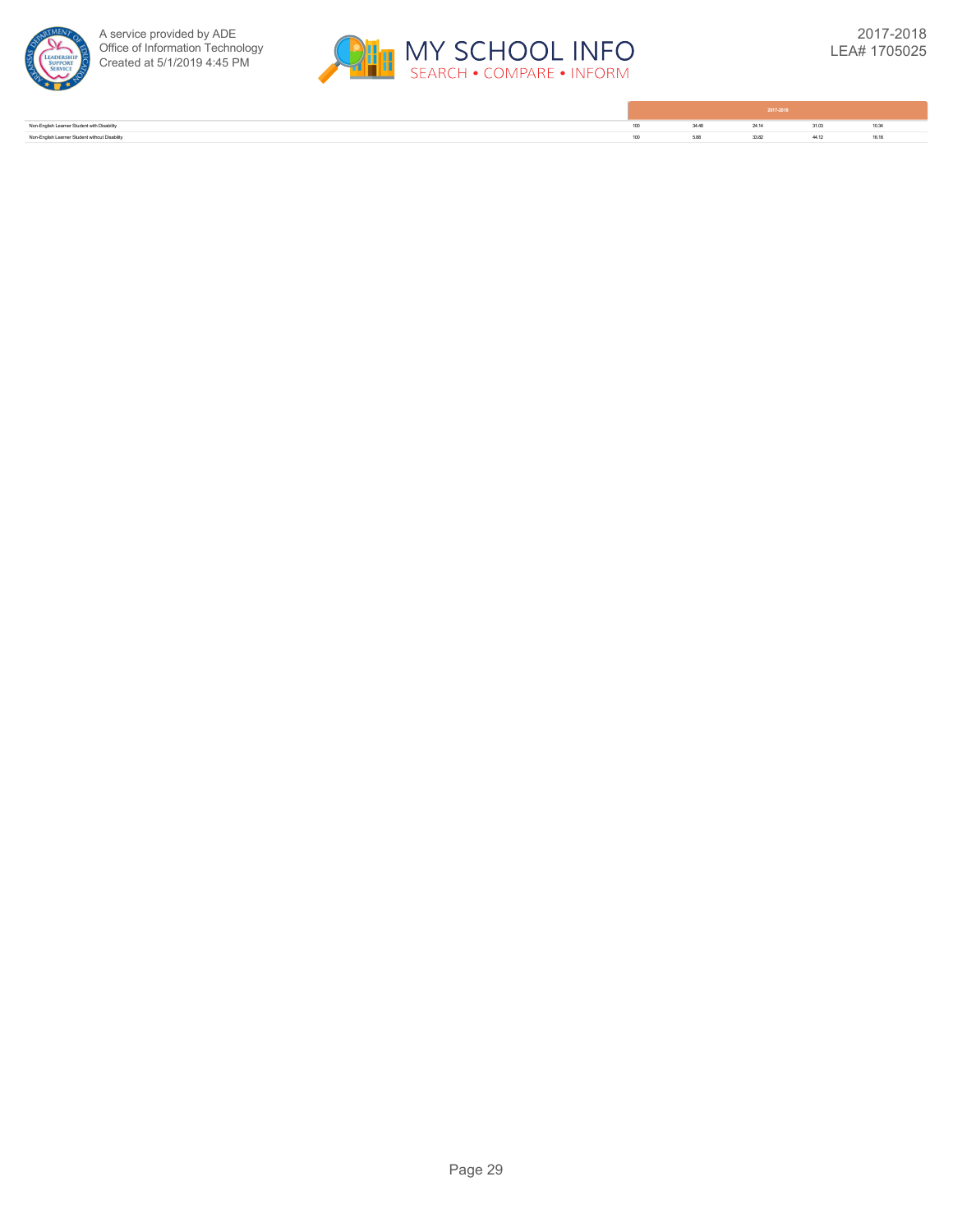| | 2017-2018 | | | | |
|---|---|---|---|---|---|
| Non-English Learner Student with Disability | 100 | 34.48 | 24.14 | 31.03 | 10.34 |
| Non-English Learner Student without Disability | 100 | 5.88 | 33.82 | 44.12 | 16.18 |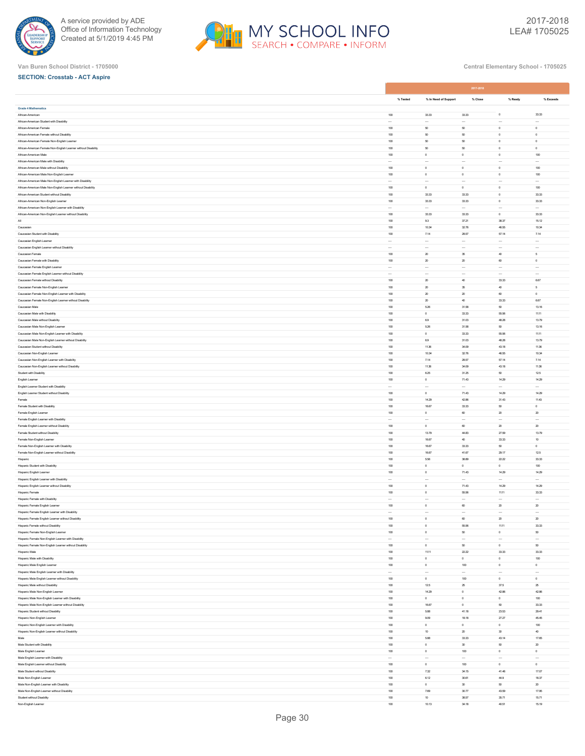Van Buren School District - 1705000

Central Elementary School - 1705025

**SECTION: Crosstab - ACT Aspire**

| | 2017-2018 | | | | |
|---|---|---|---|---|---|
| | % Tested | % In Need of Support | % Close | % Ready | % Exceeds |
| **Grade 4 Mathematics** | | | | | |
| African-American | 100 | 33.33 | 33.33 | 0 | 33.33 |
| African-American Student with Disability | --- | --- | --- | --- | --- |
| African-American Female | 100 | 50 | 50 | 0 | 0 |
| African-American Female without Disability | 100 | 50 | 50 | 0 | 0 |
| African-American Female Non-English Learner | 100 | 50 | 50 | 0 | 0 |
| African-American Female Non-English Learner without Disability | 100 | 50 | 50 | 0 | 0 |
| African-American Male | 100 | 0 | 0 | 0 | 100 |
| African-American Male with Disability | --- | --- | --- | --- | --- |
| African-American Male without Disability | 100 | 0 | 0 | 0 | 100 |
| African-American Male Non-English Learner | 100 | 0 | 0 | 0 | 100 |
| African-American Male Non-English Learner with Disability | --- | --- | --- | --- | --- |
| African-American Male Non-English Learner without Disability | 100 | 0 | 0 | 0 | 100 |
| African-American Student without Disability | 100 | 33.33 | 33.33 | 0 | 33.33 |
| African-American Non-English Learner | 100 | 33.33 | 33.33 | 0 | 33.33 |
| African-American Non-English Learner with Disability | --- | --- | --- | --- | --- |
| African-American Non-English Learner without Disability | 100 | 33.33 | 33.33 | 0 | 33.33 |
| All | 100 | 9.3 | 37.21 | 38.37 | 15.12 |
| Caucasian | 100 | 10.34 | 32.76 | 46.55 | 10.34 |
| Caucasian Student with Disability | 100 | 7.14 | 28.57 | 57.14 | 7.14 |
| Caucasian English Learner | --- | --- | --- | --- | --- |
| Caucasian English Learner without Disability | --- | --- | --- | --- | --- |
| Caucasian Female | 100 | 20 | 35 | 40 | 5 |
| Caucasian Female with Disability | 100 | 20 | 20 | 60 | 0 |
| Caucasian Female English Learner | --- | --- | --- | --- | --- |
| Caucasian Female English Learner without Disability | --- | --- | --- | --- | --- |
| Caucasian Female without Disability | 100 | 20 | 40 | 33.33 | 6.67 |
| Caucasian Female Non-English Learner | 100 | 20 | 35 | 40 | 5 |
| Caucasian Female Non-English Learner with Disability | 100 | 20 | 20 | 60 | 0 |
| Caucasian Female Non-English Learner without Disability | 100 | 20 | 40 | 33.33 | 6.67 |
| Caucasian Male | 100 | 5.26 | 31.58 | 50 | 13.16 |
| Caucasian Male with Disability | 100 | 0 | 33.33 | 55.56 | 11.11 |
| Caucasian Male without Disability | 100 | 6.9 | 31.03 | 48.28 | 13.79 |
| Caucasian Male Non-English Learner | 100 | 5.26 | 31.58 | 50 | 13.16 |
| Caucasian Male Non-English Learner with Disability | 100 | 0 | 33.33 | 55.56 | 11.11 |
| Caucasian Male Non-English Learner without Disability | 100 | 6.9 | 31.03 | 48.28 | 13.79 |
| Caucasian Student without Disability | 100 | 11.36 | 34.09 | 43.18 | 11.36 |
| Caucasian Non-English Learner | 100 | 10.34 | 32.76 | 46.55 | 10.34 |
| Caucasian Non-English Learner with Disability | 100 | 7.14 | 28.57 | 57.14 | 7.14 |
| Caucasian Non-English Learner without Disability | 100 | 11.36 | 34.09 | 43.18 | 11.36 |
| Student with Disability | 100 | 6.25 | 31.25 | 50 | 12.5 |
| English Learner | 100 | 0 | 71.43 | 14.29 | 14.29 |
| English Learner Student with Disability | --- | --- | --- | --- | --- |
| English Learner Student without Disability | 100 | 0 | 71.43 | 14.29 | 14.29 |
| Female | 100 | 14.29 | 42.86 | 31.43 | 11.43 |
| Female Student with Disability | 100 | 16.67 | 33.33 | 50 | 0 |
| Female English Learner | 100 | 0 | 60 | 20 | 20 |
| Female English Learner with Disability | --- | --- | --- | --- | --- |
| Female English Learner without Disability | 100 | 0 | 60 | 20 | 20 |
| Female Student without Disability | 100 | 13.79 | 44.83 | 27.59 | 13.79 |
| Female Non-English Learner | 100 | 16.67 | 40 | 33.33 | 10 |
| Female Non-English Learner with Disability | 100 | 16.67 | 33.33 | 50 | 0 |
| Female Non-English Learner without Disability | 100 | 16.67 | 41.67 | 29.17 | 12.5 |
| Hispanic | 100 | 5.56 | 38.89 | 22.22 | 33.33 |
| Hispanic Student with Disability | 100 | 0 | 0 | 0 | 100 |
| Hispanic English Learner | 100 | 0 | 71.43 | 14.29 | 14.29 |
| Hispanic English Learner with Disability | --- | --- | --- | --- | --- |
| Hispanic English Learner without Disability | 100 | 0 | 71.43 | 14.29 | 14.29 |
| Hispanic Female | 100 | 0 | 55.56 | 11.11 | 33.33 |
| Hispanic Female with Disability | --- | --- | --- | --- | --- |
| Hispanic Female English Learner | 100 | 0 | 60 | 20 | 20 |
| Hispanic Female English Learner with Disability | --- | --- | --- | --- | --- |
| Hispanic Female English Learner without Disability | 100 | 0 | 60 | 20 | 20 |
| Hispanic Female without Disability | 100 | 0 | 55.56 | 11.11 | 33.33 |
| Hispanic Female Non-English Learner | 100 | 0 | 50 | 0 | 50 |
| Hispanic Female Non-English Learner with Disability | --- | --- | --- | --- | --- |
| Hispanic Female Non-English Learner without Disability | 100 | 0 | 50 | 0 | 50 |
| Hispanic Male | 100 | 11.11 | 22.22 | 33.33 | 33.33 |
| Hispanic Male with Disability | 100 | 0 | 0 | 0 | 100 |
| Hispanic Male English Learner | 100 | 0 | 100 | 0 | 0 |
| Hispanic Male English Learner with Disability | --- | --- | --- | --- | --- |
| Hispanic Male English Learner without Disability | 100 | 0 | 100 | 0 | 0 |
| Hispanic Male without Disability | 100 | 12.5 | 25 | 37.5 | 25 |
| Hispanic Male Non-English Learner | 100 | 14.29 | 0 | 42.86 | 42.86 |
| Hispanic Male Non-English Learner with Disability | 100 | 0 | 0 | 0 | 100 |
| Hispanic Male Non-English Learner without Disability | 100 | 16.67 | 0 | 50 | 33.33 |
| Hispanic Student without Disability | 100 | 5.88 | 41.18 | 23.53 | 29.41 |
| Hispanic Non-English Learner | 100 | 9.09 | 18.18 | 27.27 | 45.45 |
| Hispanic Non-English Learner with Disability | 100 | 0 | 0 | 0 | 100 |
| Hispanic Non-English Learner without Disability | 100 | 10 | 20 | 30 | 40 |
| Male | 100 | 5.88 | 33.33 | 43.14 | 17.65 |
| Male Student with Disability | 100 | 0 | 30 | 50 | 20 |
| Male English Learner | 100 | 0 | 100 | 0 | 0 |
| Male English Learner with Disability | --- | --- | --- | --- | --- |
| Male English Learner without Disability | 100 | 0 | 100 | 0 | 0 |
| Male Student without Disability | 100 | 7.32 | 34.15 | 41.46 | 17.07 |
| Male Non-English Learner | 100 | 6.12 | 30.61 | 44.9 | 18.37 |
| Male Non-English Learner with Disability | 100 | 0 | 30 | 50 | 20 |
| Male Non-English Learner without Disability | 100 | 7.69 | 30.77 | 43.59 | 17.95 |
| Student without Disability | 100 | 10 | 38.57 | 35.71 | 15.71 |
| Non-English Learner | 100 | 10.13 | 34.18 | 40.51 | 15.19 |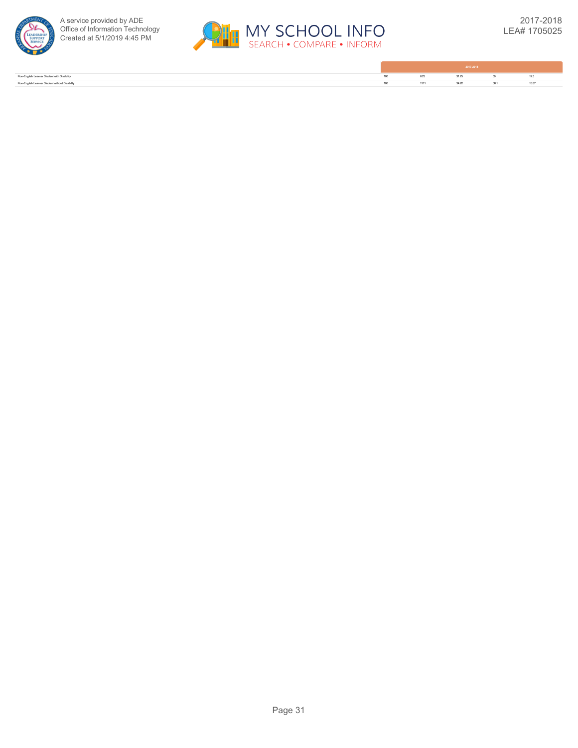| | 2017-2018 | | | | |
|---|---|---|---|---|---|
| Non-English Learner Student with Disability | 100 | 6.25 | 31.25 | 50 | 12.5 |
| Non-English Learner Student without Disability | 100 | 11.11 | 34.92 | 38.1 | 15.87 |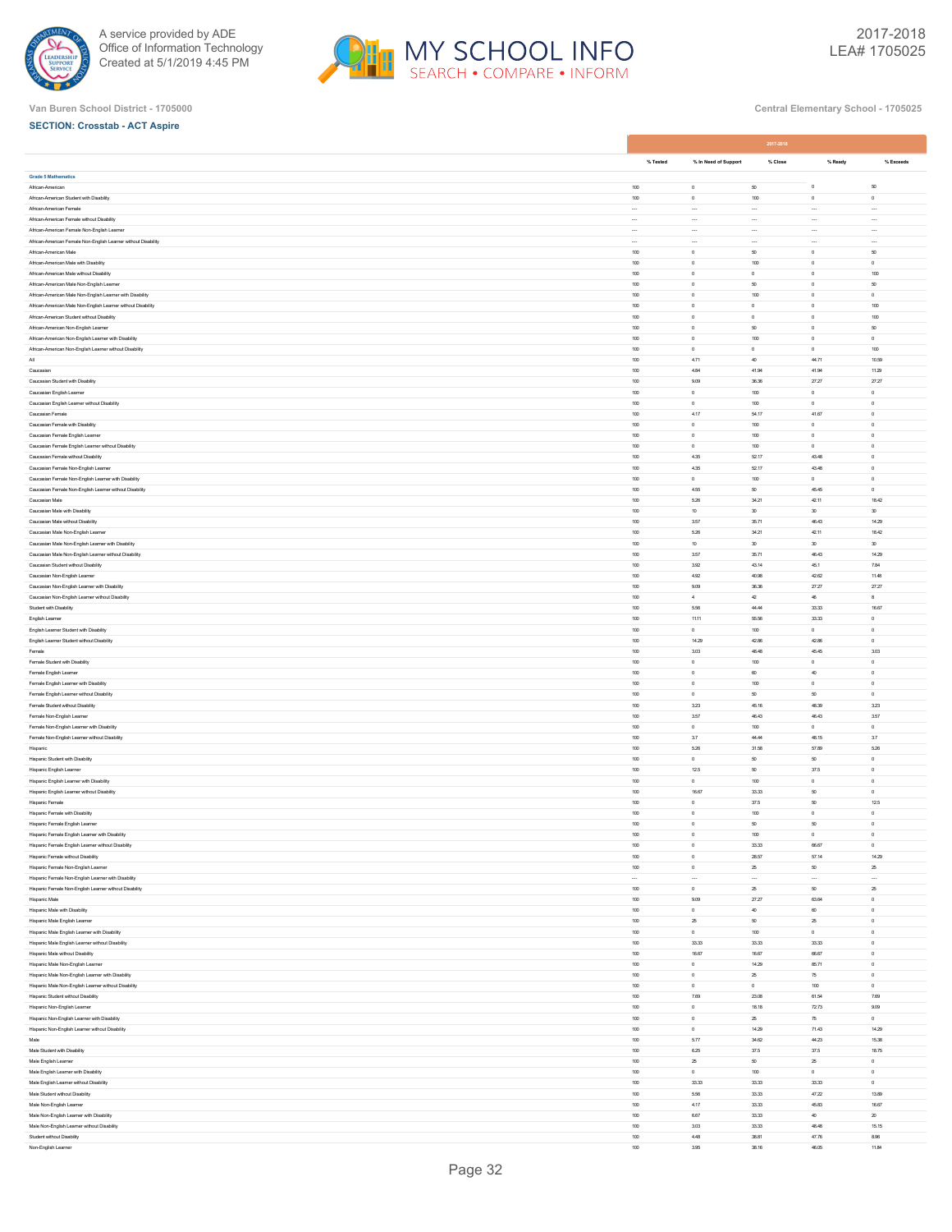Van Buren School District - 1705000

Central Elementary School - 1705025

**SECTION: Crosstab - ACT Aspire**

| | 2017-2018 | | | | |
|---|---|---|---|---|---|
| | % Tested | % In Need of Support | % Close | % Ready | % Exceeds |
| **Grade 5 Mathematics** | | | | | |
| African-American | 100 | 0 | 50 | 0 | 50 |
| African-American Student with Disability | 100 | 0 | 100 | 0 | 0 |
| African-American Female | --- | --- | --- | --- | --- |
| African-American Female without Disability | --- | --- | --- | --- | --- |
| African-American Female Non-English Learner | --- | --- | --- | --- | --- |
| African-American Female Non-English Learner without Disability | --- | --- | --- | --- | --- |
| African-American Male | 100 | 0 | 50 | 0 | 50 |
| African-American Male with Disability | 100 | 0 | 100 | 0 | 0 |
| African-American Male without Disability | 100 | 0 | 0 | 0 | 100 |
| African-American Male Non-English Learner | 100 | 0 | 50 | 0 | 50 |
| African-American Male Non-English Learner with Disability | 100 | 0 | 100 | 0 | 0 |
| African-American Male Non-English Learner without Disability | 100 | 0 | 0 | 0 | 100 |
| African-American Student without Disability | 100 | 0 | 0 | 0 | 100 |
| African-American Non-English Learner | 100 | 0 | 50 | 0 | 50 |
| African-American Non-English Learner with Disability | 100 | 0 | 100 | 0 | 0 |
| African-American Non-English Learner without Disability | 100 | 0 | 0 | 0 | 100 |
| All | 100 | 4.71 | 40 | 44.71 | 10.59 |
| Caucasian | 100 | 4.84 | 41.94 | 41.94 | 11.29 |
| Caucasian Student with Disability | 100 | 9.09 | 36.36 | 27.27 | 27.27 |
| Caucasian English Learner | 100 | 0 | 100 | 0 | 0 |
| Caucasian English Learner without Disability | 100 | 0 | 100 | 0 | 0 |
| Caucasian Female | 100 | 4.17 | 54.17 | 41.67 | 0 |
| Caucasian Female with Disability | 100 | 0 | 100 | 0 | 0 |
| Caucasian Female English Learner | 100 | 0 | 100 | 0 | 0 |
| Caucasian Female English Learner without Disability | 100 | 0 | 100 | 0 | 0 |
| Caucasian Female without Disability | 100 | 4.35 | 52.17 | 43.48 | 0 |
| Caucasian Female Non-English Learner | 100 | 4.35 | 52.17 | 43.48 | 0 |
| Caucasian Female Non-English Learner with Disability | 100 | 0 | 100 | 0 | 0 |
| Caucasian Female Non-English Learner without Disability | 100 | 4.55 | 50 | 45.45 | 0 |
| Caucasian Male | 100 | 5.26 | 34.21 | 42.11 | 18.42 |
| Caucasian Male with Disability | 100 | 10 | 30 | 30 | 30 |
| Caucasian Male without Disability | 100 | 3.57 | 35.71 | 46.43 | 14.29 |
| Caucasian Male Non-English Learner | 100 | 5.26 | 34.21 | 42.11 | 18.42 |
| Caucasian Male Non-English Learner with Disability | 100 | 10 | 30 | 30 | 30 |
| Caucasian Male Non-English Learner without Disability | 100 | 3.57 | 35.71 | 46.43 | 14.29 |
| Caucasian Student without Disability | 100 | 3.92 | 43.14 | 45.1 | 7.84 |
| Caucasian Non-English Learner | 100 | 4.92 | 40.98 | 42.62 | 11.48 |
| Caucasian Non-English Learner with Disability | 100 | 9.09 | 36.36 | 27.27 | 27.27 |
| Caucasian Non-English Learner without Disability | 100 | 4 | 42 | 46 | 8 |
| Student with Disability | 100 | 5.56 | 44.44 | 33.33 | 16.67 |
| English Learner | 100 | 11.11 | 55.56 | 33.33 | 0 |
| English Learner Student with Disability | 100 | 0 | 100 | 0 | 0 |
| English Learner Student without Disability | 100 | 14.29 | 42.86 | 42.86 | 0 |
| Female | 100 | 3.03 | 48.48 | 45.45 | 3.03 |
| Female Student with Disability | 100 | 0 | 100 | 0 | 0 |
| Female English Learner | 100 | 0 | 60 | 40 | 0 |
| Female English Learner with Disability | 100 | 0 | 100 | 0 | 0 |
| Female English Learner without Disability | 100 | 0 | 50 | 50 | 0 |
| Female Student without Disability | 100 | 3.23 | 45.16 | 48.39 | 3.23 |
| Female Non-English Learner | 100 | 3.57 | 46.43 | 46.43 | 3.57 |
| Female Non-English Learner with Disability | 100 | 0 | 100 | 0 | 0 |
| Female Non-English Learner without Disability | 100 | 3.7 | 44.44 | 48.15 | 3.7 |
| Hispanic | 100 | 5.26 | 31.58 | 57.89 | 5.26 |
| Hispanic Student with Disability | 100 | 0 | 50 | 50 | 0 |
| Hispanic English Learner | 100 | 12.5 | 50 | 37.5 | 0 |
| Hispanic English Learner with Disability | 100 | 0 | 100 | 0 | 0 |
| Hispanic English Learner without Disability | 100 | 16.67 | 33.33 | 50 | 0 |
| Hispanic Female | 100 | 0 | 37.5 | 50 | 12.5 |
| Hispanic Female with Disability | 100 | 0 | 100 | 0 | 0 |
| Hispanic Female English Learner | 100 | 0 | 50 | 50 | 0 |
| Hispanic Female English Learner with Disability | 100 | 0 | 100 | 0 | 0 |
| Hispanic Female English Learner without Disability | 100 | 0 | 33.33 | 66.67 | 0 |
| Hispanic Female without Disability | 100 | 0 | 28.57 | 57.14 | 14.29 |
| Hispanic Female Non-English Learner | 100 | 0 | 25 | 50 | 25 |
| Hispanic Female Non-English Learner with Disability | --- | --- | --- | --- | --- |
| Hispanic Female Non-English Learner without Disability | 100 | 0 | 25 | 50 | 25 |
| Hispanic Male | 100 | 9.09 | 27.27 | 63.64 | 0 |
| Hispanic Male with Disability | 100 | 0 | 40 | 60 | 0 |
| Hispanic Male English Learner | 100 | 25 | 50 | 25 | 0 |
| Hispanic Male English Learner with Disability | 100 | 0 | 100 | 0 | 0 |
| Hispanic Male English Learner without Disability | 100 | 33.33 | 33.33 | 33.33 | 0 |
| Hispanic Male without Disability | 100 | 16.67 | 16.67 | 66.67 | 0 |
| Hispanic Male Non-English Learner | 100 | 0 | 14.29 | 85.71 | 0 |
| Hispanic Male Non-English Learner with Disability | 100 | 0 | 25 | 75 | 0 |
| Hispanic Male Non-English Learner without Disability | 100 | 0 | 0 | 100 | 0 |
| Hispanic Student without Disability | 100 | 7.69 | 23.08 | 61.54 | 7.69 |
| Hispanic Non-English Learner | 100 | 0 | 18.18 | 72.73 | 9.09 |
| Hispanic Non-English Learner with Disability | 100 | 0 | 25 | 75 | 0 |
| Hispanic Non-English Learner without Disability | 100 | 0 | 14.29 | 71.43 | 14.29 |
| Male | 100 | 5.77 | 34.62 | 44.23 | 15.38 |
| Male Student with Disability | 100 | 6.25 | 37.5 | 37.5 | 18.75 |
| Male English Learner | 100 | 25 | 50 | 25 | 0 |
| Male English Learner with Disability | 100 | 0 | 100 | 0 | 0 |
| Male English Learner without Disability | 100 | 33.33 | 33.33 | 33.33 | 0 |
| Male Student without Disability | 100 | 5.56 | 33.33 | 47.22 | 13.89 |
| Male Non-English Learner | 100 | 4.17 | 33.33 | 45.83 | 16.67 |
| Male Non-English Learner with Disability | 100 | 6.67 | 33.33 | 40 | 20 |
| Male Non-English Learner without Disability | 100 | 3.03 | 33.33 | 48.48 | 15.15 |
| Student without Disability | 100 | 4.48 | 38.81 | 47.76 | 8.96 |
| Non-English Learner | 100 | 3.95 | 38.16 | 46.05 | 11.84 |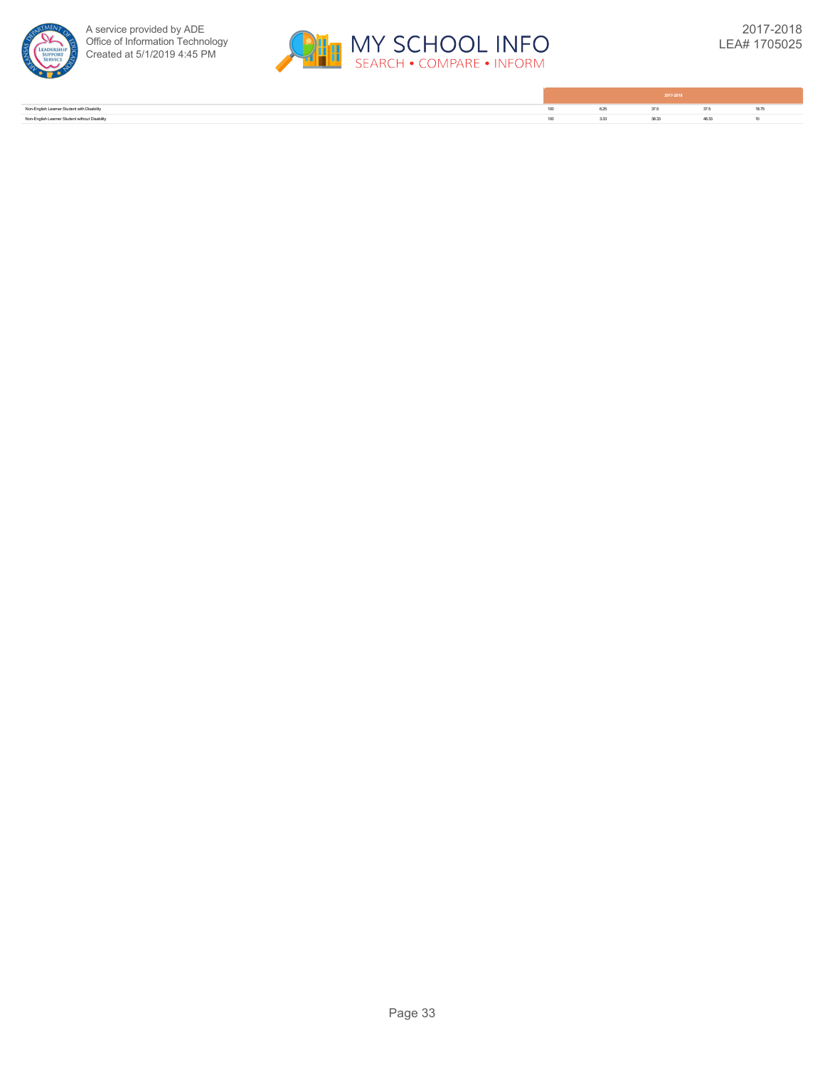| | 2017-2018 | | | | |
|---|---|---|---|---|---|
| Non-English Learner Student with Disability | 100 | 6.25 | 37.5 | 37.5 | 18.75 |
| Non-English Learner Student without Disability | 100 | 3.33 | 38.33 | 48.33 | 10 |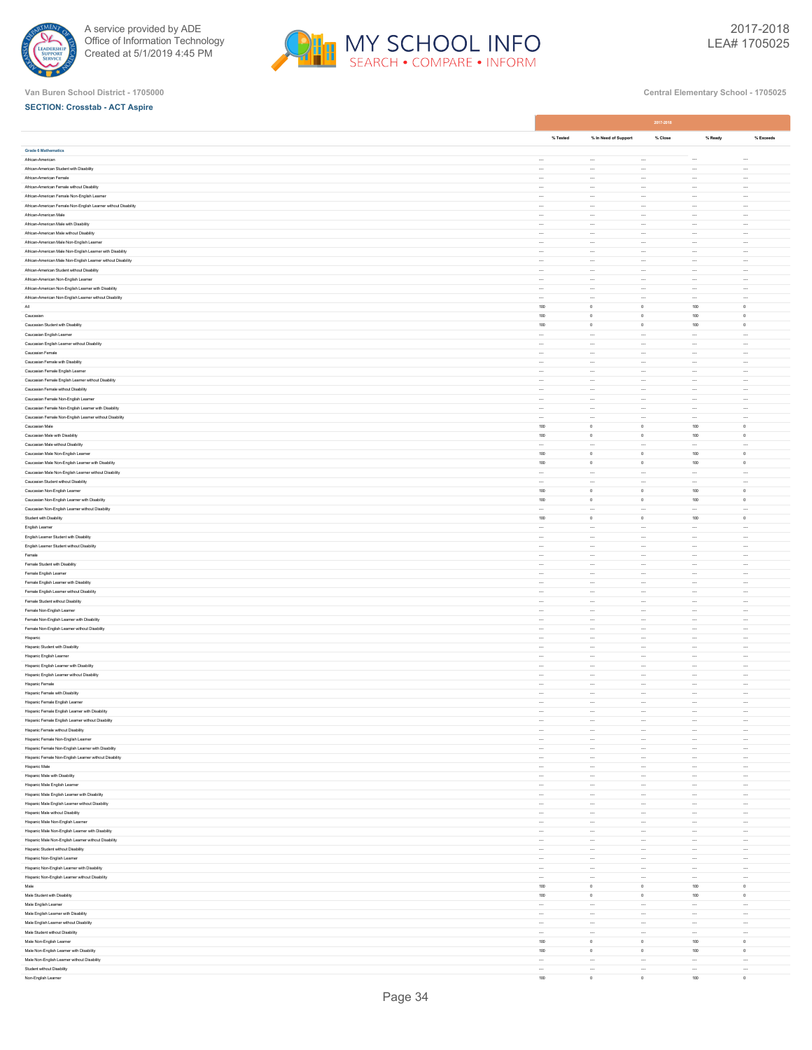Van Buren School District - 1705000

Central Elementary School - 1705025

**SECTION: Crosstab - ACT Aspire**

| | 2017-2018 | | | | |
|---|---|---|---|---|---|
| | % Tested | % In Need of Support | % Close | % Ready | % Exceeds |
| **Grade 6 Mathematics** | | | | | |
| African-American | --- | --- | --- | --- | --- |
| African-American Student with Disability | --- | --- | --- | --- | --- |
| African-American Female | --- | --- | --- | --- | --- |
| African-American Female without Disability | --- | --- | --- | --- | --- |
| African-American Female Non-English Learner | --- | --- | --- | --- | --- |
| African-American Female Non-English Learner without Disability | --- | --- | --- | --- | --- |
| African-American Male | --- | --- | --- | --- | --- |
| African-American Male with Disability | --- | --- | --- | --- | --- |
| African-American Male without Disability | --- | --- | --- | --- | --- |
| African-American Male Non-English Learner | --- | --- | --- | --- | --- |
| African-American Male Non-English Learner with Disability | --- | --- | --- | --- | --- |
| African-American Male Non-English Learner without Disability | --- | --- | --- | --- | --- |
| African-American Student without Disability | --- | --- | --- | --- | --- |
| African-American Non-English Learner | --- | --- | --- | --- | --- |
| African-American Non-English Learner with Disability | --- | --- | --- | --- | --- |
| African-American Non-English Learner without Disability | --- | --- | --- | --- | --- |
| All | 100 | 0 | 0 | 100 | 0 |
| Caucasian | 100 | 0 | 0 | 100 | 0 |
| Caucasian Student with Disability | 100 | 0 | 0 | 100 | 0 |
| Caucasian English Learner | --- | --- | --- | --- | --- |
| Caucasian English Learner without Disability | --- | --- | --- | --- | --- |
| Caucasian Female | --- | --- | --- | --- | --- |
| Caucasian Female with Disability | --- | --- | --- | --- | --- |
| Caucasian Female English Learner | --- | --- | --- | --- | --- |
| Caucasian Female English Learner without Disability | --- | --- | --- | --- | --- |
| Caucasian Female without Disability | --- | --- | --- | --- | --- |
| Caucasian Female Non-English Learner | --- | --- | --- | --- | --- |
| Caucasian Female Non-English Learner with Disability | --- | --- | --- | --- | --- |
| Caucasian Female Non-English Learner without Disability | --- | --- | --- | --- | --- |
| Caucasian Male | 100 | 0 | 0 | 100 | 0 |
| Caucasian Male with Disability | 100 | 0 | 0 | 100 | 0 |
| Caucasian Male without Disability | --- | --- | --- | --- | --- |
| Caucasian Male Non-English Learner | 100 | 0 | 0 | 100 | 0 |
| Caucasian Male Non-English Learner with Disability | 100 | 0 | 0 | 100 | 0 |
| Caucasian Male Non-English Learner without Disability | --- | --- | --- | --- | --- |
| Caucasian Student without Disability | --- | --- | --- | --- | --- |
| Caucasian Non-English Learner | 100 | 0 | 0 | 100 | 0 |
| Caucasian Non-English Learner with Disability | 100 | 0 | 0 | 100 | 0 |
| Caucasian Non-English Learner without Disability | --- | --- | --- | --- | --- |
| Student with Disability | 100 | 0 | 0 | 100 | 0 |
| English Learner | --- | --- | --- | --- | --- |
| English Learner Student with Disability | --- | --- | --- | --- | --- |
| English Learner Student without Disability | --- | --- | --- | --- | --- |
| Female | --- | --- | --- | --- | --- |
| Female Student with Disability | --- | --- | --- | --- | --- |
| Female English Learner | --- | --- | --- | --- | --- |
| Female English Learner with Disability | --- | --- | --- | --- | --- |
| Female English Learner without Disability | --- | --- | --- | --- | --- |
| Female Student without Disability | --- | --- | --- | --- | --- |
| Female Non-English Learner | --- | --- | --- | --- | --- |
| Female Non-English Learner with Disability | --- | --- | --- | --- | --- |
| Female Non-English Learner without Disability | --- | --- | --- | --- | --- |
| Hispanic | --- | --- | --- | --- | --- |
| Hispanic Student with Disability | --- | --- | --- | --- | --- |
| Hispanic English Learner | --- | --- | --- | --- | --- |
| Hispanic English Learner with Disability | --- | --- | --- | --- | --- |
| Hispanic English Learner without Disability | --- | --- | --- | --- | --- |
| Hispanic Female | --- | --- | --- | --- | --- |
| Hispanic Female with Disability | --- | --- | --- | --- | --- |
| Hispanic Female English Learner | --- | --- | --- | --- | --- |
| Hispanic Female English Learner with Disability | --- | --- | --- | --- | --- |
| Hispanic Female English Learner without Disability | --- | --- | --- | --- | --- |
| Hispanic Female without Disability | --- | --- | --- | --- | --- |
| Hispanic Female Non-English Learner | --- | --- | --- | --- | --- |
| Hispanic Female Non-English Learner with Disability | --- | --- | --- | --- | --- |
| Hispanic Female Non-English Learner without Disability | --- | --- | --- | --- | --- |
| Hispanic Male | --- | --- | --- | --- | --- |
| Hispanic Male with Disability | --- | --- | --- | --- | --- |
| Hispanic Male English Learner | --- | --- | --- | --- | --- |
| Hispanic Male English Learner with Disability | --- | --- | --- | --- | --- |
| Hispanic Male English Learner without Disability | --- | --- | --- | --- | --- |
| Hispanic Male without Disability | --- | --- | --- | --- | --- |
| Hispanic Male Non-English Learner | --- | --- | --- | --- | --- |
| Hispanic Male Non-English Learner with Disability | --- | --- | --- | --- | --- |
| Hispanic Male Non-English Learner without Disability | --- | --- | --- | --- | --- |
| Hispanic Student without Disability | --- | --- | --- | --- | --- |
| Hispanic Non-English Learner | --- | --- | --- | --- | --- |
| Hispanic Non-English Learner with Disability | --- | --- | --- | --- | --- |
| Hispanic Non-English Learner without Disability | --- | --- | --- | --- | --- |
| Male | 100 | 0 | 0 | 100 | 0 |
| Male Student with Disability | 100 | 0 | 0 | 100 | 0 |
| Male English Learner | --- | --- | --- | --- | --- |
| Male English Learner with Disability | --- | --- | --- | --- | --- |
| Male English Learner without Disability | --- | --- | --- | --- | --- |
| Male Student without Disability | --- | --- | --- | --- | --- |
| Male Non-English Learner | 100 | 0 | 0 | 100 | 0 |
| Male Non-English Learner with Disability | 100 | 0 | 0 | 100 | 0 |
| Male Non-English Learner without Disability | --- | --- | --- | --- | --- |
| Student without Disability | --- | --- | --- | --- | --- |
| Non-English Learner | 100 | 0 | 0 | 100 | 0 |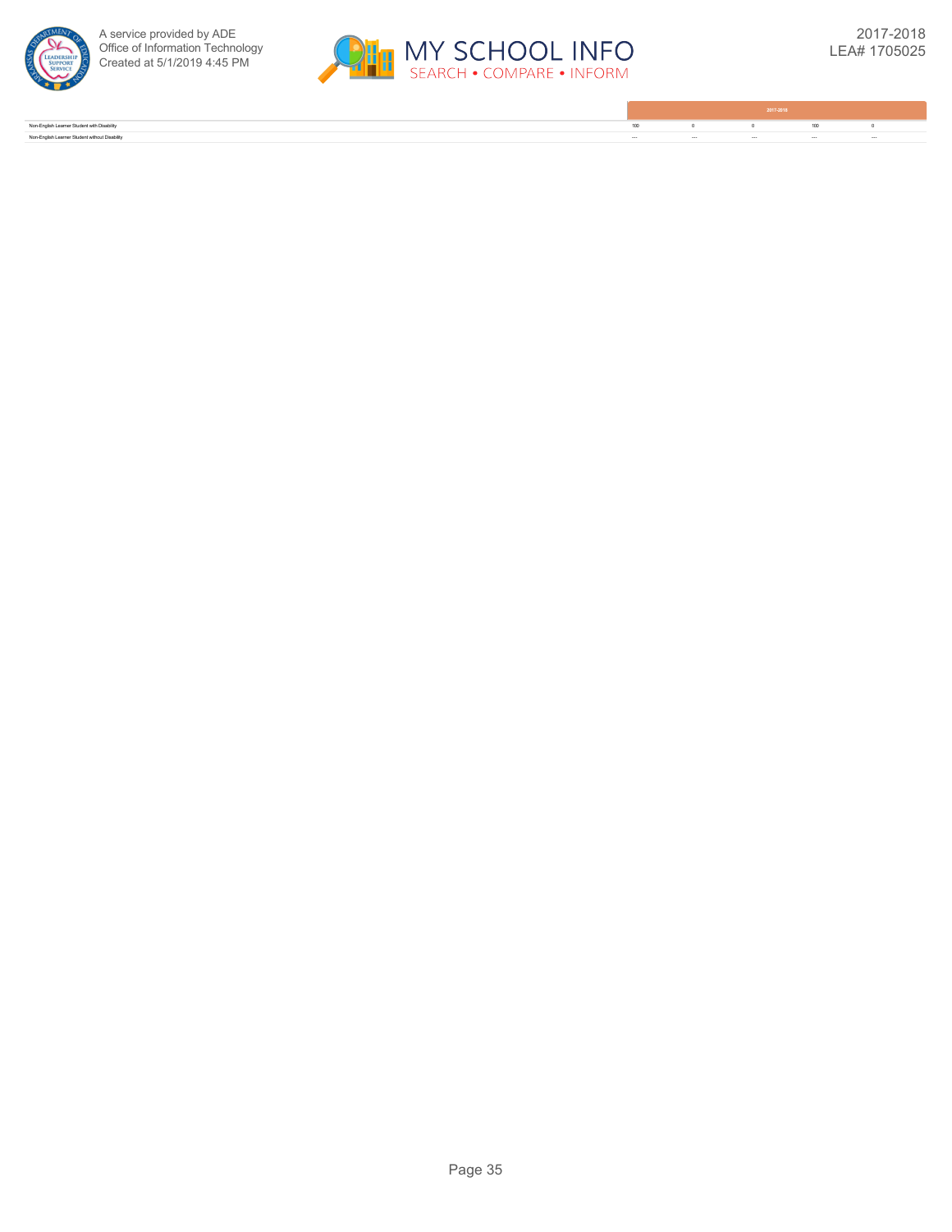| | 2017-2018 | | | | |
|---|---|---|---|---|---|
| Non-English Learner Student with Disability | 100 | 0 | 0 | 100 | 0 |
| Non-English Learner Student without Disability | --- | --- | --- | --- | --- |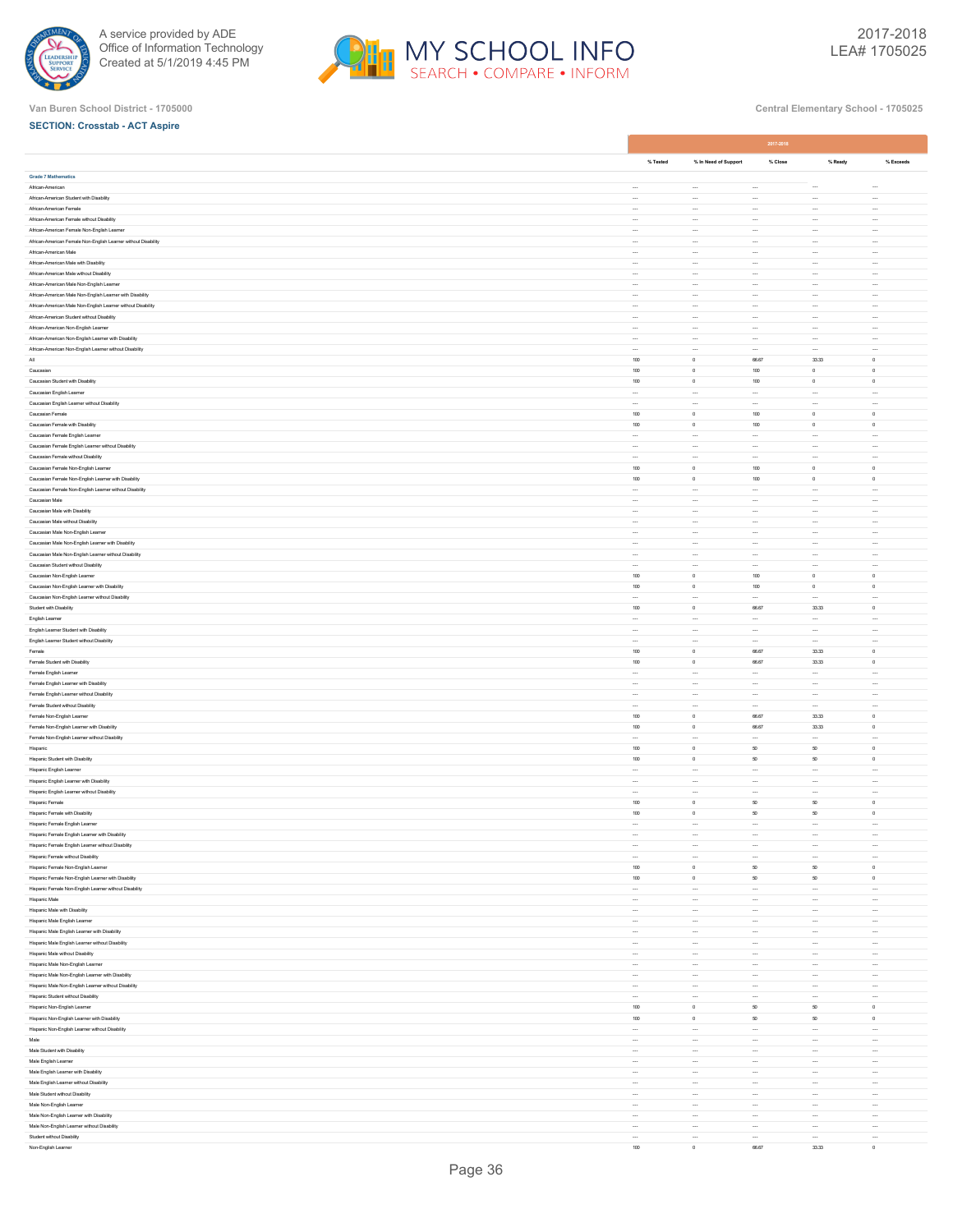Van Buren School District - 1705000

Central Elementary School - 1705025

**SECTION: Crosstab - ACT Aspire**

| | 2017-2018 | | | | |
|---|---|---|---|---|---|
| | % Tested | % In Need of Support | % Close | % Ready | % Exceeds |
| **Grade 7 Mathematics** | | | | | |
| African-American | --- | --- | --- | --- | --- |
| African-American Student with Disability | --- | --- | --- | --- | --- |
| African-American Female | --- | --- | --- | --- | --- |
| African-American Female without Disability | --- | --- | --- | --- | --- |
| African-American Female Non-English Learner | --- | --- | --- | --- | --- |
| African-American Female Non-English Learner without Disability | --- | --- | --- | --- | --- |
| African-American Male | --- | --- | --- | --- | --- |
| African-American Male with Disability | --- | --- | --- | --- | --- |
| African-American Male without Disability | --- | --- | --- | --- | --- |
| African-American Male Non-English Learner | --- | --- | --- | --- | --- |
| African-American Male Non-English Learner with Disability | --- | --- | --- | --- | --- |
| African-American Male Non-English Learner without Disability | --- | --- | --- | --- | --- |
| African-American Student without Disability | --- | --- | --- | --- | --- |
| African-American Non-English Learner | --- | --- | --- | --- | --- |
| African-American Non-English Learner with Disability | --- | --- | --- | --- | --- |
| African-American Non-English Learner without Disability | --- | --- | --- | --- | --- |
| All | 100 | 0 | 66.67 | 33.33 | 0 |
| Caucasian | 100 | 0 | 100 | 0 | 0 |
| Caucasian Student with Disability | 100 | 0 | 100 | 0 | 0 |
| Caucasian English Learner | --- | --- | --- | --- | --- |
| Caucasian English Learner without Disability | --- | --- | --- | --- | --- |
| Caucasian Female | 100 | 0 | 100 | 0 | 0 |
| Caucasian Female with Disability | 100 | 0 | 100 | 0 | 0 |
| Caucasian Female English Learner | --- | --- | --- | --- | --- |
| Caucasian Female English Learner without Disability | --- | --- | --- | --- | --- |
| Caucasian Female without Disability | --- | --- | --- | --- | --- |
| Caucasian Female Non-English Learner | 100 | 0 | 100 | 0 | 0 |
| Caucasian Female Non-English Learner with Disability | 100 | 0 | 100 | 0 | 0 |
| Caucasian Female Non-English Learner without Disability | --- | --- | --- | --- | --- |
| Caucasian Male | --- | --- | --- | --- | --- |
| Caucasian Male with Disability | --- | --- | --- | --- | --- |
| Caucasian Male without Disability | --- | --- | --- | --- | --- |
| Caucasian Male Non-English Learner | --- | --- | --- | --- | --- |
| Caucasian Male Non-English Learner with Disability | --- | --- | --- | --- | --- |
| Caucasian Male Non-English Learner without Disability | --- | --- | --- | --- | --- |
| Caucasian Student without Disability | --- | --- | --- | --- | --- |
| Caucasian Non-English Learner | 100 | 0 | 100 | 0 | 0 |
| Caucasian Non-English Learner with Disability | 100 | 0 | 100 | 0 | 0 |
| Caucasian Non-English Learner without Disability | --- | --- | --- | --- | --- |
| Student with Disability | 100 | 0 | 66.67 | 33.33 | 0 |
| English Learner | --- | --- | --- | --- | --- |
| English Learner Student with Disability | --- | --- | --- | --- | --- |
| English Learner Student without Disability | --- | --- | --- | --- | --- |
| Female | 100 | 0 | 66.67 | 33.33 | 0 |
| Female Student with Disability | 100 | 0 | 66.67 | 33.33 | 0 |
| Female English Learner | --- | --- | --- | --- | --- |
| Female English Learner with Disability | --- | --- | --- | --- | --- |
| Female English Learner without Disability | --- | --- | --- | --- | --- |
| Female Student without Disability | --- | --- | --- | --- | --- |
| Female Non-English Learner | 100 | 0 | 66.67 | 33.33 | 0 |
| Female Non-English Learner with Disability | 100 | 0 | 66.67 | 33.33 | 0 |
| Female Non-English Learner without Disability | --- | --- | --- | --- | --- |
| Hispanic | 100 | 0 | 50 | 50 | 0 |
| Hispanic Student with Disability | 100 | 0 | 50 | 50 | 0 |
| Hispanic English Learner | --- | --- | --- | --- | --- |
| Hispanic English Learner with Disability | --- | --- | --- | --- | --- |
| Hispanic English Learner without Disability | --- | --- | --- | --- | --- |
| Hispanic Female | 100 | 0 | 50 | 50 | 0 |
| Hispanic Female with Disability | 100 | 0 | 50 | 50 | 0 |
| Hispanic Female English Learner | --- | --- | --- | --- | --- |
| Hispanic Female English Learner with Disability | --- | --- | --- | --- | --- |
| Hispanic Female English Learner without Disability | --- | --- | --- | --- | --- |
| Hispanic Female without Disability | --- | --- | --- | --- | --- |
| Hispanic Female Non-English Learner | 100 | 0 | 50 | 50 | 0 |
| Hispanic Female Non-English Learner with Disability | 100 | 0 | 50 | 50 | 0 |
| Hispanic Female Non-English Learner without Disability | --- | --- | --- | --- | --- |
| Hispanic Male | --- | --- | --- | --- | --- |
| Hispanic Male with Disability | --- | --- | --- | --- | --- |
| Hispanic Male English Learner | --- | --- | --- | --- | --- |
| Hispanic Male English Learner with Disability | --- | --- | --- | --- | --- |
| Hispanic Male English Learner without Disability | --- | --- | --- | --- | --- |
| Hispanic Male without Disability | --- | --- | --- | --- | --- |
| Hispanic Male Non-English Learner | --- | --- | --- | --- | --- |
| Hispanic Male Non-English Learner with Disability | --- | --- | --- | --- | --- |
| Hispanic Male Non-English Learner without Disability | --- | --- | --- | --- | --- |
| Hispanic Student without Disability | --- | --- | --- | --- | --- |
| Hispanic Non-English Learner | 100 | 0 | 50 | 50 | 0 |
| Hispanic Non-English Learner with Disability | 100 | 0 | 50 | 50 | 0 |
| Hispanic Non-English Learner without Disability | --- | --- | --- | --- | --- |
| Male | --- | --- | --- | --- | --- |
| Male Student with Disability | --- | --- | --- | --- | --- |
| Male English Learner | --- | --- | --- | --- | --- |
| Male English Learner with Disability | --- | --- | --- | --- | --- |
| Male English Learner without Disability | --- | --- | --- | --- | --- |
| Male Student without Disability | --- | --- | --- | --- | --- |
| Male Non-English Learner | --- | --- | --- | --- | --- |
| Male Non-English Learner with Disability | --- | --- | --- | --- | --- |
| Male Non-English Learner without Disability | --- | --- | --- | --- | --- |
| Student without Disability | --- | --- | --- | --- | --- |
| Non-English Learner | 100 | 0 | 66.67 | 33.33 | 0 |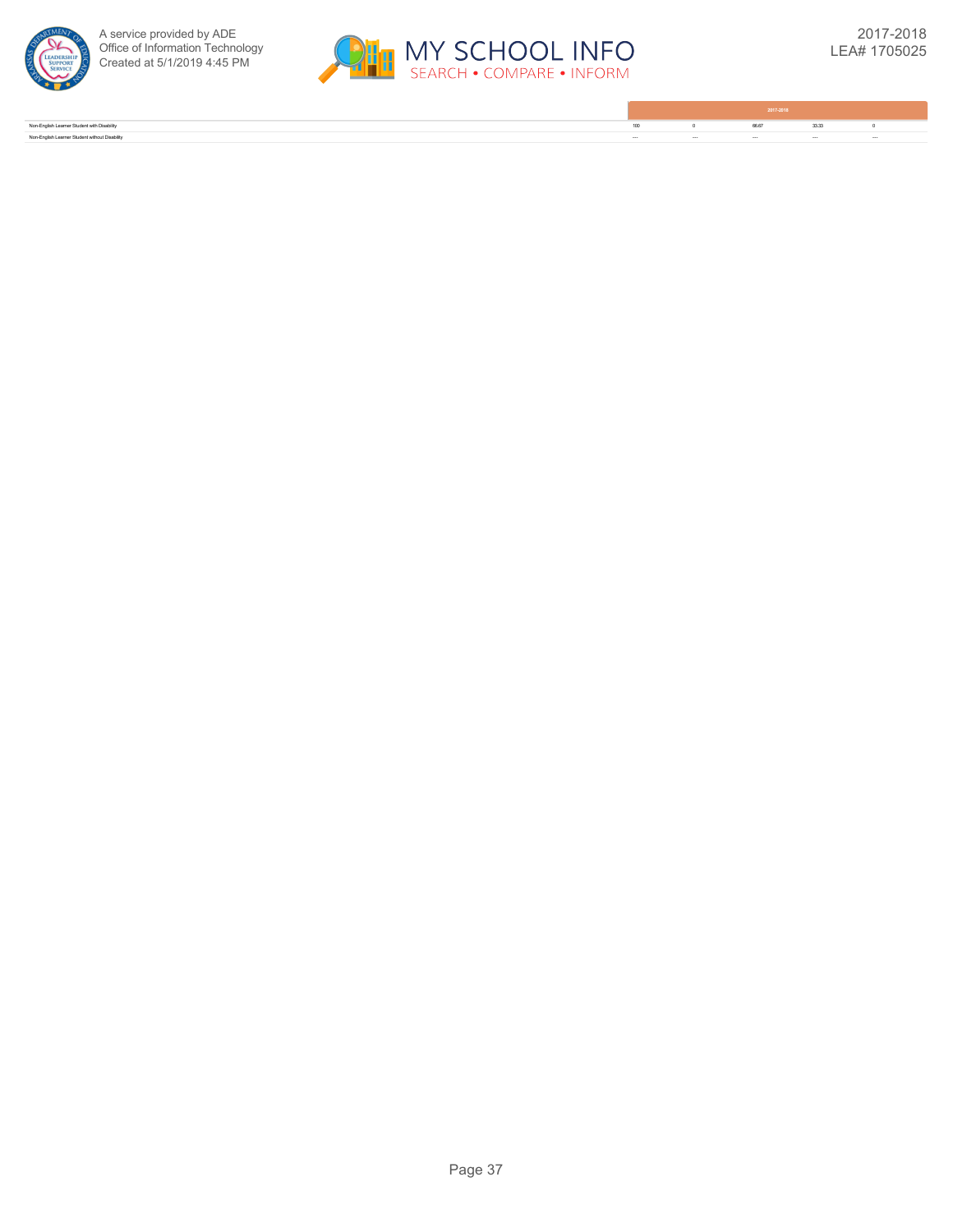| | 2017-2018 | | | | |
|---|---|---|---|---|---|
| Non-English Learner Student with Disability | 100 | 0 | 66.67 | 33.33 | 0 |
| Non-English Learner Student without Disability | --- | --- | --- | --- | --- |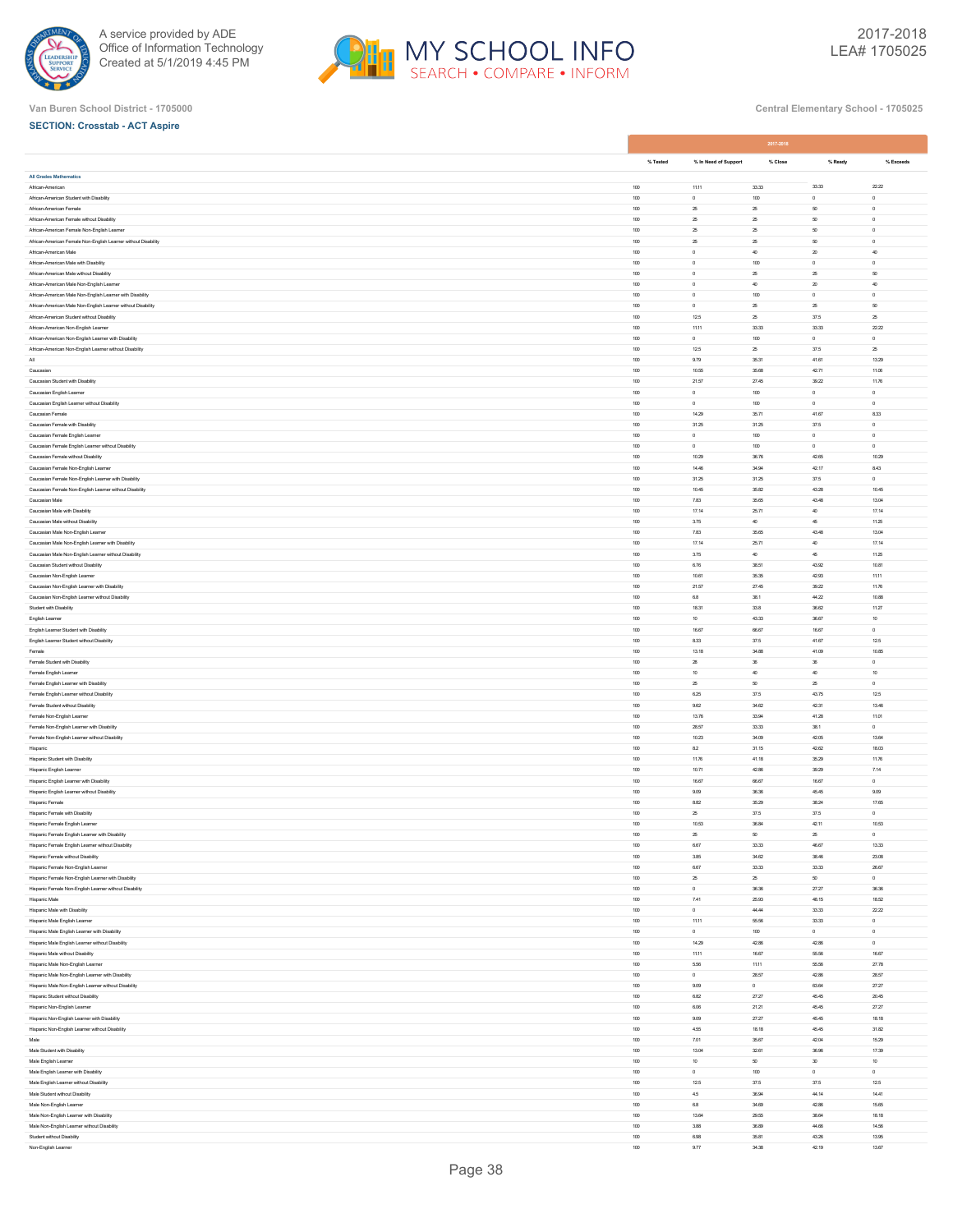Van Buren School District - 1705000

Central Elementary School - 1705125

**SECTION: Crosstab - ACT Aspire**

| | 2017-2018 | | | | |
|---|---|---|---|---|---|
| | % Tested | % In Need of Support | % Close | % Ready | % Exceeds |
| **All Grades Mathematics** | | | | | |
| African-American | 100 | 11.11 | 33.33 | 33.33 | 22.22 |
| African-American Student with Disability | 100 | 0 | 100 | 0 | 0 |
| African-American Female | 100 | 25 | 25 | 50 | 0 |
| African-American Female without Disability | 100 | 25 | 25 | 50 | 0 |
| African-American Female Non-English Learner | 100 | 25 | 25 | 50 | 0 |
| African-American Female Non-English Learner without Disability | 100 | 25 | 25 | 50 | 0 |
| African-American Male | 100 | 0 | 40 | 20 | 40 |
| African-American Male with Disability | 100 | 0 | 100 | 0 | 0 |
| African-American Male without Disability | 100 | 0 | 25 | 25 | 50 |
| African-American Male Non-English Learner | 100 | 0 | 40 | 20 | 40 |
| African-American Male Non-English Learner with Disability | 100 | 0 | 100 | 0 | 0 |
| African-American Male Non-English Learner without Disability | 100 | 0 | 25 | 25 | 50 |
| African-American Student without Disability | 100 | 12.5 | 25 | 37.5 | 25 |
| African-American Non-English Learner | 100 | 11.11 | 33.33 | 33.33 | 22.22 |
| African-American Non-English Learner with Disability | 100 | 0 | 100 | 0 | 0 |
| African-American Non-English Learner without Disability | 100 | 12.5 | 25 | 37.5 | 25 |
| All | 100 | 9.79 | 35.31 | 41.61 | 13.29 |
| Caucasian | 100 | 10.55 | 35.68 | 42.71 | 11.06 |
| Caucasian Student with Disability | 100 | 21.57 | 27.45 | 39.22 | 11.76 |
| Caucasian English Learner | 100 | 0 | 100 | 0 | 0 |
| Caucasian English Learner without Disability | 100 | 0 | 100 | 0 | 0 |
| Caucasian Female | 100 | 14.29 | 35.71 | 41.67 | 8.33 |
| Caucasian Female with Disability | 100 | 31.25 | 31.25 | 37.5 | 0 |
| Caucasian Female English Learner | 100 | 0 | 100 | 0 | 0 |
| Caucasian Female English Learner without Disability | 100 | 0 | 100 | 0 | 0 |
| Caucasian Female without Disability | 100 | 10.29 | 36.76 | 42.65 | 10.29 |
| Caucasian Female Non-English Learner | 100 | 14.46 | 34.94 | 42.17 | 8.43 |
| Caucasian Female Non-English Learner with Disability | 100 | 31.25 | 31.25 | 37.5 | 0 |
| Caucasian Female Non-English Learner without Disability | 100 | 10.45 | 35.82 | 43.28 | 10.45 |
| Caucasian Male | 100 | 7.83 | 35.65 | 43.48 | 13.04 |
| Caucasian Male with Disability | 100 | 17.14 | 25.71 | 40 | 17.14 |
| Caucasian Male without Disability | 100 | 3.75 | 40 | 45 | 11.25 |
| Caucasian Male Non-English Learner | 100 | 7.83 | 35.65 | 43.48 | 13.04 |
| Caucasian Male Non-English Learner with Disability | 100 | 17.14 | 25.71 | 40 | 17.14 |
| Caucasian Male Non-English Learner without Disability | 100 | 3.75 | 40 | 45 | 11.25 |
| Caucasian Student without Disability | 100 | 6.76 | 38.51 | 43.92 | 10.81 |
| Caucasian Non-English Learner | 100 | 10.61 | 35.35 | 42.93 | 11.11 |
| Caucasian Non-English Learner with Disability | 100 | 21.57 | 27.45 | 39.22 | 11.76 |
| Caucasian Non-English Learner without Disability | 100 | 6.8 | 38.1 | 44.22 | 10.88 |
| Student with Disability | 100 | 18.31 | 33.8 | 36.62 | 11.27 |
| English Learner | 100 | 10 | 43.33 | 36.67 | 10 |
| English Learner Student with Disability | 100 | 16.67 | 66.67 | 16.67 | 0 |
| English Learner Student without Disability | 100 | 8.33 | 37.5 | 41.67 | 12.5 |
| Female | 100 | 13.18 | 34.88 | 41.09 | 10.85 |
| Female Student with Disability | 100 | 28 | 36 | 36 | 0 |
| Female English Learner | 100 | 10 | 40 | 40 | 10 |
| Female English Learner with Disability | 100 | 25 | 50 | 25 | 0 |
| Female English Learner without Disability | 100 | 6.25 | 37.5 | 43.75 | 12.5 |
| Female Student without Disability | 100 | 9.62 | 34.62 | 42.31 | 13.46 |
| Female Non-English Learner | 100 | 13.76 | 33.94 | 41.28 | 11.01 |
| Female Non-English Learner with Disability | 100 | 28.57 | 33.33 | 38.1 | 0 |
| Female Non-English Learner without Disability | 100 | 10.23 | 34.09 | 42.05 | 13.64 |
| Hispanic | 100 | 8.2 | 31.15 | 42.62 | 18.03 |
| Hispanic Student with Disability | 100 | 11.76 | 41.18 | 35.29 | 11.76 |
| Hispanic English Learner | 100 | 10.71 | 42.86 | 39.29 | 7.14 |
| Hispanic English Learner with Disability | 100 | 16.67 | 66.67 | 16.67 | 0 |
| Hispanic English Learner without Disability | 100 | 9.09 | 36.36 | 45.45 | 9.09 |
| Hispanic Female | 100 | 8.82 | 35.29 | 38.24 | 17.65 |
| Hispanic Female with Disability | 100 | 25 | 37.5 | 37.5 | 0 |
| Hispanic Female English Learner | 100 | 10.53 | 36.84 | 42.11 | 10.53 |
| Hispanic Female English Learner with Disability | 100 | 25 | 50 | 25 | 0 |
| Hispanic Female English Learner without Disability | 100 | 6.67 | 33.33 | 46.67 | 13.33 |
| Hispanic Female without Disability | 100 | 3.85 | 34.62 | 38.46 | 23.08 |
| Hispanic Female Non-English Learner | 100 | 6.67 | 33.33 | 33.33 | 26.67 |
| Hispanic Female Non-English Learner with Disability | 100 | 25 | 25 | 50 | 0 |
| Hispanic Female Non-English Learner without Disability | 100 | 0 | 36.36 | 27.27 | 36.36 |
| Hispanic Male | 100 | 7.41 | 25.93 | 48.15 | 18.52 |
| Hispanic Male with Disability | 100 | 0 | 44.44 | 33.33 | 22.22 |
| Hispanic Male English Learner | 100 | 11.11 | 55.56 | 33.33 | 0 |
| Hispanic Male English Learner with Disability | 100 | 0 | 100 | 0 | 0 |
| Hispanic Male English Learner without Disability | 100 | 14.29 | 42.86 | 42.86 | 0 |
| Hispanic Male without Disability | 100 | 11.11 | 16.67 | 55.56 | 16.67 |
| Hispanic Male Non-English Learner | 100 | 5.56 | 11.11 | 55.56 | 27.78 |
| Hispanic Male Non-English Learner with Disability | 100 | 0 | 28.57 | 42.86 | 28.57 |
| Hispanic Male Non-English Learner without Disability | 100 | 9.09 | 0 | 63.64 | 27.27 |
| Hispanic Student without Disability | 100 | 6.82 | 27.27 | 45.45 | 20.45 |
| Hispanic Non-English Learner | 100 | 6.06 | 21.21 | 45.45 | 27.27 |
| Hispanic Non-English Learner with Disability | 100 | 9.09 | 27.27 | 45.45 | 18.18 |
| Hispanic Non-English Learner without Disability | 100 | 4.55 | 18.18 | 45.45 | 31.82 |
| Male | 100 | 7.01 | 35.67 | 42.04 | 15.29 |
| Male Student with Disability | 100 | 13.04 | 32.61 | 36.96 | 17.39 |
| Male English Learner | 100 | 10 | 50 | 30 | 10 |
| Male English Learner with Disability | 100 | 0 | 100 | 0 | 0 |
| Male English Learner without Disability | 100 | 12.5 | 37.5 | 37.5 | 12.5 |
| Male Student without Disability | 100 | 4.5 | 36.94 | 44.14 | 14.41 |
| Male Non-English Learner | 100 | 6.8 | 34.69 | 42.86 | 15.65 |
| Male Non-English Learner with Disability | 100 | 13.64 | 29.55 | 38.64 | 18.18 |
| Male Non-English Learner without Disability | 100 | 3.88 | 36.89 | 44.66 | 14.56 |
| Student without Disability | 100 | 6.98 | 35.81 | 43.26 | 13.95 |
| Non-English Learner | 100 | 9.77 | 34.38 | 42.19 | 13.67 |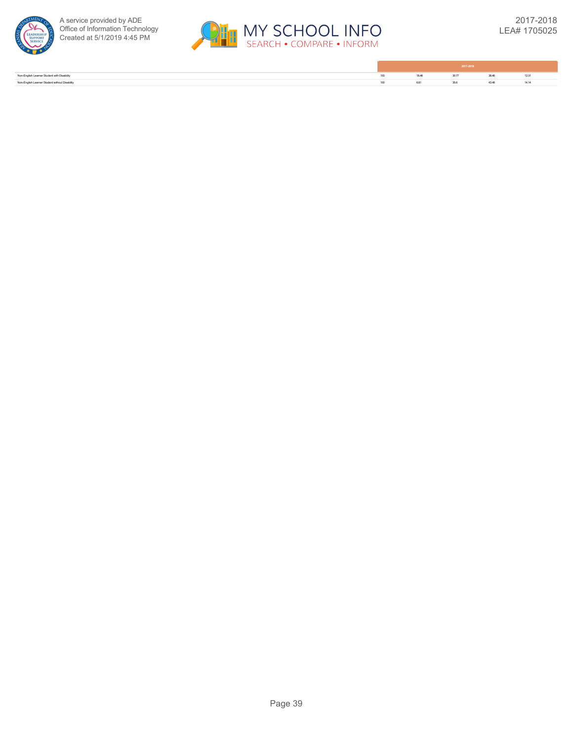| | 2017-2018 | | | | |
|---|---|---|---|---|---|
| Non-English Learner Student with Disability | 100 | 18.46 | 30.77 | 38.46 | 12.31 |
| Non-English Learner Student without Disability | 100 | 6.81 | 35.6 | 43.46 | 14.14 |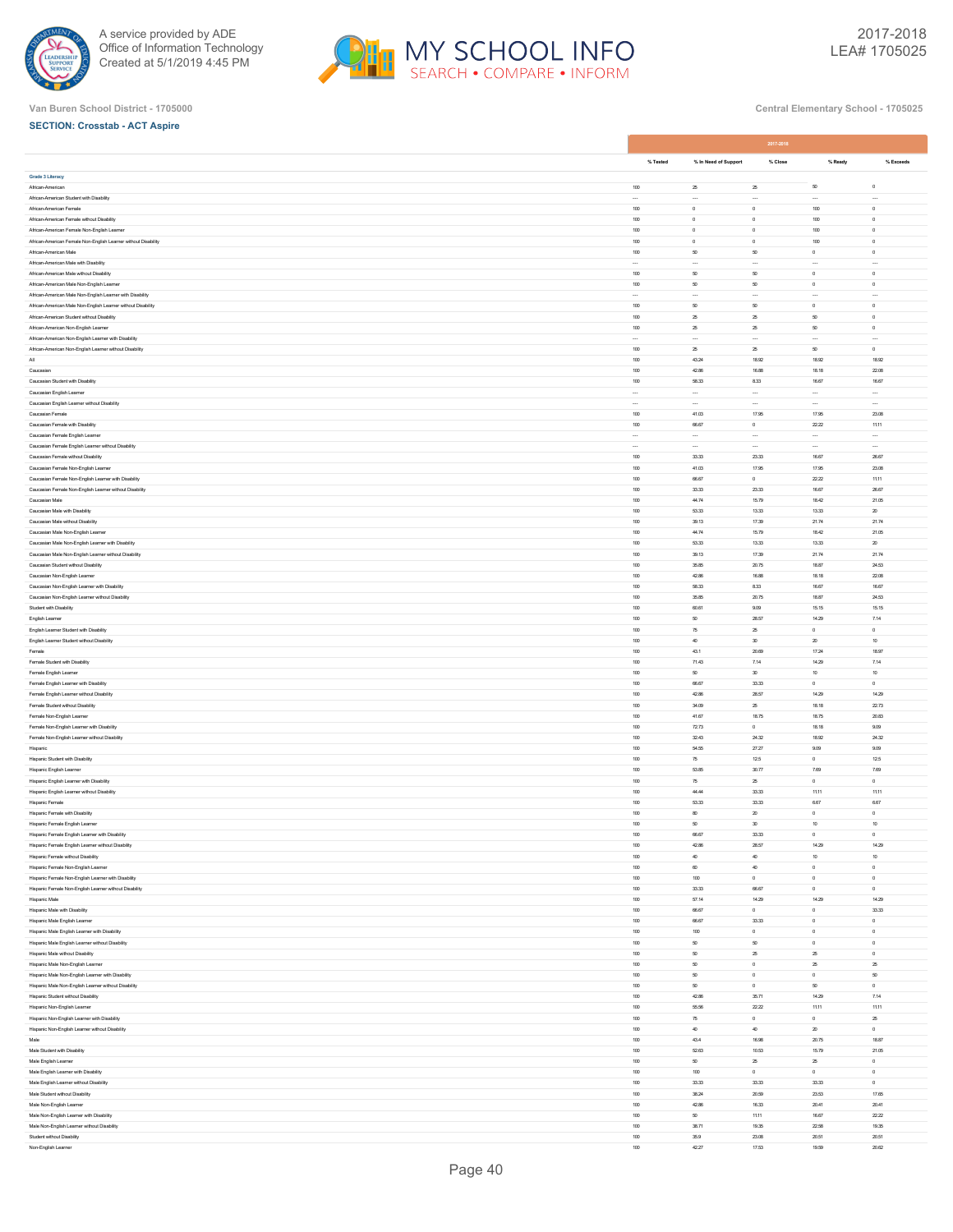Van Buren School District - 1705000

Central Elementary School - 1705125

**SECTION: Crosstab - ACT Aspire**

| | 2017-2018 | | | | |
|---|---|---|---|---|---|
| | % Tested | % In Need of Support | % Close | % Ready | % Exceeds |
| **Grade 3 Literacy** | | | | | |
| African-American | 100 | 25 | 25 | 50 | 0 |
| African-American Student with Disability | --- | --- | --- | --- | --- |
| African-American Female | 100 | 0 | 0 | 100 | 0 |
| African-American Female without Disability | 100 | 0 | 0 | 100 | 0 |
| African-American Female Non-English Learner | 100 | 0 | 0 | 100 | 0 |
| African-American Female Non-English Learner without Disability | 100 | 0 | 0 | 100 | 0 |
| African-American Male | 100 | 50 | 50 | 0 | 0 |
| African-American Male with Disability | --- | --- | --- | --- | --- |
| African-American Male without Disability | 100 | 50 | 50 | 0 | 0 |
| African-American Male Non-English Learner | 100 | 50 | 50 | 0 | 0 |
| African-American Male Non-English Learner with Disability | --- | --- | --- | --- | --- |
| African-American Male Non-English Learner without Disability | 100 | 50 | 50 | 0 | 0 |
| African-American Student without Disability | 100 | 25 | 25 | 50 | 0 |
| African-American Non-English Learner | 100 | 25 | 25 | 50 | 0 |
| African-American Non-English Learner with Disability | --- | --- | --- | --- | --- |
| African-American Non-English Learner without Disability | 100 | 25 | 25 | 50 | 0 |
| All | 100 | 43.24 | 18.92 | 18.92 | 18.92 |
| Caucasian | 100 | 42.86 | 16.88 | 18.18 | 22.08 |
| Caucasian Student with Disability | 100 | 58.33 | 8.33 | 16.67 | 16.67 |
| Caucasian English Learner | --- | --- | --- | --- | --- |
| Caucasian English Learner without Disability | --- | --- | --- | --- | --- |
| Caucasian Female | 100 | 41.03 | 17.95 | 17.95 | 23.08 |
| Caucasian Female with Disability | 100 | 66.67 | 0 | 22.22 | 11.11 |
| Caucasian Female English Learner | --- | --- | --- | --- | --- |
| Caucasian Female English Learner without Disability | --- | --- | --- | --- | --- |
| Caucasian Female without Disability | 100 | 33.33 | 23.33 | 16.67 | 26.67 |
| Caucasian Female Non-English Learner | 100 | 41.03 | 17.95 | 17.95 | 23.08 |
| Caucasian Female Non-English Learner with Disability | 100 | 66.67 | 0 | 22.22 | 11.11 |
| Caucasian Female Non-English Learner without Disability | 100 | 33.33 | 23.33 | 16.67 | 26.67 |
| Caucasian Male | 100 | 44.74 | 15.79 | 18.42 | 21.05 |
| Caucasian Male with Disability | 100 | 53.33 | 13.33 | 13.33 | 20 |
| Caucasian Male without Disability | 100 | 39.13 | 17.39 | 21.74 | 21.74 |
| Caucasian Male Non-English Learner | 100 | 44.74 | 15.79 | 18.42 | 21.05 |
| Caucasian Male Non-English Learner with Disability | 100 | 53.33 | 13.33 | 13.33 | 20 |
| Caucasian Male Non-English Learner without Disability | 100 | 39.13 | 17.39 | 21.74 | 21.74 |
| Caucasian Student without Disability | 100 | 35.85 | 20.75 | 18.87 | 24.53 |
| Caucasian Non-English Learner | 100 | 42.86 | 16.88 | 18.18 | 22.08 |
| Caucasian Non-English Learner with Disability | 100 | 58.33 | 8.33 | 16.67 | 16.67 |
| Caucasian Non-English Learner without Disability | 100 | 35.85 | 20.75 | 18.87 | 24.53 |
| Student with Disability | 100 | 60.61 | 9.09 | 15.15 | 15.15 |
| English Learner | 100 | 50 | 28.57 | 14.29 | 7.14 |
| English Learner Student with Disability | 100 | 75 | 25 | 0 | 0 |
| English Learner Student without Disability | 100 | 40 | 30 | 20 | 10 |
| Female | 100 | 43.1 | 20.69 | 17.24 | 18.97 |
| Female Student with Disability | 100 | 71.43 | 7.14 | 14.29 | 7.14 |
| Female English Learner | 100 | 50 | 30 | 10 | 10 |
| Female English Learner with Disability | 100 | 66.67 | 33.33 | 0 | 0 |
| Female English Learner without Disability | 100 | 42.86 | 28.57 | 14.29 | 14.29 |
| Female Student without Disability | 100 | 34.09 | 25 | 18.18 | 22.73 |
| Female Non-English Learner | 100 | 41.67 | 18.75 | 18.75 | 20.83 |
| Female Non-English Learner with Disability | 100 | 72.73 | 0 | 18.18 | 9.09 |
| Female Non-English Learner without Disability | 100 | 32.43 | 24.32 | 18.92 | 24.32 |
| Hispanic | 100 | 54.55 | 27.27 | 9.09 | 9.09 |
| Hispanic Student with Disability | 100 | 75 | 12.5 | 0 | 12.5 |
| Hispanic English Learner | 100 | 53.85 | 30.77 | 7.69 | 7.69 |
| Hispanic English Learner with Disability | 100 | 75 | 25 | 0 | 0 |
| Hispanic English Learner without Disability | 100 | 44.44 | 33.33 | 11.11 | 11.11 |
| Hispanic Female | 100 | 53.33 | 33.33 | 6.67 | 6.67 |
| Hispanic Female with Disability | 100 | 80 | 20 | 0 | 0 |
| Hispanic Female English Learner | 100 | 50 | 30 | 10 | 10 |
| Hispanic Female English Learner with Disability | 100 | 66.67 | 33.33 | 0 | 0 |
| Hispanic Female English Learner without Disability | 100 | 42.86 | 28.57 | 14.29 | 14.29 |
| Hispanic Female without Disability | 100 | 40 | 40 | 10 | 10 |
| Hispanic Female Non-English Learner | 100 | 60 | 40 | 0 | 0 |
| Hispanic Female Non-English Learner with Disability | 100 | 100 | 0 | 0 | 0 |
| Hispanic Female Non-English Learner without Disability | 100 | 33.33 | 66.67 | 0 | 0 |
| Hispanic Male | 100 | 57.14 | 14.29 | 14.29 | 14.29 |
| Hispanic Male with Disability | 100 | 66.67 | 0 | 0 | 33.33 |
| Hispanic Male English Learner | 100 | 66.67 | 33.33 | 0 | 0 |
| Hispanic Male English Learner with Disability | 100 | 100 | 0 | 0 | 0 |
| Hispanic Male English Learner without Disability | 100 | 50 | 50 | 0 | 0 |
| Hispanic Male without Disability | 100 | 50 | 25 | 25 | 0 |
| Hispanic Male Non-English Learner | 100 | 50 | 0 | 25 | 25 |
| Hispanic Male Non-English Learner with Disability | 100 | 50 | 0 | 0 | 50 |
| Hispanic Male Non-English Learner without Disability | 100 | 50 | 0 | 50 | 0 |
| Hispanic Student without Disability | 100 | 42.86 | 35.71 | 14.29 | 7.14 |
| Hispanic Non-English Learner | 100 | 55.56 | 22.22 | 11.11 | 11.11 |
| Hispanic Non-English Learner with Disability | 100 | 75 | 0 | 0 | 25 |
| Hispanic Non-English Learner without Disability | 100 | 40 | 40 | 20 | 0 |
| Male | 100 | 43.4 | 16.98 | 20.75 | 18.87 |
| Male Student with Disability | 100 | 52.63 | 10.53 | 15.79 | 21.05 |
| Male English Learner | 100 | 50 | 25 | 25 | 0 |
| Male English Learner with Disability | 100 | 100 | 0 | 0 | 0 |
| Male English Learner without Disability | 100 | 33.33 | 33.33 | 33.33 | 0 |
| Male Student without Disability | 100 | 38.24 | 20.59 | 23.53 | 17.65 |
| Male Non-English Learner | 100 | 42.86 | 16.33 | 20.41 | 20.41 |
| Male Non-English Learner with Disability | 100 | 50 | 11.11 | 16.67 | 22.22 |
| Male Non-English Learner without Disability | 100 | 38.71 | 19.35 | 22.58 | 19.35 |
| Student without Disability | 100 | 35.9 | 23.08 | 20.51 | 20.51 |
| Non-English Learner | 100 | 42.27 | 17.53 | 19.59 | 20.62 |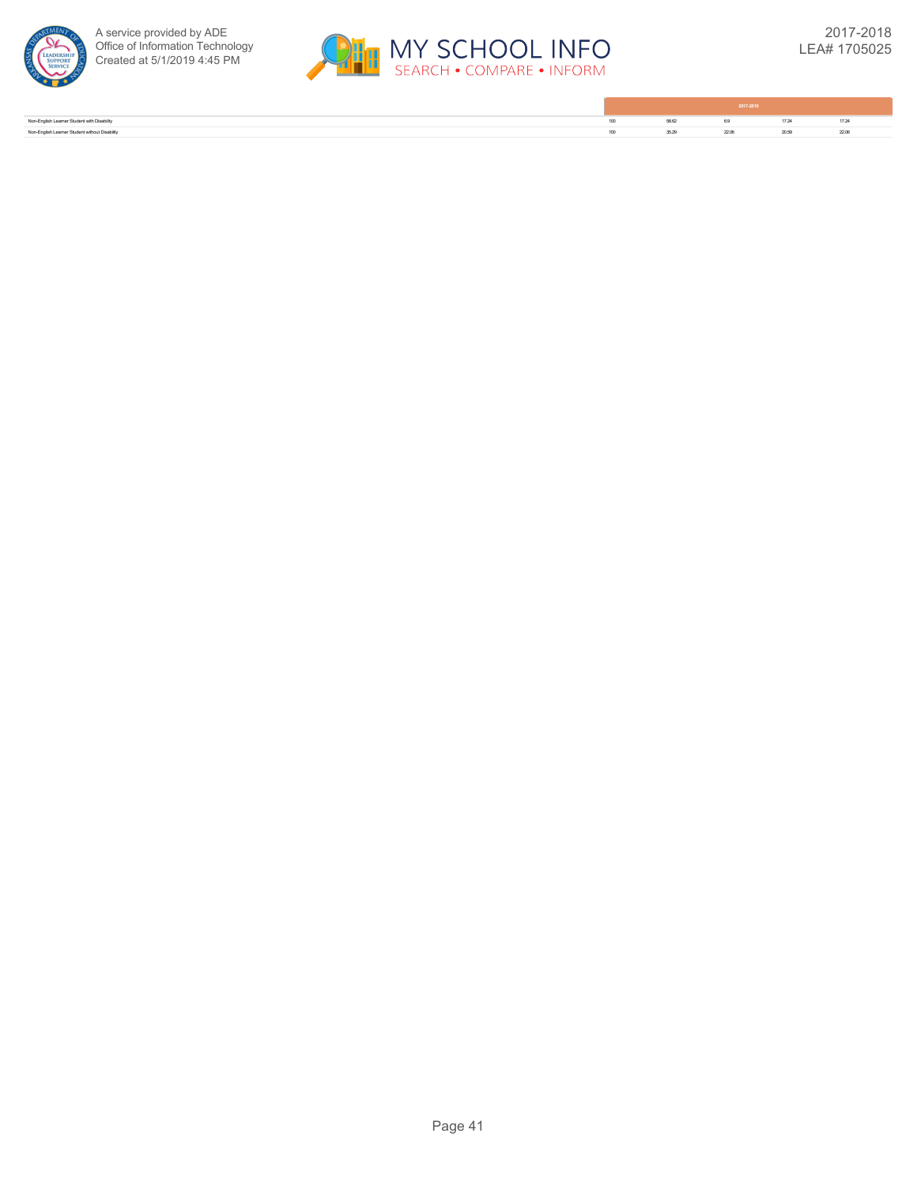| | 2017-2018 | | | | |
|---|---|---|---|---|---|
| Non-English Learner Student with Disability | 100 | 58.62 | 6.9 | 17.24 | 17.24 |
| Non-English Learner Student without Disability | 100 | 35.29 | 22.06 | 20.59 | 22.06 |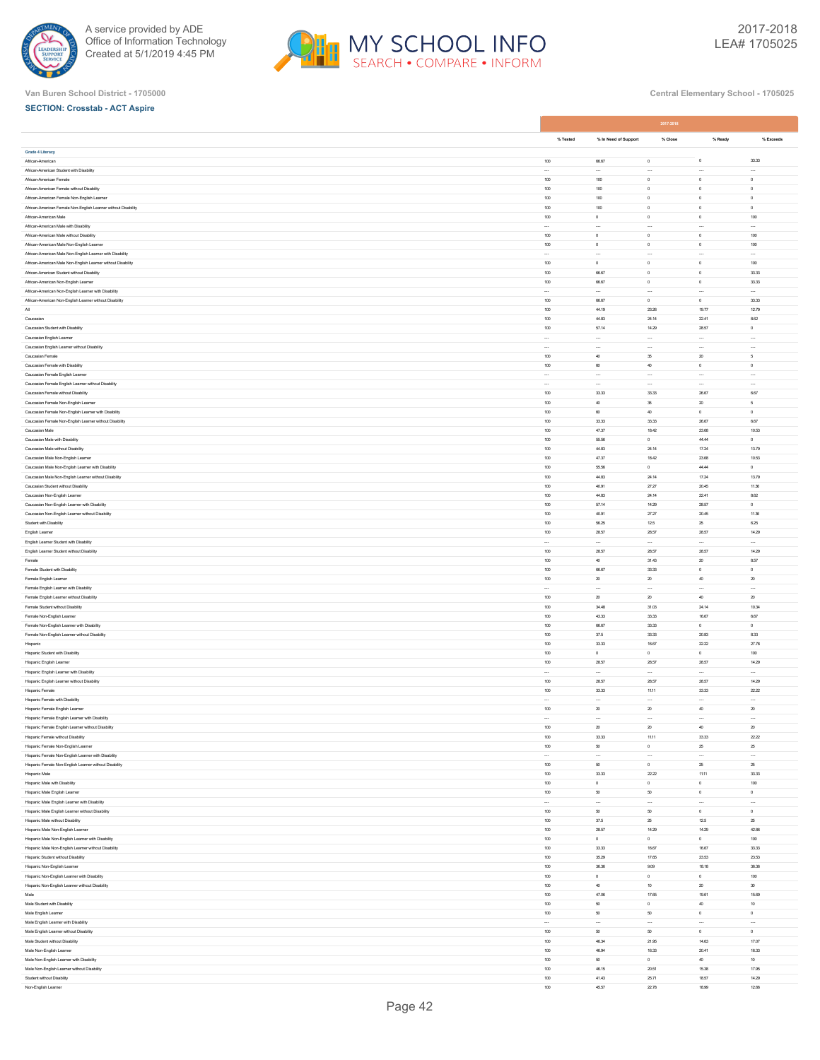Van Buren School District - 1705000

Central Elementary School - 1705125

**SECTION: Crosstab - ACT Aspire**

|  | 2017-2018 | | | | |
|---|---|---|---|---|---|
|  | % Tested | % In Need of Support | % Close | % Ready | % Exceeds |
| **Grade 4 Literacy** | | | | | |
| African-American | 100 | 66.67 | 0 | 0 | 33.33 |
| African-American Student with Disability | --- | --- | --- | --- | --- |
| African-American Female | 100 | 100 | 0 | 0 | 0 |
| African-American Female without Disability | 100 | 100 | 0 | 0 | 0 |
| African-American Female Non-English Learner | 100 | 100 | 0 | 0 | 0 |
| African-American Female Non-English Learner without Disability | 100 | 100 | 0 | 0 | 0 |
| African-American Male | 100 | 0 | 0 | 0 | 100 |
| African-American Male with Disability | --- | --- | --- | --- | --- |
| African-American Male without Disability | 100 | 0 | 0 | 0 | 100 |
| African-American Male Non-English Learner | 100 | 0 | 0 | 0 | 100 |
| African-American Male Non-English Learner with Disability | --- | --- | --- | --- | --- |
| African-American Male Non-English Learner without Disability | 100 | 0 | 0 | 0 | 100 |
| African-American Student without Disability | 100 | 66.67 | 0 | 0 | 33.33 |
| African-American Non-English Learner | 100 | 66.67 | 0 | 0 | 33.33 |
| African-American Non-English Learner with Disability | --- | --- | --- | --- | --- |
| African-American Non-English Learner without Disability | 100 | 66.67 | 0 | 0 | 33.33 |
| All | 100 | 44.19 | 23.26 | 19.77 | 12.79 |
| Caucasian | 100 | 44.83 | 24.14 | 22.41 | 8.62 |
| Caucasian Student with Disability | 100 | 57.14 | 14.29 | 28.57 | 0 |
| Caucasian English Learner | --- | --- | --- | --- | --- |
| Caucasian English Learner without Disability | --- | --- | --- | --- | --- |
| Caucasian Female | 100 | 40 | 35 | 20 | 5 |
| Caucasian Female with Disability | 100 | 60 | 40 | 0 | 0 |
| Caucasian Female English Learner | --- | --- | --- | --- | --- |
| Caucasian Female English Learner without Disability | --- | --- | --- | --- | --- |
| Caucasian Female without Disability | 100 | 33.33 | 33.33 | 26.67 | 6.67 |
| Caucasian Female Non-English Learner | 100 | 40 | 35 | 20 | 5 |
| Caucasian Female Non-English Learner with Disability | 100 | 60 | 40 | 0 | 0 |
| Caucasian Female Non-English Learner without Disability | 100 | 33.33 | 33.33 | 26.67 | 6.67 |
| Caucasian Male | 100 | 47.37 | 18.42 | 23.68 | 10.53 |
| Caucasian Male with Disability | 100 | 55.56 | 0 | 44.44 | 0 |
| Caucasian Male without Disability | 100 | 44.83 | 24.14 | 17.24 | 13.79 |
| Caucasian Male Non-English Learner | 100 | 47.37 | 18.42 | 23.68 | 10.53 |
| Caucasian Male Non-English Learner with Disability | 100 | 55.56 | 0 | 44.44 | 0 |
| Caucasian Male Non-English Learner without Disability | 100 | 44.83 | 24.14 | 17.24 | 13.79 |
| Caucasian Student without Disability | 100 | 40.91 | 27.27 | 20.45 | 11.36 |
| Caucasian Non-English Learner | 100 | 44.83 | 24.14 | 22.41 | 8.62 |
| Caucasian Non-English Learner with Disability | 100 | 57.14 | 14.29 | 28.57 | 0 |
| Caucasian Non-English Learner without Disability | 100 | 40.91 | 27.27 | 20.45 | 11.36 |
| Student with Disability | 100 | 56.25 | 12.5 | 25 | 6.25 |
| English Learner | 100 | 28.57 | 28.57 | 28.57 | 14.29 |
| English Learner Student with Disability | --- | --- | --- | --- | --- |
| English Learner Student without Disability | 100 | 28.57 | 28.57 | 28.57 | 14.29 |
| Female | 100 | 40 | 31.43 | 20 | 8.57 |
| Female Student with Disability | 100 | 66.67 | 33.33 | 0 | 0 |
| Female English Learner | 100 | 20 | 20 | 40 | 20 |
| Female English Learner with Disability | --- | --- | --- | --- | --- |
| Female English Learner without Disability | 100 | 20 | 20 | 40 | 20 |
| Female Student without Disability | 100 | 34.48 | 31.03 | 24.14 | 10.34 |
| Female Non-English Learner | 100 | 43.33 | 33.33 | 16.67 | 6.67 |
| Female Non-English Learner with Disability | 100 | 66.67 | 33.33 | 0 | 0 |
| Female Non-English Learner without Disability | 100 | 37.5 | 33.33 | 20.83 | 8.33 |
| Hispanic | 100 | 33.33 | 16.67 | 22.22 | 27.78 |
| Hispanic Student with Disability | 100 | 0 | 0 | 0 | 100 |
| Hispanic English Learner | 100 | 28.57 | 28.57 | 28.57 | 14.29 |
| Hispanic English Learner with Disability | --- | --- | --- | --- | --- |
| Hispanic English Learner without Disability | 100 | 28.57 | 28.57 | 28.57 | 14.29 |
| Hispanic Female | 100 | 33.33 | 11.11 | 33.33 | 22.22 |
| Hispanic Female with Disability | --- | --- | --- | --- | --- |
| Hispanic Female English Learner | 100 | 20 | 20 | 40 | 20 |
| Hispanic Female English Learner with Disability | --- | --- | --- | --- | --- |
| Hispanic Female English Learner without Disability | 100 | 20 | 20 | 40 | 20 |
| Hispanic Female without Disability | 100 | 33.33 | 11.11 | 33.33 | 22.22 |
| Hispanic Female Non-English Learner | 100 | 50 | 0 | 25 | 25 |
| Hispanic Female Non-English Learner with Disability | --- | --- | --- | --- | --- |
| Hispanic Female Non-English Learner without Disability | 100 | 50 | 0 | 25 | 25 |
| Hispanic Male | 100 | 33.33 | 22.22 | 11.11 | 33.33 |
| Hispanic Male with Disability | 100 | 0 | 0 | 0 | 100 |
| Hispanic Male English Learner | 100 | 50 | 50 | 0 | 0 |
| Hispanic Male English Learner with Disability | --- | --- | --- | --- | --- |
| Hispanic Male English Learner without Disability | 100 | 50 | 50 | 0 | 0 |
| Hispanic Male without Disability | 100 | 37.5 | 25 | 12.5 | 25 |
| Hispanic Male Non-English Learner | 100 | 28.57 | 14.29 | 14.29 | 42.86 |
| Hispanic Male Non-English Learner with Disability | 100 | 0 | 0 | 0 | 100 |
| Hispanic Male Non-English Learner without Disability | 100 | 33.33 | 16.67 | 16.67 | 33.33 |
| Hispanic Student without Disability | 100 | 35.29 | 17.65 | 23.53 | 23.53 |
| Hispanic Non-English Learner | 100 | 36.36 | 9.09 | 18.18 | 36.36 |
| Hispanic Non-English Learner with Disability | 100 | 0 | 0 | 0 | 100 |
| Hispanic Non-English Learner without Disability | 100 | 40 | 10 | 20 | 30 |
| Male | 100 | 47.06 | 17.65 | 19.61 | 15.69 |
| Male Student with Disability | 100 | 50 | 0 | 40 | 10 |
| Male English Learner | 100 | 50 | 50 | 0 | 0 |
| Male English Learner with Disability | --- | --- | --- | --- | --- |
| Male English Learner without Disability | 100 | 50 | 50 | 0 | 0 |
| Male Student without Disability | 100 | 46.34 | 21.95 | 14.63 | 17.07 |
| Male Non-English Learner | 100 | 46.94 | 16.33 | 20.41 | 16.33 |
| Male Non-English Learner with Disability | 100 | 50 | 0 | 40 | 10 |
| Male Non-English Learner without Disability | 100 | 46.15 | 20.51 | 15.38 | 17.95 |
| Student without Disability | 100 | 41.43 | 25.71 | 18.57 | 14.29 |
| Non-English Learner | 100 | 45.57 | 22.78 | 18.99 | 12.66 |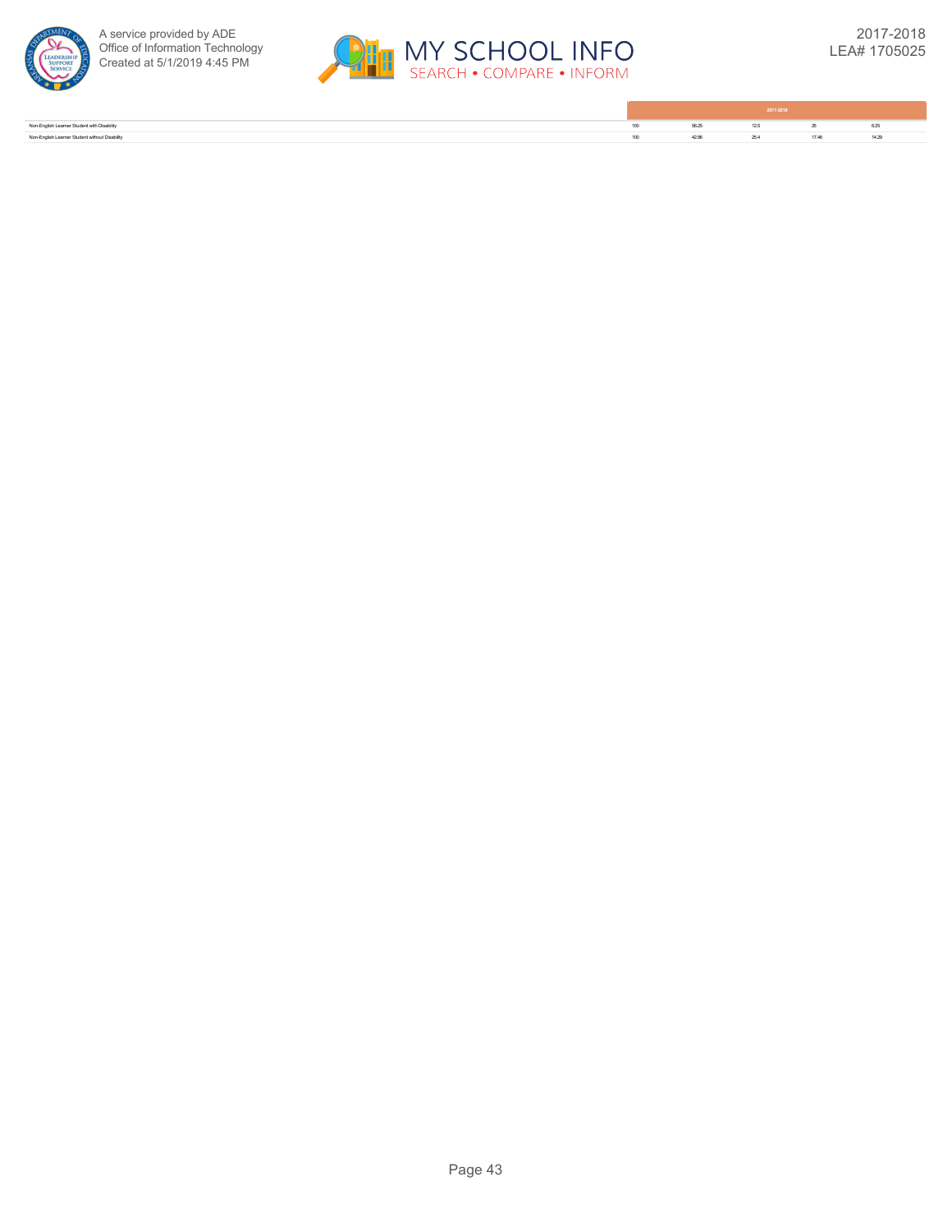| | 2017-2018 | | | | |
|---|---|---|---|---|---|
| Non-English Learner Student with Disability | 100 | 56.25 | 12.5 | 25 | 6.25 |
| Non-English Learner Student without Disability | 100 | 42.86 | 25.4 | 17.46 | 14.29 |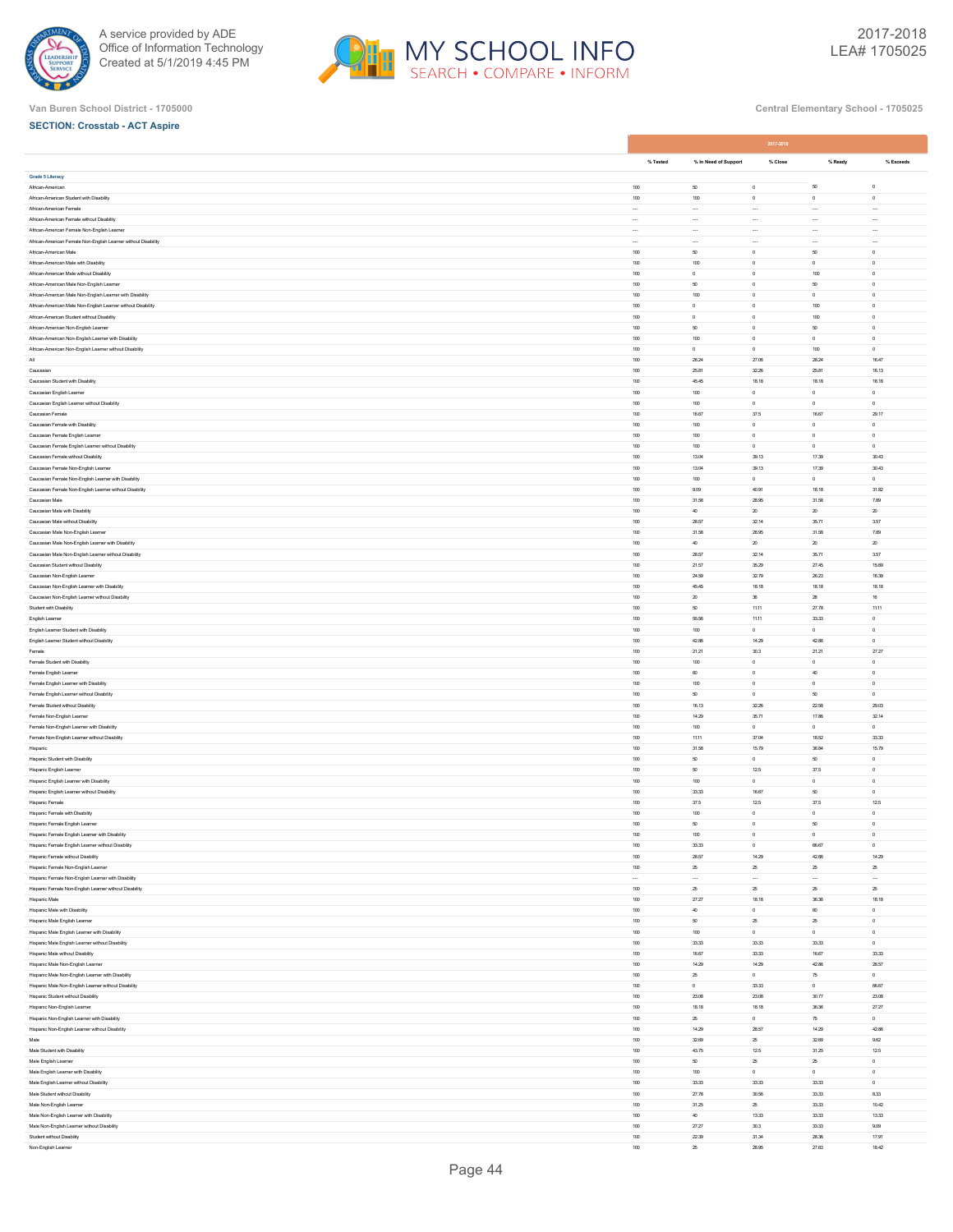Van Buren School District - 1705000

Central Elementary School - 1705025

**SECTION: Crosstab - ACT Aspire**

| | 2017-2018 | | | | |
|---|---|---|---|---|---|
| | % Tested | % In Need of Support | % Close | % Ready | % Exceeds |
| **Grade 5 Literacy** | | | | | |
| African-American | 100 | 50 | 0 | 50 | 0 |
| African-American Student with Disability | 100 | 100 | 0 | 0 | 0 |
| African-American Female | --- | --- | --- | --- | --- |
| African-American Female without Disability | --- | --- | --- | --- | --- |
| African-American Female Non-English Learner | --- | --- | --- | --- | --- |
| African-American Female Non-English Learner without Disability | --- | --- | --- | --- | --- |
| African-American Male | 100 | 50 | 0 | 50 | 0 |
| African-American Male with Disability | 100 | 100 | 0 | 0 | 0 |
| African-American Male without Disability | 100 | 0 | 0 | 100 | 0 |
| African-American Male Non-English Learner | 100 | 50 | 0 | 50 | 0 |
| African-American Male Non-English Learner with Disability | 100 | 100 | 0 | 0 | 0 |
| African-American Male Non-English Learner without Disability | 100 | 0 | 0 | 100 | 0 |
| African-American Student without Disability | 100 | 0 | 0 | 100 | 0 |
| African-American Non-English Learner | 100 | 50 | 0 | 50 | 0 |
| African-American Non-English Learner with Disability | 100 | 100 | 0 | 0 | 0 |
| African-American Non-English Learner without Disability | 100 | 0 | 0 | 100 | 0 |
| All | 100 | 28.24 | 27.06 | 28.24 | 16.47 |
| Caucasian | 100 | 25.81 | 32.26 | 25.81 | 16.13 |
| Caucasian Student with Disability | 100 | 45.45 | 18.18 | 18.18 | 18.18 |
| Caucasian English Learner | 100 | 100 | 0 | 0 | 0 |
| Caucasian English Learner without Disability | 100 | 100 | 0 | 0 | 0 |
| Caucasian Female | 100 | 16.67 | 37.5 | 16.67 | 29.17 |
| Caucasian Female with Disability | 100 | 100 | 0 | 0 | 0 |
| Caucasian Female English Learner | 100 | 100 | 0 | 0 | 0 |
| Caucasian Female English Learner without Disability | 100 | 100 | 0 | 0 | 0 |
| Caucasian Female without Disability | 100 | 13.04 | 39.13 | 17.39 | 30.43 |
| Caucasian Female Non-English Learner | 100 | 13.04 | 39.13 | 17.39 | 30.43 |
| Caucasian Female Non-English Learner with Disability | 100 | 100 | 0 | 0 | 0 |
| Caucasian Female Non-English Learner without Disability | 100 | 9.09 | 40.91 | 18.18 | 31.82 |
| Caucasian Male | 100 | 31.58 | 28.95 | 31.58 | 7.89 |
| Caucasian Male with Disability | 100 | 40 | 20 | 20 | 20 |
| Caucasian Male without Disability | 100 | 28.57 | 32.14 | 35.71 | 3.57 |
| Caucasian Male Non-English Learner | 100 | 31.58 | 28.95 | 31.58 | 7.89 |
| Caucasian Male Non-English Learner with Disability | 100 | 40 | 20 | 20 | 20 |
| Caucasian Male Non-English Learner without Disability | 100 | 28.57 | 32.14 | 35.71 | 3.57 |
| Caucasian Student without Disability | 100 | 21.57 | 35.29 | 27.45 | 15.69 |
| Caucasian Non-English Learner | 100 | 24.59 | 32.79 | 26.23 | 16.39 |
| Caucasian Non-English Learner with Disability | 100 | 45.45 | 18.18 | 18.18 | 18.18 |
| Caucasian Non-English Learner without Disability | 100 | 20 | 36 | 28 | 16 |
| Student with Disability | 100 | 50 | 11.11 | 27.78 | 11.11 |
| English Learner | 100 | 55.56 | 11.11 | 33.33 | 0 |
| English Learner Student with Disability | 100 | 100 | 0 | 0 | 0 |
| English Learner Student without Disability | 100 | 42.86 | 14.29 | 42.86 | 0 |
| Female | 100 | 21.21 | 30.3 | 21.21 | 27.27 |
| Female Student with Disability | 100 | 100 | 0 | 0 | 0 |
| Female English Learner | 100 | 60 | 0 | 40 | 0 |
| Female English Learner with Disability | 100 | 100 | 0 | 0 | 0 |
| Female English Learner without Disability | 100 | 50 | 0 | 50 | 0 |
| Female Student without Disability | 100 | 16.13 | 32.26 | 22.58 | 29.03 |
| Female Non-English Learner | 100 | 14.29 | 35.71 | 17.86 | 32.14 |
| Female Non-English Learner with Disability | 100 | 100 | 0 | 0 | 0 |
| Female Non-English Learner without Disability | 100 | 11.11 | 37.04 | 18.52 | 33.33 |
| Hispanic | 100 | 31.58 | 15.79 | 36.84 | 15.79 |
| Hispanic Student with Disability | 100 | 50 | 0 | 50 | 0 |
| Hispanic English Learner | 100 | 50 | 12.5 | 37.5 | 0 |
| Hispanic English Learner with Disability | 100 | 100 | 0 | 0 | 0 |
| Hispanic English Learner without Disability | 100 | 33.33 | 16.67 | 50 | 0 |
| Hispanic Female | 100 | 37.5 | 12.5 | 37.5 | 12.5 |
| Hispanic Female with Disability | 100 | 100 | 0 | 0 | 0 |
| Hispanic Female English Learner | 100 | 50 | 0 | 50 | 0 |
| Hispanic Female English Learner with Disability | 100 | 100 | 0 | 0 | 0 |
| Hispanic Female English Learner without Disability | 100 | 33.33 | 0 | 66.67 | 0 |
| Hispanic Female without Disability | 100 | 28.57 | 14.29 | 42.86 | 14.29 |
| Hispanic Female Non-English Learner | 100 | 25 | 25 | 25 | 25 |
| Hispanic Female Non-English Learner with Disability | --- | --- | --- | --- | --- |
| Hispanic Female Non-English Learner without Disability | 100 | 25 | 25 | 25 | 25 |
| Hispanic Male | 100 | 27.27 | 18.18 | 36.36 | 18.18 |
| Hispanic Male with Disability | 100 | 40 | 0 | 60 | 0 |
| Hispanic Male English Learner | 100 | 50 | 25 | 25 | 0 |
| Hispanic Male English Learner with Disability | 100 | 100 | 0 | 0 | 0 |
| Hispanic Male English Learner without Disability | 100 | 33.33 | 33.33 | 33.33 | 0 |
| Hispanic Male without Disability | 100 | 16.67 | 33.33 | 16.67 | 33.33 |
| Hispanic Male Non-English Learner | 100 | 14.29 | 14.29 | 42.86 | 28.57 |
| Hispanic Male Non-English Learner with Disability | 100 | 25 | 0 | 75 | 0 |
| Hispanic Male Non-English Learner without Disability | 100 | 0 | 33.33 | 0 | 66.67 |
| Hispanic Student without Disability | 100 | 23.08 | 23.08 | 30.77 | 23.08 |
| Hispanic Non-English Learner | 100 | 18.18 | 18.18 | 36.36 | 27.27 |
| Hispanic Non-English Learner with Disability | 100 | 25 | 0 | 75 | 0 |
| Hispanic Non-English Learner without Disability | 100 | 14.29 | 28.57 | 14.29 | 42.86 |
| Male | 100 | 32.69 | 25 | 32.69 | 9.62 |
| Male Student with Disability | 100 | 43.75 | 12.5 | 31.25 | 12.5 |
| Male English Learner | 100 | 50 | 25 | 25 | 0 |
| Male English Learner with Disability | 100 | 100 | 0 | 0 | 0 |
| Male English Learner without Disability | 100 | 33.33 | 33.33 | 33.33 | 0 |
| Male Student without Disability | 100 | 27.78 | 30.56 | 33.33 | 8.33 |
| Male Non-English Learner | 100 | 31.25 | 25 | 33.33 | 10.42 |
| Male Non-English Learner with Disability | 100 | 40 | 13.33 | 33.33 | 13.33 |
| Male Non-English Learner without Disability | 100 | 27.27 | 30.3 | 33.33 | 9.09 |
| Student without Disability | 100 | 22.39 | 31.34 | 28.36 | 17.91 |
| Non-English Learner | 100 | 25 | 28.95 | 27.63 | 18.42 |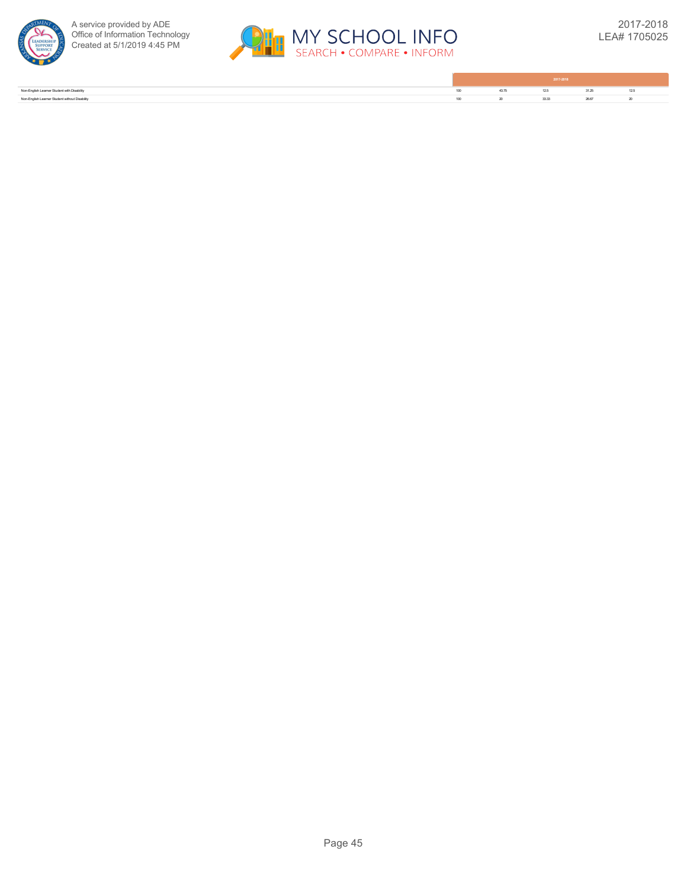| | 2017-2018 | | | | |
|---|---|---|---|---|---|
| Non-English Learner Student with Disability | 100 | 43.75 | 12.5 | 31.25 | 12.5 |
| Non-English Learner Student without Disability | 100 | 20 | 33.33 | 26.67 | 20 |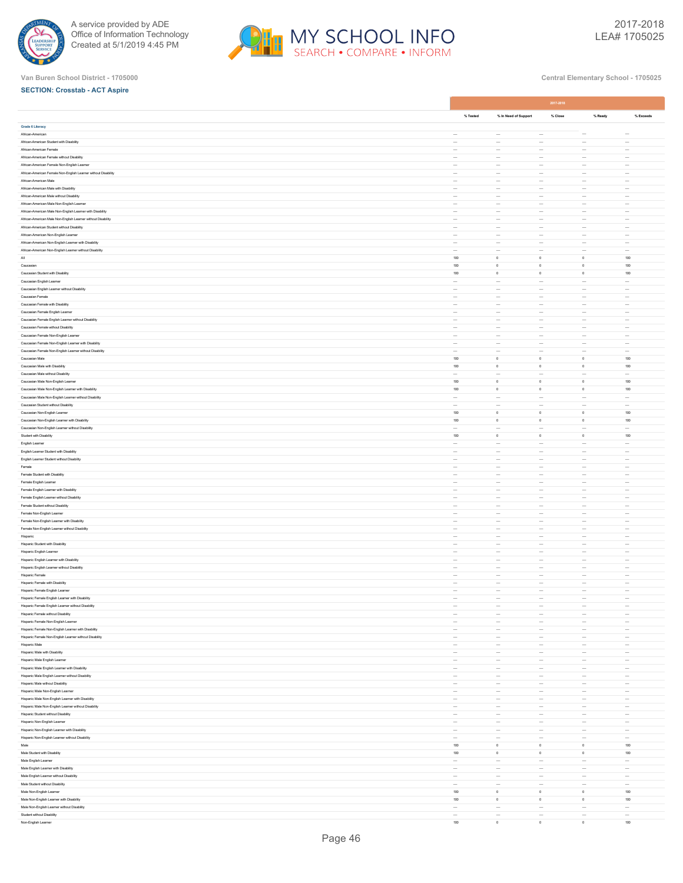Van Buren School District - 1705000

Central Elementary School - 1705025

**SECTION: Crosstab - ACT Aspire**

| | 2017-2018 | | | | |
|---|---|---|---|---|---|
| | % Tested | % In Need of Support | % Close | % Ready | % Exceeds |
| **Grade 6 Literacy** | | | | | |
| African-American | --- | --- | --- | --- | --- |
| African-American Student with Disability | --- | --- | --- | --- | --- |
| African-American Female | --- | --- | --- | --- | --- |
| African-American Female without Disability | --- | --- | --- | --- | --- |
| African-American Female Non-English Learner | --- | --- | --- | --- | --- |
| African-American Female Non-English Learner without Disability | --- | --- | --- | --- | --- |
| African-American Male | --- | --- | --- | --- | --- |
| African-American Male with Disability | --- | --- | --- | --- | --- |
| African-American Male without Disability | --- | --- | --- | --- | --- |
| African-American Male Non-English Learner | --- | --- | --- | --- | --- |
| African-American Male Non-English Learner with Disability | --- | --- | --- | --- | --- |
| African-American Male Non-English Learner without Disability | --- | --- | --- | --- | --- |
| African-American Student without Disability | --- | --- | --- | --- | --- |
| African-American Non-English Learner | --- | --- | --- | --- | --- |
| African-American Non-English Learner with Disability | --- | --- | --- | --- | --- |
| African-American Non-English Learner without Disability | --- | --- | --- | --- | --- |
| All | 100 | 0 | 0 | 0 | 100 |
| Caucasian | 100 | 0 | 0 | 0 | 100 |
| Caucasian Student with Disability | 100 | 0 | 0 | 0 | 100 |
| Caucasian English Learner | --- | --- | --- | --- | --- |
| Caucasian English Learner without Disability | --- | --- | --- | --- | --- |
| Caucasian Female | --- | --- | --- | --- | --- |
| Caucasian Female with Disability | --- | --- | --- | --- | --- |
| Caucasian Female English Learner | --- | --- | --- | --- | --- |
| Caucasian Female English Learner without Disability | --- | --- | --- | --- | --- |
| Caucasian Female without Disability | --- | --- | --- | --- | --- |
| Caucasian Female Non-English Learner | --- | --- | --- | --- | --- |
| Caucasian Female Non-English Learner with Disability | --- | --- | --- | --- | --- |
| Caucasian Female Non-English Learner without Disability | --- | --- | --- | --- | --- |
| Caucasian Male | 100 | 0 | 0 | 0 | 100 |
| Caucasian Male with Disability | 100 | 0 | 0 | 0 | 100 |
| Caucasian Male without Disability | --- | --- | --- | --- | --- |
| Caucasian Male Non-English Learner | 100 | 0 | 0 | 0 | 100 |
| Caucasian Male Non-English Learner with Disability | 100 | 0 | 0 | 0 | 100 |
| Caucasian Male Non-English Learner without Disability | --- | --- | --- | --- | --- |
| Caucasian Student without Disability | --- | --- | --- | --- | --- |
| Caucasian Non-English Learner | 100 | 0 | 0 | 0 | 100 |
| Caucasian Non-English Learner with Disability | 100 | 0 | 0 | 0 | 100 |
| Caucasian Non-English Learner without Disability | --- | --- | --- | --- | --- |
| Student with Disability | 100 | 0 | 0 | 0 | 100 |
| English Learner | --- | --- | --- | --- | --- |
| English Learner Student with Disability | --- | --- | --- | --- | --- |
| English Learner Student without Disability | --- | --- | --- | --- | --- |
| Female | --- | --- | --- | --- | --- |
| Female Student with Disability | --- | --- | --- | --- | --- |
| Female English Learner | --- | --- | --- | --- | --- |
| Female English Learner with Disability | --- | --- | --- | --- | --- |
| Female English Learner without Disability | --- | --- | --- | --- | --- |
| Female Student without Disability | --- | --- | --- | --- | --- |
| Female Non-English Learner | --- | --- | --- | --- | --- |
| Female Non-English Learner with Disability | --- | --- | --- | --- | --- |
| Female Non-English Learner without Disability | --- | --- | --- | --- | --- |
| Hispanic | --- | --- | --- | --- | --- |
| Hispanic Student with Disability | --- | --- | --- | --- | --- |
| Hispanic English Learner | --- | --- | --- | --- | --- |
| Hispanic English Learner with Disability | --- | --- | --- | --- | --- |
| Hispanic English Learner without Disability | --- | --- | --- | --- | --- |
| Hispanic Female | --- | --- | --- | --- | --- |
| Hispanic Female with Disability | --- | --- | --- | --- | --- |
| Hispanic Female English Learner | --- | --- | --- | --- | --- |
| Hispanic Female English Learner with Disability | --- | --- | --- | --- | --- |
| Hispanic Female English Learner without Disability | --- | --- | --- | --- | --- |
| Hispanic Female without Disability | --- | --- | --- | --- | --- |
| Hispanic Female Non-English Learner | --- | --- | --- | --- | --- |
| Hispanic Female Non-English Learner with Disability | --- | --- | --- | --- | --- |
| Hispanic Female Non-English Learner without Disability | --- | --- | --- | --- | --- |
| Hispanic Male | --- | --- | --- | --- | --- |
| Hispanic Male with Disability | --- | --- | --- | --- | --- |
| Hispanic Male English Learner | --- | --- | --- | --- | --- |
| Hispanic Male English Learner with Disability | --- | --- | --- | --- | --- |
| Hispanic Male English Learner without Disability | --- | --- | --- | --- | --- |
| Hispanic Male without Disability | --- | --- | --- | --- | --- |
| Hispanic Male Non-English Learner | --- | --- | --- | --- | --- |
| Hispanic Male Non-English Learner with Disability | --- | --- | --- | --- | --- |
| Hispanic Male Non-English Learner without Disability | --- | --- | --- | --- | --- |
| Hispanic Student without Disability | --- | --- | --- | --- | --- |
| Hispanic Non-English Learner | --- | --- | --- | --- | --- |
| Hispanic Non-English Learner with Disability | --- | --- | --- | --- | --- |
| Hispanic Non-English Learner without Disability | --- | --- | --- | --- | --- |
| Male | 100 | 0 | 0 | 0 | 100 |
| Male Student with Disability | 100 | 0 | 0 | 0 | 100 |
| Male English Learner | --- | --- | --- | --- | --- |
| Male English Learner with Disability | --- | --- | --- | --- | --- |
| Male English Learner without Disability | --- | --- | --- | --- | --- |
| Male Student without Disability | --- | --- | --- | --- | --- |
| Male Non-English Learner | 100 | 0 | 0 | 0 | 100 |
| Male Non-English Learner with Disability | 100 | 0 | 0 | 0 | 100 |
| Male Non-English Learner without Disability | --- | --- | --- | --- | --- |
| Student without Disability | --- | --- | --- | --- | --- |
| Non-English Learner | 100 | 0 | 0 | 0 | 100 |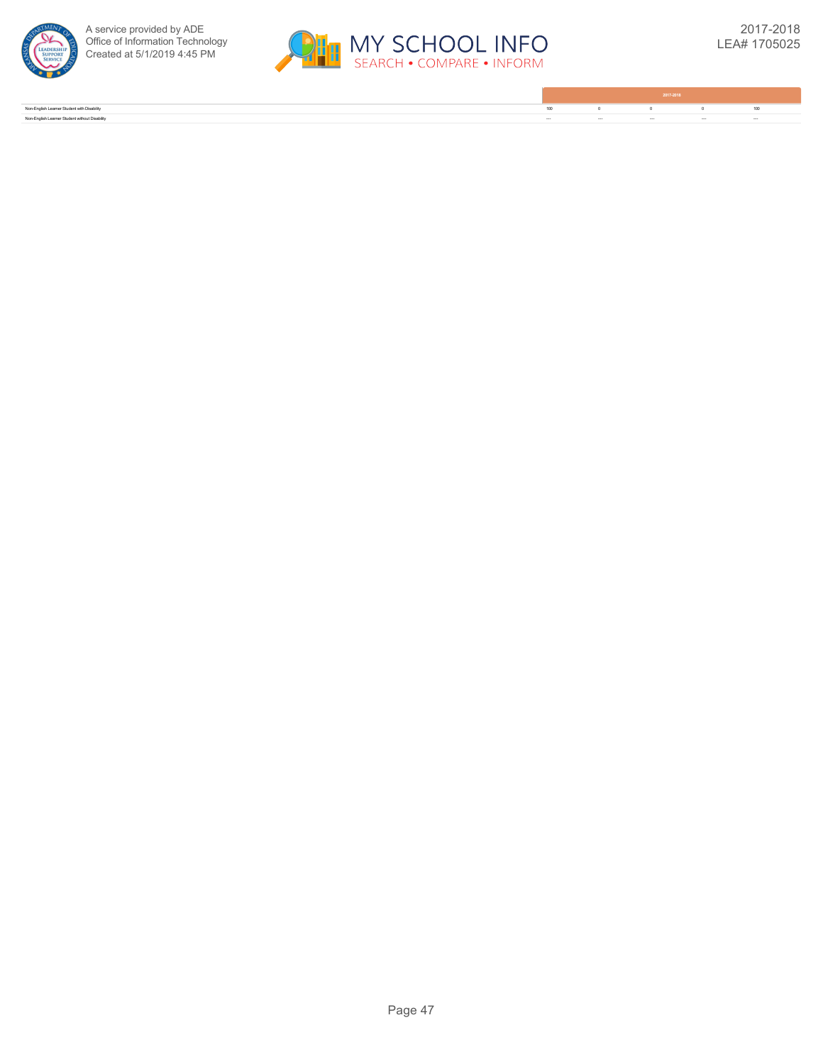| | 2017-2018 | | | | |
|---|---|---|---|---|---|
| Non-English Learner Student with Disability | 100 | 0 | 0 | 0 | 100 |
| Non-English Learner Student without Disability | --- | --- | --- | --- | --- |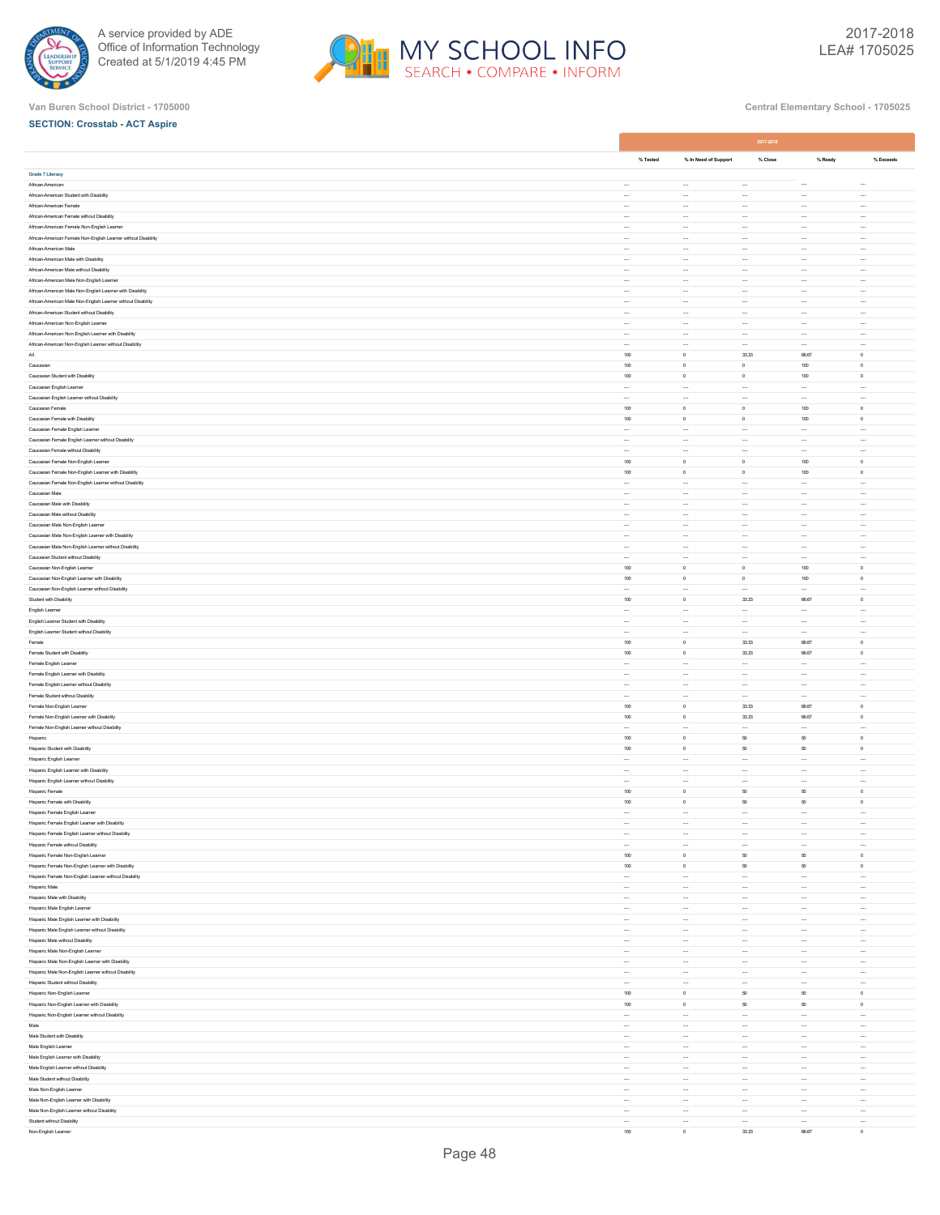Van Buren School District - 1705000

Central Elementary School - 1705025

**SECTION: Crosstab - ACT Aspire**

| | 2017-2018 | | | | |
|---|---|---|---|---|---|
| | % Tested | % In Need of Support | % Close | % Ready | % Exceeds |
| **Grade 7 Literacy** | | | | | |
| African-American | --- | --- | --- | --- | --- |
| African-American Student with Disability | --- | --- | --- | --- | --- |
| African-American Female | --- | --- | --- | --- | --- |
| African-American Female without Disability | --- | --- | --- | --- | --- |
| African-American Female Non-English Learner | --- | --- | --- | --- | --- |
| African-American Female Non-English Learner without Disability | --- | --- | --- | --- | --- |
| African-American Male | --- | --- | --- | --- | --- |
| African-American Male with Disability | --- | --- | --- | --- | --- |
| African-American Male without Disability | --- | --- | --- | --- | --- |
| African-American Male Non-English Learner | --- | --- | --- | --- | --- |
| African-American Male Non-English Learner with Disability | --- | --- | --- | --- | --- |
| African-American Male Non-English Learner without Disability | --- | --- | --- | --- | --- |
| African-American Student without Disability | --- | --- | --- | --- | --- |
| African-American Non-English Learner | --- | --- | --- | --- | --- |
| African-American Non-English Learner with Disability | --- | --- | --- | --- | --- |
| African-American Non-English Learner without Disability | --- | --- | --- | --- | --- |
| All | 100 | 0 | 33.33 | 66.67 | 0 |
| Caucasian | 100 | 0 | 0 | 100 | 0 |
| Caucasian Student with Disability | 100 | 0 | 0 | 100 | 0 |
| Caucasian English Learner | --- | --- | --- | --- | --- |
| Caucasian English Learner without Disability | --- | --- | --- | --- | --- |
| Caucasian Female | 100 | 0 | 0 | 100 | 0 |
| Caucasian Female with Disability | 100 | 0 | 0 | 100 | 0 |
| Caucasian Female English Learner | --- | --- | --- | --- | --- |
| Caucasian Female English Learner without Disability | --- | --- | --- | --- | --- |
| Caucasian Female without Disability | --- | --- | --- | --- | --- |
| Caucasian Female Non-English Learner | 100 | 0 | 0 | 100 | 0 |
| Caucasian Female Non-English Learner with Disability | 100 | 0 | 0 | 100 | 0 |
| Caucasian Female Non-English Learner without Disability | --- | --- | --- | --- | --- |
| Caucasian Male | --- | --- | --- | --- | --- |
| Caucasian Male with Disability | --- | --- | --- | --- | --- |
| Caucasian Male without Disability | --- | --- | --- | --- | --- |
| Caucasian Male Non-English Learner | --- | --- | --- | --- | --- |
| Caucasian Male Non-English Learner with Disability | --- | --- | --- | --- | --- |
| Caucasian Male Non-English Learner without Disability | --- | --- | --- | --- | --- |
| Caucasian Student without Disability | --- | --- | --- | --- | --- |
| Caucasian Non-English Learner | 100 | 0 | 0 | 100 | 0 |
| Caucasian Non-English Learner with Disability | 100 | 0 | 0 | 100 | 0 |
| Caucasian Non-English Learner without Disability | --- | --- | --- | --- | --- |
| Student with Disability | 100 | 0 | 33.33 | 66.67 | 0 |
| English Learner | --- | --- | --- | --- | --- |
| English Learner Student with Disability | --- | --- | --- | --- | --- |
| English Learner Student without Disability | --- | --- | --- | --- | --- |
| Female | 100 | 0 | 33.33 | 66.67 | 0 |
| Female Student with Disability | 100 | 0 | 33.33 | 66.67 | 0 |
| Female English Learner | --- | --- | --- | --- | --- |
| Female English Learner with Disability | --- | --- | --- | --- | --- |
| Female English Learner without Disability | --- | --- | --- | --- | --- |
| Female Student without Disability | --- | --- | --- | --- | --- |
| Female Non-English Learner | 100 | 0 | 33.33 | 66.67 | 0 |
| Female Non-English Learner with Disability | 100 | 0 | 33.33 | 66.67 | 0 |
| Female Non-English Learner without Disability | --- | --- | --- | --- | --- |
| Hispanic | 100 | 0 | 50 | 50 | 0 |
| Hispanic Student with Disability | 100 | 0 | 50 | 50 | 0 |
| Hispanic English Learner | --- | --- | --- | --- | --- |
| Hispanic English Learner with Disability | --- | --- | --- | --- | --- |
| Hispanic English Learner without Disability | --- | --- | --- | --- | --- |
| Hispanic Female | 100 | 0 | 50 | 50 | 0 |
| Hispanic Female with Disability | 100 | 0 | 50 | 50 | 0 |
| Hispanic Female English Learner | --- | --- | --- | --- | --- |
| Hispanic Female English Learner with Disability | --- | --- | --- | --- | --- |
| Hispanic Female English Learner without Disability | --- | --- | --- | --- | --- |
| Hispanic Female without Disability | --- | --- | --- | --- | --- |
| Hispanic Female Non-English Learner | 100 | 0 | 50 | 50 | 0 |
| Hispanic Female Non-English Learner with Disability | 100 | 0 | 50 | 50 | 0 |
| Hispanic Female Non-English Learner without Disability | --- | --- | --- | --- | --- |
| Hispanic Male | --- | --- | --- | --- | --- |
| Hispanic Male with Disability | --- | --- | --- | --- | --- |
| Hispanic Male English Learner | --- | --- | --- | --- | --- |
| Hispanic Male English Learner with Disability | --- | --- | --- | --- | --- |
| Hispanic Male English Learner without Disability | --- | --- | --- | --- | --- |
| Hispanic Male without Disability | --- | --- | --- | --- | --- |
| Hispanic Male Non-English Learner | --- | --- | --- | --- | --- |
| Hispanic Male Non-English Learner with Disability | --- | --- | --- | --- | --- |
| Hispanic Male Non-English Learner without Disability | --- | --- | --- | --- | --- |
| Hispanic Student without Disability | --- | --- | --- | --- | --- |
| Hispanic Non-English Learner | 100 | 0 | 50 | 50 | 0 |
| Hispanic Non-English Learner with Disability | 100 | 0 | 50 | 50 | 0 |
| Hispanic Non-English Learner without Disability | --- | --- | --- | --- | --- |
| Male | --- | --- | --- | --- | --- |
| Male Student with Disability | --- | --- | --- | --- | --- |
| Male English Learner | --- | --- | --- | --- | --- |
| Male English Learner with Disability | --- | --- | --- | --- | --- |
| Male English Learner without Disability | --- | --- | --- | --- | --- |
| Male Student without Disability | --- | --- | --- | --- | --- |
| Male Non-English Learner | --- | --- | --- | --- | --- |
| Male Non-English Learner with Disability | --- | --- | --- | --- | --- |
| Male Non-English Learner without Disability | --- | --- | --- | --- | --- |
| Student without Disability | --- | --- | --- | --- | --- |
| Non-English Learner | 100 | 0 | 33.33 | 66.67 | 0 |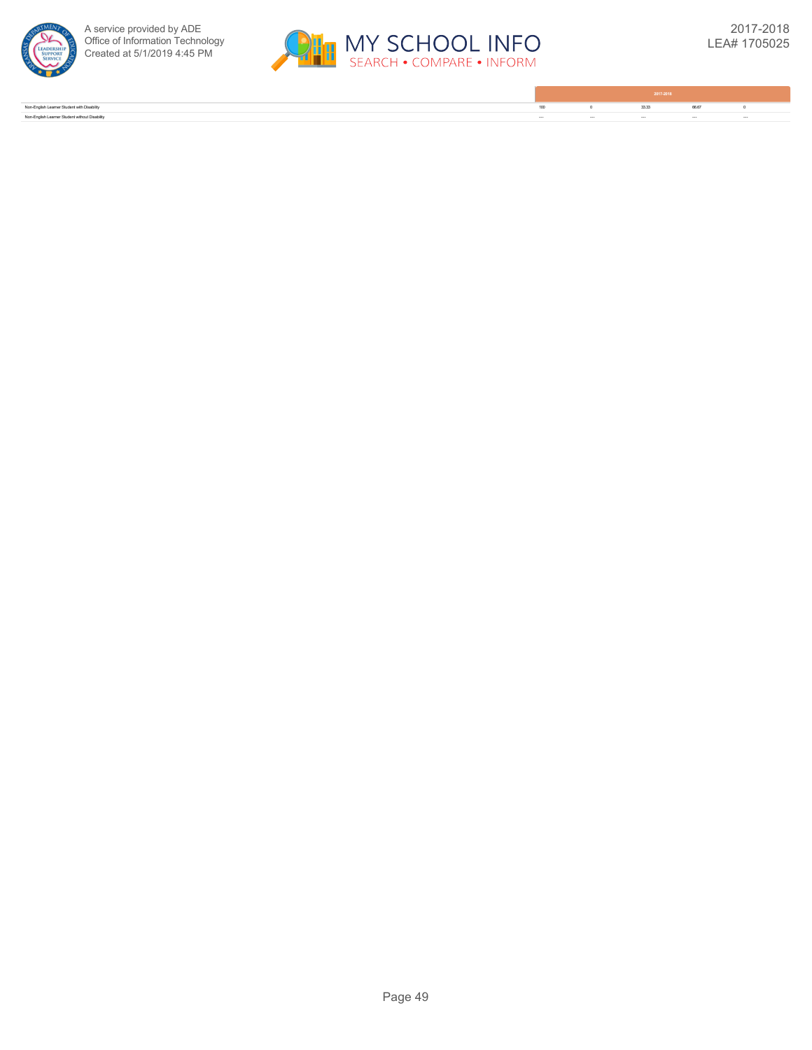| | 2017-2018 | | | | |
|---|---|---|---|---|---|
| Non-English Learner Student with Disability | 100 | 0 | 33.33 | 66.67 | 0 |
| Non-English Learner Student without Disability | --- | --- | --- | --- | --- |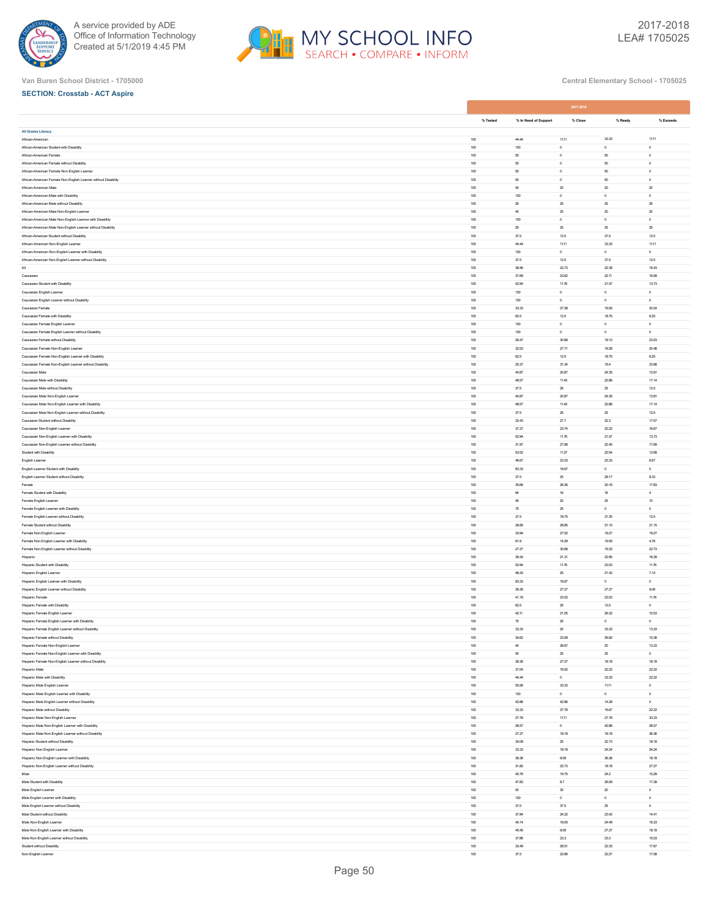Van Buren School District - 1705000

Central Elementary School - 1705025

**SECTION: Crosstab - ACT Aspire**

| | 2017-2018 | | | | |
|---|---|---|---|---|---|
| | % Tested | % In Need of Support | % Close | % Ready | % Exceeds |
| **All Grades Literacy** | | | | | |
| African-American | 100 | 44.44 | 11.11 | 33.33 | 11.11 |
| African-American Student with Disability | 100 | 100 | 0 | 0 | 0 |
| African-American Female | 100 | 50 | 0 | 50 | 0 |
| African-American Female without Disability | 100 | 50 | 0 | 50 | 0 |
| African-American Female Non-English Learner | 100 | 50 | 0 | 50 | 0 |
| African-American Female Non-English Learner without Disability | 100 | 50 | 0 | 50 | 0 |
| African-American Male | 100 | 40 | 20 | 20 | 20 |
| African-American Male with Disability | 100 | 100 | 0 | 0 | 0 |
| African-American Male without Disability | 100 | 25 | 25 | 25 | 25 |
| African-American Male Non-English Learner | 100 | 40 | 20 | 20 | 20 |
| African-American Male Non-English Learner with Disability | 100 | 100 | 0 | 0 | 0 |
| African-American Male Non-English Learner without Disability | 100 | 25 | 25 | 25 | 25 |
| African-American Student without Disability | 100 | 37.5 | 12.5 | 37.5 | 12.5 |
| African-American Non-English Learner | 100 | 44.44 | 11.11 | 33.33 | 11.11 |
| African-American Non-English Learner with Disability | 100 | 100 | 0 | 0 | 0 |
| African-American Non-English Learner without Disability | 100 | 37.5 | 12.5 | 37.5 | 12.5 |
| All | 100 | 38.46 | 22.73 | 22.38 | 16.43 |
| Caucasian | 100 | 37.89 | 23.62 | 22.11 | 16.58 |
| Caucasian Student with Disability | 100 | 52.94 | 11.76 | 21.57 | 13.73 |
| Caucasian English Learner | 100 | 100 | 0 | 0 | 0 |
| Caucasian English Learner without Disability | 100 | 100 | 0 | 0 | 0 |
| Caucasian Female | 100 | 33.33 | 27.38 | 19.05 | 20.24 |
| Caucasian Female with Disability | 100 | 62.5 | 12.5 | 18.75 | 6.25 |
| Caucasian Female English Learner | 100 | 100 | 0 | 0 | 0 |
| Caucasian Female English Learner without Disability | 100 | 100 | 0 | 0 | 0 |
| Caucasian Female without Disability | 100 | 26.47 | 30.88 | 19.12 | 23.53 |
| Caucasian Female Non-English Learner | 100 | 32.53 | 27.71 | 19.28 | 20.48 |
| Caucasian Female Non-English Learner with Disability | 100 | 62.5 | 12.5 | 18.75 | 6.25 |
| Caucasian Female Non-English Learner without Disability | 100 | 25.37 | 31.34 | 19.4 | 23.88 |
| Caucasian Male | 100 | 40.87 | 20.87 | 24.35 | 13.91 |
| Caucasian Male with Disability | 100 | 48.57 | 11.43 | 22.86 | 17.14 |
| Caucasian Male without Disability | 100 | 37.5 | 25 | 25 | 12.5 |
| Caucasian Male Non-English Learner | 100 | 40.87 | 20.87 | 24.35 | 13.91 |
| Caucasian Male Non-English Learner with Disability | 100 | 48.57 | 11.43 | 22.86 | 17.14 |
| Caucasian Male Non-English Learner without Disability | 100 | 37.5 | 25 | 25 | 12.5 |
| Caucasian Student without Disability | 100 | 32.43 | 27.7 | 22.3 | 17.57 |
| Caucasian Non-English Learner | 100 | 37.37 | 23.74 | 22.22 | 16.67 |
| Caucasian Non-English Learner with Disability | 100 | 52.94 | 11.76 | 21.57 | 13.73 |
| Caucasian Non-English Learner without Disability | 100 | 31.97 | 27.89 | 22.45 | 17.69 |
| Student with Disability | 100 | 53.52 | 11.27 | 22.54 | 12.68 |
| English Learner | 100 | 46.67 | 23.33 | 23.33 | 6.67 |
| English Learner Student with Disability | 100 | 83.33 | 16.67 | 0 | 0 |
| English Learner Student without Disability | 100 | 37.5 | 25 | 29.17 | 8.33 |
| Female | 100 | 35.66 | 26.36 | 20.16 | 17.83 |
| Female Student with Disability | 100 | 64 | 16 | 16 | 4 |
| Female English Learner | 100 | 45 | 20 | 25 | 10 |
| Female English Learner with Disability | 100 | 75 | 25 | 0 | 0 |
| Female English Learner without Disability | 100 | 37.5 | 18.75 | 31.25 | 12.5 |
| Female Student without Disability | 100 | 28.85 | 28.85 | 21.15 | 21.15 |
| Female Non-English Learner | 100 | 33.94 | 27.52 | 19.27 | 19.27 |
| Female Non-English Learner with Disability | 100 | 61.9 | 14.29 | 19.05 | 4.76 |
| Female Non-English Learner without Disability | 100 | 27.27 | 30.68 | 19.32 | 22.73 |
| Hispanic | 100 | 39.34 | 21.31 | 22.95 | 16.39 |
| Hispanic Student with Disability | 100 | 52.94 | 11.76 | 23.53 | 11.76 |
| Hispanic English Learner | 100 | 46.43 | 25 | 21.43 | 7.14 |
| Hispanic English Learner with Disability | 100 | 83.33 | 16.67 | 0 | 0 |
| Hispanic English Learner without Disability | 100 | 36.36 | 27.27 | 27.27 | 9.09 |
| Hispanic Female | 100 | 41.18 | 23.53 | 23.53 | 11.76 |
| Hispanic Female with Disability | 100 | 62.5 | 25 | 12.5 | 0 |
| Hispanic Female English Learner | 100 | 42.11 | 21.05 | 26.32 | 10.53 |
| Hispanic Female English Learner with Disability | 100 | 75 | 25 | 0 | 0 |
| Hispanic Female English Learner without Disability | 100 | 33.33 | 20 | 33.33 | 13.33 |
| Hispanic Female without Disability | 100 | 34.62 | 23.08 | 26.92 | 15.38 |
| Hispanic Female Non-English Learner | 100 | 40 | 26.67 | 20 | 13.33 |
| Hispanic Female Non-English Learner with Disability | 100 | 50 | 25 | 25 | 0 |
| Hispanic Female Non-English Learner without Disability | 100 | 36.36 | 27.27 | 18.18 | 18.18 |
| Hispanic Male | 100 | 37.04 | 18.52 | 22.22 | 22.22 |
| Hispanic Male with Disability | 100 | 44.44 | 0 | 33.33 | 22.22 |
| Hispanic Male English Learner | 100 | 55.56 | 33.33 | 11.11 | 0 |
| Hispanic Male English Learner with Disability | 100 | 100 | 0 | 0 | 0 |
| Hispanic Male English Learner without Disability | 100 | 42.86 | 42.86 | 14.29 | 0 |
| Hispanic Male without Disability | 100 | 33.33 | 27.78 | 16.67 | 22.22 |
| Hispanic Male Non-English Learner | 100 | 27.78 | 11.11 | 27.78 | 33.33 |
| Hispanic Male Non-English Learner with Disability | 100 | 28.57 | 0 | 42.86 | 28.57 |
| Hispanic Male Non-English Learner without Disability | 100 | 27.27 | 18.18 | 18.18 | 36.36 |
| Hispanic Student without Disability | 100 | 34.09 | 25 | 22.73 | 18.18 |
| Hispanic Non-English Learner | 100 | 33.33 | 18.18 | 24.24 | 24.24 |
| Hispanic Non-English Learner with Disability | 100 | 36.36 | 9.09 | 36.36 | 18.18 |
| Hispanic Non-English Learner without Disability | 100 | 31.82 | 22.73 | 18.18 | 27.27 |
| Male | 100 | 40.76 | 19.75 | 24.2 | 15.29 |
| Male Student with Disability | 100 | 47.83 | 8.7 | 26.09 | 17.39 |
| Male English Learner | 100 | 50 | 30 | 20 | 0 |
| Male English Learner with Disability | 100 | 100 | 0 | 0 | 0 |
| Male English Learner without Disability | 100 | 37.5 | 37.5 | 25 | 0 |
| Male Student without Disability | 100 | 37.84 | 24.32 | 23.42 | 14.41 |
| Male Non-English Learner | 100 | 40.14 | 19.05 | 24.49 | 16.33 |
| Male Non-English Learner with Disability | 100 | 45.45 | 9.09 | 27.27 | 18.18 |
| Male Non-English Learner without Disability | 100 | 37.86 | 23.3 | 23.3 | 15.53 |
| Student without Disability | 100 | 33.49 | 26.51 | 22.33 | 17.67 |
| Non-English Learner | 100 | 37.5 | 22.66 | 22.27 | 17.58 |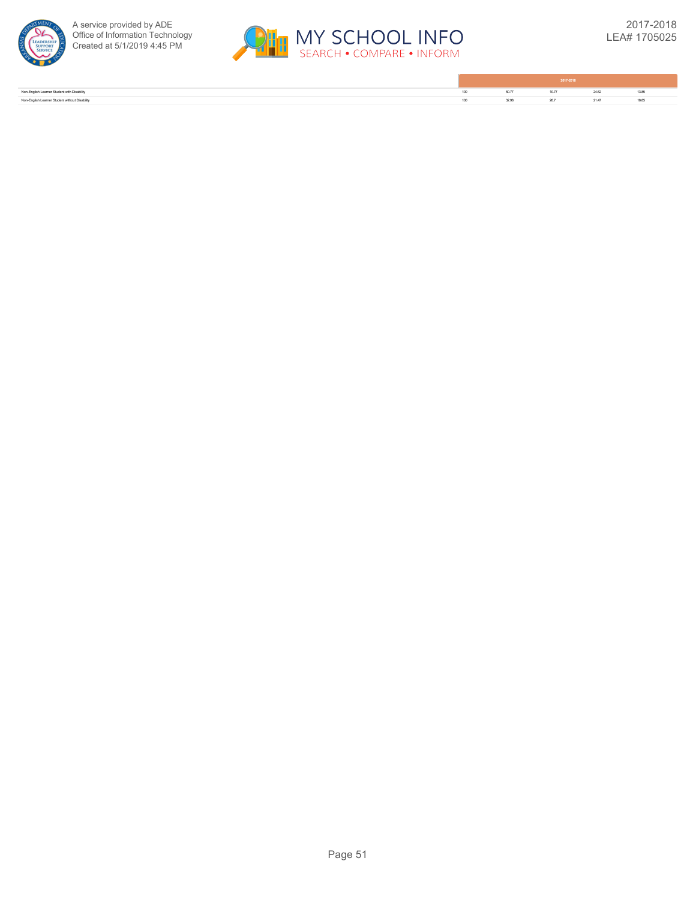| | 2017-2018 | | | | |
|---|---|---|---|---|---|
| Non-English Learner Student with Disability | 100 | 50.77 | 10.77 | 24.62 | 13.85 |
| Non-English Learner Student without Disability | 100 | 32.98 | 26.7 | 21.47 | 18.85 |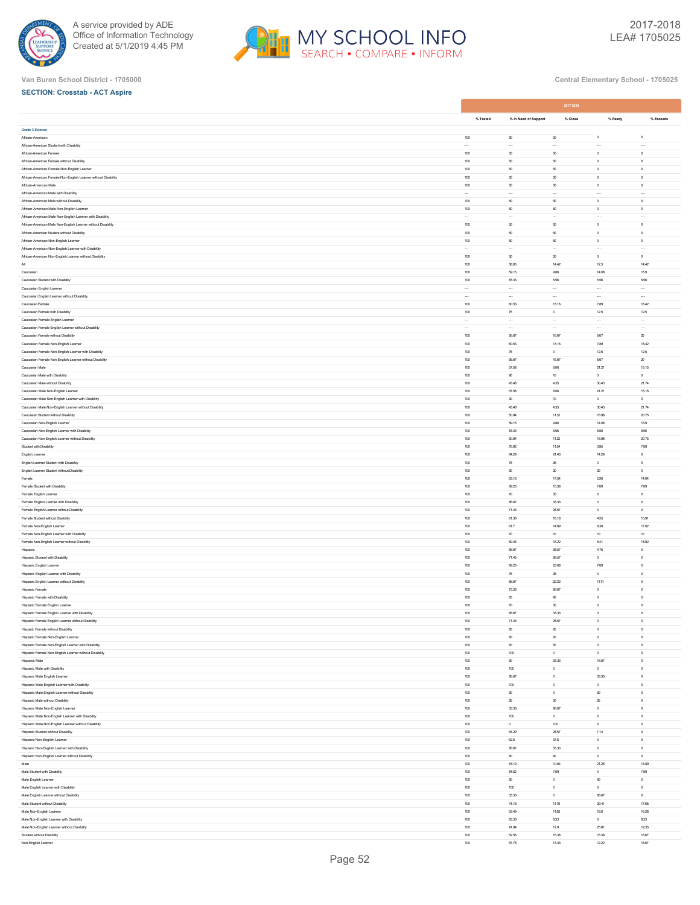Van Buren School District - 1705000

Central Elementary School - 1705025

**SECTION: Crosstab - ACT Aspire**

| | 2017-2018 | | | | |
|---|---|---|---|---|---|
| | % Tested | % In Need of Support | % Close | % Ready | % Exceeds |
| **Grade 3 Science** | | | | | |
| African-American | 100 | 50 | 50 | 0 | 0 |
| African-American Student with Disability | --- | --- | --- | --- | --- |
| African-American Female | 100 | 50 | 50 | 0 | 0 |
| African-American Female without Disability | 100 | 50 | 50 | 0 | 0 |
| African-American Female Non-English Learner | 100 | 50 | 50 | 0 | 0 |
| African-American Female Non-English Learner without Disability | 100 | 50 | 50 | 0 | 0 |
| African-American Male | 100 | 50 | 50 | 0 | 0 |
| African-American Male with Disability | --- | --- | --- | --- | --- |
| African-American Male without Disability | 100 | 50 | 50 | 0 | 0 |
| African-American Male Non-English Learner | 100 | 50 | 50 | 0 | 0 |
| African-American Male Non-English Learner with Disability | --- | --- | --- | --- | --- |
| African-American Male Non-English Learner without Disability | 100 | 50 | 50 | 0 | 0 |
| African-American Student without Disability | 100 | 50 | 50 | 0 | 0 |
| African-American Non-English Learner | 100 | 50 | 50 | 0 | 0 |
| African-American Non-English Learner with Disability | --- | --- | --- | --- | --- |
| African-American Non-English Learner without Disability | 100 | 50 | 50 | 0 | 0 |
| All | 100 | 58.65 | 14.42 | 12.5 | 14.42 |
| Caucasian | 100 | 59.15 | 9.86 | 14.08 | 16.9 |
| Caucasian Student with Disability | 100 | 83.33 | 5.56 | 5.56 | 5.56 |
| Caucasian English Learner | --- | --- | --- | --- | --- |
| Caucasian English Learner without Disability | --- | --- | --- | --- | --- |
| Caucasian Female | 100 | 60.53 | 13.16 | 7.89 | 18.42 |
| Caucasian Female with Disability | 100 | 75 | 0 | 12.5 | 12.5 |
| Caucasian Female English Learner | --- | --- | --- | --- | --- |
| Caucasian Female English Learner without Disability | --- | --- | --- | --- | --- |
| Caucasian Female without Disability | 100 | 56.67 | 16.67 | 6.67 | 20 |
| Caucasian Female Non-English Learner | 100 | 60.53 | 13.16 | 7.89 | 18.42 |
| Caucasian Female Non-English Learner with Disability | 100 | 75 | 0 | 12.5 | 12.5 |
| Caucasian Female Non-English Learner without Disability | 100 | 56.67 | 16.67 | 6.67 | 20 |
| Caucasian Male | 100 | 57.58 | 6.06 | 21.21 | 15.15 |
| Caucasian Male with Disability | 100 | 90 | 10 | 0 | 0 |
| Caucasian Male without Disability | 100 | 43.48 | 4.35 | 30.43 | 21.74 |
| Caucasian Male Non-English Learner | 100 | 57.58 | 6.06 | 21.21 | 15.15 |
| Caucasian Male Non-English Learner with Disability | 100 | 90 | 10 | 0 | 0 |
| Caucasian Male Non-English Learner without Disability | 100 | 43.48 | 4.35 | 30.43 | 21.74 |
| Caucasian Student without Disability | 100 | 50.94 | 11.32 | 16.98 | 20.75 |
| Caucasian Non-English Learner | 100 | 59.15 | 9.86 | 14.08 | 16.9 |
| Caucasian Non-English Learner with Disability | 100 | 83.33 | 5.56 | 5.56 | 5.56 |
| Caucasian Non-English Learner without Disability | 100 | 50.94 | 11.32 | 16.98 | 20.75 |
| Student with Disability | 100 | 76.92 | 11.54 | 3.85 | 7.69 |
| English Learner | 100 | 64.29 | 21.43 | 14.29 | 0 |
| English Learner Student with Disability | 100 | 75 | 25 | 0 | 0 |
| English Learner Student without Disability | 100 | 60 | 20 | 20 | 0 |
| Female | 100 | 63.16 | 17.54 | 5.26 | 14.04 |
| Female Student with Disability | 100 | 69.23 | 15.38 | 7.69 | 7.69 |
| Female English Learner | 100 | 70 | 30 | 0 | 0 |
| Female English Learner with Disability | 100 | 66.67 | 33.33 | 0 | 0 |
| Female English Learner without Disability | 100 | 71.43 | 28.57 | 0 | 0 |
| Female Student without Disability | 100 | 61.36 | 18.18 | 4.55 | 15.91 |
| Female Non-English Learner | 100 | 61.7 | 14.89 | 6.38 | 17.02 |
| Female Non-English Learner with Disability | 100 | 70 | 10 | 10 | 10 |
| Female Non-English Learner without Disability | 100 | 59.46 | 16.22 | 5.41 | 18.92 |
| Hispanic | 100 | 66.67 | 28.57 | 4.76 | 0 |
| Hispanic Student with Disability | 100 | 71.43 | 28.57 | 0 | 0 |
| Hispanic English Learner | 100 | 69.23 | 23.08 | 7.69 | 0 |
| Hispanic English Learner with Disability | 100 | 75 | 25 | 0 | 0 |
| Hispanic English Learner without Disability | 100 | 66.67 | 22.22 | 11.11 | 0 |
| Hispanic Female | 100 | 73.33 | 26.67 | 0 | 0 |
| Hispanic Female with Disability | 100 | 60 | 40 | 0 | 0 |
| Hispanic Female English Learner | 100 | 70 | 30 | 0 | 0 |
| Hispanic Female English Learner with Disability | 100 | 66.67 | 33.33 | 0 | 0 |
| Hispanic Female English Learner without Disability | 100 | 71.43 | 28.57 | 0 | 0 |
| Hispanic Female without Disability | 100 | 80 | 20 | 0 | 0 |
| Hispanic Female Non-English Learner | 100 | 80 | 20 | 0 | 0 |
| Hispanic Female Non-English Learner with Disability | 100 | 50 | 50 | 0 | 0 |
| Hispanic Female Non-English Learner without Disability | 100 | 100 | 0 | 0 | 0 |
| Hispanic Male | 100 | 50 | 33.33 | 16.67 | 0 |
| Hispanic Male with Disability | 100 | 100 | 0 | 0 | 0 |
| Hispanic Male English Learner | 100 | 66.67 | 0 | 33.33 | 0 |
| Hispanic Male English Learner with Disability | 100 | 100 | 0 | 0 | 0 |
| Hispanic Male English Learner without Disability | 100 | 50 | 0 | 50 | 0 |
| Hispanic Male without Disability | 100 | 25 | 50 | 25 | 0 |
| Hispanic Male Non-English Learner | 100 | 33.33 | 66.67 | 0 | 0 |
| Hispanic Male Non-English Learner with Disability | 100 | 100 | 0 | 0 | 0 |
| Hispanic Male Non-English Learner without Disability | 100 | 0 | 100 | 0 | 0 |
| Hispanic Student without Disability | 100 | 64.29 | 28.57 | 7.14 | 0 |
| Hispanic Non-English Learner | 100 | 62.5 | 37.5 | 0 | 0 |
| Hispanic Non-English Learner with Disability | 100 | 66.67 | 33.33 | 0 | 0 |
| Hispanic Non-English Learner without Disability | 100 | 60 | 40 | 0 | 0 |
| Male | 100 | 53.19 | 10.64 | 21.28 | 14.89 |
| Male Student with Disability | 100 | 84.62 | 7.69 | 0 | 7.69 |
| Male English Learner | 100 | 50 | 0 | 50 | 0 |
| Male English Learner with Disability | 100 | 100 | 0 | 0 | 0 |
| Male English Learner without Disability | 100 | 33.33 | 0 | 66.67 | 0 |
| Male Student without Disability | 100 | 41.18 | 11.76 | 29.41 | 17.65 |
| Male Non-English Learner | 100 | 53.49 | 11.63 | 18.6 | 16.28 |
| Male Non-English Learner with Disability | 100 | 83.33 | 8.33 | 0 | 8.33 |
| Male Non-English Learner without Disability | 100 | 41.94 | 12.9 | 25.81 | 19.35 |
| Student without Disability | 100 | 52.56 | 15.38 | 15.38 | 16.67 |
| Non-English Learner | 100 | 57.78 | 13.33 | 12.22 | 16.67 |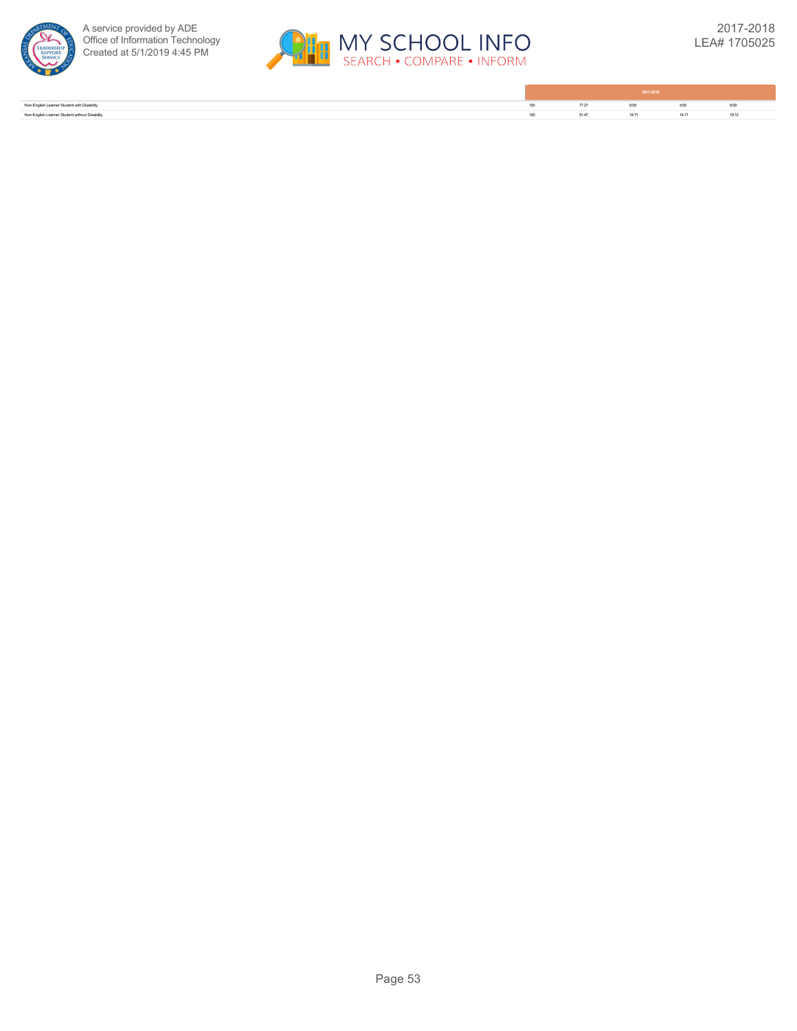| | 2017-2018 | | | | |
|---|---|---|---|---|---|
| Non-English Learner Student with Disability | 100 | 77.27 | 9.09 | 4.55 | 9.09 |
| Non-English Learner Student without Disability | 100 | 51.47 | 14.71 | 14.71 | 19.12 |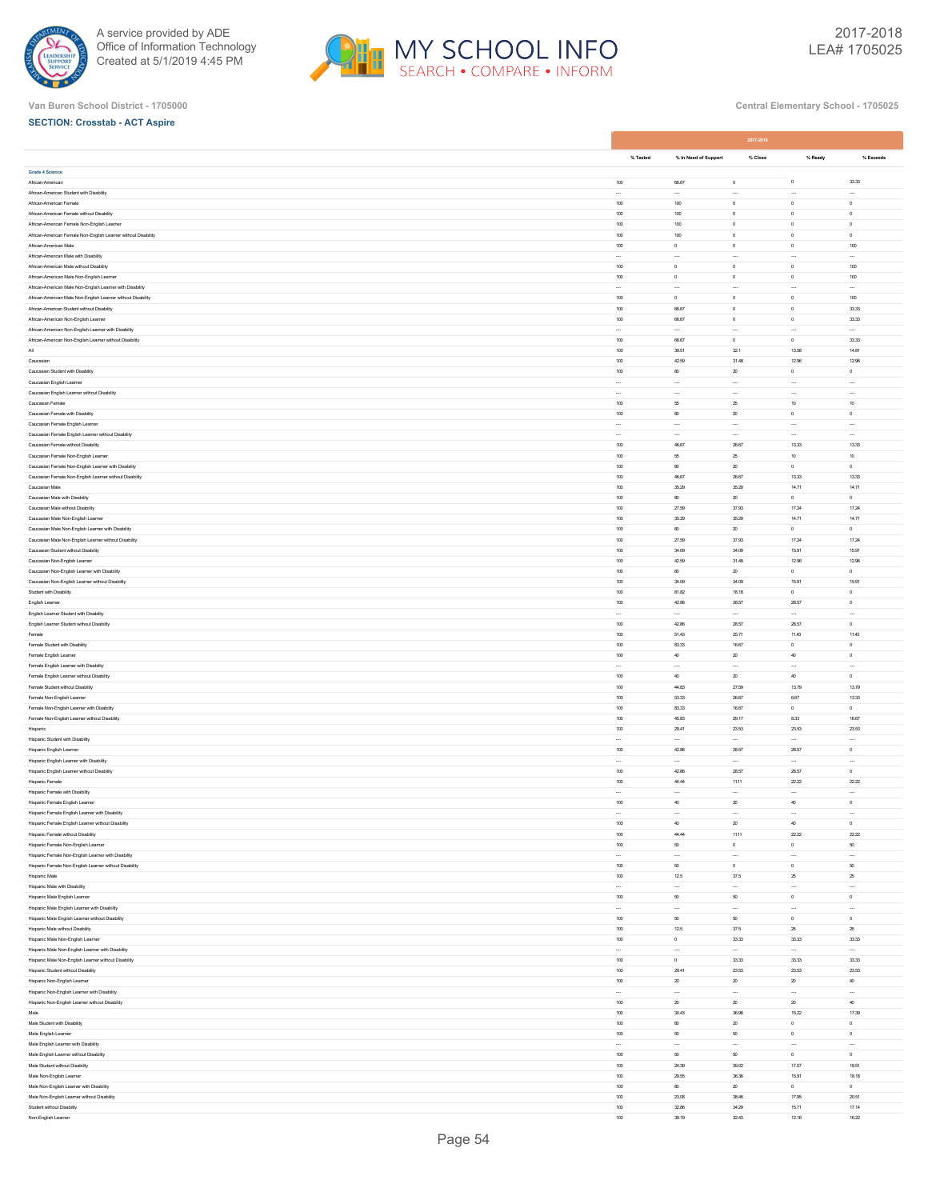Van Buren School District - 1705000

Central Elementary School - 1705025

**SECTION: Crosstab - ACT Aspire**

| | 2017-2018 | | | | |
|---|---|---|---|---|---|
| | % Tested | % In Need of Support | % Close | % Ready | % Exceeds |
| **Grade 4 Science** | | | | | |
| African-American | 100 | 66.67 | 0 | 0 | 33.33 |
| African-American Student with Disability | --- | --- | --- | --- | --- |
| African-American Female | 100 | 100 | 0 | 0 | 0 |
| African-American Female without Disability | 100 | 100 | 0 | 0 | 0 |
| African-American Female Non-English Learner | 100 | 100 | 0 | 0 | 0 |
| African-American Female Non-English Learner without Disability | 100 | 100 | 0 | 0 | 0 |
| African-American Male | 100 | 0 | 0 | 0 | 100 |
| African-American Male with Disability | --- | --- | --- | --- | --- |
| African-American Male without Disability | 100 | 0 | 0 | 0 | 100 |
| African-American Male Non-English Learner | 100 | 0 | 0 | 0 | 100 |
| African-American Male Non-English Learner with Disability | --- | --- | --- | --- | --- |
| African-American Male Non-English Learner without Disability | 100 | 0 | 0 | 0 | 100 |
| African-American Student without Disability | 100 | 66.67 | 0 | 0 | 33.33 |
| African-American Non-English Learner | 100 | 66.67 | 0 | 0 | 33.33 |
| African-American Non-English Learner with Disability | --- | --- | --- | --- | --- |
| African-American Non-English Learner without Disability | 100 | 66.67 | 0 | 0 | 33.33 |
| All | 100 | 39.51 | 32.1 | 13.58 | 14.81 |
| Caucasian | 100 | 42.59 | 31.48 | 12.96 | 12.96 |
| Caucasian Student with Disability | 100 | 80 | 20 | 0 | 0 |
| Caucasian English Learner | --- | --- | --- | --- | --- |
| Caucasian English Learner without Disability | --- | --- | --- | --- | --- |
| Caucasian Female | 100 | 55 | 25 | 10 | 10 |
| Caucasian Female with Disability | 100 | 80 | 20 | 0 | 0 |
| Caucasian Female English Learner | --- | --- | --- | --- | --- |
| Caucasian Female English Learner without Disability | --- | --- | --- | --- | --- |
| Caucasian Female without Disability | 100 | 46.67 | 26.67 | 13.33 | 13.33 |
| Caucasian Female Non-English Learner | 100 | 55 | 25 | 10 | 10 |
| Caucasian Female Non-English Learner with Disability | 100 | 80 | 20 | 0 | 0 |
| Caucasian Female Non-English Learner without Disability | 100 | 46.67 | 26.67 | 13.33 | 13.33 |
| Caucasian Male | 100 | 35.29 | 35.29 | 14.71 | 14.71 |
| Caucasian Male with Disability | 100 | 80 | 20 | 0 | 0 |
| Caucasian Male without Disability | 100 | 27.59 | 37.93 | 17.24 | 17.24 |
| Caucasian Male Non-English Learner | 100 | 35.29 | 35.29 | 14.71 | 14.71 |
| Caucasian Male Non-English Learner with Disability | 100 | 80 | 20 | 0 | 0 |
| Caucasian Male Non-English Learner without Disability | 100 | 27.59 | 37.93 | 17.24 | 17.24 |
| Caucasian Student without Disability | 100 | 34.09 | 34.09 | 15.91 | 15.91 |
| Caucasian Non-English Learner | 100 | 42.59 | 31.48 | 12.96 | 12.96 |
| Caucasian Non-English Learner with Disability | 100 | 80 | 20 | 0 | 0 |
| Caucasian Non-English Learner without Disability | 100 | 34.09 | 34.09 | 15.91 | 15.91 |
| Student with Disability | 100 | 81.82 | 18.18 | 0 | 0 |
| English Learner | 100 | 42.86 | 28.57 | 28.57 | 0 |
| English Learner Student with Disability | --- | --- | --- | --- | --- |
| English Learner Student without Disability | 100 | 42.86 | 28.57 | 28.57 | 0 |
| Female | 100 | 51.43 | 25.71 | 11.43 | 11.43 |
| Female Student with Disability | 100 | 83.33 | 16.67 | 0 | 0 |
| Female English Learner | 100 | 40 | 20 | 40 | 0 |
| Female English Learner with Disability | --- | --- | --- | --- | --- |
| Female English Learner without Disability | 100 | 40 | 20 | 40 | 0 |
| Female Student without Disability | 100 | 44.83 | 27.59 | 13.79 | 13.79 |
| Female Non-English Learner | 100 | 53.33 | 26.67 | 6.67 | 13.33 |
| Female Non-English Learner with Disability | 100 | 83.33 | 16.67 | 0 | 0 |
| Female Non-English Learner without Disability | 100 | 45.83 | 29.17 | 8.33 | 16.67 |
| Hispanic | 100 | 29.41 | 23.53 | 23.53 | 23.53 |
| Hispanic Student with Disability | --- | --- | --- | --- | --- |
| Hispanic English Learner | 100 | 42.86 | 28.57 | 28.57 | 0 |
| Hispanic English Learner with Disability | --- | --- | --- | --- | --- |
| Hispanic English Learner without Disability | 100 | 42.86 | 28.57 | 28.57 | 0 |
| Hispanic Female | 100 | 44.44 | 11.11 | 22.22 | 22.22 |
| Hispanic Female with Disability | --- | --- | --- | --- | --- |
| Hispanic Female English Learner | 100 | 40 | 20 | 40 | 0 |
| Hispanic Female English Learner with Disability | --- | --- | --- | --- | --- |
| Hispanic Female English Learner without Disability | 100 | 40 | 20 | 40 | 0 |
| Hispanic Female without Disability | 100 | 44.44 | 11.11 | 22.22 | 22.22 |
| Hispanic Female Non-English Learner | 100 | 50 | 0 | 0 | 50 |
| Hispanic Female Non-English Learner with Disability | --- | --- | --- | --- | --- |
| Hispanic Female Non-English Learner without Disability | 100 | 50 | 0 | 0 | 50 |
| Hispanic Male | 100 | 12.5 | 37.5 | 25 | 25 |
| Hispanic Male with Disability | --- | --- | --- | --- | --- |
| Hispanic Male English Learner | 100 | 50 | 50 | 0 | 0 |
| Hispanic Male English Learner with Disability | --- | --- | --- | --- | --- |
| Hispanic Male English Learner without Disability | 100 | 50 | 50 | 0 | 0 |
| Hispanic Male without Disability | 100 | 12.5 | 37.5 | 25 | 25 |
| Hispanic Male Non-English Learner | 100 | 0 | 33.33 | 33.33 | 33.33 |
| Hispanic Male Non-English Learner with Disability | --- | --- | --- | --- | --- |
| Hispanic Male Non-English Learner without Disability | 100 | 0 | 33.33 | 33.33 | 33.33 |
| Hispanic Student without Disability | 100 | 29.41 | 23.53 | 23.53 | 23.53 |
| Hispanic Non-English Learner | 100 | 20 | 20 | 20 | 40 |
| Hispanic Non-English Learner with Disability | --- | --- | --- | --- | --- |
| Hispanic Non-English Learner without Disability | 100 | 20 | 20 | 20 | 40 |
| Male | 100 | 30.43 | 36.96 | 15.22 | 17.39 |
| Male Student with Disability | 100 | 80 | 20 | 0 | 0 |
| Male English Learner | 100 | 50 | 50 | 0 | 0 |
| Male English Learner with Disability | --- | --- | --- | --- | --- |
| Male English Learner without Disability | 100 | 50 | 50 | 0 | 0 |
| Male Student without Disability | 100 | 24.39 | 39.02 | 17.07 | 19.51 |
| Male Non-English Learner | 100 | 29.55 | 36.36 | 15.91 | 18.18 |
| Male Non-English Learner with Disability | 100 | 80 | 20 | 0 | 0 |
| Male Non-English Learner without Disability | 100 | 23.08 | 38.46 | 17.95 | 20.51 |
| Student without Disability | 100 | 32.86 | 34.29 | 15.71 | 17.14 |
| Non-English Learner | 100 | 39.19 | 32.43 | 12.16 | 16.22 |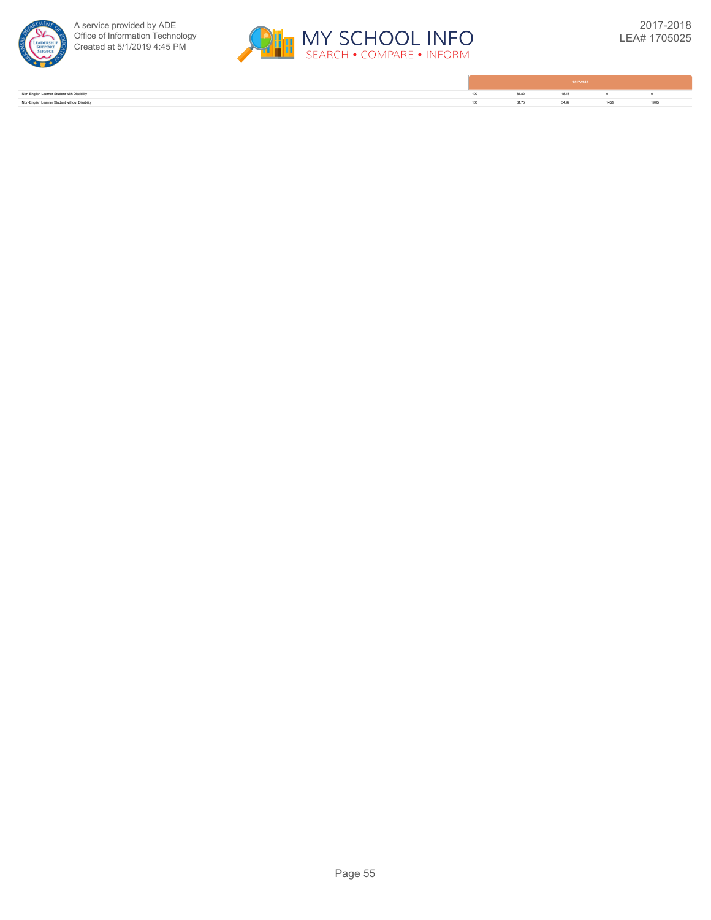| | 2017-2018 | | | | |
|---|---|---|---|---|---|
| Non-English Learner Student with Disability | 100 | 81.82 | 18.18 | 0 | 0 |
| Non-English Learner Student without Disability | 100 | 31.75 | 34.92 | 14.29 | 19.05 |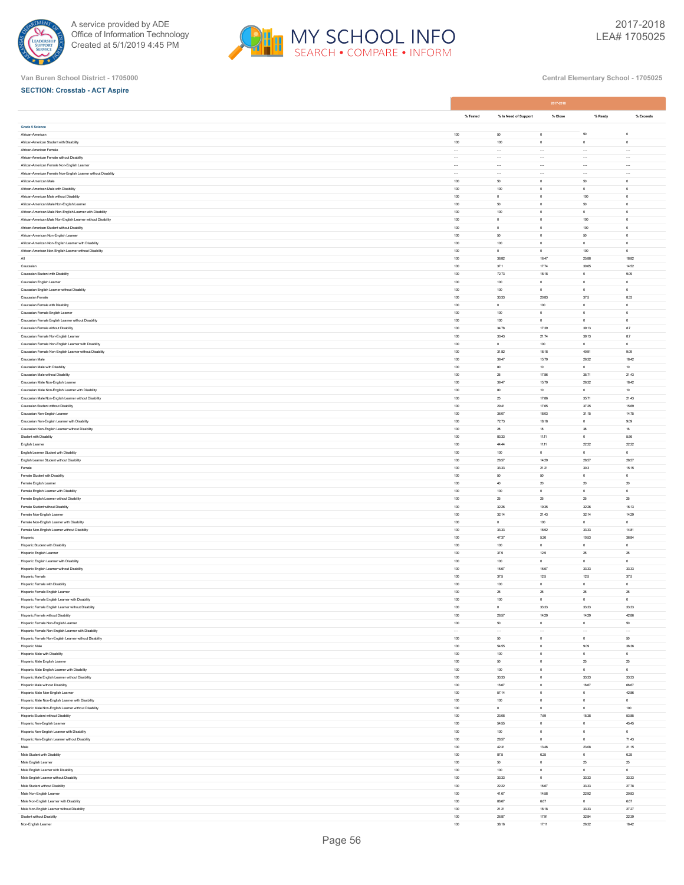Van Buren School District - 1705000

Central Elementary School - 1705025

**SECTION: Crosstab - ACT Aspire**

| | 2017-2018 | | | | |
|---|---|---|---|---|---|
| | % Tested | % In Need of Support | % Close | % Ready | % Exceeds |
| **Grade 5 Science** | | | | | |
| African-American | 100 | 50 | 0 | 50 | 0 |
| African-American Student with Disability | 100 | 100 | 0 | 0 | 0 |
| African-American Female | --- | --- | --- | --- | --- |
| African-American Female without Disability | --- | --- | --- | --- | --- |
| African-American Female Non-English Learner | --- | --- | --- | --- | --- |
| African-American Female Non-English Learner without Disability | --- | --- | --- | --- | --- |
| African-American Male | 100 | 50 | 0 | 50 | 0 |
| African-American Male with Disability | 100 | 100 | 0 | 0 | 0 |
| African-American Male without Disability | 100 | 0 | 0 | 100 | 0 |
| African-American Male Non-English Learner | 100 | 50 | 0 | 50 | 0 |
| African-American Male Non-English Learner with Disability | 100 | 100 | 0 | 0 | 0 |
| African-American Male Non-English Learner without Disability | 100 | 0 | 0 | 100 | 0 |
| African-American Student without Disability | 100 | 0 | 0 | 100 | 0 |
| African-American Non-English Learner | 100 | 50 | 0 | 50 | 0 |
| African-American Non-English Learner with Disability | 100 | 100 | 0 | 0 | 0 |
| African-American Non-English Learner without Disability | 100 | 0 | 0 | 100 | 0 |
| All | 100 | 38.82 | 16.47 | 25.88 | 18.82 |
| Caucasian | 100 | 37.1 | 17.74 | 30.65 | 14.52 |
| Caucasian Student with Disability | 100 | 72.73 | 18.18 | 0 | 9.09 |
| Caucasian English Learner | 100 | 100 | 0 | 0 | 0 |
| Caucasian English Learner without Disability | 100 | 100 | 0 | 0 | 0 |
| Caucasian Female | 100 | 33.33 | 20.83 | 37.5 | 8.33 |
| Caucasian Female with Disability | 100 | 0 | 100 | 0 | 0 |
| Caucasian Female English Learner | 100 | 100 | 0 | 0 | 0 |
| Caucasian Female English Learner without Disability | 100 | 100 | 0 | 0 | 0 |
| Caucasian Female without Disability | 100 | 34.78 | 17.39 | 39.13 | 8.7 |
| Caucasian Female Non-English Learner | 100 | 30.43 | 21.74 | 39.13 | 8.7 |
| Caucasian Female Non-English Learner with Disability | 100 | 0 | 100 | 0 | 0 |
| Caucasian Female Non-English Learner without Disability | 100 | 31.82 | 18.18 | 40.91 | 9.09 |
| Caucasian Male | 100 | 39.47 | 15.79 | 26.32 | 18.42 |
| Caucasian Male with Disability | 100 | 80 | 10 | 0 | 10 |
| Caucasian Male without Disability | 100 | 25 | 17.86 | 35.71 | 21.43 |
| Caucasian Male Non-English Learner | 100 | 39.47 | 15.79 | 26.32 | 18.42 |
| Caucasian Male Non-English Learner with Disability | 100 | 80 | 10 | 0 | 10 |
| Caucasian Male Non-English Learner without Disability | 100 | 25 | 17.86 | 35.71 | 21.43 |
| Caucasian Student without Disability | 100 | 29.41 | 17.65 | 37.25 | 15.69 |
| Caucasian Non-English Learner | 100 | 36.07 | 18.03 | 31.15 | 14.75 |
| Caucasian Non-English Learner with Disability | 100 | 72.73 | 18.18 | 0 | 9.09 |
| Caucasian Non-English Learner without Disability | 100 | 28 | 18 | 38 | 16 |
| Student with Disability | 100 | 83.33 | 11.11 | 0 | 5.56 |
| English Learner | 100 | 44.44 | 11.11 | 22.22 | 22.22 |
| English Learner Student with Disability | 100 | 100 | 0 | 0 | 0 |
| English Learner Student without Disability | 100 | 28.57 | 14.29 | 28.57 | 28.57 |
| Female | 100 | 33.33 | 21.21 | 30.3 | 15.15 |
| Female Student with Disability | 100 | 50 | 50 | 0 | 0 |
| Female English Learner | 100 | 40 | 20 | 20 | 20 |
| Female English Learner with Disability | 100 | 100 | 0 | 0 | 0 |
| Female English Learner without Disability | 100 | 25 | 25 | 25 | 25 |
| Female Student without Disability | 100 | 32.26 | 19.35 | 32.26 | 16.13 |
| Female Non-English Learner | 100 | 32.14 | 21.43 | 32.14 | 14.29 |
| Female Non-English Learner with Disability | 100 | 0 | 100 | 0 | 0 |
| Female Non-English Learner without Disability | 100 | 33.33 | 18.52 | 33.33 | 14.81 |
| Hispanic | 100 | 47.37 | 5.26 | 10.53 | 36.84 |
| Hispanic Student with Disability | 100 | 100 | 0 | 0 | 0 |
| Hispanic English Learner | 100 | 37.5 | 12.5 | 25 | 25 |
| Hispanic English Learner with Disability | 100 | 100 | 0 | 0 | 0 |
| Hispanic English Learner without Disability | 100 | 16.67 | 16.67 | 33.33 | 33.33 |
| Hispanic Female | 100 | 37.5 | 12.5 | 12.5 | 37.5 |
| Hispanic Female with Disability | 100 | 100 | 0 | 0 | 0 |
| Hispanic Female English Learner | 100 | 25 | 25 | 25 | 25 |
| Hispanic Female English Learner with Disability | 100 | 100 | 0 | 0 | 0 |
| Hispanic Female English Learner without Disability | 100 | 0 | 33.33 | 33.33 | 33.33 |
| Hispanic Female without Disability | 100 | 28.57 | 14.29 | 14.29 | 42.86 |
| Hispanic Female Non-English Learner | 100 | 50 | 0 | 0 | 50 |
| Hispanic Female Non-English Learner with Disability | --- | --- | --- | --- | --- |
| Hispanic Female Non-English Learner without Disability | 100 | 50 | 0 | 0 | 50 |
| Hispanic Male | 100 | 54.55 | 0 | 9.09 | 36.36 |
| Hispanic Male with Disability | 100 | 100 | 0 | 0 | 0 |
| Hispanic Male English Learner | 100 | 50 | 0 | 25 | 25 |
| Hispanic Male English Learner with Disability | 100 | 100 | 0 | 0 | 0 |
| Hispanic Male English Learner without Disability | 100 | 33.33 | 0 | 33.33 | 33.33 |
| Hispanic Male without Disability | 100 | 16.67 | 0 | 16.67 | 66.67 |
| Hispanic Male Non-English Learner | 100 | 57.14 | 0 | 0 | 42.86 |
| Hispanic Male Non-English Learner with Disability | 100 | 100 | 0 | 0 | 0 |
| Hispanic Male Non-English Learner without Disability | 100 | 0 | 0 | 0 | 100 |
| Hispanic Student without Disability | 100 | 23.08 | 7.69 | 15.38 | 53.85 |
| Hispanic Non-English Learner | 100 | 54.55 | 0 | 0 | 45.45 |
| Hispanic Non-English Learner with Disability | 100 | 100 | 0 | 0 | 0 |
| Hispanic Non-English Learner without Disability | 100 | 28.57 | 0 | 0 | 71.43 |
| Male | 100 | 42.31 | 13.46 | 23.08 | 21.15 |
| Male Student with Disability | 100 | 87.5 | 6.25 | 0 | 6.25 |
| Male English Learner | 100 | 50 | 0 | 25 | 25 |
| Male English Learner with Disability | 100 | 100 | 0 | 0 | 0 |
| Male English Learner without Disability | 100 | 33.33 | 0 | 33.33 | 33.33 |
| Male Student without Disability | 100 | 22.22 | 16.67 | 33.33 | 27.78 |
| Male Non-English Learner | 100 | 41.67 | 14.58 | 22.92 | 20.83 |
| Male Non-English Learner with Disability | 100 | 86.67 | 6.67 | 0 | 6.67 |
| Male Non-English Learner without Disability | 100 | 21.21 | 18.18 | 33.33 | 27.27 |
| Student without Disability | 100 | 26.87 | 17.91 | 32.84 | 22.39 |
| Non-English Learner | 100 | 38.16 | 17.11 | 26.32 | 18.42 |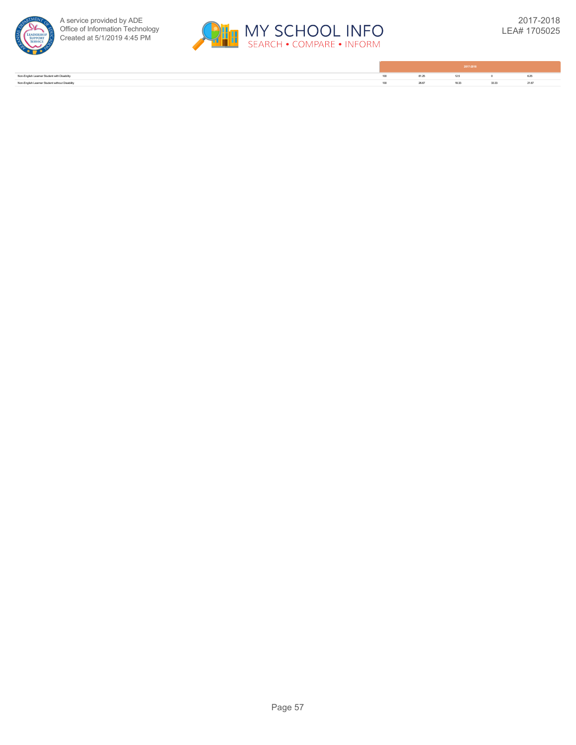| | 2017-2018 | | | | |
|---|---|---|---|---|---|
| Non-English Learner Student with Disability | 100 | 81.25 | 12.5 | 0 | 6.25 |
| Non-English Learner Student without Disability | 100 | 26.67 | 18.33 | 33.33 | 21.67 |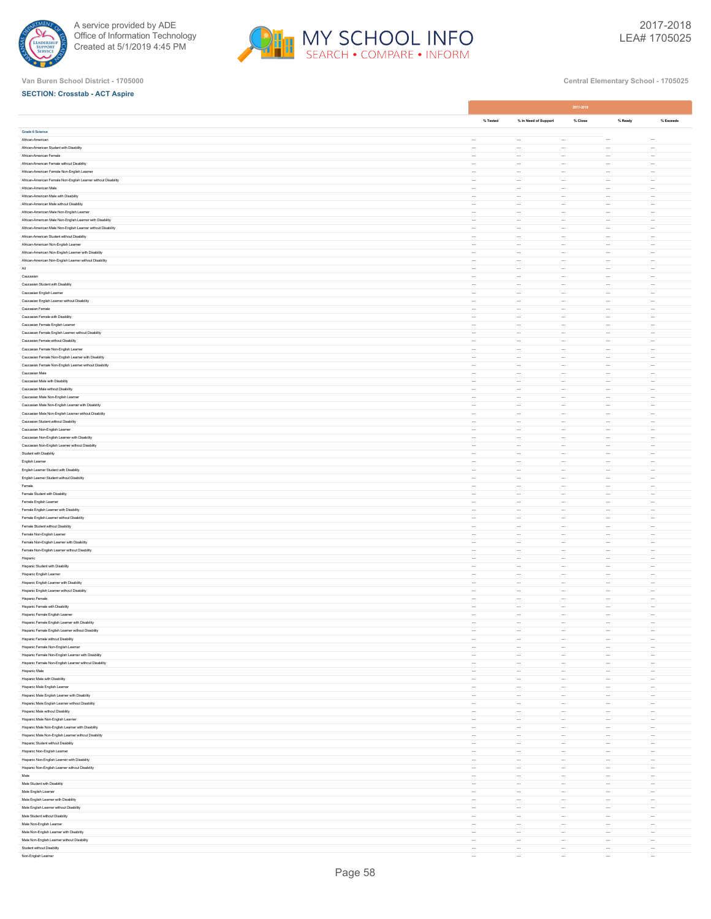Van Buren School District - 1705000

Central Elementary School - 1705025

**SECTION: Crosstab - ACT Aspire**

| | 2017-2018 | | | | |
|---|---|---|---|---|---|
| | % Tested | % In Need of Support | % Close | % Ready | % Exceeds |
| **Grade 6 Science** | | | | | |
| African-American | --- | --- | --- | --- | --- |
| African-American Student with Disability | --- | --- | --- | --- | --- |
| African-American Female | --- | --- | --- | --- | --- |
| African-American Female without Disability | --- | --- | --- | --- | --- |
| African-American Female Non-English Learner | --- | --- | --- | --- | --- |
| African-American Female Non-English Learner without Disability | --- | --- | --- | --- | --- |
| African-American Male | --- | --- | --- | --- | --- |
| African-American Male with Disability | --- | --- | --- | --- | --- |
| African-American Male without Disability | --- | --- | --- | --- | --- |
| African-American Male Non-English Learner | --- | --- | --- | --- | --- |
| African-American Male Non-English Learner with Disability | --- | --- | --- | --- | --- |
| African-American Male Non-English Learner without Disability | --- | --- | --- | --- | --- |
| African-American Student without Disability | --- | --- | --- | --- | --- |
| African-American Non-English Learner | --- | --- | --- | --- | --- |
| African-American Non-English Learner with Disability | --- | --- | --- | --- | --- |
| African-American Non-English Learner without Disability | --- | --- | --- | --- | --- |
| All | --- | --- | --- | --- | --- |
| Caucasian | --- | --- | --- | --- | --- |
| Caucasian Student with Disability | --- | --- | --- | --- | --- |
| Caucasian English Learner | --- | --- | --- | --- | --- |
| Caucasian English Learner without Disability | --- | --- | --- | --- | --- |
| Caucasian Female | --- | --- | --- | --- | --- |
| Caucasian Female with Disability | --- | --- | --- | --- | --- |
| Caucasian Female English Learner | --- | --- | --- | --- | --- |
| Caucasian Female English Learner without Disability | --- | --- | --- | --- | --- |
| Caucasian Female without Disability | --- | --- | --- | --- | --- |
| Caucasian Female Non-English Learner | --- | --- | --- | --- | --- |
| Caucasian Female Non-English Learner with Disability | --- | --- | --- | --- | --- |
| Caucasian Female Non-English Learner without Disability | --- | --- | --- | --- | --- |
| Caucasian Male | --- | --- | --- | --- | --- |
| Caucasian Male with Disability | --- | --- | --- | --- | --- |
| Caucasian Male without Disability | --- | --- | --- | --- | --- |
| Caucasian Male Non-English Learner | --- | --- | --- | --- | --- |
| Caucasian Male Non-English Learner with Disability | --- | --- | --- | --- | --- |
| Caucasian Male Non-English Learner without Disability | --- | --- | --- | --- | --- |
| Caucasian Student without Disability | --- | --- | --- | --- | --- |
| Caucasian Non-English Learner | --- | --- | --- | --- | --- |
| Caucasian Non-English Learner with Disability | --- | --- | --- | --- | --- |
| Caucasian Non-English Learner without Disability | --- | --- | --- | --- | --- |
| Student with Disability | --- | --- | --- | --- | --- |
| English Learner | --- | --- | --- | --- | --- |
| English Learner Student with Disability | --- | --- | --- | --- | --- |
| English Learner Student without Disability | --- | --- | --- | --- | --- |
| Female | --- | --- | --- | --- | --- |
| Female Student with Disability | --- | --- | --- | --- | --- |
| Female English Learner | --- | --- | --- | --- | --- |
| Female English Learner with Disability | --- | --- | --- | --- | --- |
| Female English Learner without Disability | --- | --- | --- | --- | --- |
| Female Student without Disability | --- | --- | --- | --- | --- |
| Female Non-English Learner | --- | --- | --- | --- | --- |
| Female Non-English Learner with Disability | --- | --- | --- | --- | --- |
| Female Non-English Learner without Disability | --- | --- | --- | --- | --- |
| Hispanic | --- | --- | --- | --- | --- |
| Hispanic Student with Disability | --- | --- | --- | --- | --- |
| Hispanic English Learner | --- | --- | --- | --- | --- |
| Hispanic English Learner with Disability | --- | --- | --- | --- | --- |
| Hispanic English Learner without Disability | --- | --- | --- | --- | --- |
| Hispanic Female | --- | --- | --- | --- | --- |
| Hispanic Female with Disability | --- | --- | --- | --- | --- |
| Hispanic Female English Learner | --- | --- | --- | --- | --- |
| Hispanic Female English Learner with Disability | --- | --- | --- | --- | --- |
| Hispanic Female English Learner without Disability | --- | --- | --- | --- | --- |
| Hispanic Female without Disability | --- | --- | --- | --- | --- |
| Hispanic Female Non-English Learner | --- | --- | --- | --- | --- |
| Hispanic Female Non-English Learner with Disability | --- | --- | --- | --- | --- |
| Hispanic Female Non-English Learner without Disability | --- | --- | --- | --- | --- |
| Hispanic Male | --- | --- | --- | --- | --- |
| Hispanic Male with Disability | --- | --- | --- | --- | --- |
| Hispanic Male English Learner | --- | --- | --- | --- | --- |
| Hispanic Male English Learner with Disability | --- | --- | --- | --- | --- |
| Hispanic Male English Learner without Disability | --- | --- | --- | --- | --- |
| Hispanic Male without Disability | --- | --- | --- | --- | --- |
| Hispanic Male Non-English Learner | --- | --- | --- | --- | --- |
| Hispanic Male Non-English Learner with Disability | --- | --- | --- | --- | --- |
| Hispanic Male Non-English Learner without Disability | --- | --- | --- | --- | --- |
| Hispanic Student without Disability | --- | --- | --- | --- | --- |
| Hispanic Non-English Learner | --- | --- | --- | --- | --- |
| Hispanic Non-English Learner with Disability | --- | --- | --- | --- | --- |
| Hispanic Non-English Learner without Disability | --- | --- | --- | --- | --- |
| Male | --- | --- | --- | --- | --- |
| Male Student with Disability | --- | --- | --- | --- | --- |
| Male English Learner | --- | --- | --- | --- | --- |
| Male English Learner with Disability | --- | --- | --- | --- | --- |
| Male English Learner without Disability | --- | --- | --- | --- | --- |
| Male Student without Disability | --- | --- | --- | --- | --- |
| Male Non-English Learner | --- | --- | --- | --- | --- |
| Male Non-English Learner with Disability | --- | --- | --- | --- | --- |
| Male Non-English Learner without Disability | --- | --- | --- | --- | --- |
| Student without Disability | --- | --- | --- | --- | --- |
| Non-English Learner | --- | --- | --- | --- | --- |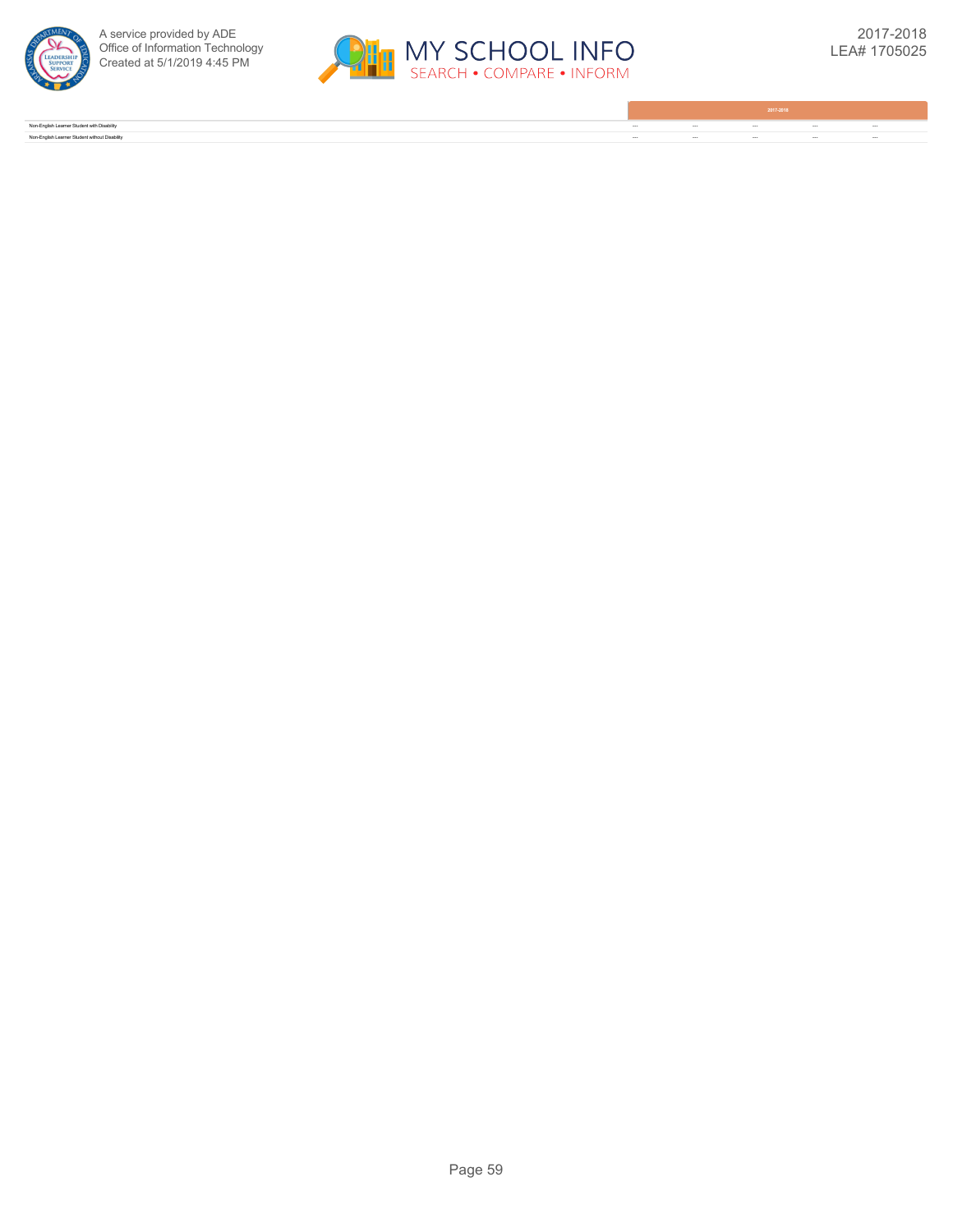| | 2017-2018 | | | | |
|---|---|---|---|---|---|
| Non-English Learner Student with Disability | --- | --- | --- | --- | --- |
| Non-English Learner Student without Disability | --- | --- | --- | --- | --- |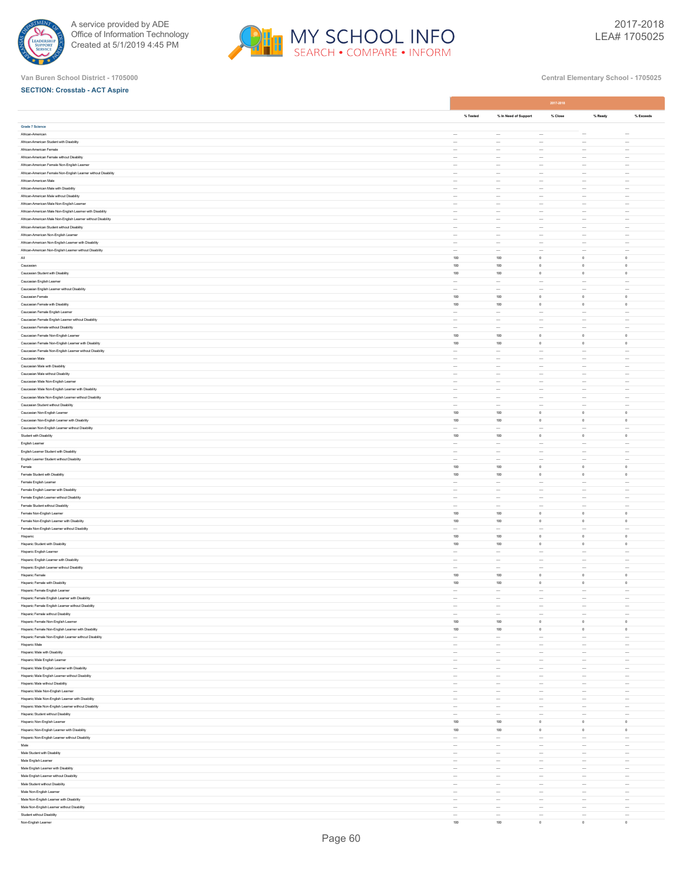Van Buren School District - 1705000

Central Elementary School - 1705025

**SECTION: Crosstab - ACT Aspire**

| | 2017-2018 | | | | |
|---|---|---|---|---|---|
| | % Tested | % In Need of Support | % Close | % Ready | % Exceeds |
| **Grade 7 Science** | | | | | |
| African-American | --- | --- | --- | --- | --- |
| African-American Student with Disability | --- | --- | --- | --- | --- |
| African-American Female | --- | --- | --- | --- | --- |
| African-American Female without Disability | --- | --- | --- | --- | --- |
| African-American Female Non-English Learner | --- | --- | --- | --- | --- |
| African-American Female Non-English Learner without Disability | --- | --- | --- | --- | --- |
| African-American Male | --- | --- | --- | --- | --- |
| African-American Male with Disability | --- | --- | --- | --- | --- |
| African-American Male without Disability | --- | --- | --- | --- | --- |
| African-American Male Non-English Learner | --- | --- | --- | --- | --- |
| African-American Male Non-English Learner with Disability | --- | --- | --- | --- | --- |
| African-American Male Non-English Learner without Disability | --- | --- | --- | --- | --- |
| African-American Student without Disability | --- | --- | --- | --- | --- |
| African-American Non-English Learner | --- | --- | --- | --- | --- |
| African-American Non-English Learner with Disability | --- | --- | --- | --- | --- |
| African-American Non-English Learner without Disability | --- | --- | --- | --- | --- |
| All | 100 | 100 | 0 | 0 | 0 |
| Caucasian | 100 | 100 | 0 | 0 | 0 |
| Caucasian Student with Disability | 100 | 100 | 0 | 0 | 0 |
| Caucasian English Learner | --- | --- | --- | --- | --- |
| Caucasian English Learner without Disability | --- | --- | --- | --- | --- |
| Caucasian Female | 100 | 100 | 0 | 0 | 0 |
| Caucasian Female with Disability | 100 | 100 | 0 | 0 | 0 |
| Caucasian Female English Learner | --- | --- | --- | --- | --- |
| Caucasian Female English Learner without Disability | --- | --- | --- | --- | --- |
| Caucasian Female without Disability | --- | --- | --- | --- | --- |
| Caucasian Female Non-English Learner | 100 | 100 | 0 | 0 | 0 |
| Caucasian Female Non-English Learner with Disability | 100 | 100 | 0 | 0 | 0 |
| Caucasian Female Non-English Learner without Disability | --- | --- | --- | --- | --- |
| Caucasian Male | --- | --- | --- | --- | --- |
| Caucasian Male with Disability | --- | --- | --- | --- | --- |
| Caucasian Male without Disability | --- | --- | --- | --- | --- |
| Caucasian Male Non-English Learner | --- | --- | --- | --- | --- |
| Caucasian Male Non-English Learner with Disability | --- | --- | --- | --- | --- |
| Caucasian Male Non-English Learner without Disability | --- | --- | --- | --- | --- |
| Caucasian Student without Disability | --- | --- | --- | --- | --- |
| Caucasian Non-English Learner | 100 | 100 | 0 | 0 | 0 |
| Caucasian Non-English Learner with Disability | 100 | 100 | 0 | 0 | 0 |
| Caucasian Non-English Learner without Disability | --- | --- | --- | --- | --- |
| Student with Disability | 100 | 100 | 0 | 0 | 0 |
| English Learner | --- | --- | --- | --- | --- |
| English Learner Student with Disability | --- | --- | --- | --- | --- |
| English Learner Student without Disability | --- | --- | --- | --- | --- |
| Female | 100 | 100 | 0 | 0 | 0 |
| Female Student with Disability | 100 | 100 | 0 | 0 | 0 |
| Female English Learner | --- | --- | --- | --- | --- |
| Female English Learner with Disability | --- | --- | --- | --- | --- |
| Female English Learner without Disability | --- | --- | --- | --- | --- |
| Female Student without Disability | --- | --- | --- | --- | --- |
| Female Non-English Learner | 100 | 100 | 0 | 0 | 0 |
| Female Non-English Learner with Disability | 100 | 100 | 0 | 0 | 0 |
| Female Non-English Learner without Disability | --- | --- | --- | --- | --- |
| Hispanic | 100 | 100 | 0 | 0 | 0 |
| Hispanic Student with Disability | 100 | 100 | 0 | 0 | 0 |
| Hispanic English Learner | --- | --- | --- | --- | --- |
| Hispanic English Learner with Disability | --- | --- | --- | --- | --- |
| Hispanic English Learner without Disability | --- | --- | --- | --- | --- |
| Hispanic Female | 100 | 100 | 0 | 0 | 0 |
| Hispanic Female with Disability | 100 | 100 | 0 | 0 | 0 |
| Hispanic Female English Learner | --- | --- | --- | --- | --- |
| Hispanic Female English Learner with Disability | --- | --- | --- | --- | --- |
| Hispanic Female English Learner without Disability | --- | --- | --- | --- | --- |
| Hispanic Female without Disability | --- | --- | --- | --- | --- |
| Hispanic Female Non-English Learner | 100 | 100 | 0 | 0 | 0 |
| Hispanic Female Non-English Learner with Disability | 100 | 100 | 0 | 0 | 0 |
| Hispanic Female Non-English Learner without Disability | --- | --- | --- | --- | --- |
| Hispanic Male | --- | --- | --- | --- | --- |
| Hispanic Male with Disability | --- | --- | --- | --- | --- |
| Hispanic Male English Learner | --- | --- | --- | --- | --- |
| Hispanic Male English Learner with Disability | --- | --- | --- | --- | --- |
| Hispanic Male English Learner without Disability | --- | --- | --- | --- | --- |
| Hispanic Male without Disability | --- | --- | --- | --- | --- |
| Hispanic Male Non-English Learner | --- | --- | --- | --- | --- |
| Hispanic Male Non-English Learner with Disability | --- | --- | --- | --- | --- |
| Hispanic Male Non-English Learner without Disability | --- | --- | --- | --- | --- |
| Hispanic Student without Disability | --- | --- | --- | --- | --- |
| Hispanic Non-English Learner | 100 | 100 | 0 | 0 | 0 |
| Hispanic Non-English Learner with Disability | 100 | 100 | 0 | 0 | 0 |
| Hispanic Non-English Learner without Disability | --- | --- | --- | --- | --- |
| Male | --- | --- | --- | --- | --- |
| Male Student with Disability | --- | --- | --- | --- | --- |
| Male English Learner | --- | --- | --- | --- | --- |
| Male English Learner with Disability | --- | --- | --- | --- | --- |
| Male English Learner without Disability | --- | --- | --- | --- | --- |
| Male Student without Disability | --- | --- | --- | --- | --- |
| Male Non-English Learner | --- | --- | --- | --- | --- |
| Male Non-English Learner with Disability | --- | --- | --- | --- | --- |
| Male Non-English Learner without Disability | --- | --- | --- | --- | --- |
| Student without Disability | --- | --- | --- | --- | --- |
| Non-English Learner | 100 | 100 | 0 | 0 | 0 |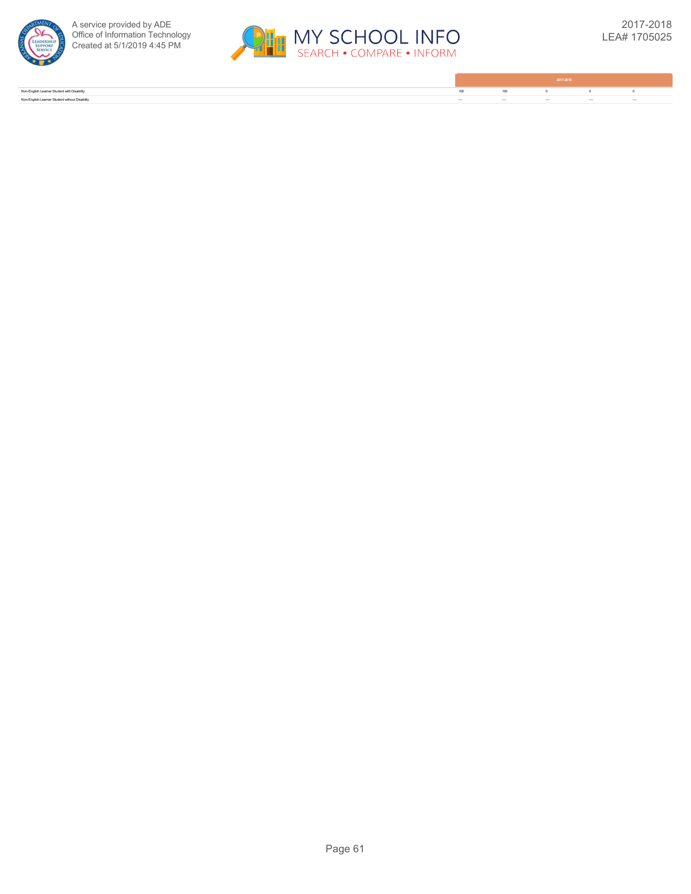| | 2017-2018 | | | | |
|---|---|---|---|---|---|
| Non-English Learner Student with Disability | 100 | 100 | 0 | 0 | 0 |
| Non-English Learner Student without Disability | --- | --- | --- | --- | --- |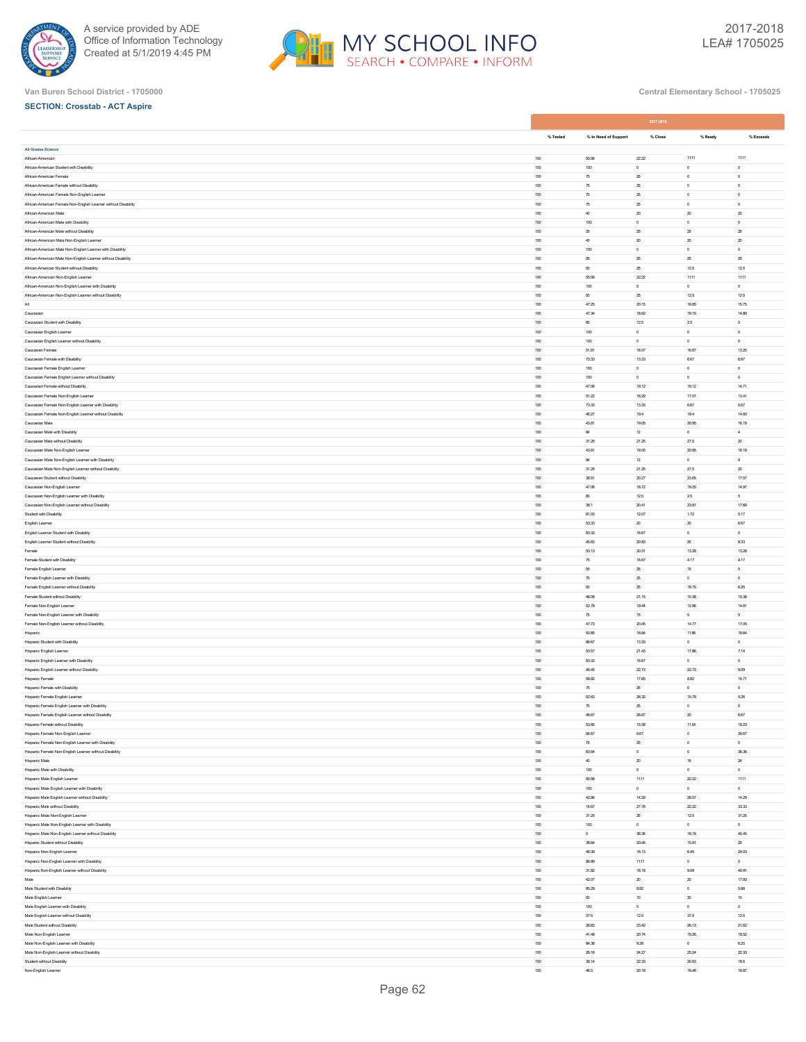Van Buren School District - 1705000

Central Elementary School - 1705025

**SECTION: Crosstab - ACT Aspire**

| | 2017-2018 | | | | |
|---|---|---|---|---|---|
| | % Tested | % In Need of Support | % Close | % Ready | % Exceeds |
| **All Grades Science** | | | | | |
| African-American | 100 | 55.56 | 22.22 | 11.11 | 11.11 |
| African-American Student with Disability | 100 | 100 | 0 | 0 | 0 |
| African-American Female | 100 | 75 | 25 | 0 | 0 |
| African-American Female without Disability | 100 | 75 | 25 | 0 | 0 |
| African-American Female Non-English Learner | 100 | 75 | 25 | 0 | 0 |
| African-American Female Non-English Learner without Disability | 100 | 75 | 25 | 0 | 0 |
| African-American Male | 100 | 40 | 20 | 20 | 20 |
| African-American Male with Disability | 100 | 100 | 0 | 0 | 0 |
| African-American Male without Disability | 100 | 25 | 25 | 25 | 25 |
| African-American Male Non-English Learner | 100 | 40 | 20 | 20 | 20 |
| African-American Male Non-English Learner with Disability | 100 | 100 | 0 | 0 | 0 |
| African-American Male Non-English Learner without Disability | 100 | 25 | 25 | 25 | 25 |
| African-American Student without Disability | 100 | 50 | 25 | 12.5 | 12.5 |
| African-American Non-English Learner | 100 | 55.56 | 22.22 | 11.11 | 11.11 |
| African-American Non-English Learner with Disability | 100 | 100 | 0 | 0 | 0 |
| African-American Non-English Learner without Disability | 100 | 50 | 25 | 12.5 | 12.5 |
| All | 100 | 47.25 | 20.15 | 16.85 | 15.75 |
| Caucasian | 100 | 47.34 | 18.62 | 19.15 | 14.89 |
| Caucasian Student with Disability | 100 | 80 | 12.5 | 2.5 | 5 |
| Caucasian English Learner | 100 | 100 | 0 | 0 | 0 |
| Caucasian English Learner without Disability | 100 | 100 | 0 | 0 | 0 |
| Caucasian Female | 100 | 51.81 | 18.07 | 16.87 | 13.25 |
| Caucasian Female with Disability | 100 | 73.33 | 13.33 | 6.67 | 6.67 |
| Caucasian Female English Learner | 100 | 100 | 0 | 0 | 0 |
| Caucasian Female English Learner without Disability | 100 | 100 | 0 | 0 | 0 |
| Caucasian Female without Disability | 100 | 47.06 | 19.12 | 19.12 | 14.71 |
| Caucasian Female Non-English Learner | 100 | 51.22 | 18.29 | 17.07 | 13.41 |
| Caucasian Female Non-English Learner with Disability | 100 | 73.33 | 13.33 | 6.67 | 6.67 |
| Caucasian Female Non-English Learner without Disability | 100 | 46.27 | 19.4 | 19.4 | 14.93 |
| Caucasian Male | 100 | 43.81 | 19.05 | 20.95 | 16.19 |
| Caucasian Male with Disability | 100 | 84 | 12 | 0 | 4 |
| Caucasian Male without Disability | 100 | 31.25 | 21.25 | 27.5 | 20 |
| Caucasian Male Non-English Learner | 100 | 43.81 | 19.05 | 20.95 | 16.19 |
| Caucasian Male Non-English Learner with Disability | 100 | 84 | 12 | 0 | 4 |
| Caucasian Male Non-English Learner without Disability | 100 | 31.25 | 21.25 | 27.5 | 20 |
| Caucasian Student without Disability | 100 | 38.51 | 20.27 | 23.65 | 17.57 |
| Caucasian Non-English Learner | 100 | 47.06 | 18.72 | 19.25 | 14.97 |
| Caucasian Non-English Learner with Disability | 100 | 80 | 12.5 | 2.5 | 5 |
| Caucasian Non-English Learner without Disability | 100 | 38.1 | 20.41 | 23.81 | 17.69 |
| Student with Disability | 100 | 81.03 | 12.07 | 1.72 | 5.17 |
| English Learner | 100 | 53.33 | 20 | 20 | 6.67 |
| English Learner Student with Disability | 100 | 83.33 | 16.67 | 0 | 0 |
| English Learner Student without Disability | 100 | 45.83 | 20.83 | 25 | 8.33 |
| Female | 100 | 53.13 | 20.31 | 13.28 | 13.28 |
| Female Student with Disability | 100 | 75 | 16.67 | 4.17 | 4.17 |
| Female English Learner | 100 | 55 | 25 | 15 | 5 |
| Female English Learner with Disability | 100 | 75 | 25 | 0 | 0 |
| Female English Learner without Disability | 100 | 50 | 25 | 18.75 | 6.25 |
| Female Student without Disability | 100 | 48.08 | 21.15 | 15.38 | 15.38 |
| Female Non-English Learner | 100 | 52.78 | 19.44 | 12.96 | 14.81 |
| Female Non-English Learner with Disability | 100 | 75 | 15 | 5 | 5 |
| Female Non-English Learner without Disability | 100 | 47.73 | 20.45 | 14.77 | 17.05 |
| Hispanic | 100 | 50.85 | 18.64 | 11.86 | 18.64 |
| Hispanic Student with Disability | 100 | 86.67 | 13.33 | 0 | 0 |
| Hispanic English Learner | 100 | 53.57 | 21.43 | 17.86 | 7.14 |
| Hispanic English Learner with Disability | 100 | 83.33 | 16.67 | 0 | 0 |
| Hispanic English Learner without Disability | 100 | 45.45 | 22.73 | 22.73 | 9.09 |
| Hispanic Female | 100 | 58.82 | 17.65 | 8.82 | 14.71 |
| Hispanic Female with Disability | 100 | 75 | 25 | 0 | 0 |
| Hispanic Female English Learner | 100 | 52.63 | 26.32 | 15.79 | 5.26 |
| Hispanic Female English Learner with Disability | 100 | 75 | 25 | 0 | 0 |
| Hispanic Female English Learner without Disability | 100 | 46.67 | 26.67 | 20 | 6.67 |
| Hispanic Female without Disability | 100 | 53.85 | 15.38 | 11.54 | 19.23 |
| Hispanic Female Non-English Learner | 100 | 66.67 | 6.67 | 0 | 26.67 |
| Hispanic Female Non-English Learner with Disability | 100 | 75 | 25 | 0 | 0 |
| Hispanic Female Non-English Learner without Disability | 100 | 63.64 | 0 | 0 | 36.36 |
| Hispanic Male | 100 | 40 | 20 | 16 | 24 |
| Hispanic Male with Disability | 100 | 100 | 0 | 0 | 0 |
| Hispanic Male English Learner | 100 | 55.56 | 11.11 | 22.22 | 11.11 |
| Hispanic Male English Learner with Disability | 100 | 100 | 0 | 0 | 0 |
| Hispanic Male English Learner without Disability | 100 | 42.86 | 14.29 | 28.57 | 14.29 |
| Hispanic Male without Disability | 100 | 16.67 | 27.78 | 22.22 | 33.33 |
| Hispanic Male Non-English Learner | 100 | 31.25 | 25 | 12.5 | 31.25 |
| Hispanic Male Non-English Learner with Disability | 100 | 100 | 0 | 0 | 0 |
| Hispanic Male Non-English Learner without Disability | 100 | 0 | 36.36 | 18.18 | 45.45 |
| Hispanic Student without Disability | 100 | 38.64 | 20.45 | 15.91 | 25 |
| Hispanic Non-English Learner | 100 | 48.39 | 16.13 | 6.45 | 29.03 |
| Hispanic Non-English Learner with Disability | 100 | 88.89 | 11.11 | 0 | 0 |
| Hispanic Non-English Learner without Disability | 100 | 31.82 | 18.18 | 9.09 | 40.91 |
| Male | 100 | 42.07 | 20 | 20 | 17.93 |
| Male Student with Disability | 100 | 85.29 | 8.82 | 0 | 5.88 |
| Male English Learner | 100 | 50 | 10 | 30 | 10 |
| Male English Learner with Disability | 100 | 100 | 0 | 0 | 0 |
| Male English Learner without Disability | 100 | 37.5 | 12.5 | 37.5 | 12.5 |
| Male Student without Disability | 100 | 28.83 | 23.42 | 26.13 | 21.62 |
| Male Non-English Learner | 100 | 41.48 | 20.74 | 19.26 | 18.52 |
| Male Non-English Learner with Disability | 100 | 84.38 | 9.38 | 0 | 6.25 |
| Male Non-English Learner without Disability | 100 | 28.16 | 24.27 | 25.24 | 22.33 |
| Student without Disability | 100 | 38.14 | 22.33 | 20.93 | 18.6 |
| Non-English Learner | 100 | 46.5 | 20.16 | 16.46 | 16.87 |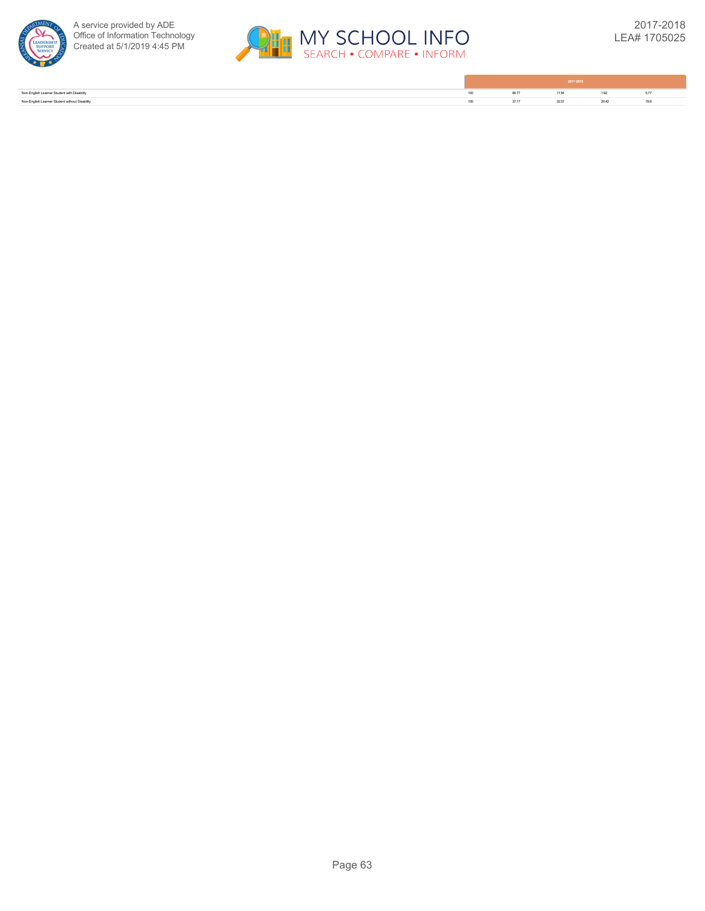| | 2017-2018 | | | | |
|---|---|---|---|---|---|
| Non-English Learner Student with Disability | 100 | 80.77 | 11.54 | 1.92 | 5.77 |
| Non-English Learner Student without Disability | 100 | 37.17 | 22.51 | 20.42 | 19.9 |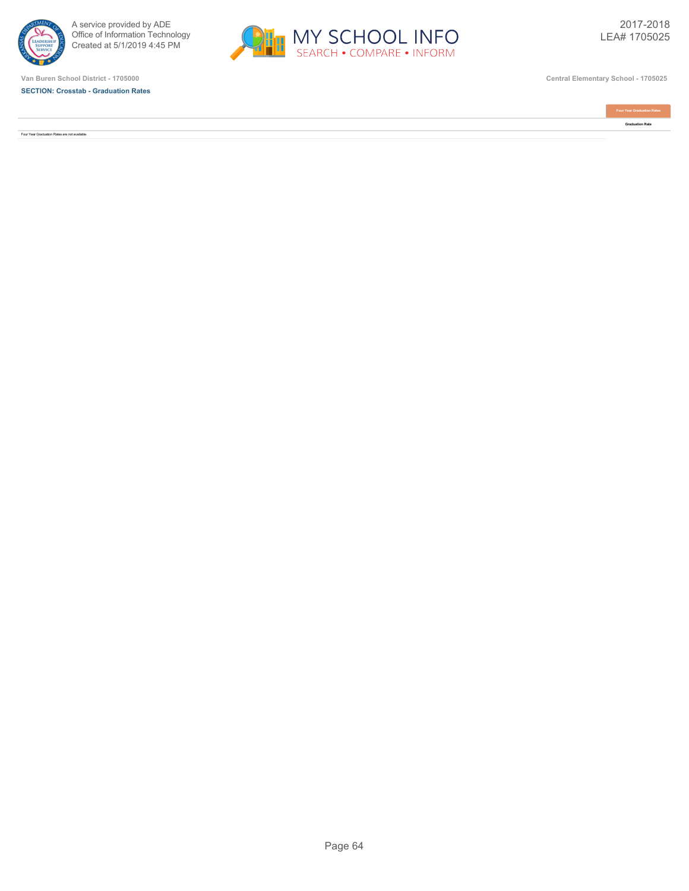Van Buren School District - 1705000

Central Elementary School - 1705025

**SECTION: Crosstab - Graduation Rates**

| | Four Year Graduation Rates |
|---|---|
| | Graduation Rate |
| Four Year Graduation Rates are not available. | |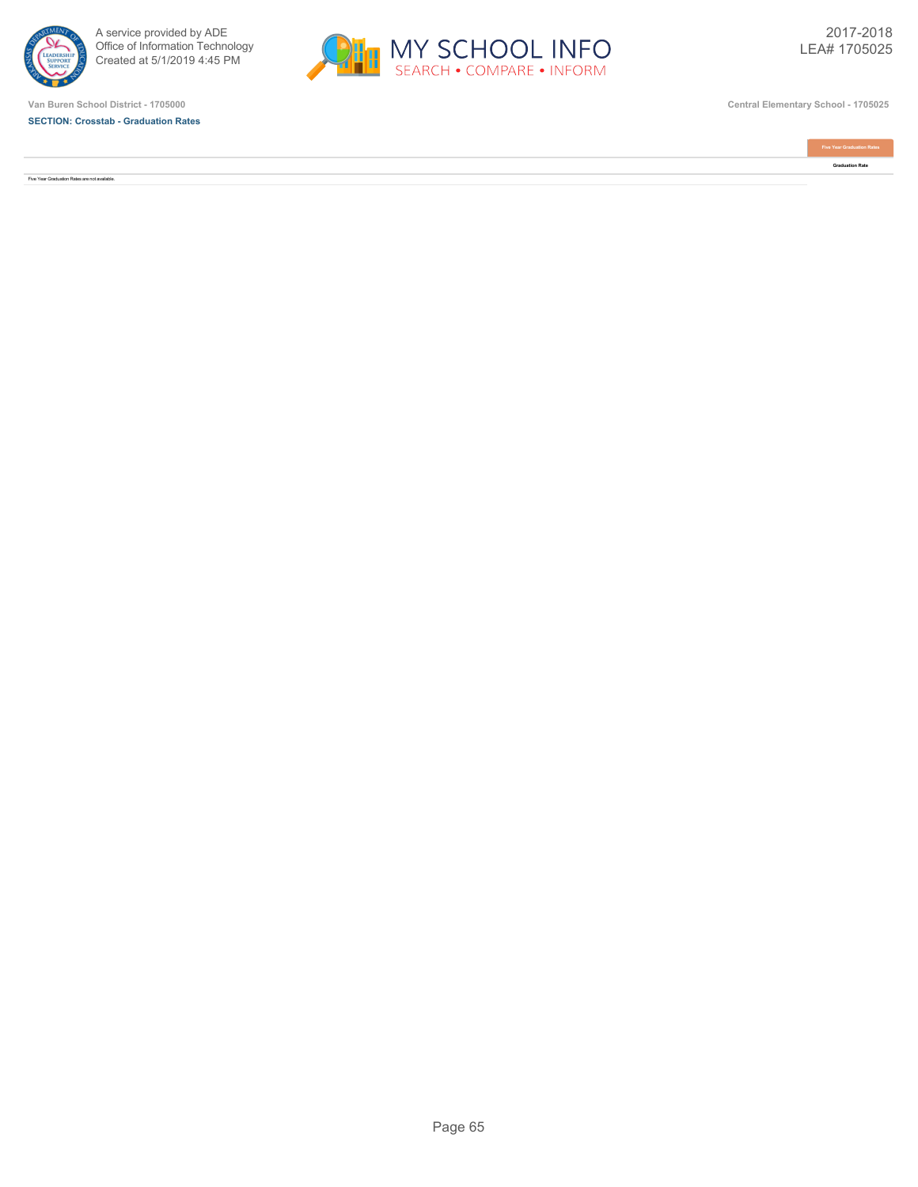Van Buren School District - 1705000

Central Elementary School - 1705025

**SECTION: Crosstab - Graduation Rates**

| | Five Year Graduation Rates |
|---|---|
| | Graduation Rate |
| Five Year Graduation Rates are not available. | |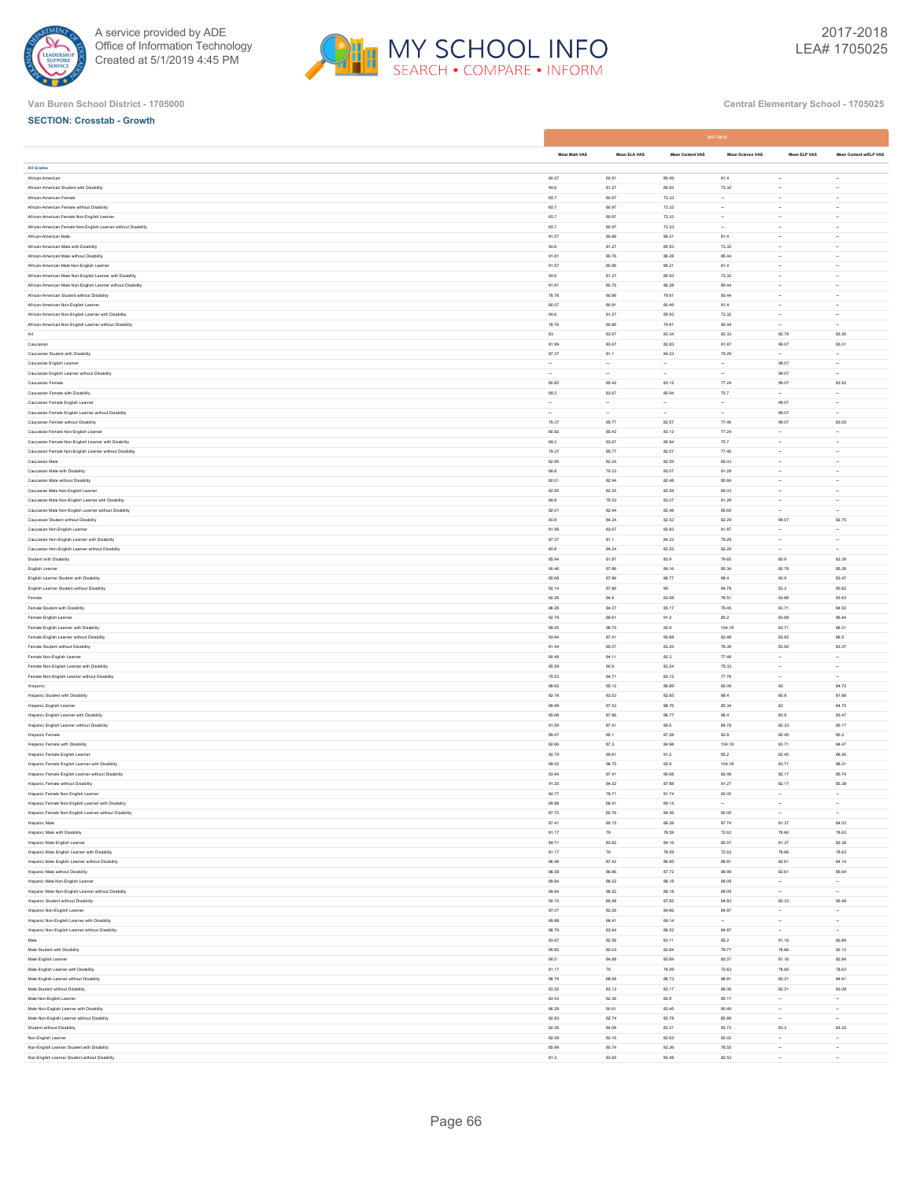Van Buren School District - 1705000

Central Elementary School - 1705025

**SECTION: Crosstab - Growth**

| | 2017-2018 | | | | | |
|---|---|---|---|---|---|---|
| | Mean Math VAS | Mean ELA VAS | Mean Content VAS | Mean Science VAS | Mean ELP VAS | Mean Content w/ELP VAS |
| **All Grades** | | | | | | |
| African-American | 80.07 | 80.91 | 80.49 | 81.4 | -- | -- |
| African-American Student with Disability | 90.6 | 81.27 | 85.93 | 73.32 | -- | -- |
| African-American Female | 65.7 | 80.97 | 73.33 | -- | -- | -- |
| African-American Female without Disability | 65.7 | 80.97 | 73.33 | -- | -- | -- |
| African-American Female Non-English Learner | 65.7 | 80.97 | 73.33 | -- | -- | -- |
| African-American Female Non-English Learner without Disability | 65.7 | 80.97 | 73.33 | -- | -- | -- |
| African-American Male | 91.57 | 80.86 | 86.21 | 81.4 | -- | -- |
| African-American Male with Disability | 90.6 | 81.27 | 85.93 | 73.32 | -- | -- |
| African-American Male without Disability | 91.81 | 80.76 | 86.28 | 85.44 | -- | -- |
| African-American Male Non-English Learner | 91.57 | 80.86 | 86.21 | 81.4 | -- | -- |
| African-American Male Non-English Learner with Disability | 90.6 | 81.27 | 85.93 | 73.32 | -- | -- |
| African-American Male Non-English Learner without Disability | 91.81 | 80.76 | 86.28 | 85.44 | -- | -- |
| African-American Student without Disability | 78.76 | 80.86 | 79.81 | 85.44 | -- | -- |
| African-American Non-English Learner | 80.07 | 80.91 | 80.49 | 81.4 | -- | -- |
| African-American Non-English Learner with Disability | 90.6 | 81.27 | 85.93 | 73.32 | -- | -- |
| African-American Non-English Learner without Disability | 78.76 | 80.86 | 79.81 | 85.44 | -- | -- |
| All | 83 | 83.67 | 83.34 | 82.33 | 82.78 | 83.26 |
| Caucasian | 81.99 | 83.67 | 82.83 | 81.87 | 99.07 | 83.01 |
| Caucasian Student with Disability | 87.37 | 81.1 | 84.23 | 79.29 | -- | -- |
| Caucasian English Learner | -- | -- | -- | -- | 99.07 | -- |
| Caucasian English Learner without Disability | -- | -- | -- | -- | 99.07 | -- |
| Caucasian Female | 80.82 | 85.42 | 83.12 | 77.24 | 99.07 | 83.52 |
| Caucasian Female with Disability | 88.2 | 83.67 | 85.94 | 75.7 | -- | -- |
| Caucasian Female English Learner | -- | -- | -- | -- | 99.07 | -- |
| Caucasian Female English Learner without Disability | -- | -- | -- | -- | 99.07 | -- |
| Caucasian Female without Disability | 79.37 | 85.77 | 82.57 | 77.46 | 99.07 | 83.05 |
| Caucasian Female Non-English Learner | 80.82 | 85.42 | 83.12 | 77.24 | -- | -- |
| Caucasian Female Non-English Learner with Disability | 88.2 | 83.67 | 85.94 | 75.7 | -- | -- |
| Caucasian Female Non-English Learner without Disability | 79.37 | 85.77 | 82.57 | 77.46 | -- | -- |
| Caucasian Male | 82.95 | 82.24 | 82.59 | 85.03 | -- | -- |
| Caucasian Male with Disability | 86.8 | 79.33 | 83.07 | 81.29 | -- | -- |
| Caucasian Male without Disability | 82.01 | 82.94 | 82.48 | 85.69 | -- | -- |
| Caucasian Male Non-English Learner | 82.95 | 82.24 | 82.59 | 85.03 | -- | -- |
| Caucasian Male Non-English Learner with Disability | 86.8 | 79.33 | 83.07 | 81.29 | -- | -- |
| Caucasian Male Non-English Learner without Disability | 82.01 | 82.94 | 82.48 | 85.69 | -- | -- |
| Caucasian Student without Disability | 80.8 | 84.24 | 82.52 | 82.29 | 99.07 | 82.75 |
| Caucasian Non-English Learner | 81.99 | 83.67 | 82.83 | 81.87 | -- | -- |
| Caucasian Non-English Learner with Disability | 87.37 | 81.1 | 84.23 | 79.29 | -- | -- |
| Caucasian Non-English Learner without Disability | 80.8 | 84.24 | 82.52 | 82.29 | -- | -- |
| Student with Disability | 85.94 | 81.87 | 83.9 | 79.65 | 80.9 | 83.39 |
| English Learner | 90.46 | 87.86 | 89.16 | 85.34 | 82.78 | 85.28 |
| English Learner Student with Disability | 85.68 | 87.86 | 86.77 | 88.4 | 80.9 | 83.47 |
| English Learner Student without Disability | 92.14 | 87.86 | 90 | 84.78 | 83.3 | 85.82 |
| Female | 82.26 | 84.9 | 83.58 | 78.51 | 83.88 | 83.63 |
| Female Student with Disability | 86.28 | 84.07 | 85.17 | 79.45 | 83.71 | 84.93 |
| Female English Learner | 92.79 | 89.61 | 91.2 | 85.2 | 83.88 | 86.84 |
| Female English Learner with Disability | 89.05 | 96.75 | 92.9 | 104.18 | 83.71 | 88.31 |
| Female English Learner without Disability | 93.94 | 87.41 | 90.68 | 82.48 | 83.92 | 86.5 |
| Female Student without Disability | 81.44 | 85.07 | 83.25 | 78.39 | 83.92 | 83.37 |
| Female Non-English Learner | 80.49 | 84.11 | 82.3 | 77.48 | -- | -- |
| Female Non-English Learner with Disability | 85.59 | 80.9 | 83.24 | 75.33 | -- | -- |
| Female Non-English Learner without Disability | 79.53 | 84.71 | 82.12 | 77.76 | -- | -- |
| Hispanic | 88.65 | 85.12 | 86.89 | 85.09 | 82 | 84.72 |
| Hispanic Student with Disability | 82.16 | 83.53 | 82.85 | 88.4 | 80.9 | 81.88 |
| Hispanic English Learner | 89.99 | 87.53 | 88.76 | 85.34 | 82 | 84.75 |
| Hispanic English Learner with Disability | 85.68 | 87.86 | 86.77 | 88.4 | 80.9 | 83.47 |
| Hispanic English Learner without Disability | 91.59 | 87.41 | 89.5 | 84.78 | 82.33 | 85.17 |
| Hispanic Female | 89.47 | 85.1 | 87.28 | 82.8 | 82.45 | 85.2 |
| Hispanic Female with Disability | 82.66 | 87.3 | 84.98 | 104.18 | 83.71 | 84.47 |
| Hispanic Female English Learner | 92.79 | 89.61 | 91.2 | 85.2 | 82.45 | 86.26 |
| Hispanic Female English Learner with Disability | 89.05 | 96.75 | 92.9 | 104.18 | 83.71 | 88.31 |
| Hispanic Female English Learner without Disability | 93.94 | 87.41 | 90.68 | 82.48 | 82.17 | 85.74 |
| Hispanic Female without Disability | 91.25 | 84.52 | 87.88 | 81.27 | 82.17 | 85.38 |
| Hispanic Female Non-English Learner | 84.77 | 78.71 | 81.74 | 80.05 | -- | -- |
| Hispanic Female Non-English Learner with Disability | 69.88 | 68.41 | 69.14 | -- | -- | -- |
| Hispanic Female Non-English Learner without Disability | 87.75 | 80.76 | 84.26 | 80.05 | -- | -- |
| Hispanic Male | 87.41 | 85.15 | 86.28 | 87.74 | 81.37 | 84.03 |
| Hispanic Male with Disability | 81.17 | 76 | 78.59 | 72.63 | 78.66 | 78.63 |
| Hispanic Male English Learner | 84.71 | 83.62 | 84.16 | 85.57 | 81.37 | 82.38 |
| Hispanic Male English Learner with Disability | 81.17 | 76 | 78.59 | 72.63 | 78.66 | 78.63 |
| Hispanic Male English Learner without Disability | 86.48 | 87.42 | 86.95 | 88.81 | 82.61 | 84.14 |
| Hispanic Male without Disability | 88.58 | 86.96 | 87.72 | 88.99 | 82.61 | 85.64 |
| Hispanic Male Non-English Learner | 89.84 | 86.52 | 88.18 | 89.09 | -- | -- |
| Hispanic Male Non-English Learner without Disability | 89.84 | 86.52 | 88.18 | 89.09 | -- | -- |
| Hispanic Student without Disability | 90.15 | 85.48 | 87.82 | 84.83 | 82.33 | 85.48 |
| Hispanic Non-English Learner | 87.07 | 82.26 | 84.66 | 84.87 | -- | -- |
| Hispanic Non-English Learner with Disability | 69.88 | 68.41 | 69.14 | -- | -- | -- |
| Hispanic Non-English Learner without Disability | 88.79 | 83.64 | 86.22 | 84.87 | -- | -- |
| Male | 83.67 | 82.56 | 83.11 | 85.2 | 81.16 | 82.89 |
| Male Student with Disability | 85.65 | 80.03 | 82.84 | 79.77 | 78.66 | 82.12 |
| Male English Learner | 86.5 | 84.88 | 85.69 | 85.57 | 81.16 | 82.84 |
| Male English Learner with Disability | 81.17 | 76 | 78.59 | 72.63 | 78.66 | 78.63 |
| Male English Learner without Disability | 88.79 | 88.68 | 88.73 | 88.81 | 82.21 | 84.61 |
| Male Student without Disability | 83.22 | 83.13 | 83.17 | 86.06 | 82.21 | 83.08 |
| Male Non-English Learner | 83.43 | 82.36 | 82.9 | 85.17 | -- | -- |
| Male Non-English Learner with Disability | 86.29 | 80.61 | 83.45 | 80.49 | -- | -- |
| Male Non-English Learner without Disability | 82.83 | 82.74 | 82.78 | 85.89 | -- | -- |
| Student without Disability | 82.36 | 84.06 | 83.21 | 82.73 | 83.3 | 83.22 |
| Non-English Learner | 82.09 | 83.16 | 82.62 | 82.02 | -- | -- |
| Non-English Learner Student with Disability | 85.99 | 80.74 | 83.36 | 78.55 | -- | -- |
| Non-English Learner Student without Disability | 81.3 | 83.65 | 82.48 | 82.53 | -- | -- |